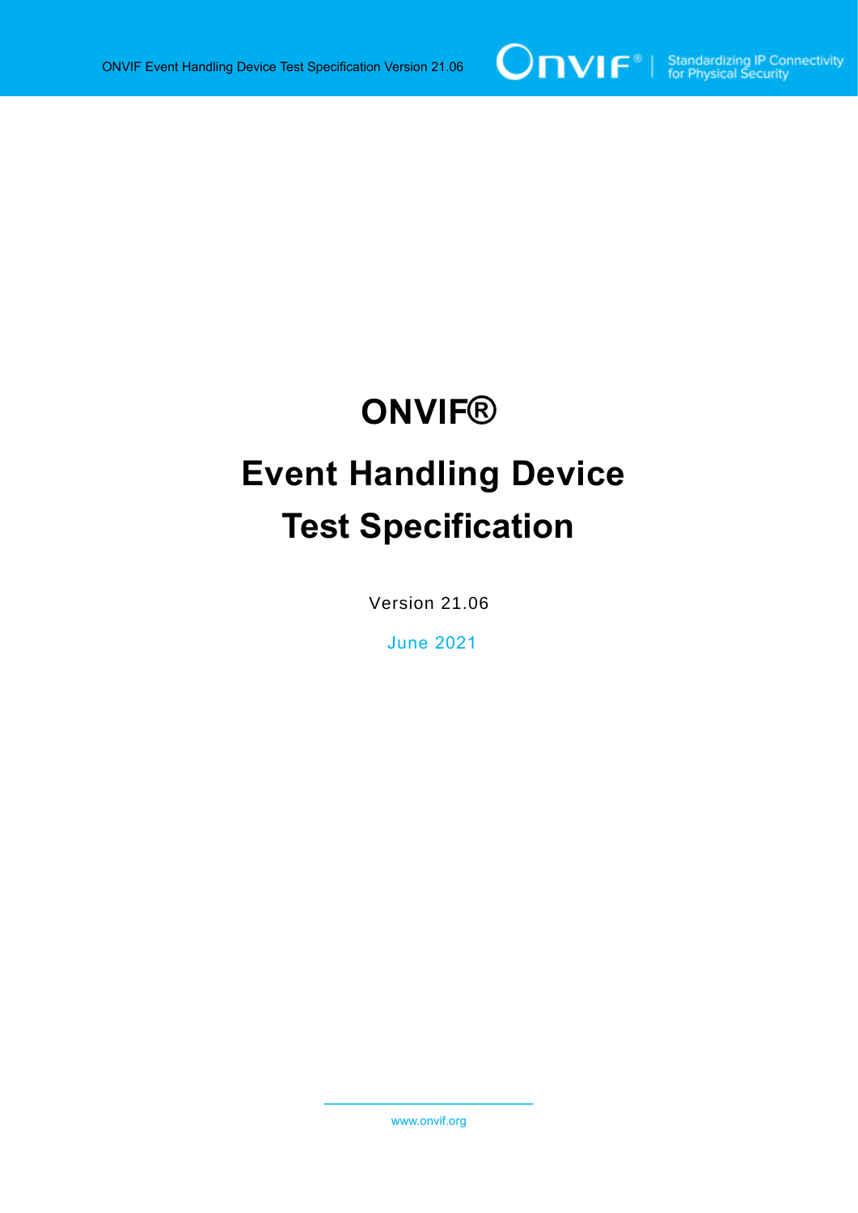# ONVIF®

# Event Handling Device Test Specification

Version 21.06

June 2021

www.onvif.org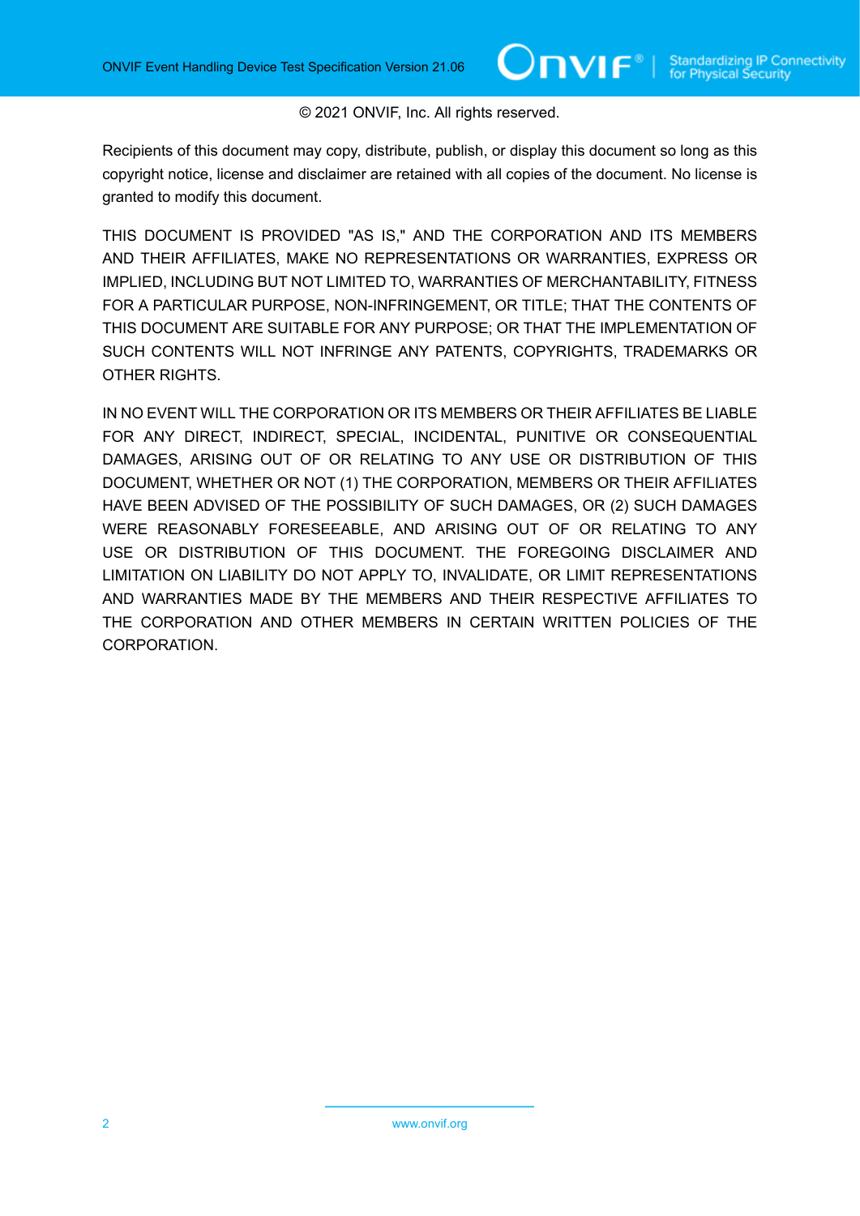© 2021 ONVIF, Inc. All rights reserved.

Recipients of this document may copy, distribute, publish, or display this document so long as this copyright notice, license and disclaimer are retained with all copies of the document. No license is granted to modify this document.

THIS DOCUMENT IS PROVIDED "AS IS," AND THE CORPORATION AND ITS MEMBERS AND THEIR AFFILIATES, MAKE NO REPRESENTATIONS OR WARRANTIES, EXPRESS OR IMPLIED, INCLUDING BUT NOT LIMITED TO, WARRANTIES OF MERCHANTABILITY, FITNESS FOR A PARTICULAR PURPOSE, NON-INFRINGEMENT, OR TITLE; THAT THE CONTENTS OF THIS DOCUMENT ARE SUITABLE FOR ANY PURPOSE; OR THAT THE IMPLEMENTATION OF SUCH CONTENTS WILL NOT INFRINGE ANY PATENTS, COPYRIGHTS, TRADEMARKS OR OTHER RIGHTS.

IN NO EVENT WILL THE CORPORATION OR ITS MEMBERS OR THEIR AFFILIATES BE LIABLE FOR ANY DIRECT, INDIRECT, SPECIAL, INCIDENTAL, PUNITIVE OR CONSEQUENTIAL DAMAGES, ARISING OUT OF OR RELATING TO ANY USE OR DISTRIBUTION OF THIS DOCUMENT, WHETHER OR NOT (1) THE CORPORATION, MEMBERS OR THEIR AFFILIATES HAVE BEEN ADVISED OF THE POSSIBILITY OF SUCH DAMAGES, OR (2) SUCH DAMAGES WERE REASONABLY FORESEEABLE, AND ARISING OUT OF OR RELATING TO ANY USE OR DISTRIBUTION OF THIS DOCUMENT. THE FOREGOING DISCLAIMER AND LIMITATION ON LIABILITY DO NOT APPLY TO, INVALIDATE, OR LIMIT REPRESENTATIONS AND WARRANTIES MADE BY THE MEMBERS AND THEIR RESPECTIVE AFFILIATES TO THE CORPORATION AND OTHER MEMBERS IN CERTAIN WRITTEN POLICIES OF THE CORPORATION.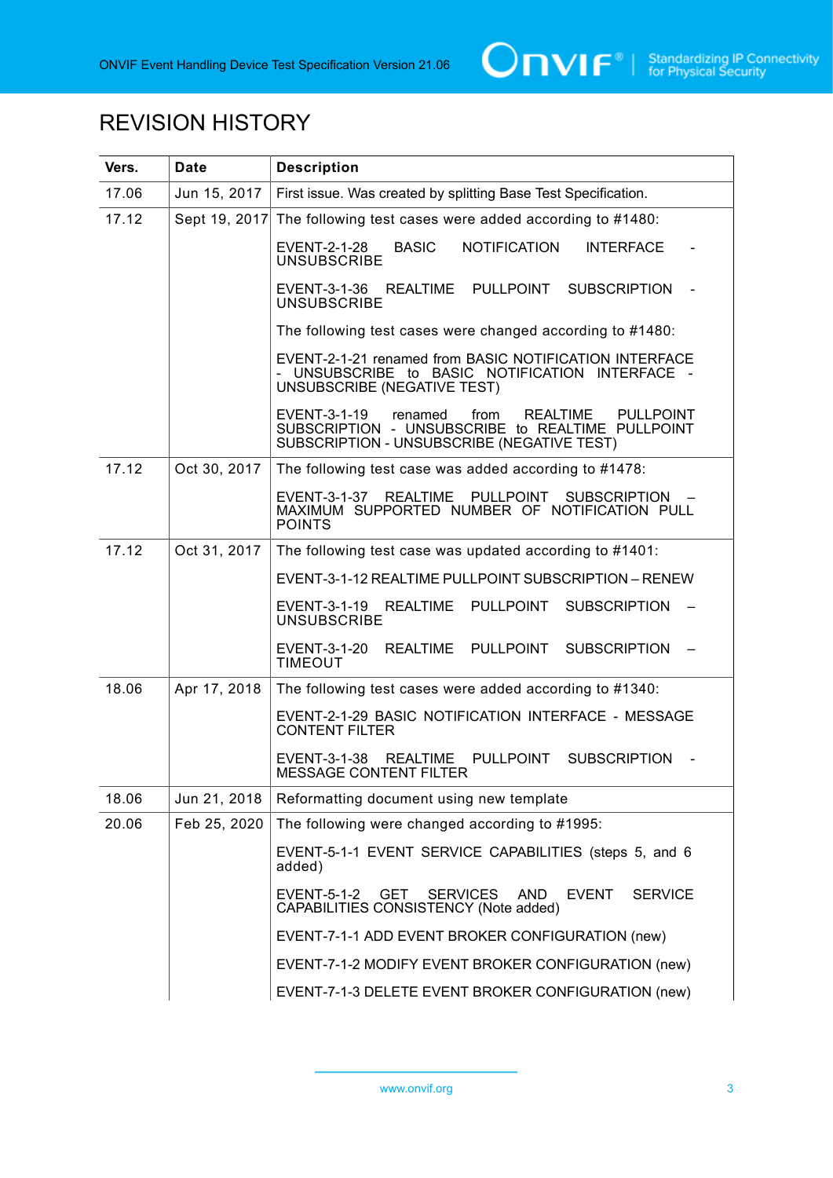# REVISION HISTORY

| Vers. | Date | Description |
|---|---|---|
| 17.06 | Jun 15, 2017 | First issue. Was created by splitting Base Test Specification. |
| 17.12 | Sept 19, 2017 | The following test cases were added according to #1480:<br><br>EVENT-2-1-28 BASIC NOTIFICATION INTERFACE - UNSUBSCRIBE<br><br>EVENT-3-1-36 REALTIME PULLPOINT SUBSCRIPTION - UNSUBSCRIBE<br><br>The following test cases were changed according to #1480:<br><br>EVENT-2-1-21 renamed from BASIC NOTIFICATION INTERFACE - UNSUBSCRIBE to BASIC NOTIFICATION INTERFACE - UNSUBSCRIBE (NEGATIVE TEST)<br><br>EVENT-3-1-19 renamed from REALTIME PULLPOINT SUBSCRIPTION - UNSUBSCRIBE to REALTIME PULLPOINT SUBSCRIPTION - UNSUBSCRIBE (NEGATIVE TEST) |
| 17.12 | Oct 30, 2017 | The following test case was added according to #1478:<br><br>EVENT-3-1-37 REALTIME PULLPOINT SUBSCRIPTION – MAXIMUM SUPPORTED NUMBER OF NOTIFICATION PULL POINTS |
| 17.12 | Oct 31, 2017 | The following test case was updated according to #1401:<br><br>EVENT-3-1-12 REALTIME PULLPOINT SUBSCRIPTION – RENEW<br><br>EVENT-3-1-19 REALTIME PULLPOINT SUBSCRIPTION – UNSUBSCRIBE<br><br>EVENT-3-1-20 REALTIME PULLPOINT SUBSCRIPTION – TIMEOUT |
| 18.06 | Apr 17, 2018 | The following test cases were added according to #1340:<br><br>EVENT-2-1-29 BASIC NOTIFICATION INTERFACE - MESSAGE CONTENT FILTER<br><br>EVENT-3-1-38 REALTIME PULLPOINT SUBSCRIPTION - MESSAGE CONTENT FILTER |
| 18.06 | Jun 21, 2018 | Reformatting document using new template |
| 20.06 | Feb 25, 2020 | The following were changed according to #1995:<br><br>EVENT-5-1-1 EVENT SERVICE CAPABILITIES (steps 5, and 6 added)<br><br>EVENT-5-1-2 GET SERVICES AND EVENT SERVICE CAPABILITIES CONSISTENCY (Note added)<br><br>EVENT-7-1-1 ADD EVENT BROKER CONFIGURATION (new)<br><br>EVENT-7-1-2 MODIFY EVENT BROKER CONFIGURATION (new)<br><br>EVENT-7-1-3 DELETE EVENT BROKER CONFIGURATION (new) |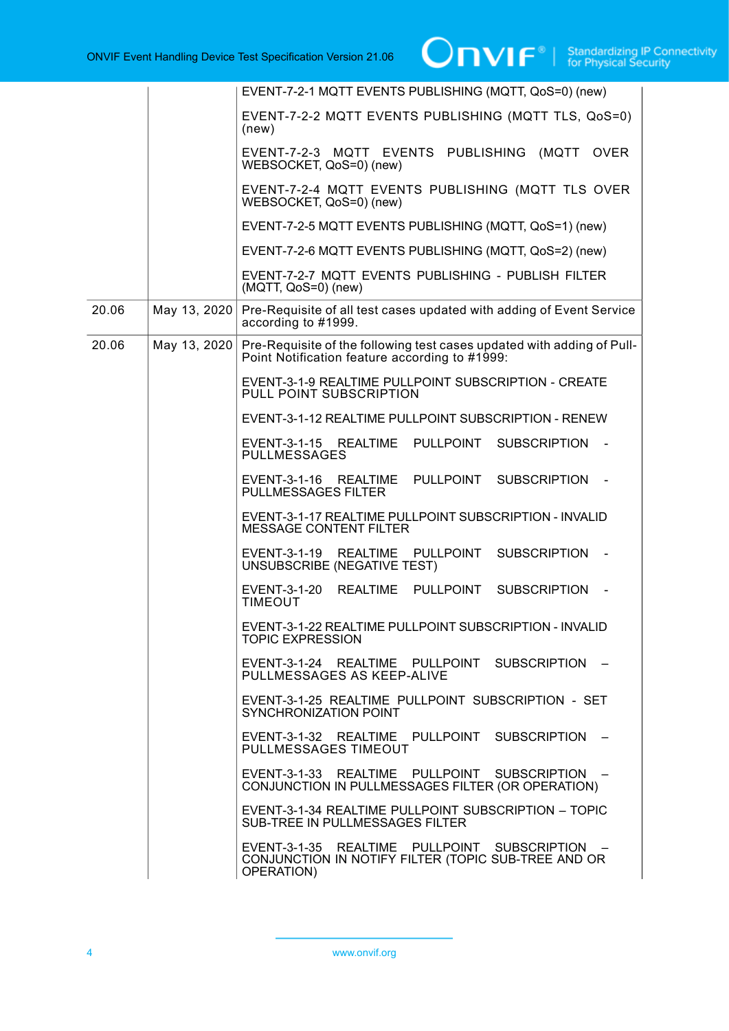| | | |
|---|---|---|
| | | EVENT-7-2-1 MQTT EVENTS PUBLISHING (MQTT, QoS=0) (new)<br><br>EVENT-7-2-2 MQTT EVENTS PUBLISHING (MQTT TLS, QoS=0) (new)<br><br>EVENT-7-2-3 MQTT EVENTS PUBLISHING (MQTT OVER WEBSOCKET, QoS=0) (new)<br><br>EVENT-7-2-4 MQTT EVENTS PUBLISHING (MQTT TLS OVER WEBSOCKET, QoS=0) (new)<br><br>EVENT-7-2-5 MQTT EVENTS PUBLISHING (MQTT, QoS=1) (new)<br><br>EVENT-7-2-6 MQTT EVENTS PUBLISHING (MQTT, QoS=2) (new)<br><br>EVENT-7-2-7 MQTT EVENTS PUBLISHING - PUBLISH FILTER (MQTT, QoS=0) (new) |
| 20.06 | May 13, 2020 | Pre-Requisite of all test cases updated with adding of Event Service according to #1999. |
| 20.06 | May 13, 2020 | Pre-Requisite of the following test cases updated with adding of Pull-Point Notification feature according to #1999:<br><br>EVENT-3-1-9 REALTIME PULLPOINT SUBSCRIPTION - CREATE PULL POINT SUBSCRIPTION<br><br>EVENT-3-1-12 REALTIME PULLPOINT SUBSCRIPTION - RENEW<br><br>EVENT-3-1-15 REALTIME PULLPOINT SUBSCRIPTION - PULLMESSAGES<br><br>EVENT-3-1-16 REALTIME PULLPOINT SUBSCRIPTION - PULLMESSAGES FILTER<br><br>EVENT-3-1-17 REALTIME PULLPOINT SUBSCRIPTION - INVALID MESSAGE CONTENT FILTER<br><br>EVENT-3-1-19 REALTIME PULLPOINT SUBSCRIPTION - UNSUBSCRIBE (NEGATIVE TEST)<br><br>EVENT-3-1-20 REALTIME PULLPOINT SUBSCRIPTION - TIMEOUT<br><br>EVENT-3-1-22 REALTIME PULLPOINT SUBSCRIPTION - INVALID TOPIC EXPRESSION<br><br>EVENT-3-1-24 REALTIME PULLPOINT SUBSCRIPTION – PULLMESSAGES AS KEEP-ALIVE<br><br>EVENT-3-1-25 REALTIME PULLPOINT SUBSCRIPTION - SET SYNCHRONIZATION POINT<br><br>EVENT-3-1-32 REALTIME PULLPOINT SUBSCRIPTION – PULLMESSAGES TIMEOUT<br><br>EVENT-3-1-33 REALTIME PULLPOINT SUBSCRIPTION – CONJUNCTION IN PULLMESSAGES FILTER (OR OPERATION)<br><br>EVENT-3-1-34 REALTIME PULLPOINT SUBSCRIPTION – TOPIC SUB-TREE IN PULLMESSAGES FILTER<br><br>EVENT-3-1-35 REALTIME PULLPOINT SUBSCRIPTION – CONJUNCTION IN NOTIFY FILTER (TOPIC SUB-TREE AND OR OPERATION) |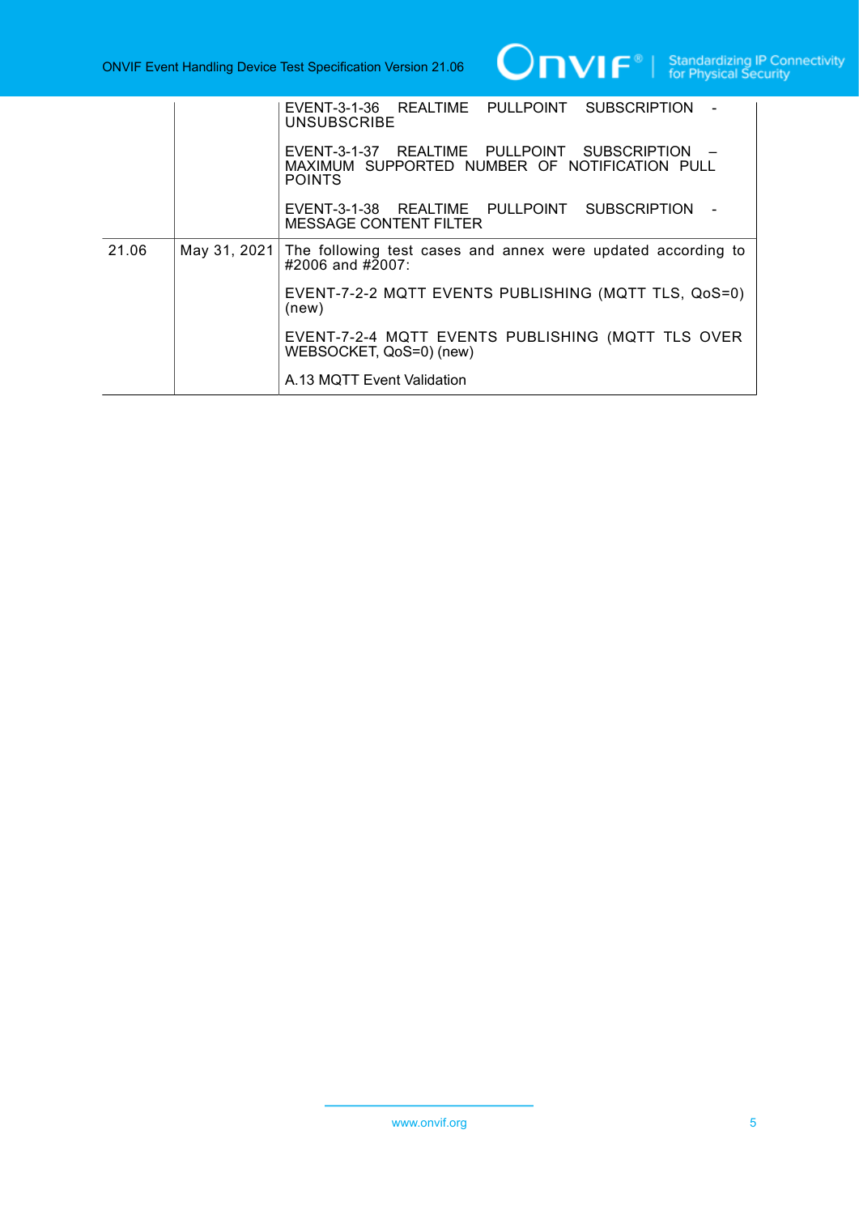| | | |
|---|---|---|
| | | EVENT-3-1-36 REALTIME PULLPOINT SUBSCRIPTION - UNSUBSCRIBE<br><br>EVENT-3-1-37 REALTIME PULLPOINT SUBSCRIPTION – MAXIMUM SUPPORTED NUMBER OF NOTIFICATION PULL POINTS<br><br>EVENT-3-1-38 REALTIME PULLPOINT SUBSCRIPTION - MESSAGE CONTENT FILTER |
| 21.06 | May 31, 2021 | The following test cases and annex were updated according to #2006 and #2007:<br><br>EVENT-7-2-2 MQTT EVENTS PUBLISHING (MQTT TLS, QoS=0) (new)<br><br>EVENT-7-2-4 MQTT EVENTS PUBLISHING (MQTT TLS OVER WEBSOCKET, QoS=0) (new)<br><br>A.13 MQTT Event Validation |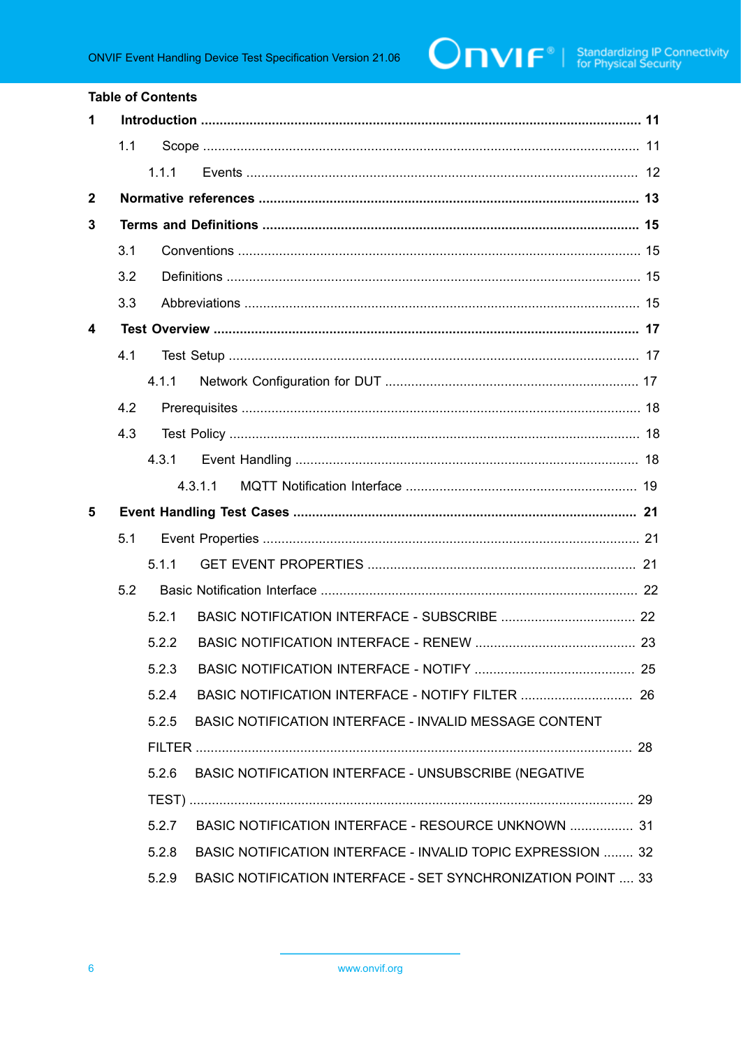Table of Contents

**1 Introduction .................................................................................................................... 11**

1.1 Scope ................................................................................................................... 11

1.1.1 Events ........................................................................................................ 12

**2 Normative references .................................................................................................... 13**

**3 Terms and Definitions .................................................................................................. 15**

3.1 Conventions .......................................................................................................... 15

3.2 Definitions ............................................................................................................. 15

3.3 Abbreviations ........................................................................................................ 15

**4 Test Overview ................................................................................................................. 17**

4.1 Test Setup ............................................................................................................. 17

4.1.1 Network Configuration for DUT ................................................................... 17

4.2 Prerequisites .......................................................................................................... 18

4.3 Test Policy ............................................................................................................. 18

4.3.1 Event Handling ........................................................................................... 18

4.3.1.1 MQTT Notification Interface ............................................................. 19

**5 Event Handling Test Cases ........................................................................................... 21**

5.1 Event Properties ................................................................................................... 21

5.1.1 GET EVENT PROPERTIES ....................................................................... 21

5.2 Basic Notification Interface .................................................................................... 22

5.2.1 BASIC NOTIFICATION INTERFACE - SUBSCRIBE .................................... 22

5.2.2 BASIC NOTIFICATION INTERFACE - RENEW ........................................... 23

5.2.3 BASIC NOTIFICATION INTERFACE - NOTIFY ........................................... 25

5.2.4 BASIC NOTIFICATION INTERFACE - NOTIFY FILTER .............................. 26

5.2.5 BASIC NOTIFICATION INTERFACE - INVALID MESSAGE CONTENT FILTER .................................................................................................................... 28

5.2.6 BASIC NOTIFICATION INTERFACE - UNSUBSCRIBE (NEGATIVE TEST) ..................................................................................................................... 29

5.2.7 BASIC NOTIFICATION INTERFACE - RESOURCE UNKNOWN ................. 31

5.2.8 BASIC NOTIFICATION INTERFACE - INVALID TOPIC EXPRESSION ........ 32

5.2.9 BASIC NOTIFICATION INTERFACE - SET SYNCHRONIZATION POINT .... 33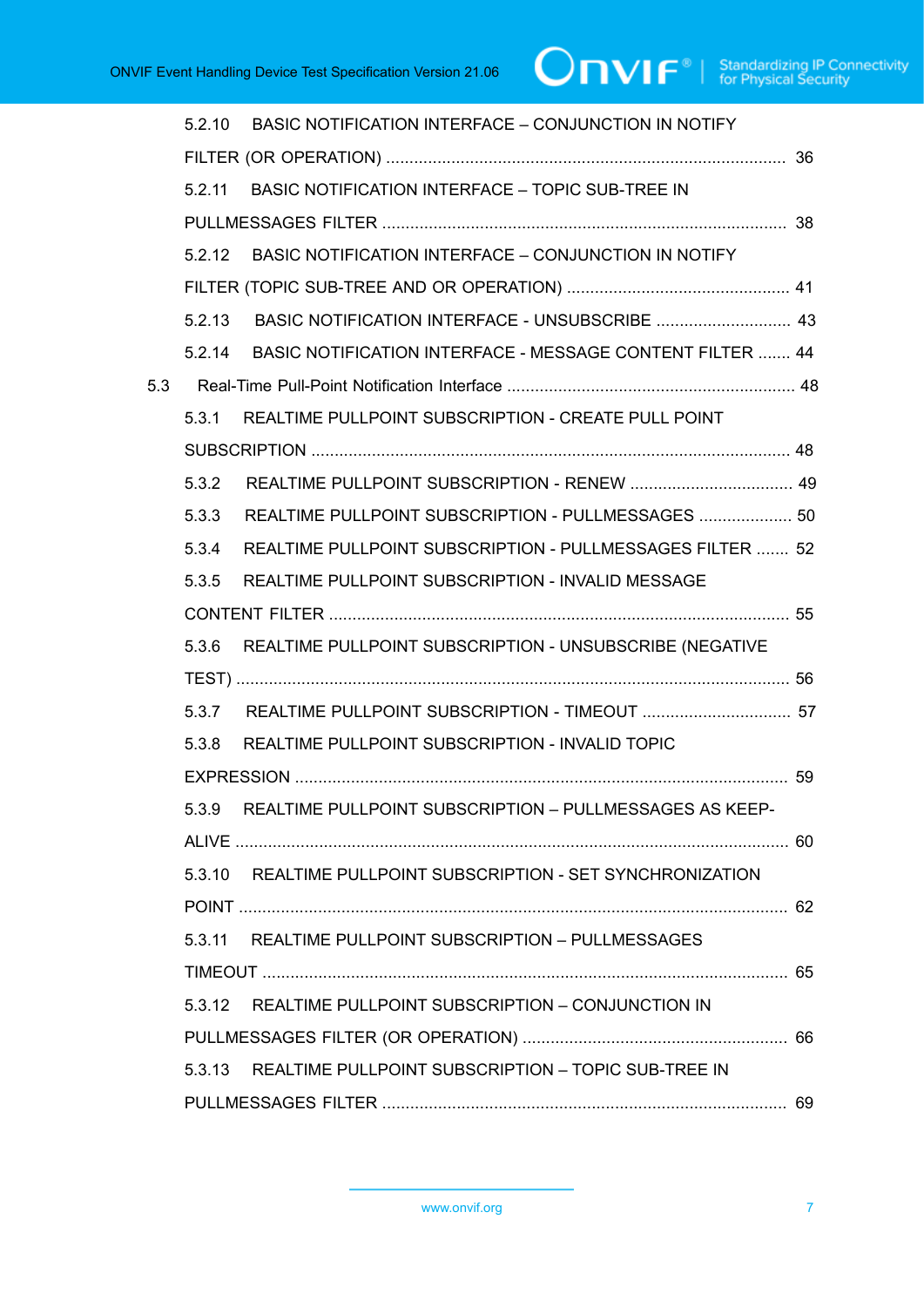5.2.10 BASIC NOTIFICATION INTERFACE – CONJUNCTION IN NOTIFY FILTER (OR OPERATION) ..... 36

5.2.11 BASIC NOTIFICATION INTERFACE – TOPIC SUB-TREE IN PULLMESSAGES FILTER ..... 38

5.2.12 BASIC NOTIFICATION INTERFACE – CONJUNCTION IN NOTIFY FILTER (TOPIC SUB-TREE AND OR OPERATION) ..... 41

5.2.13 BASIC NOTIFICATION INTERFACE - UNSUBSCRIBE ..... 43

5.2.14 BASIC NOTIFICATION INTERFACE - MESSAGE CONTENT FILTER ..... 44

5.3 Real-Time Pull-Point Notification Interface ..... 48

5.3.1 REALTIME PULLPOINT SUBSCRIPTION - CREATE PULL POINT SUBSCRIPTION ..... 48

5.3.2 REALTIME PULLPOINT SUBSCRIPTION - RENEW ..... 49

5.3.3 REALTIME PULLPOINT SUBSCRIPTION - PULLMESSAGES ..... 50

5.3.4 REALTIME PULLPOINT SUBSCRIPTION - PULLMESSAGES FILTER ..... 52

5.3.5 REALTIME PULLPOINT SUBSCRIPTION - INVALID MESSAGE CONTENT FILTER ..... 55

5.3.6 REALTIME PULLPOINT SUBSCRIPTION - UNSUBSCRIBE (NEGATIVE TEST) ..... 56

5.3.7 REALTIME PULLPOINT SUBSCRIPTION - TIMEOUT ..... 57

5.3.8 REALTIME PULLPOINT SUBSCRIPTION - INVALID TOPIC EXPRESSION ..... 59

5.3.9 REALTIME PULLPOINT SUBSCRIPTION – PULLMESSAGES AS KEEP-ALIVE ..... 60

5.3.10 REALTIME PULLPOINT SUBSCRIPTION - SET SYNCHRONIZATION POINT ..... 62

5.3.11 REALTIME PULLPOINT SUBSCRIPTION – PULLMESSAGES TIMEOUT ..... 65

5.3.12 REALTIME PULLPOINT SUBSCRIPTION – CONJUNCTION IN PULLMESSAGES FILTER (OR OPERATION) ..... 66

5.3.13 REALTIME PULLPOINT SUBSCRIPTION – TOPIC SUB-TREE IN PULLMESSAGES FILTER ..... 69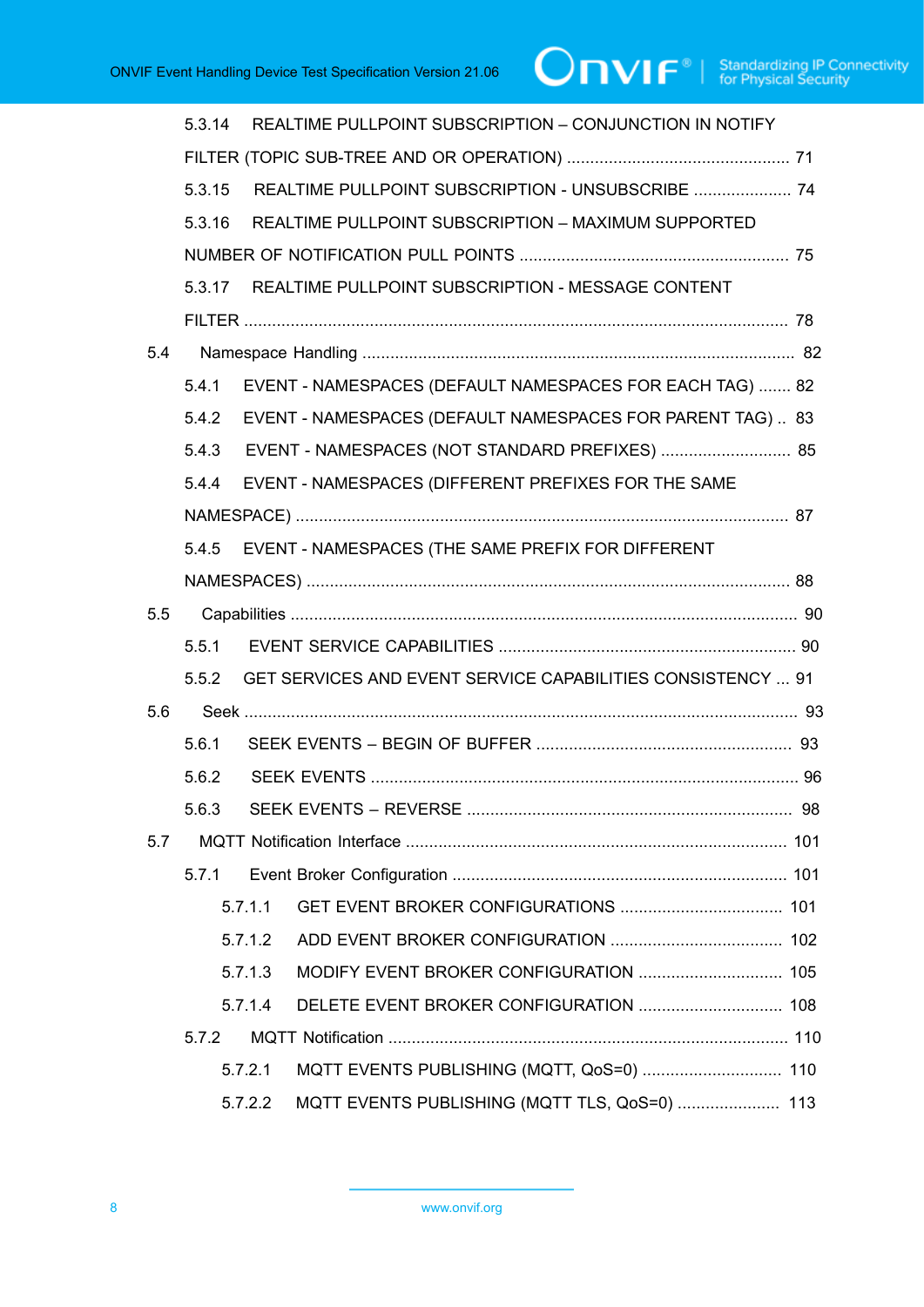5.3.14 REALTIME PULLPOINT SUBSCRIPTION – CONJUNCTION IN NOTIFY FILTER (TOPIC SUB-TREE AND OR OPERATION) ..... 71

5.3.15 REALTIME PULLPOINT SUBSCRIPTION - UNSUBSCRIBE ..... 74

5.3.16 REALTIME PULLPOINT SUBSCRIPTION – MAXIMUM SUPPORTED NUMBER OF NOTIFICATION PULL POINTS ..... 75

5.3.17 REALTIME PULLPOINT SUBSCRIPTION - MESSAGE CONTENT FILTER ..... 78

5.4 Namespace Handling ..... 82

5.4.1 EVENT - NAMESPACES (DEFAULT NAMESPACES FOR EACH TAG) ..... 82

5.4.2 EVENT - NAMESPACES (DEFAULT NAMESPACES FOR PARENT TAG) ..... 83

5.4.3 EVENT - NAMESPACES (NOT STANDARD PREFIXES) ..... 85

5.4.4 EVENT - NAMESPACES (DIFFERENT PREFIXES FOR THE SAME NAMESPACE) ..... 87

5.4.5 EVENT - NAMESPACES (THE SAME PREFIX FOR DIFFERENT NAMESPACES) ..... 88

5.5 Capabilities ..... 90

5.5.1 EVENT SERVICE CAPABILITIES ..... 90

5.5.2 GET SERVICES AND EVENT SERVICE CAPABILITIES CONSISTENCY ..... 91

5.6 Seek ..... 93

5.6.1 SEEK EVENTS – BEGIN OF BUFFER ..... 93

5.6.2 SEEK EVENTS ..... 96

5.6.3 SEEK EVENTS – REVERSE ..... 98

5.7 MQTT Notification Interface ..... 101

5.7.1 Event Broker Configuration ..... 101

5.7.1.1 GET EVENT BROKER CONFIGURATIONS ..... 101

5.7.1.2 ADD EVENT BROKER CONFIGURATION ..... 102

5.7.1.3 MODIFY EVENT BROKER CONFIGURATION ..... 105

5.7.1.4 DELETE EVENT BROKER CONFIGURATION ..... 108

5.7.2 MQTT Notification ..... 110

5.7.2.1 MQTT EVENTS PUBLISHING (MQTT, QoS=0) ..... 110

5.7.2.2 MQTT EVENTS PUBLISHING (MQTT TLS, QoS=0) ..... 113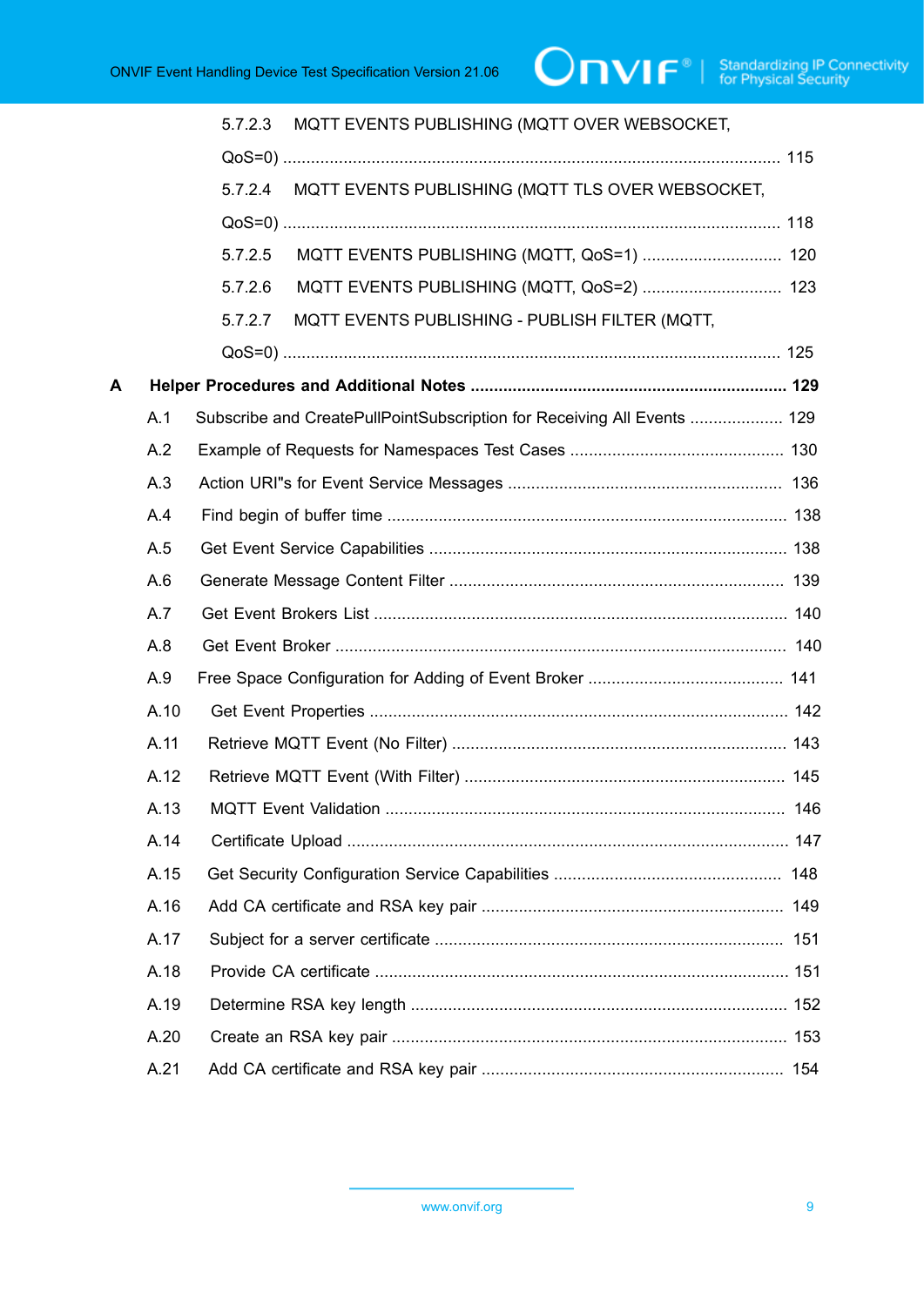5.7.2.3 MQTT EVENTS PUBLISHING (MQTT OVER WEBSOCKET, QoS=0) ........................................................................................................ 115

5.7.2.4 MQTT EVENTS PUBLISHING (MQTT TLS OVER WEBSOCKET, QoS=0) ........................................................................................................ 118

5.7.2.5 MQTT EVENTS PUBLISHING (MQTT, QoS=1) ............................. 120

5.7.2.6 MQTT EVENTS PUBLISHING (MQTT, QoS=2) ............................. 123

5.7.2.7 MQTT EVENTS PUBLISHING - PUBLISH FILTER (MQTT, QoS=0) ........................................................................................................ 125

**A Helper Procedures and Additional Notes .................................................................... 129**

A.1 Subscribe and CreatePullPointSubscription for Receiving All Events .................... 129

A.2 Example of Requests for Namespaces Test Cases ............................................. 130

A.3 Action URI"s for Event Service Messages .......................................................... 136

A.4 Find begin of buffer time ..................................................................................... 138

A.5 Get Event Service Capabilities ............................................................................ 138

A.6 Generate Message Content Filter ....................................................................... 139

A.7 Get Event Brokers List ........................................................................................ 140

A.8 Get Event Broker ................................................................................................ 140

A.9 Free Space Configuration for Adding of Event Broker .......................................... 141

A.10 Get Event Properties ........................................................................................ 142

A.11 Retrieve MQTT Event (No Filter) ....................................................................... 143

A.12 Retrieve MQTT Event (With Filter) .................................................................... 145

A.13 MQTT Event Validation ..................................................................................... 146

A.14 Certificate Upload ............................................................................................. 147

A.15 Get Security Configuration Service Capabilities ................................................ 148

A.16 Add CA certificate and RSA key pair ................................................................ 149

A.17 Subject for a server certificate .......................................................................... 151

A.18 Provide CA certificate ....................................................................................... 151

A.19 Determine RSA key length ................................................................................ 152

A.20 Create an RSA key pair .................................................................................... 153

A.21 Add CA certificate and RSA key pair ................................................................ 154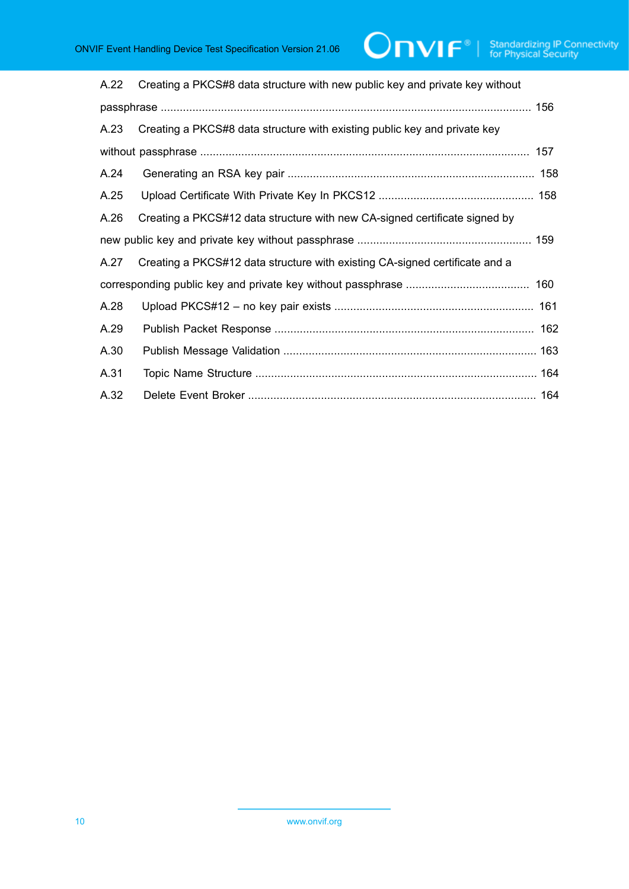A.22 Creating a PKCS#8 data structure with new public key and private key without passphrase ..... 156

A.23 Creating a PKCS#8 data structure with existing public key and private key without passphrase ..... 157

A.24 Generating an RSA key pair ..... 158

A.25 Upload Certificate With Private Key In PKCS12 ..... 158

A.26 Creating a PKCS#12 data structure with new CA-signed certificate signed by new public key and private key without passphrase ..... 159

A.27 Creating a PKCS#12 data structure with existing CA-signed certificate and a corresponding public key and private key without passphrase ..... 160

A.28 Upload PKCS#12 – no key pair exists ..... 161

A.29 Publish Packet Response ..... 162

A.30 Publish Message Validation ..... 163

A.31 Topic Name Structure ..... 164

A.32 Delete Event Broker ..... 164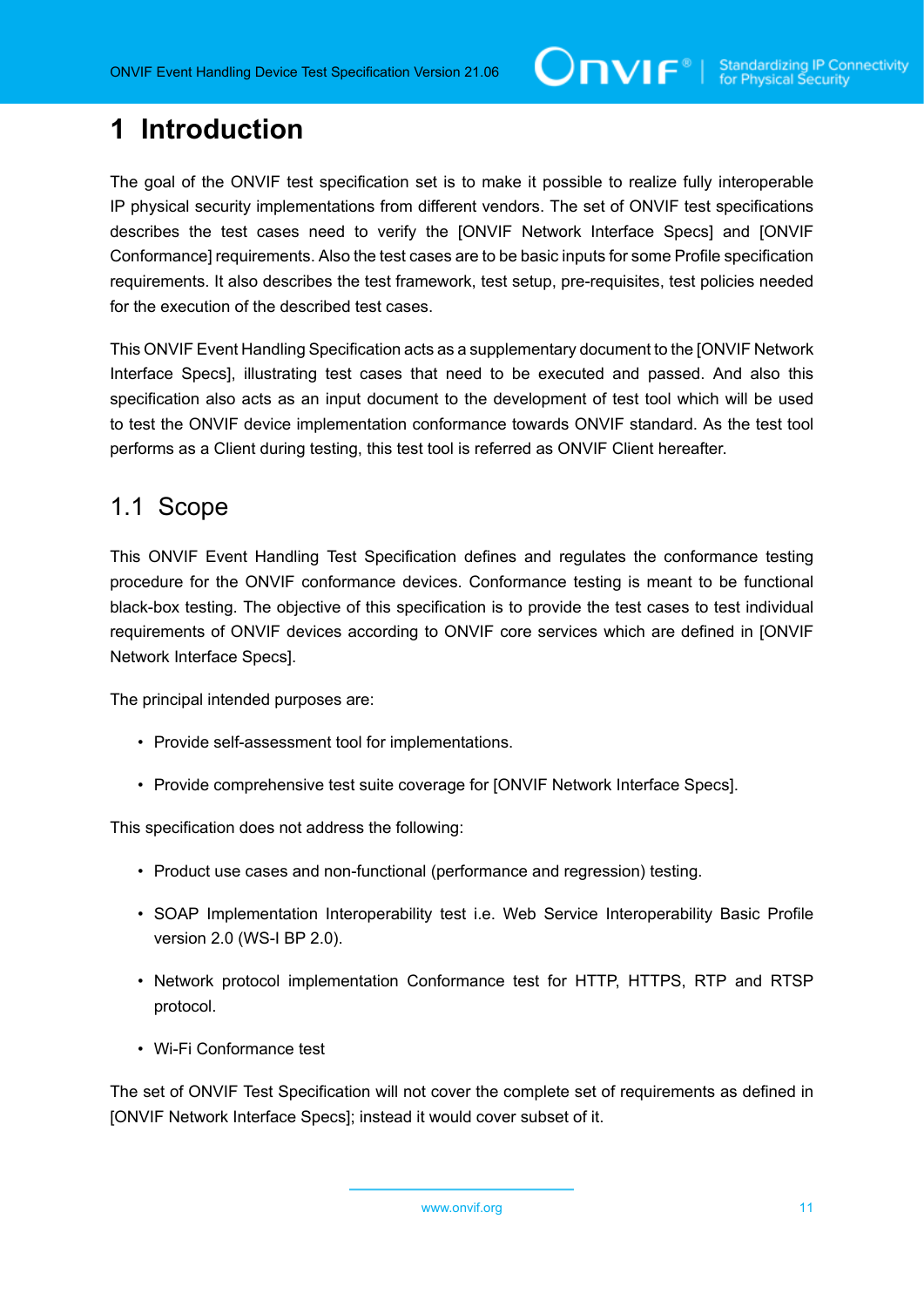# 1 Introduction

The goal of the ONVIF test specification set is to make it possible to realize fully interoperable IP physical security implementations from different vendors. The set of ONVIF test specifications describes the test cases need to verify the [ONVIF Network Interface Specs] and [ONVIF Conformance] requirements. Also the test cases are to be basic inputs for some Profile specification requirements. It also describes the test framework, test setup, pre-requisites, test policies needed for the execution of the described test cases.

This ONVIF Event Handling Specification acts as a supplementary document to the [ONVIF Network Interface Specs], illustrating test cases that need to be executed and passed. And also this specification also acts as an input document to the development of test tool which will be used to test the ONVIF device implementation conformance towards ONVIF standard. As the test tool performs as a Client during testing, this test tool is referred as ONVIF Client hereafter.

## 1.1 Scope

This ONVIF Event Handling Test Specification defines and regulates the conformance testing procedure for the ONVIF conformance devices. Conformance testing is meant to be functional black-box testing. The objective of this specification is to provide the test cases to test individual requirements of ONVIF devices according to ONVIF core services which are defined in [ONVIF Network Interface Specs].

The principal intended purposes are:

- Provide self-assessment tool for implementations.
- Provide comprehensive test suite coverage for [ONVIF Network Interface Specs].

This specification does not address the following:

- Product use cases and non-functional (performance and regression) testing.
- SOAP Implementation Interoperability test i.e. Web Service Interoperability Basic Profile version 2.0 (WS-I BP 2.0).
- Network protocol implementation Conformance test for HTTP, HTTPS, RTP and RTSP protocol.
- Wi-Fi Conformance test

The set of ONVIF Test Specification will not cover the complete set of requirements as defined in [ONVIF Network Interface Specs]; instead it would cover subset of it.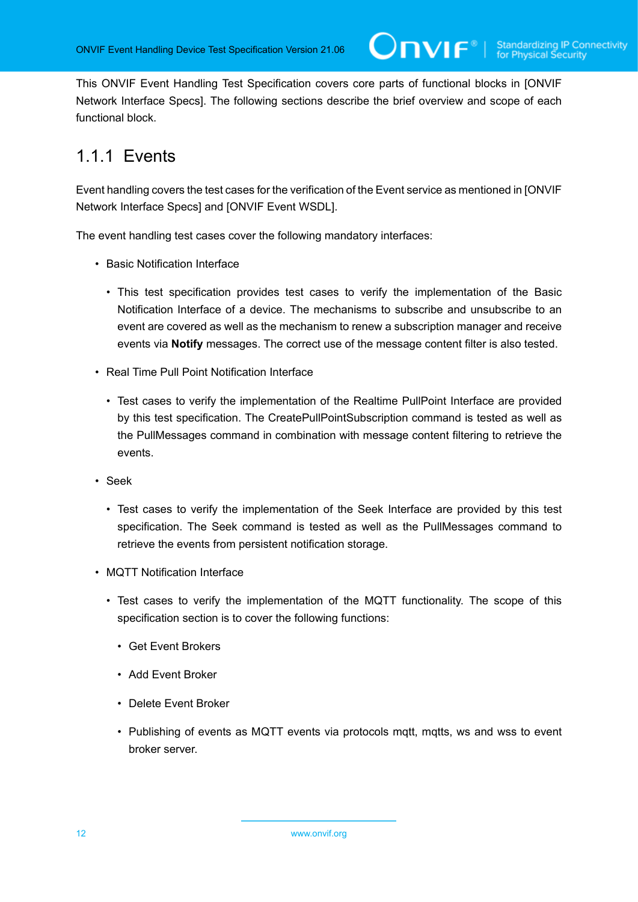This ONVIF Event Handling Test Specification covers core parts of functional blocks in [ONVIF Network Interface Specs]. The following sections describe the brief overview and scope of each functional block.

### 1.1.1 Events

Event handling covers the test cases for the verification of the Event service as mentioned in [ONVIF Network Interface Specs] and [ONVIF Event WSDL].

The event handling test cases cover the following mandatory interfaces:

- Basic Notification Interface
  - This test specification provides test cases to verify the implementation of the Basic Notification Interface of a device. The mechanisms to subscribe and unsubscribe to an event are covered as well as the mechanism to renew a subscription manager and receive events via **Notify** messages. The correct use of the message content filter is also tested.
- Real Time Pull Point Notification Interface
  - Test cases to verify the implementation of the Realtime PullPoint Interface are provided by this test specification. The CreatePullPointSubscription command is tested as well as the PullMessages command in combination with message content filtering to retrieve the events.
- Seek
  - Test cases to verify the implementation of the Seek Interface are provided by this test specification. The Seek command is tested as well as the PullMessages command to retrieve the events from persistent notification storage.
- MQTT Notification Interface
  - Test cases to verify the implementation of the MQTT functionality. The scope of this specification section is to cover the following functions:
    - Get Event Brokers
    - Add Event Broker
    - Delete Event Broker
    - Publishing of events as MQTT events via protocols mqtt, mqtts, ws and wss to event broker server.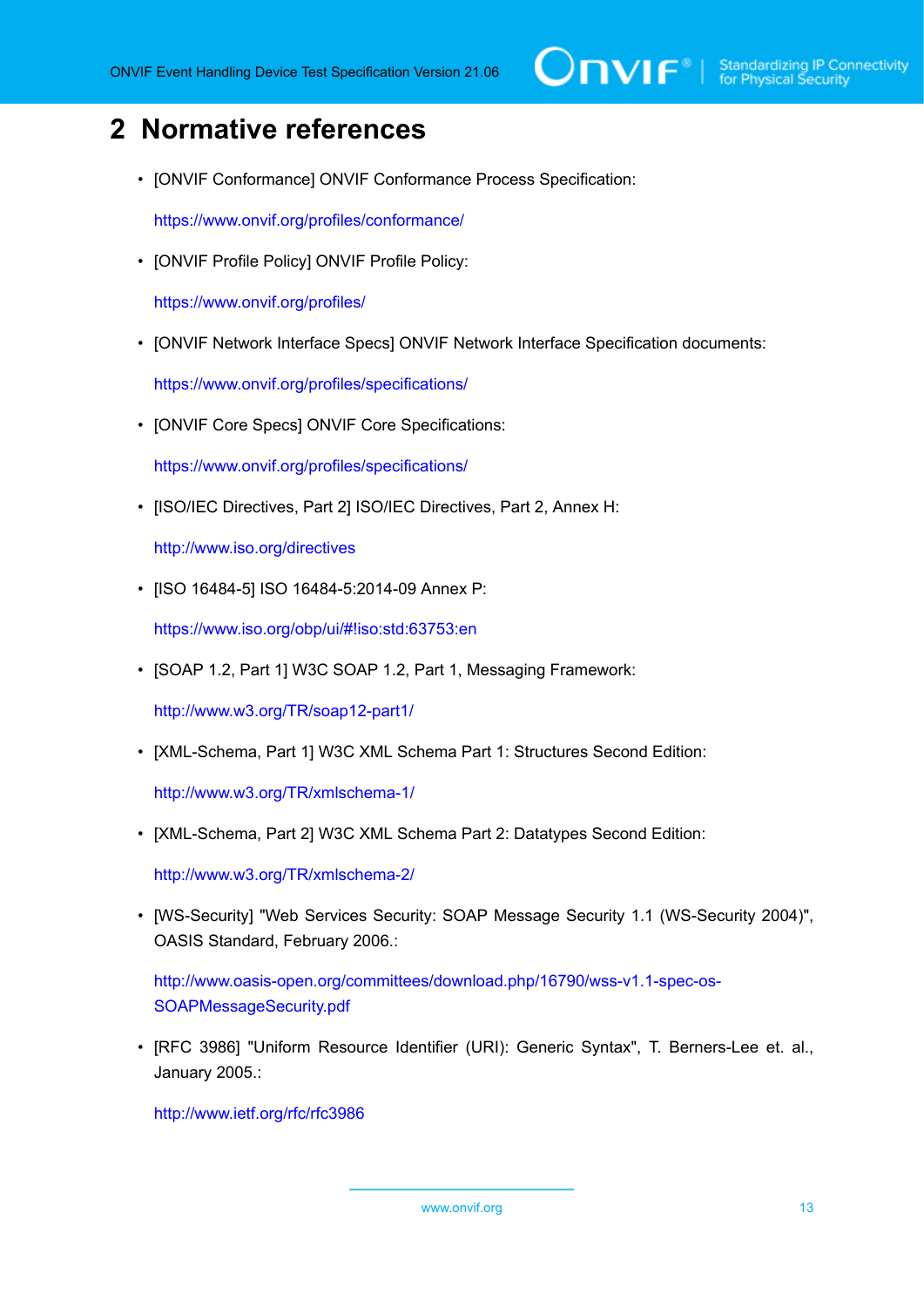# 2 Normative references

- [ONVIF Conformance] ONVIF Conformance Process Specification:

  https://www.onvif.org/profiles/conformance/

- [ONVIF Profile Policy] ONVIF Profile Policy:

  https://www.onvif.org/profiles/

- [ONVIF Network Interface Specs] ONVIF Network Interface Specification documents:

  https://www.onvif.org/profiles/specifications/

- [ONVIF Core Specs] ONVIF Core Specifications:

  https://www.onvif.org/profiles/specifications/

- [ISO/IEC Directives, Part 2] ISO/IEC Directives, Part 2, Annex H:

  http://www.iso.org/directives

- [ISO 16484-5] ISO 16484-5:2014-09 Annex P:

  https://www.iso.org/obp/ui/#!iso:std:63753:en

- [SOAP 1.2, Part 1] W3C SOAP 1.2, Part 1, Messaging Framework:

  http://www.w3.org/TR/soap12-part1/

- [XML-Schema, Part 1] W3C XML Schema Part 1: Structures Second Edition:

  http://www.w3.org/TR/xmlschema-1/

- [XML-Schema, Part 2] W3C XML Schema Part 2: Datatypes Second Edition:

  http://www.w3.org/TR/xmlschema-2/

- [WS-Security] "Web Services Security: SOAP Message Security 1.1 (WS-Security 2004)", OASIS Standard, February 2006.:

  http://www.oasis-open.org/committees/download.php/16790/wss-v1.1-spec-os-SOAPMessageSecurity.pdf

- [RFC 3986] "Uniform Resource Identifier (URI): Generic Syntax", T. Berners-Lee et. al., January 2005.:

  http://www.ietf.org/rfc/rfc3986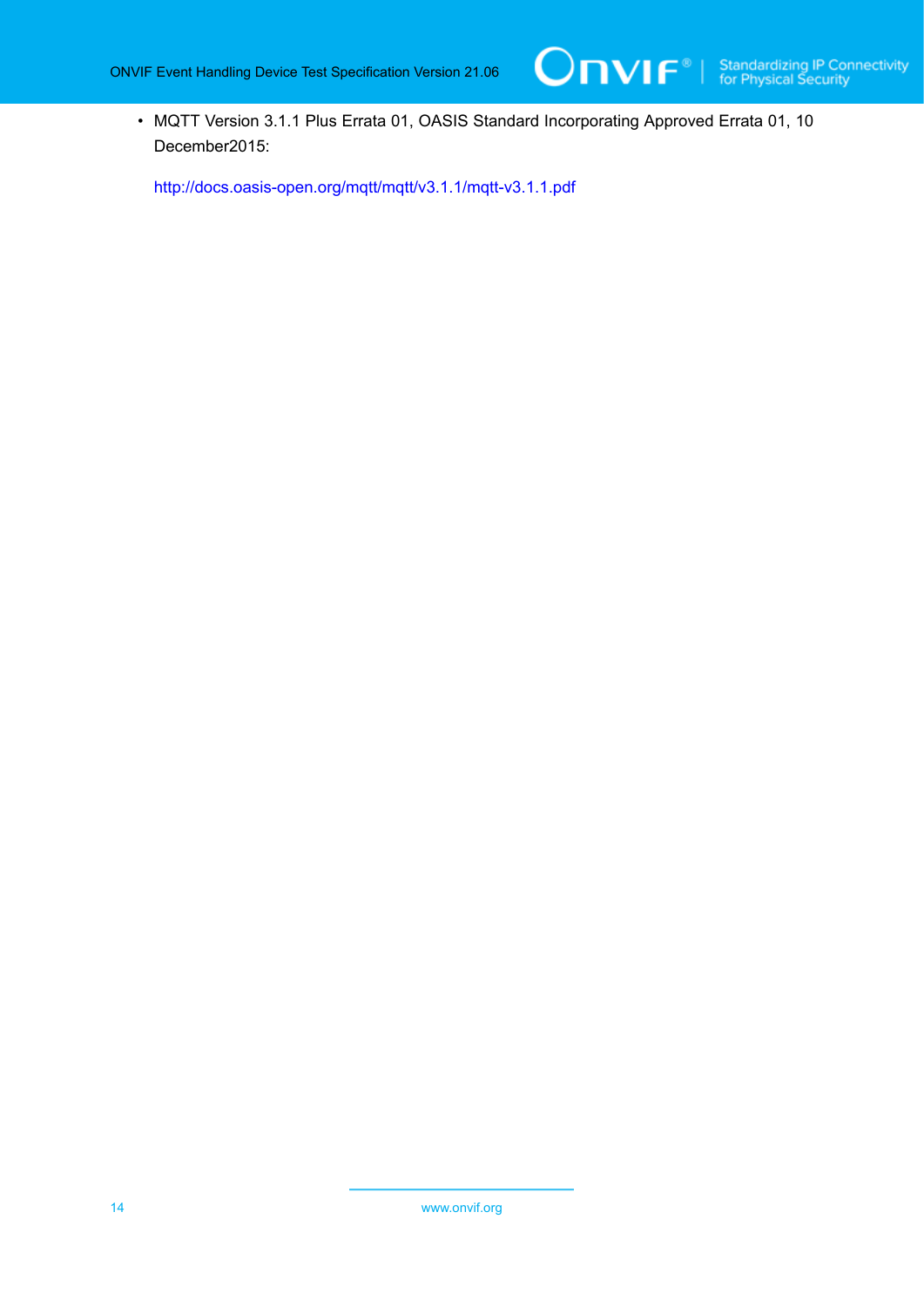- MQTT Version 3.1.1 Plus Errata 01, OASIS Standard Incorporating Approved Errata 01, 10 December2015:

  http://docs.oasis-open.org/mqtt/mqtt/v3.1.1/mqtt-v3.1.1.pdf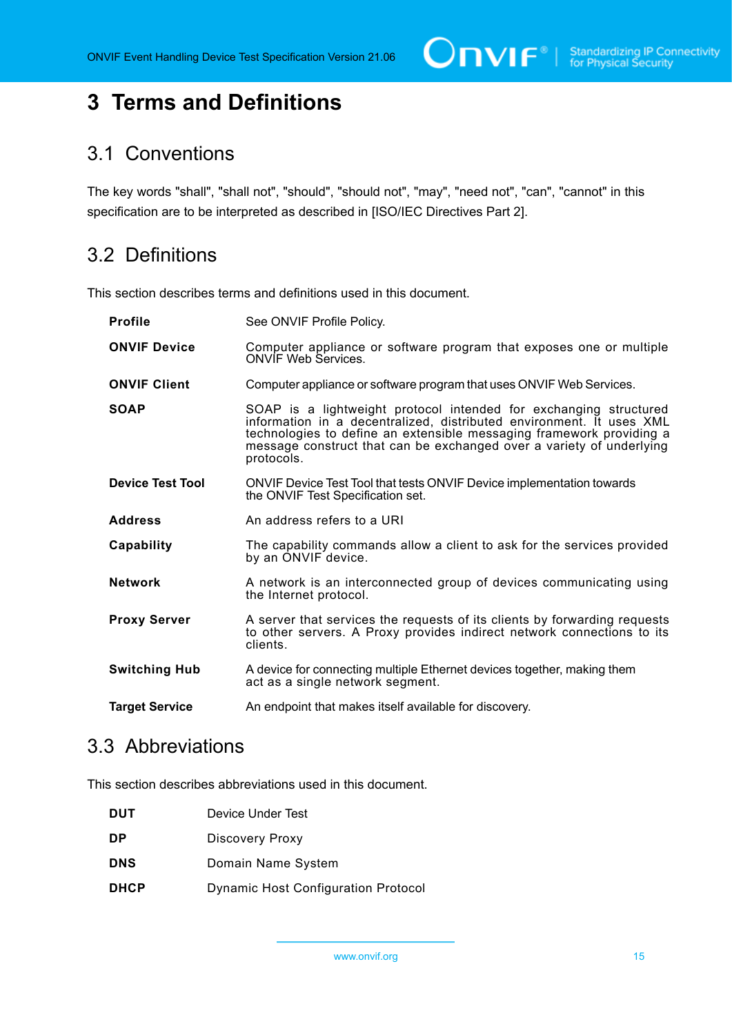# 3 Terms and Definitions

## 3.1 Conventions

The key words "shall", "shall not", "should", "should not", "may", "need not", "can", "cannot" in this specification are to be interpreted as described in [ISO/IEC Directives Part 2].

## 3.2 Definitions

This section describes terms and definitions used in this document.

| | |
|---|---|
| **Profile** | See ONVIF Profile Policy. |
| **ONVIF Device** | Computer appliance or software program that exposes one or multiple ONVIF Web Services. |
| **ONVIF Client** | Computer appliance or software program that uses ONVIF Web Services. |
| **SOAP** | SOAP is a lightweight protocol intended for exchanging structured information in a decentralized, distributed environment. It uses XML technologies to define an extensible messaging framework providing a message construct that can be exchanged over a variety of underlying protocols. |
| **Device Test Tool** | ONVIF Device Test Tool that tests ONVIF Device implementation towards the ONVIF Test Specification set. |
| **Address** | An address refers to a URI |
| **Capability** | The capability commands allow a client to ask for the services provided by an ONVIF device. |
| **Network** | A network is an interconnected group of devices communicating using the Internet protocol. |
| **Proxy Server** | A server that services the requests of its clients by forwarding requests to other servers. A Proxy provides indirect network connections to its clients. |
| **Switching Hub** | A device for connecting multiple Ethernet devices together, making them act as a single network segment. |
| **Target Service** | An endpoint that makes itself available for discovery. |

## 3.3 Abbreviations

This section describes abbreviations used in this document.

| | |
|---|---|
| **DUT** | Device Under Test |
| **DP** | Discovery Proxy |
| **DNS** | Domain Name System |
| **DHCP** | Dynamic Host Configuration Protocol |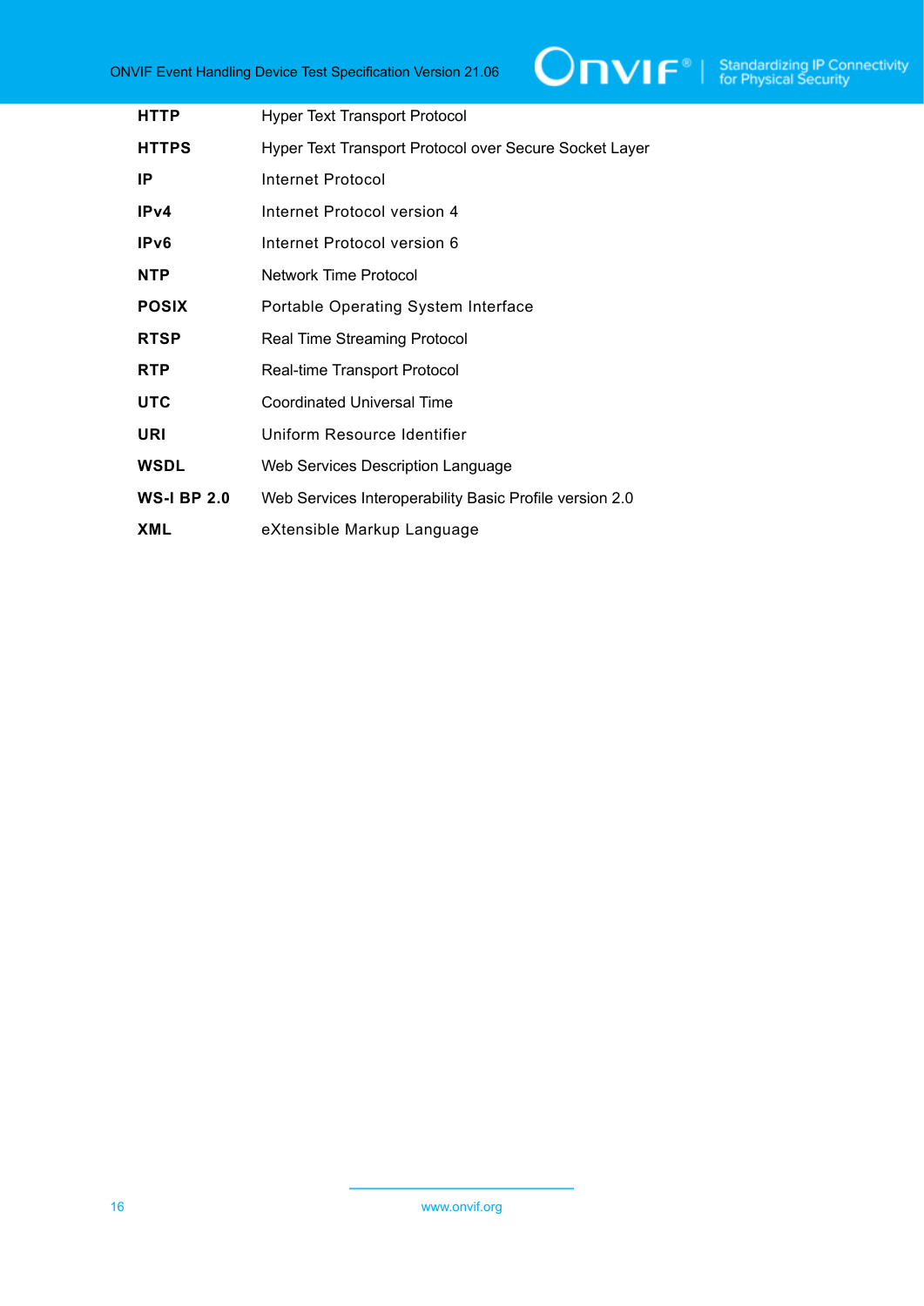| | |
|---|---|
| **HTTP** | Hyper Text Transport Protocol |
| **HTTPS** | Hyper Text Transport Protocol over Secure Socket Layer |
| **IP** | Internet Protocol |
| **IPv4** | Internet Protocol version 4 |
| **IPv6** | Internet Protocol version 6 |
| **NTP** | Network Time Protocol |
| **POSIX** | Portable Operating System Interface |
| **RTSP** | Real Time Streaming Protocol |
| **RTP** | Real-time Transport Protocol |
| **UTC** | Coordinated Universal Time |
| **URI** | Uniform Resource Identifier |
| **WSDL** | Web Services Description Language |
| **WS-I BP 2.0** | Web Services Interoperability Basic Profile version 2.0 |
| **XML** | eXtensible Markup Language |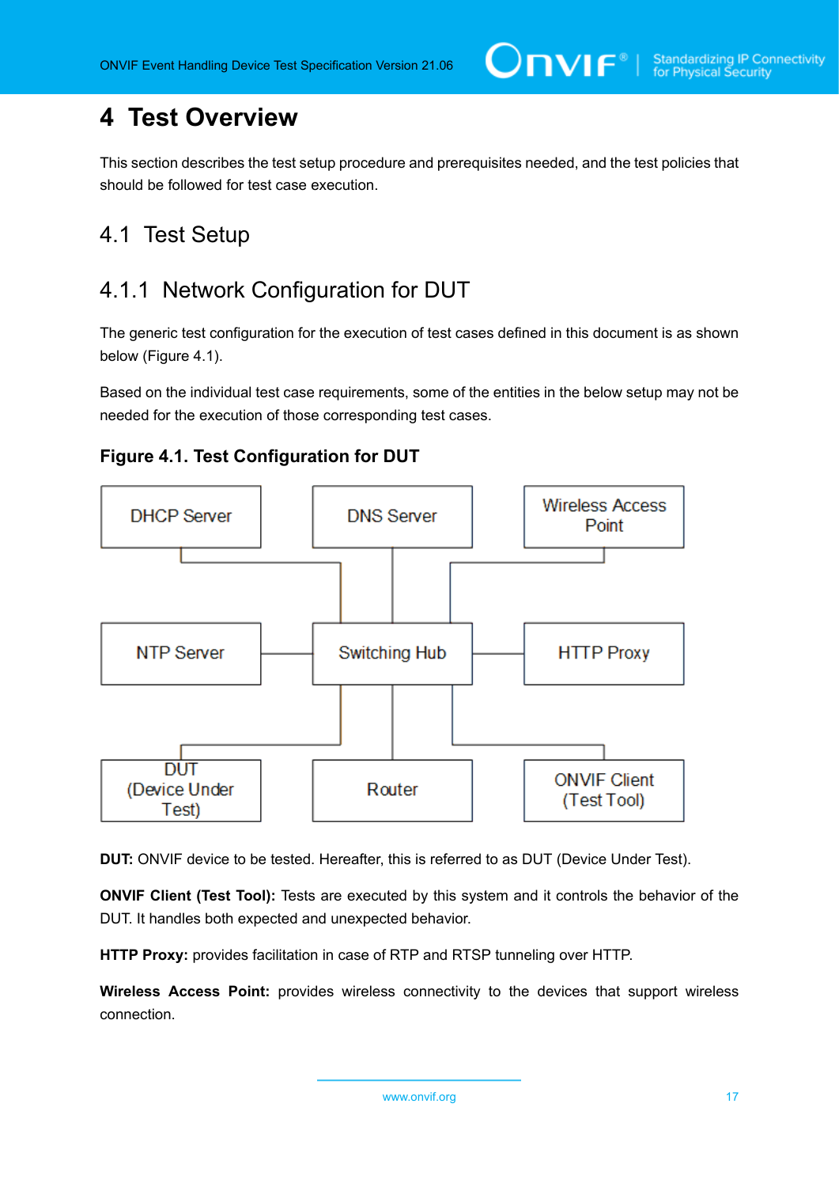# 4 Test Overview

This section describes the test setup procedure and prerequisites needed, and the test policies that should be followed for test case execution.

## 4.1 Test Setup

### 4.1.1 Network Configuration for DUT

The generic test configuration for the execution of test cases defined in this document is as shown below (Figure 4.1).

Based on the individual test case requirements, some of the entities in the below setup may not be needed for the execution of those corresponding test cases.

**Figure 4.1. Test Configuration for DUT**

DHCP Server | DNS Server | Wireless Access Point | NTP Server | Switching Hub | HTTP Proxy | DUT (Device Under Test) | Router | ONVIF Client (Test Tool)

**DUT:** ONVIF device to be tested. Hereafter, this is referred to as DUT (Device Under Test).

**ONVIF Client (Test Tool):** Tests are executed by this system and it controls the behavior of the DUT. It handles both expected and unexpected behavior.

**HTTP Proxy:** provides facilitation in case of RTP and RTSP tunneling over HTTP.

**Wireless Access Point:** provides wireless connectivity to the devices that support wireless connection.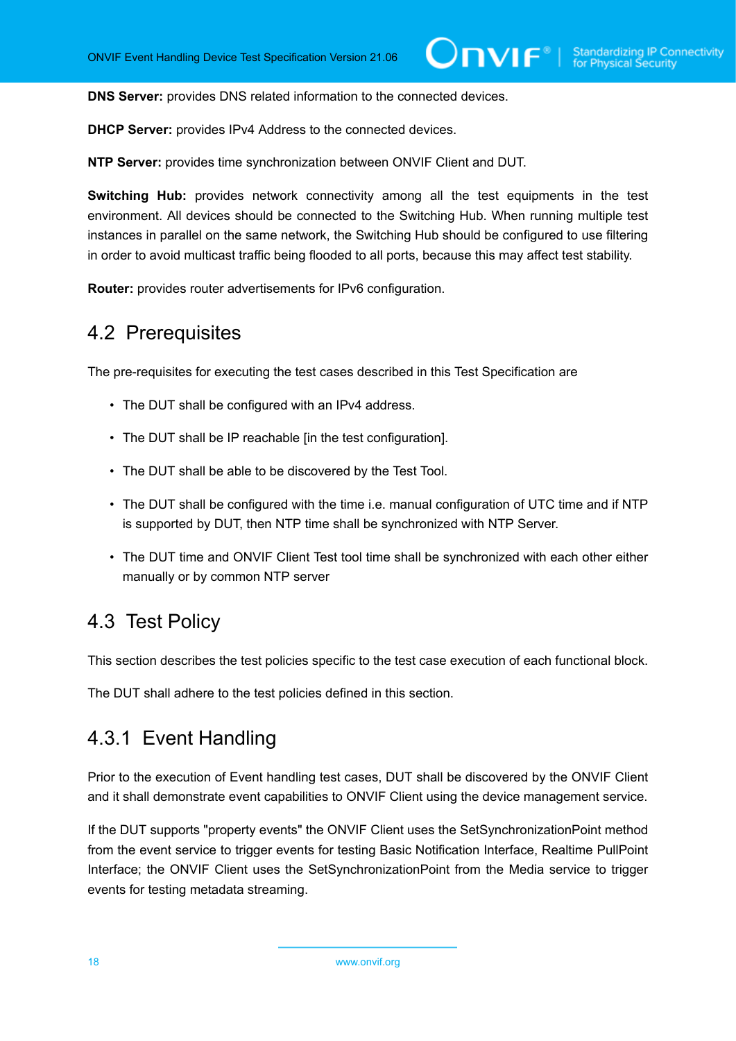**DNS Server:** provides DNS related information to the connected devices.

**DHCP Server:** provides IPv4 Address to the connected devices.

**NTP Server:** provides time synchronization between ONVIF Client and DUT.

**Switching Hub:** provides network connectivity among all the test equipments in the test environment. All devices should be connected to the Switching Hub. When running multiple test instances in parallel on the same network, the Switching Hub should be configured to use filtering in order to avoid multicast traffic being flooded to all ports, because this may affect test stability.

**Router:** provides router advertisements for IPv6 configuration.

## 4.2 Prerequisites

The pre-requisites for executing the test cases described in this Test Specification are

- The DUT shall be configured with an IPv4 address.
- The DUT shall be IP reachable [in the test configuration].
- The DUT shall be able to be discovered by the Test Tool.
- The DUT shall be configured with the time i.e. manual configuration of UTC time and if NTP is supported by DUT, then NTP time shall be synchronized with NTP Server.
- The DUT time and ONVIF Client Test tool time shall be synchronized with each other either manually or by common NTP server

## 4.3 Test Policy

This section describes the test policies specific to the test case execution of each functional block.

The DUT shall adhere to the test policies defined in this section.

### 4.3.1 Event Handling

Prior to the execution of Event handling test cases, DUT shall be discovered by the ONVIF Client and it shall demonstrate event capabilities to ONVIF Client using the device management service.

If the DUT supports "property events" the ONVIF Client uses the SetSynchronizationPoint method from the event service to trigger events for testing Basic Notification Interface, Realtime PullPoint Interface; the ONVIF Client uses the SetSynchronizationPoint from the Media service to trigger events for testing metadata streaming.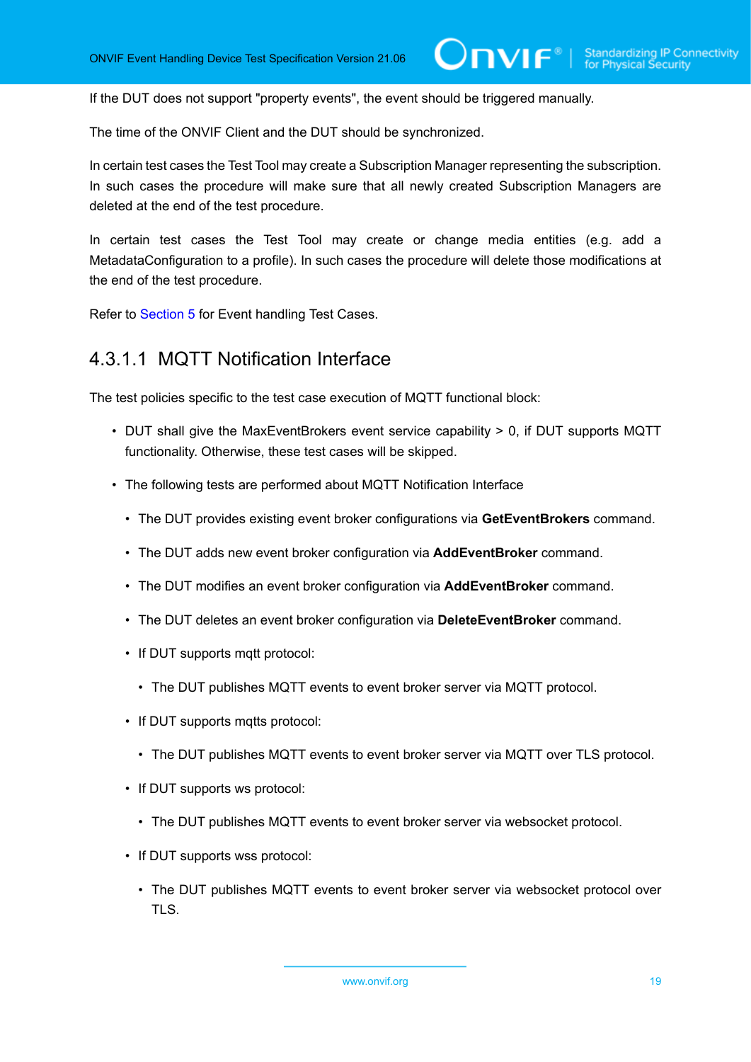If the DUT does not support "property events", the event should be triggered manually.

The time of the ONVIF Client and the DUT should be synchronized.

In certain test cases the Test Tool may create a Subscription Manager representing the subscription. In such cases the procedure will make sure that all newly created Subscription Managers are deleted at the end of the test procedure.

In certain test cases the Test Tool may create or change media entities (e.g. add a MetadataConfiguration to a profile). In such cases the procedure will delete those modifications at the end of the test procedure.

Refer to Section 5 for Event handling Test Cases.

#### 4.3.1.1 MQTT Notification Interface

The test policies specific to the test case execution of MQTT functional block:

- DUT shall give the MaxEventBrokers event service capability > 0, if DUT supports MQTT functionality. Otherwise, these test cases will be skipped.
- The following tests are performed about MQTT Notification Interface
  - The DUT provides existing event broker configurations via **GetEventBrokers** command.
  - The DUT adds new event broker configuration via **AddEventBroker** command.
  - The DUT modifies an event broker configuration via **AddEventBroker** command.
  - The DUT deletes an event broker configuration via **DeleteEventBroker** command.
  - If DUT supports mqtt protocol:
    - The DUT publishes MQTT events to event broker server via MQTT protocol.
  - If DUT supports mqtts protocol:
    - The DUT publishes MQTT events to event broker server via MQTT over TLS protocol.
  - If DUT supports ws protocol:
    - The DUT publishes MQTT events to event broker server via websocket protocol.
  - If DUT supports wss protocol:
    - The DUT publishes MQTT events to event broker server via websocket protocol over TLS.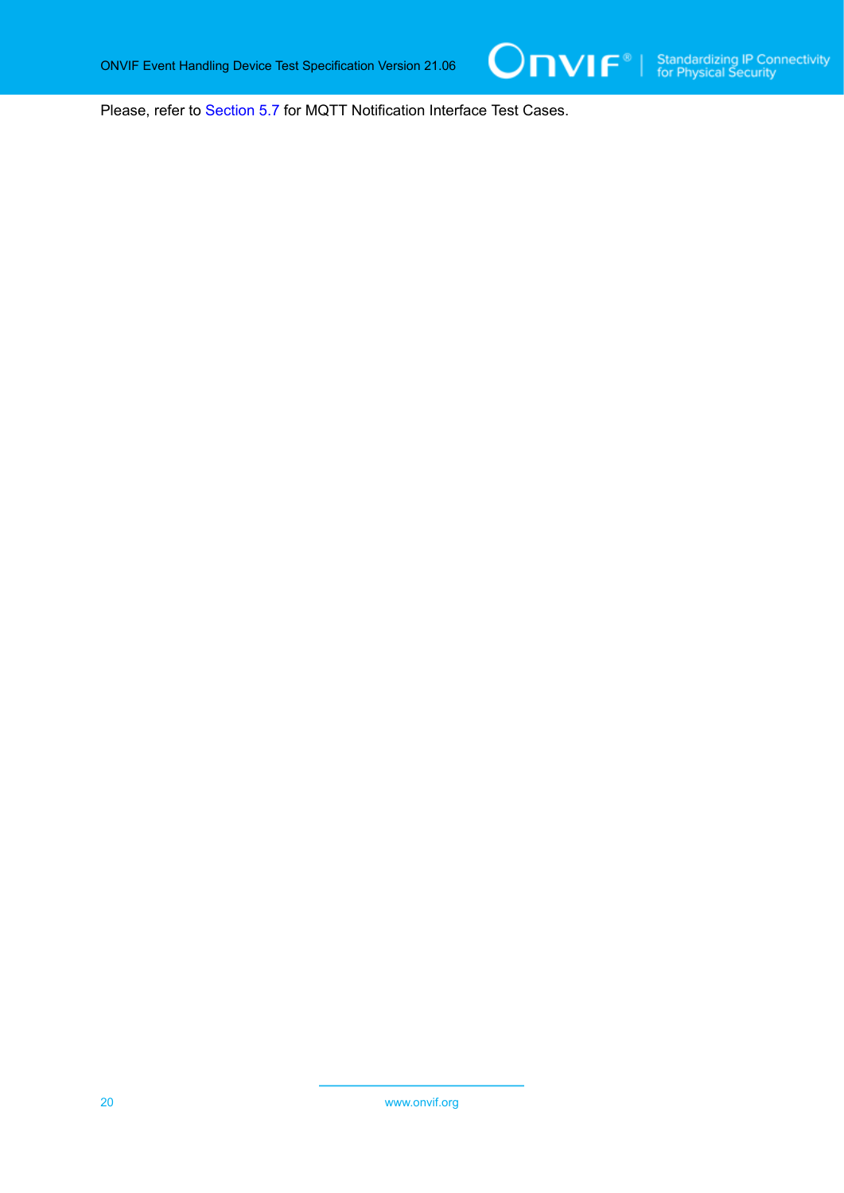Please, refer to Section 5.7 for MQTT Notification Interface Test Cases.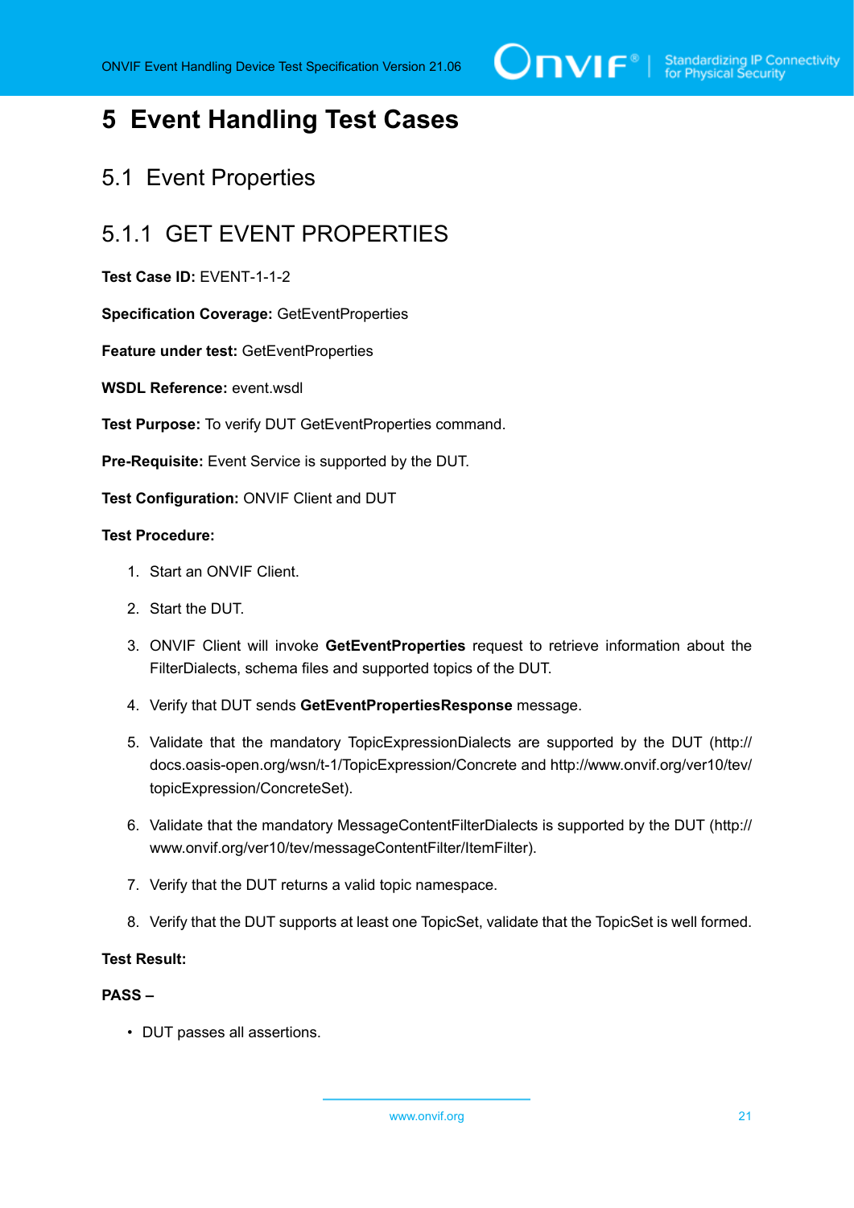# 5 Event Handling Test Cases

## 5.1 Event Properties

### 5.1.1 GET EVENT PROPERTIES

**Test Case ID:** EVENT-1-1-2

**Specification Coverage:** GetEventProperties

**Feature under test:** GetEventProperties

**WSDL Reference:** event.wsdl

**Test Purpose:** To verify DUT GetEventProperties command.

**Pre-Requisite:** Event Service is supported by the DUT.

**Test Configuration:** ONVIF Client and DUT

**Test Procedure:**

1. Start an ONVIF Client.
2. Start the DUT.
3. ONVIF Client will invoke **GetEventProperties** request to retrieve information about the FilterDialects, schema files and supported topics of the DUT.
4. Verify that DUT sends **GetEventPropertiesResponse** message.
5. Validate that the mandatory TopicExpressionDialects are supported by the DUT (http://docs.oasis-open.org/wsn/t-1/TopicExpression/Concrete and http://www.onvif.org/ver10/tev/topicExpression/ConcreteSet).
6. Validate that the mandatory MessageContentFilterDialects is supported by the DUT (http://www.onvif.org/ver10/tev/messageContentFilter/ItemFilter).
7. Verify that the DUT returns a valid topic namespace.
8. Verify that the DUT supports at least one TopicSet, validate that the TopicSet is well formed.

**Test Result:**

**PASS –**

- DUT passes all assertions.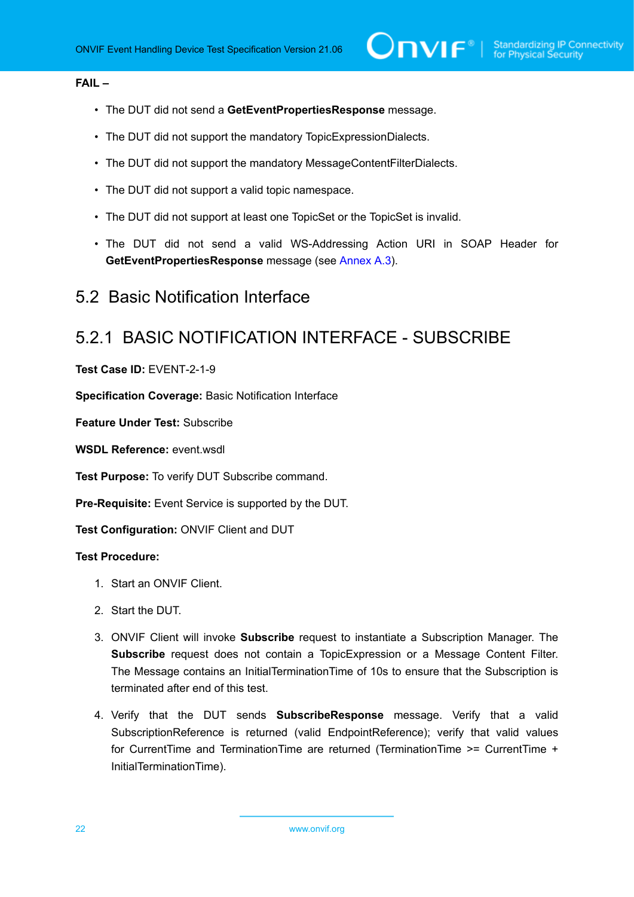**FAIL –**

- The DUT did not send a **GetEventPropertiesResponse** message.
- The DUT did not support the mandatory TopicExpressionDialects.
- The DUT did not support the mandatory MessageContentFilterDialects.
- The DUT did not support a valid topic namespace.
- The DUT did not support at least one TopicSet or the TopicSet is invalid.
- The DUT did not send a valid WS-Addressing Action URI in SOAP Header for **GetEventPropertiesResponse** message (see Annex A.3).

## 5.2 Basic Notification Interface

### 5.2.1 BASIC NOTIFICATION INTERFACE - SUBSCRIBE

**Test Case ID:** EVENT-2-1-9

**Specification Coverage:** Basic Notification Interface

**Feature Under Test:** Subscribe

**WSDL Reference:** event.wsdl

**Test Purpose:** To verify DUT Subscribe command.

**Pre-Requisite:** Event Service is supported by the DUT.

**Test Configuration:** ONVIF Client and DUT

**Test Procedure:**

1. Start an ONVIF Client.
2. Start the DUT.
3. ONVIF Client will invoke **Subscribe** request to instantiate a Subscription Manager. The **Subscribe** request does not contain a TopicExpression or a Message Content Filter. The Message contains an InitialTerminationTime of 10s to ensure that the Subscription is terminated after end of this test.
4. Verify that the DUT sends **SubscribeResponse** message. Verify that a valid SubscriptionReference is returned (valid EndpointReference); verify that valid values for CurrentTime and TerminationTime are returned (TerminationTime >= CurrentTime + InitialTerminationTime).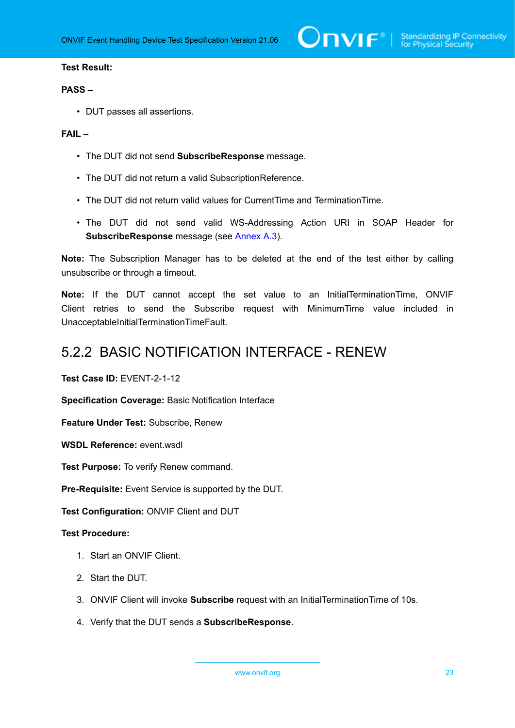**Test Result:**

**PASS –**

- DUT passes all assertions.

**FAIL –**

- The DUT did not send **SubscribeResponse** message.
- The DUT did not return a valid SubscriptionReference.
- The DUT did not return valid values for CurrentTime and TerminationTime.
- The DUT did not send valid WS-Addressing Action URI in SOAP Header for **SubscribeResponse** message (see Annex A.3).

**Note:** The Subscription Manager has to be deleted at the end of the test either by calling unsubscribe or through a timeout.

**Note:** If the DUT cannot accept the set value to an InitialTerminationTime, ONVIF Client retries to send the Subscribe request with MinimumTime value included in UnacceptableInitialTerminationTimeFault.

## 5.2.2 BASIC NOTIFICATION INTERFACE - RENEW

**Test Case ID:** EVENT-2-1-12

**Specification Coverage:** Basic Notification Interface

**Feature Under Test:** Subscribe, Renew

**WSDL Reference:** event.wsdl

**Test Purpose:** To verify Renew command.

**Pre-Requisite:** Event Service is supported by the DUT.

**Test Configuration:** ONVIF Client and DUT

**Test Procedure:**

1. Start an ONVIF Client.
2. Start the DUT.
3. ONVIF Client will invoke **Subscribe** request with an InitialTerminationTime of 10s.
4. Verify that the DUT sends a **SubscribeResponse**.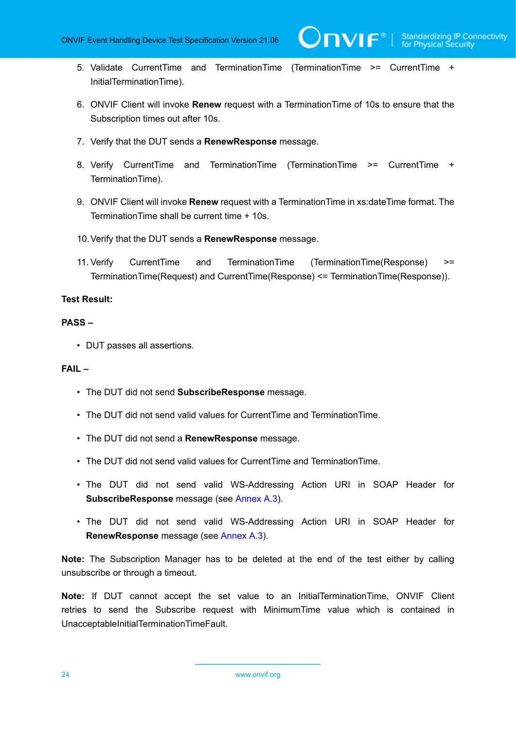5. Validate CurrentTime and TerminationTime (TerminationTime >= CurrentTime + InitialTerminationTime).

6. ONVIF Client will invoke **Renew** request with a TerminationTime of 10s to ensure that the Subscription times out after 10s.

7. Verify that the DUT sends a **RenewResponse** message.

8. Verify CurrentTime and TerminationTime (TerminationTime >= CurrentTime + TerminationTime).

9. ONVIF Client will invoke **Renew** request with a TerminationTime in xs:dateTime format. The TerminationTime shall be current time + 10s.

10. Verify that the DUT sends a **RenewResponse** message.

11. Verify CurrentTime and TerminationTime (TerminationTime(Response) >= TerminationTime(Request) and CurrentTime(Response) <= TerminationTime(Response)).

**Test Result:**

**PASS –**

- DUT passes all assertions.

**FAIL –**

- The DUT did not send **SubscribeResponse** message.
- The DUT did not send valid values for CurrentTime and TerminationTime.
- The DUT did not send a **RenewResponse** message.
- The DUT did not send valid values for CurrentTime and TerminationTime.
- The DUT did not send valid WS-Addressing Action URI in SOAP Header for **SubscribeResponse** message (see Annex A.3).
- The DUT did not send valid WS-Addressing Action URI in SOAP Header for **RenewResponse** message (see Annex A.3).

**Note:** The Subscription Manager has to be deleted at the end of the test either by calling unsubscribe or through a timeout.

**Note:** If DUT cannot accept the set value to an InitialTerminationTime, ONVIF Client retries to send the Subscribe request with MinimumTime value which is contained in UnacceptableInitialTerminationTimeFault.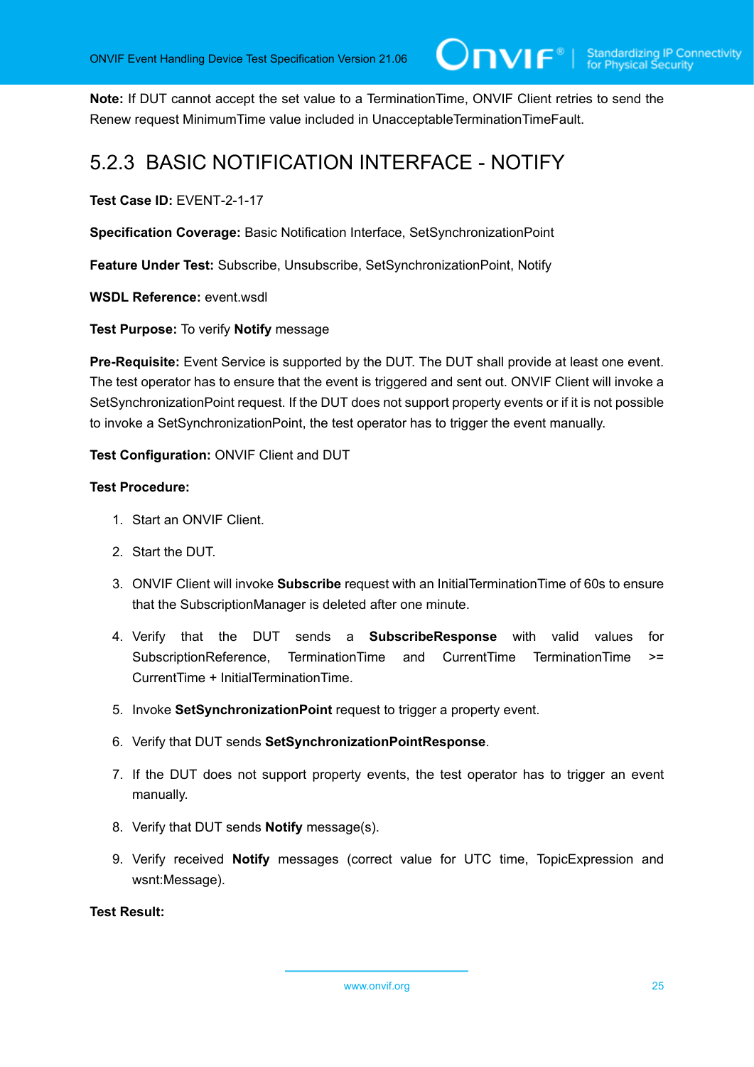**Note:** If DUT cannot accept the set value to a TerminationTime, ONVIF Client retries to send the Renew request MinimumTime value included in UnacceptableTerminationTimeFault.

### 5.2.3 BASIC NOTIFICATION INTERFACE - NOTIFY

**Test Case ID:** EVENT-2-1-17

**Specification Coverage:** Basic Notification Interface, SetSynchronizationPoint

**Feature Under Test:** Subscribe, Unsubscribe, SetSynchronizationPoint, Notify

**WSDL Reference:** event.wsdl

**Test Purpose:** To verify **Notify** message

**Pre-Requisite:** Event Service is supported by the DUT. The DUT shall provide at least one event. The test operator has to ensure that the event is triggered and sent out. ONVIF Client will invoke a SetSynchronizationPoint request. If the DUT does not support property events or if it is not possible to invoke a SetSynchronizationPoint, the test operator has to trigger the event manually.

**Test Configuration:** ONVIF Client and DUT

**Test Procedure:**

1. Start an ONVIF Client.
2. Start the DUT.
3. ONVIF Client will invoke **Subscribe** request with an InitialTerminationTime of 60s to ensure that the SubscriptionManager is deleted after one minute.
4. Verify that the DUT sends a **SubscribeResponse** with valid values for SubscriptionReference, TerminationTime and CurrentTime TerminationTime >= CurrentTime + InitialTerminationTime.
5. Invoke **SetSynchronizationPoint** request to trigger a property event.
6. Verify that DUT sends **SetSynchronizationPointResponse**.
7. If the DUT does not support property events, the test operator has to trigger an event manually.
8. Verify that DUT sends **Notify** message(s).
9. Verify received **Notify** messages (correct value for UTC time, TopicExpression and wsnt:Message).

**Test Result:**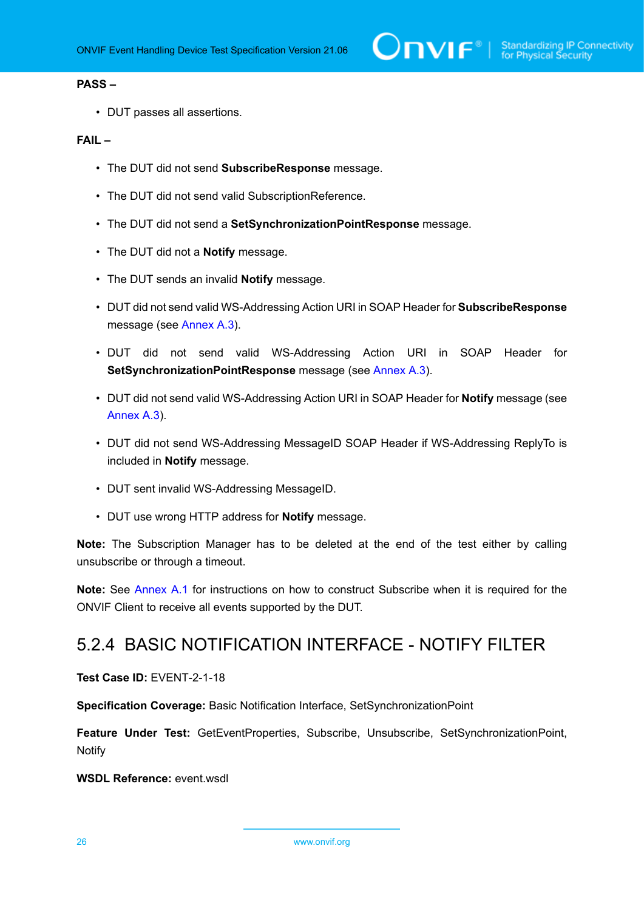**PASS –**

- DUT passes all assertions.

**FAIL –**

- The DUT did not send **SubscribeResponse** message.
- The DUT did not send valid SubscriptionReference.
- The DUT did not send a **SetSynchronizationPointResponse** message.
- The DUT did not a **Notify** message.
- The DUT sends an invalid **Notify** message.
- DUT did not send valid WS-Addressing Action URI in SOAP Header for **SubscribeResponse** message (see Annex A.3).
- DUT did not send valid WS-Addressing Action URI in SOAP Header for **SetSynchronizationPointResponse** message (see Annex A.3).
- DUT did not send valid WS-Addressing Action URI in SOAP Header for **Notify** message (see Annex A.3).
- DUT did not send WS-Addressing MessageID SOAP Header if WS-Addressing ReplyTo is included in **Notify** message.
- DUT sent invalid WS-Addressing MessageID.
- DUT use wrong HTTP address for **Notify** message.

**Note:** The Subscription Manager has to be deleted at the end of the test either by calling unsubscribe or through a timeout.

**Note:** See Annex A.1 for instructions on how to construct Subscribe when it is required for the ONVIF Client to receive all events supported by the DUT.

### 5.2.4 BASIC NOTIFICATION INTERFACE - NOTIFY FILTER

**Test Case ID:** EVENT-2-1-18

**Specification Coverage:** Basic Notification Interface, SetSynchronizationPoint

**Feature Under Test:** GetEventProperties, Subscribe, Unsubscribe, SetSynchronizationPoint, Notify

**WSDL Reference:** event.wsdl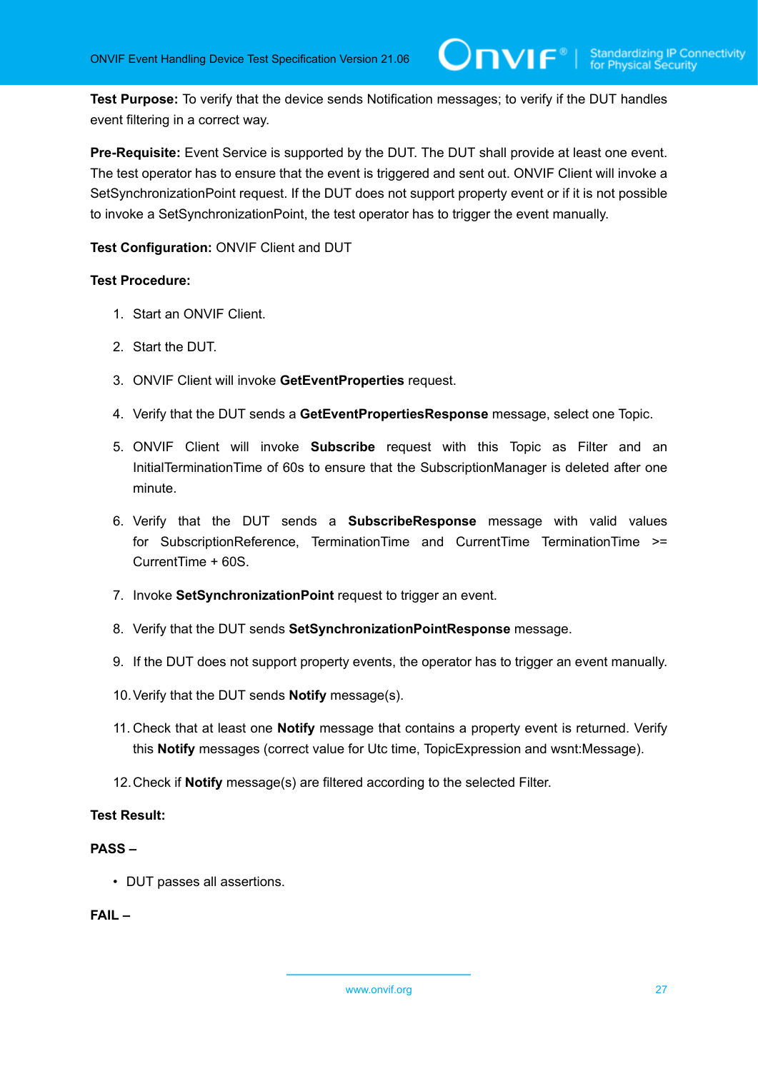**Test Purpose:** To verify that the device sends Notification messages; to verify if the DUT handles event filtering in a correct way.

**Pre-Requisite:** Event Service is supported by the DUT. The DUT shall provide at least one event. The test operator has to ensure that the event is triggered and sent out. ONVIF Client will invoke a SetSynchronizationPoint request. If the DUT does not support property event or if it is not possible to invoke a SetSynchronizationPoint, the test operator has to trigger the event manually.

**Test Configuration:** ONVIF Client and DUT

**Test Procedure:**

1. Start an ONVIF Client.
2. Start the DUT.
3. ONVIF Client will invoke **GetEventProperties** request.
4. Verify that the DUT sends a **GetEventPropertiesResponse** message, select one Topic.
5. ONVIF Client will invoke **Subscribe** request with this Topic as Filter and an InitialTerminationTime of 60s to ensure that the SubscriptionManager is deleted after one minute.
6. Verify that the DUT sends a **SubscribeResponse** message with valid values for SubscriptionReference, TerminationTime and CurrentTime TerminationTime >= CurrentTime + 60S.
7. Invoke **SetSynchronizationPoint** request to trigger an event.
8. Verify that the DUT sends **SetSynchronizationPointResponse** message.
9. If the DUT does not support property events, the operator has to trigger an event manually.
10. Verify that the DUT sends **Notify** message(s).
11. Check that at least one **Notify** message that contains a property event is returned. Verify this **Notify** messages (correct value for Utc time, TopicExpression and wsnt:Message).
12. Check if **Notify** message(s) are filtered according to the selected Filter.

**Test Result:**

**PASS –**

- DUT passes all assertions.

**FAIL –**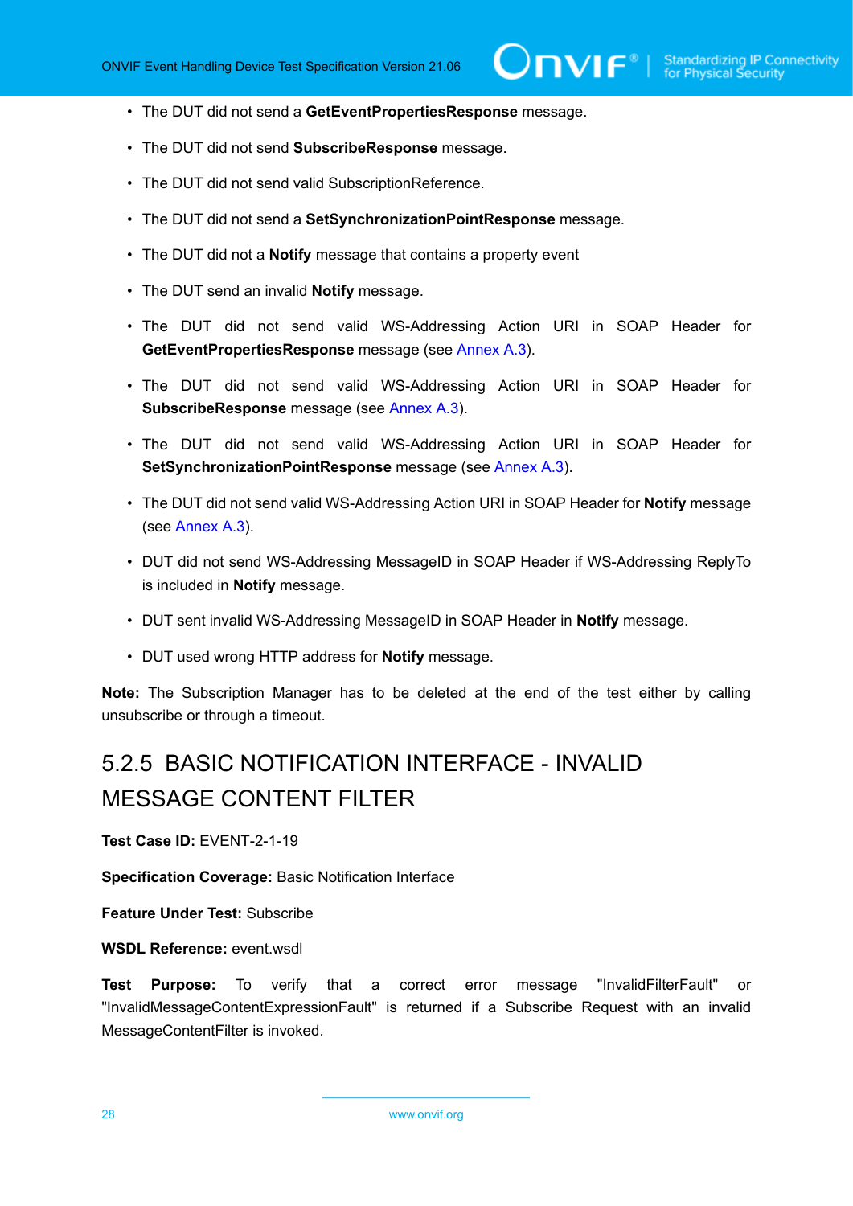- The DUT did not send a **GetEventPropertiesResponse** message.
- The DUT did not send **SubscribeResponse** message.
- The DUT did not send valid SubscriptionReference.
- The DUT did not send a **SetSynchronizationPointResponse** message.
- The DUT did not a **Notify** message that contains a property event
- The DUT send an invalid **Notify** message.
- The DUT did not send valid WS-Addressing Action URI in SOAP Header for **GetEventPropertiesResponse** message (see Annex A.3).
- The DUT did not send valid WS-Addressing Action URI in SOAP Header for **SubscribeResponse** message (see Annex A.3).
- The DUT did not send valid WS-Addressing Action URI in SOAP Header for **SetSynchronizationPointResponse** message (see Annex A.3).
- The DUT did not send valid WS-Addressing Action URI in SOAP Header for **Notify** message (see Annex A.3).
- DUT did not send WS-Addressing MessageID in SOAP Header if WS-Addressing ReplyTo is included in **Notify** message.
- DUT sent invalid WS-Addressing MessageID in SOAP Header in **Notify** message.
- DUT used wrong HTTP address for **Notify** message.

**Note:** The Subscription Manager has to be deleted at the end of the test either by calling unsubscribe or through a timeout.

### 5.2.5 BASIC NOTIFICATION INTERFACE - INVALID MESSAGE CONTENT FILTER

**Test Case ID:** EVENT-2-1-19

**Specification Coverage:** Basic Notification Interface

**Feature Under Test:** Subscribe

**WSDL Reference:** event.wsdl

**Test Purpose:** To verify that a correct error message "InvalidFilterFault" or "InvalidMessageContentExpressionFault" is returned if a Subscribe Request with an invalid MessageContentFilter is invoked.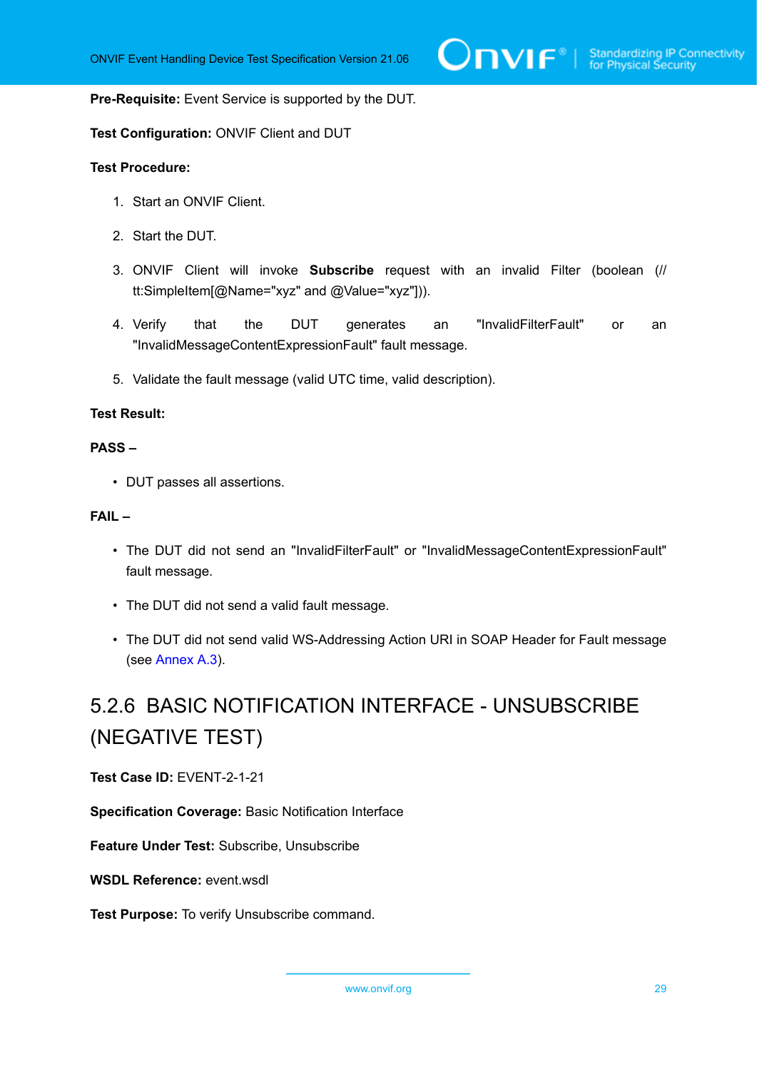**Pre-Requisite:** Event Service is supported by the DUT.

**Test Configuration:** ONVIF Client and DUT

**Test Procedure:**

1. Start an ONVIF Client.
2. Start the DUT.
3. ONVIF Client will invoke **Subscribe** request with an invalid Filter (boolean (//tt:SimpleItem[@Name="xyz" and @Value="xyz"])).
4. Verify that the DUT generates an "InvalidFilterFault" or an "InvalidMessageContentExpressionFault" fault message.
5. Validate the fault message (valid UTC time, valid description).

**Test Result:**

**PASS –**

- DUT passes all assertions.

**FAIL –**

- The DUT did not send an "InvalidFilterFault" or "InvalidMessageContentExpressionFault" fault message.
- The DUT did not send a valid fault message.
- The DUT did not send valid WS-Addressing Action URI in SOAP Header for Fault message (see Annex A.3).

### 5.2.6 BASIC NOTIFICATION INTERFACE - UNSUBSCRIBE (NEGATIVE TEST)

**Test Case ID:** EVENT-2-1-21

**Specification Coverage:** Basic Notification Interface

**Feature Under Test:** Subscribe, Unsubscribe

**WSDL Reference:** event.wsdl

**Test Purpose:** To verify Unsubscribe command.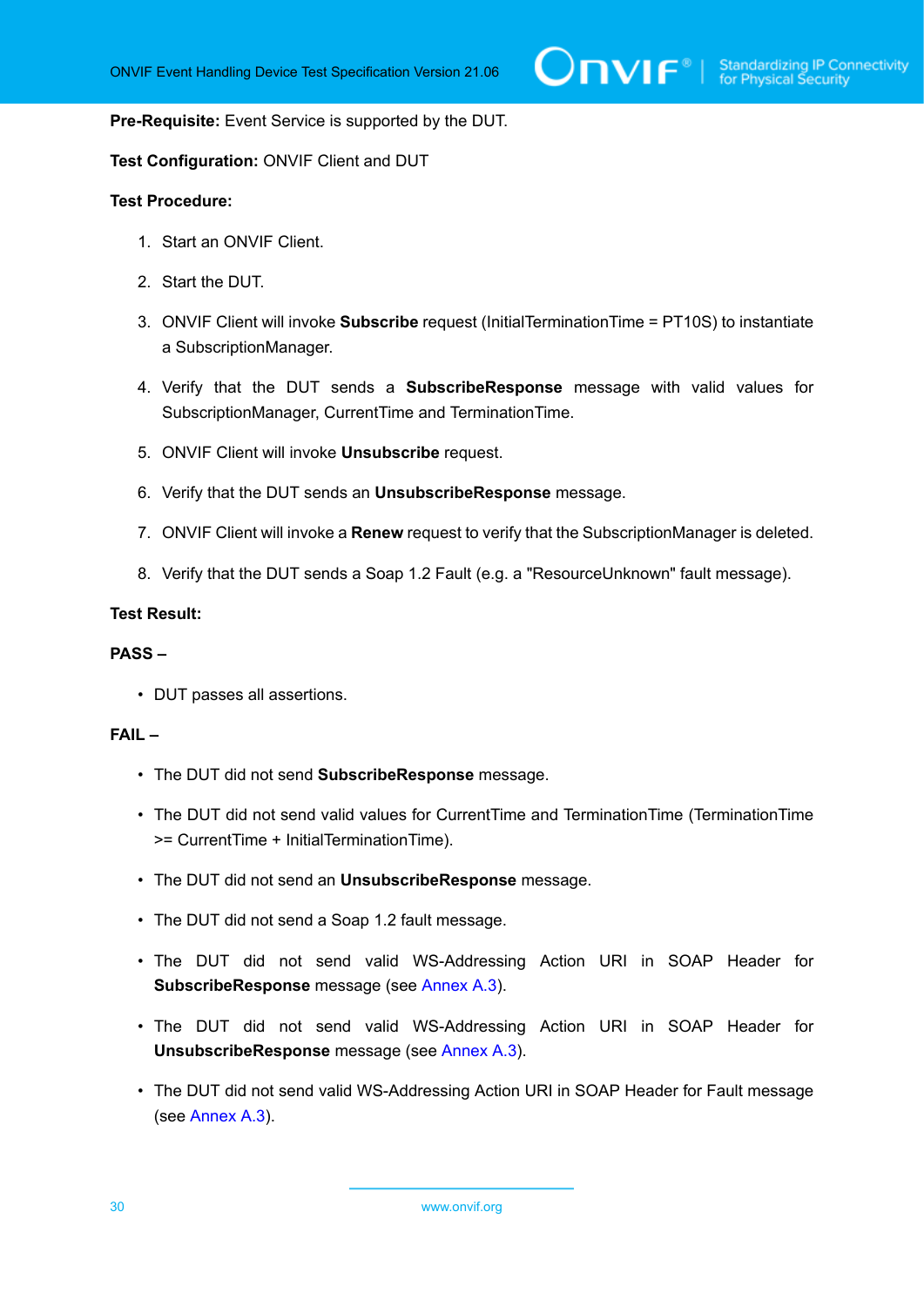**Pre-Requisite:** Event Service is supported by the DUT.

**Test Configuration:** ONVIF Client and DUT

**Test Procedure:**

1. Start an ONVIF Client.
2. Start the DUT.
3. ONVIF Client will invoke **Subscribe** request (InitialTerminationTime = PT10S) to instantiate a SubscriptionManager.
4. Verify that the DUT sends a **SubscribeResponse** message with valid values for SubscriptionManager, CurrentTime and TerminationTime.
5. ONVIF Client will invoke **Unsubscribe** request.
6. Verify that the DUT sends an **UnsubscribeResponse** message.
7. ONVIF Client will invoke a **Renew** request to verify that the SubscriptionManager is deleted.
8. Verify that the DUT sends a Soap 1.2 Fault (e.g. a "ResourceUnknown" fault message).

**Test Result:**

**PASS –**

- DUT passes all assertions.

**FAIL –**

- The DUT did not send **SubscribeResponse** message.
- The DUT did not send valid values for CurrentTime and TerminationTime (TerminationTime >= CurrentTime + InitialTerminationTime).
- The DUT did not send an **UnsubscribeResponse** message.
- The DUT did not send a Soap 1.2 fault message.
- The DUT did not send valid WS-Addressing Action URI in SOAP Header for **SubscribeResponse** message (see Annex A.3).
- The DUT did not send valid WS-Addressing Action URI in SOAP Header for **UnsubscribeResponse** message (see Annex A.3).
- The DUT did not send valid WS-Addressing Action URI in SOAP Header for Fault message (see Annex A.3).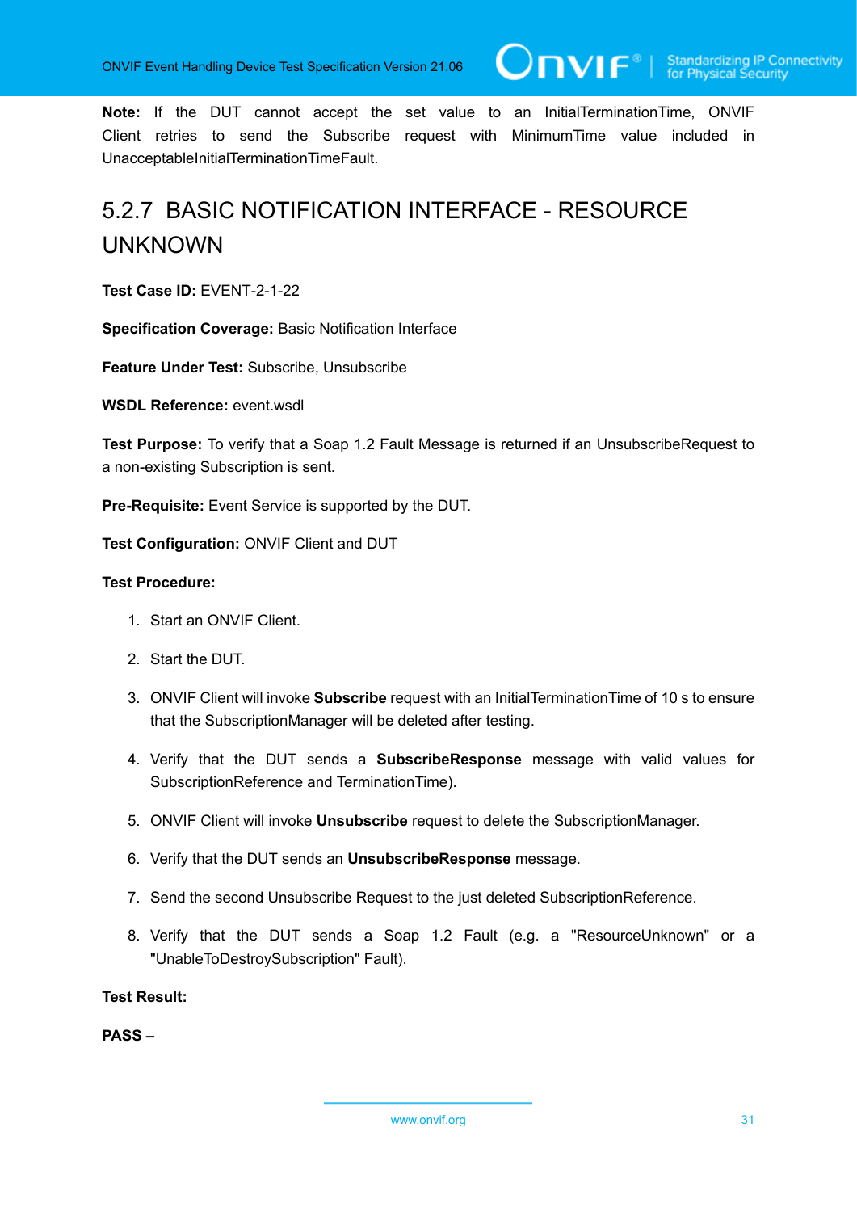**Note:** If the DUT cannot accept the set value to an InitialTerminationTime, ONVIF Client retries to send the Subscribe request with MinimumTime value included in UnacceptableInitialTerminationTimeFault.

### 5.2.7 BASIC NOTIFICATION INTERFACE - RESOURCE UNKNOWN

**Test Case ID:** EVENT-2-1-22

**Specification Coverage:** Basic Notification Interface

**Feature Under Test:** Subscribe, Unsubscribe

**WSDL Reference:** event.wsdl

**Test Purpose:** To verify that a Soap 1.2 Fault Message is returned if an UnsubscribeRequest to a non-existing Subscription is sent.

**Pre-Requisite:** Event Service is supported by the DUT.

**Test Configuration:** ONVIF Client and DUT

**Test Procedure:**

1. Start an ONVIF Client.
2. Start the DUT.
3. ONVIF Client will invoke **Subscribe** request with an InitialTerminationTime of 10 s to ensure that the SubscriptionManager will be deleted after testing.
4. Verify that the DUT sends a **SubscribeResponse** message with valid values for SubscriptionReference and TerminationTime).
5. ONVIF Client will invoke **Unsubscribe** request to delete the SubscriptionManager.
6. Verify that the DUT sends an **UnsubscribeResponse** message.
7. Send the second Unsubscribe Request to the just deleted SubscriptionReference.
8. Verify that the DUT sends a Soap 1.2 Fault (e.g. a "ResourceUnknown" or a "UnableToDestroySubscription" Fault).

**Test Result:**

**PASS –**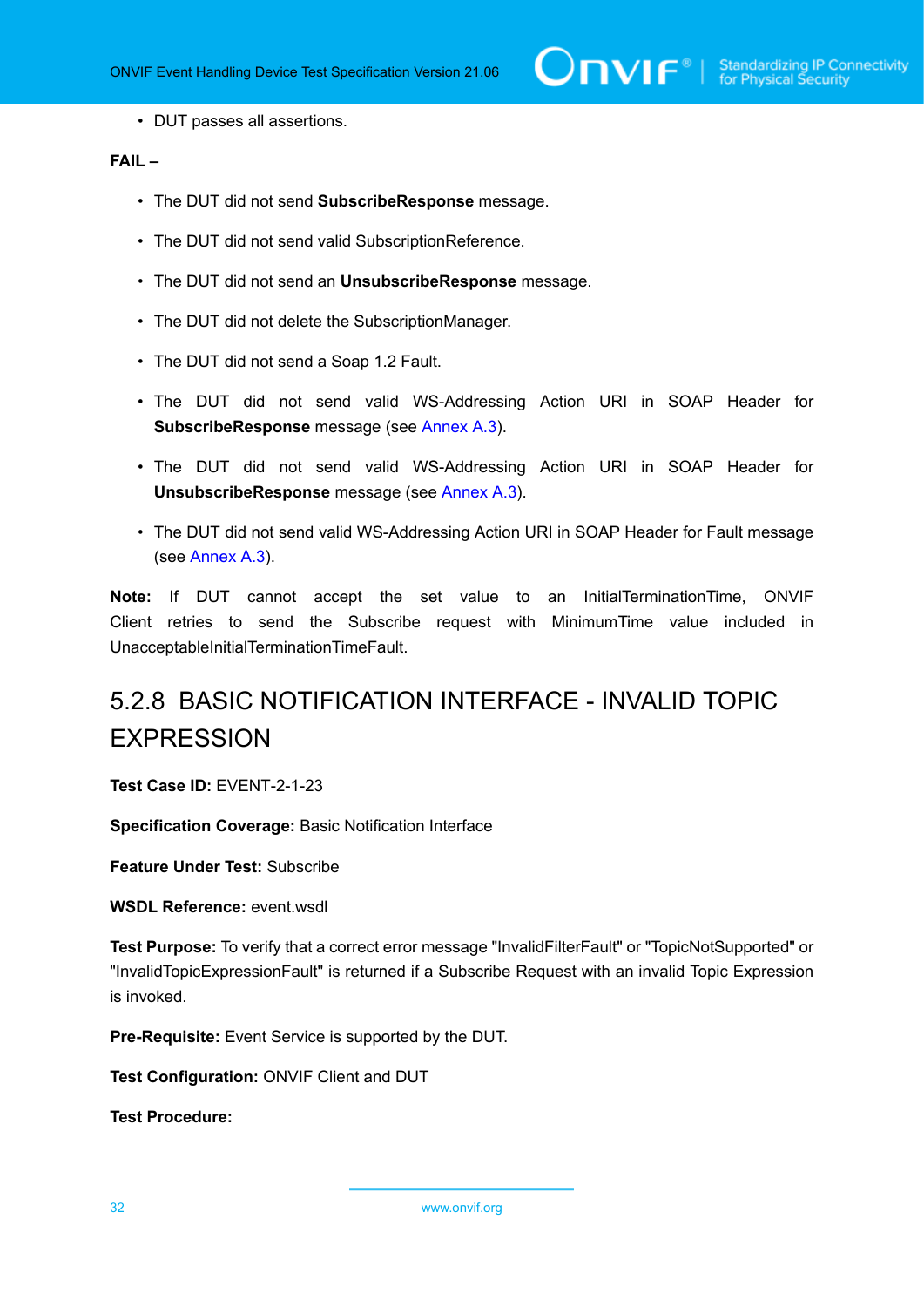- DUT passes all assertions.

**FAIL –**

- The DUT did not send **SubscribeResponse** message.
- The DUT did not send valid SubscriptionReference.
- The DUT did not send an **UnsubscribeResponse** message.
- The DUT did not delete the SubscriptionManager.
- The DUT did not send a Soap 1.2 Fault.
- The DUT did not send valid WS-Addressing Action URI in SOAP Header for **SubscribeResponse** message (see Annex A.3).
- The DUT did not send valid WS-Addressing Action URI in SOAP Header for **UnsubscribeResponse** message (see Annex A.3).
- The DUT did not send valid WS-Addressing Action URI in SOAP Header for Fault message (see Annex A.3).

**Note:** If DUT cannot accept the set value to an InitialTerminationTime, ONVIF Client retries to send the Subscribe request with MinimumTime value included in UnacceptableInitialTerminationTimeFault.

## 5.2.8 BASIC NOTIFICATION INTERFACE - INVALID TOPIC EXPRESSION

**Test Case ID:** EVENT-2-1-23

**Specification Coverage:** Basic Notification Interface

**Feature Under Test:** Subscribe

**WSDL Reference:** event.wsdl

**Test Purpose:** To verify that a correct error message "InvalidFilterFault" or "TopicNotSupported" or "InvalidTopicExpressionFault" is returned if a Subscribe Request with an invalid Topic Expression is invoked.

**Pre-Requisite:** Event Service is supported by the DUT.

**Test Configuration:** ONVIF Client and DUT

**Test Procedure:**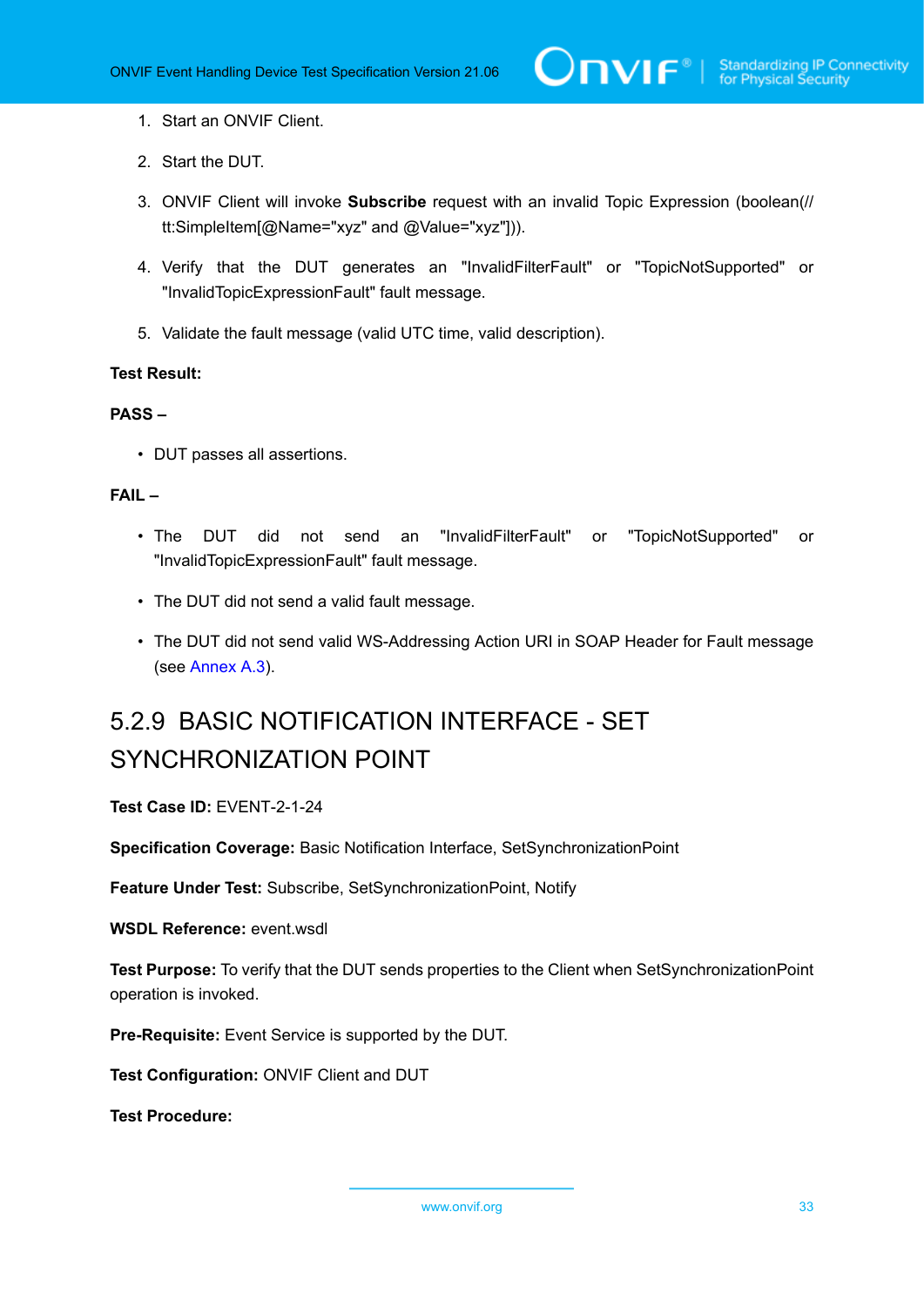1. Start an ONVIF Client.

2. Start the DUT.

3. ONVIF Client will invoke **Subscribe** request with an invalid Topic Expression (boolean(//tt:SimpleItem[@Name="xyz" and @Value="xyz"])).

4. Verify that the DUT generates an "InvalidFilterFault" or "TopicNotSupported" or "InvalidTopicExpressionFault" fault message.

5. Validate the fault message (valid UTC time, valid description).

**Test Result:**

**PASS –**

- DUT passes all assertions.

**FAIL –**

- The DUT did not send an "InvalidFilterFault" or "TopicNotSupported" or "InvalidTopicExpressionFault" fault message.

- The DUT did not send a valid fault message.

- The DUT did not send valid WS-Addressing Action URI in SOAP Header for Fault message (see Annex A.3).

### 5.2.9 BASIC NOTIFICATION INTERFACE - SET SYNCHRONIZATION POINT

**Test Case ID:** EVENT-2-1-24

**Specification Coverage:** Basic Notification Interface, SetSynchronizationPoint

**Feature Under Test:** Subscribe, SetSynchronizationPoint, Notify

**WSDL Reference:** event.wsdl

**Test Purpose:** To verify that the DUT sends properties to the Client when SetSynchronizationPoint operation is invoked.

**Pre-Requisite:** Event Service is supported by the DUT.

**Test Configuration:** ONVIF Client and DUT

**Test Procedure:**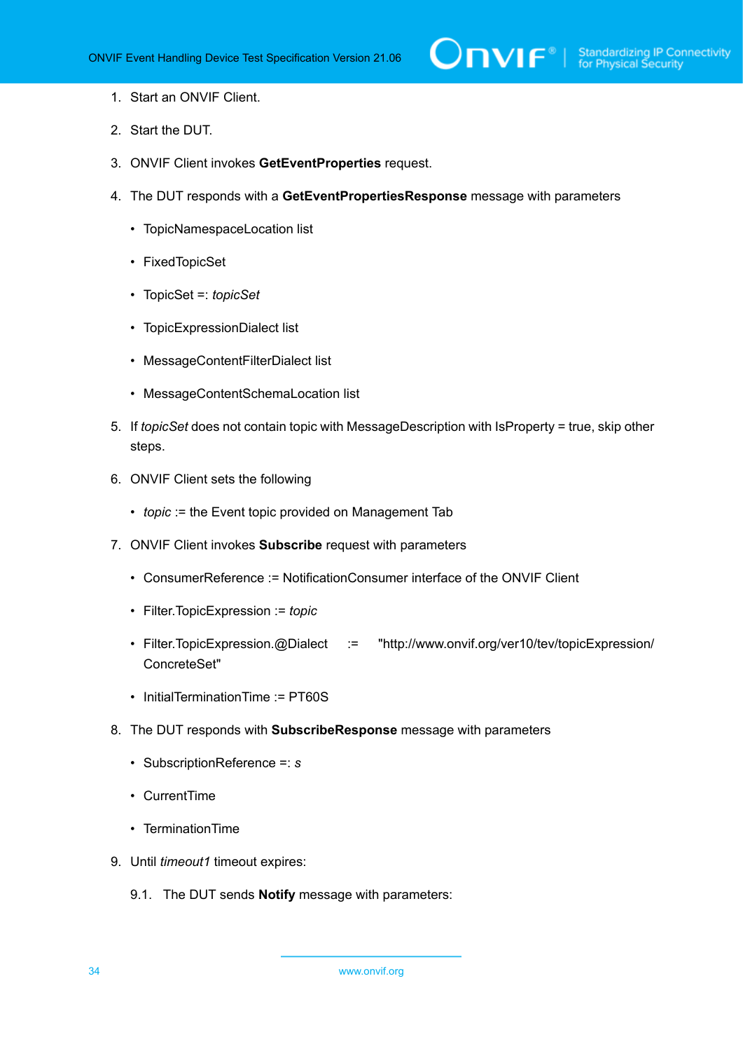1. Start an ONVIF Client.

2. Start the DUT.

3. ONVIF Client invokes **GetEventProperties** request.

4. The DUT responds with a **GetEventPropertiesResponse** message with parameters

   - TopicNamespaceLocation list

   - FixedTopicSet

   - TopicSet =: *topicSet*

   - TopicExpressionDialect list

   - MessageContentFilterDialect list

   - MessageContentSchemaLocation list

5. If *topicSet* does not contain topic with MessageDescription with IsProperty = true, skip other steps.

6. ONVIF Client sets the following

   - *topic* := the Event topic provided on Management Tab

7. ONVIF Client invokes **Subscribe** request with parameters

   - ConsumerReference := NotificationConsumer interface of the ONVIF Client

   - Filter.TopicExpression := *topic*

   - Filter.TopicExpression.@Dialect := "http://www.onvif.org/ver10/tev/topicExpression/ConcreteSet"

   - InitialTerminationTime := PT60S

8. The DUT responds with **SubscribeResponse** message with parameters

   - SubscriptionReference =: *s*

   - CurrentTime

   - TerminationTime

9. Until *timeout1* timeout expires:

   9.1. The DUT sends **Notify** message with parameters: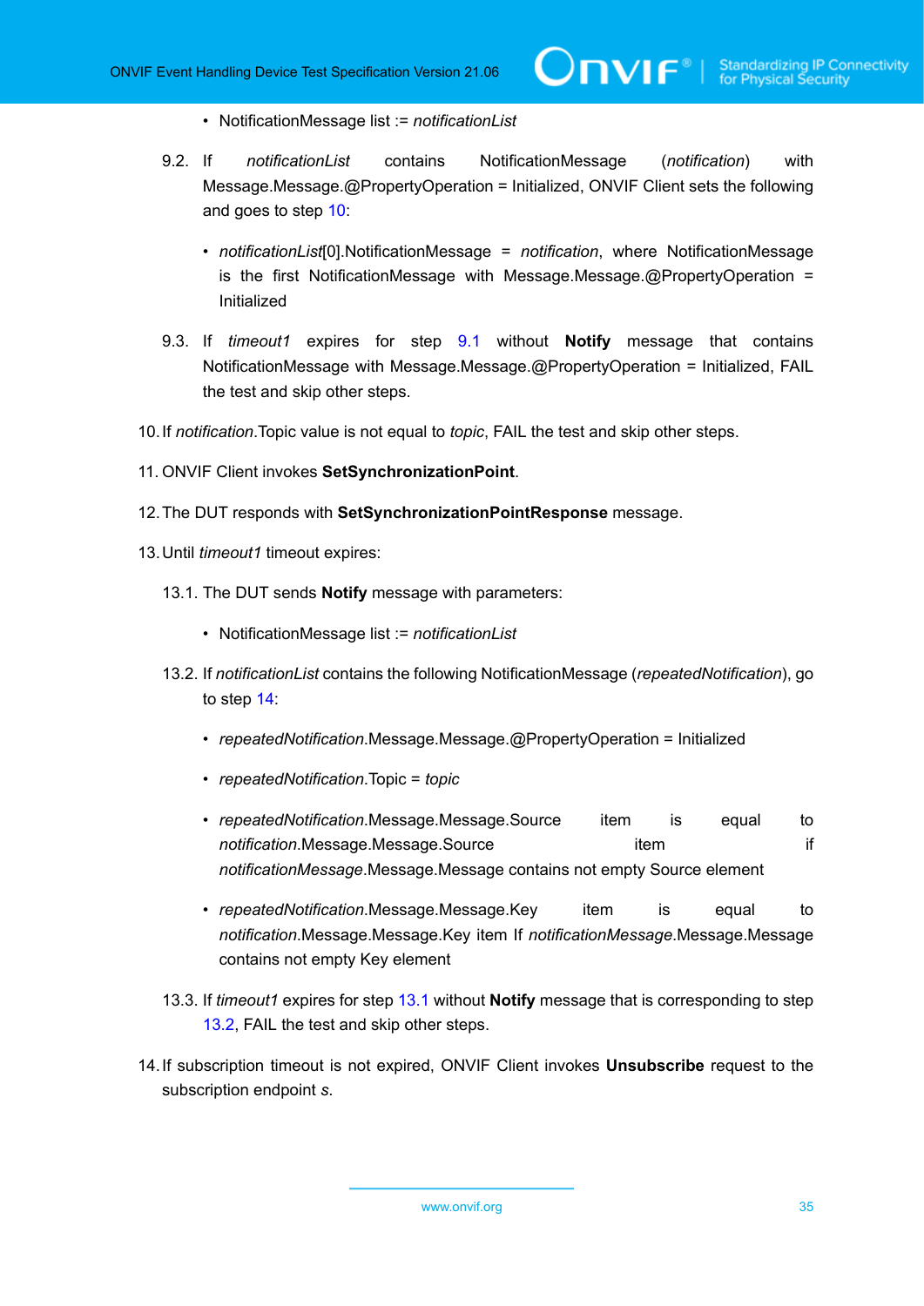- NotificationMessage list := *notificationList*

9.2. If *notificationList* contains NotificationMessage (*notification*) with Message.Message.@PropertyOperation = Initialized, ONVIF Client sets the following and goes to step 10:

- *notificationList*[0].NotificationMessage = *notification*, where NotificationMessage is the first NotificationMessage with Message.Message.@PropertyOperation = Initialized

9.3. If *timeout1* expires for step 9.1 without **Notify** message that contains NotificationMessage with Message.Message.@PropertyOperation = Initialized, FAIL the test and skip other steps.

10. If *notification*.Topic value is not equal to *topic*, FAIL the test and skip other steps.

11. ONVIF Client invokes **SetSynchronizationPoint**.

12. The DUT responds with **SetSynchronizationPointResponse** message.

13. Until *timeout1* timeout expires:

13.1. The DUT sends **Notify** message with parameters:

- NotificationMessage list := *notificationList*

13.2. If *notificationList* contains the following NotificationMessage (*repeatedNotification*), go to step 14:

- *repeatedNotification*.Message.Message.@PropertyOperation = Initialized
- *repeatedNotification*.Topic = *topic*
- *repeatedNotification*.Message.Message.Source item is equal to *notification*.Message.Message.Source item if *notificationMessage*.Message.Message contains not empty Source element
- *repeatedNotification*.Message.Message.Key item is equal to *notification*.Message.Message.Key item If *notificationMessage*.Message.Message contains not empty Key element

13.3. If *timeout1* expires for step 13.1 without **Notify** message that is corresponding to step 13.2, FAIL the test and skip other steps.

14. If subscription timeout is not expired, ONVIF Client invokes **Unsubscribe** request to the subscription endpoint *s*.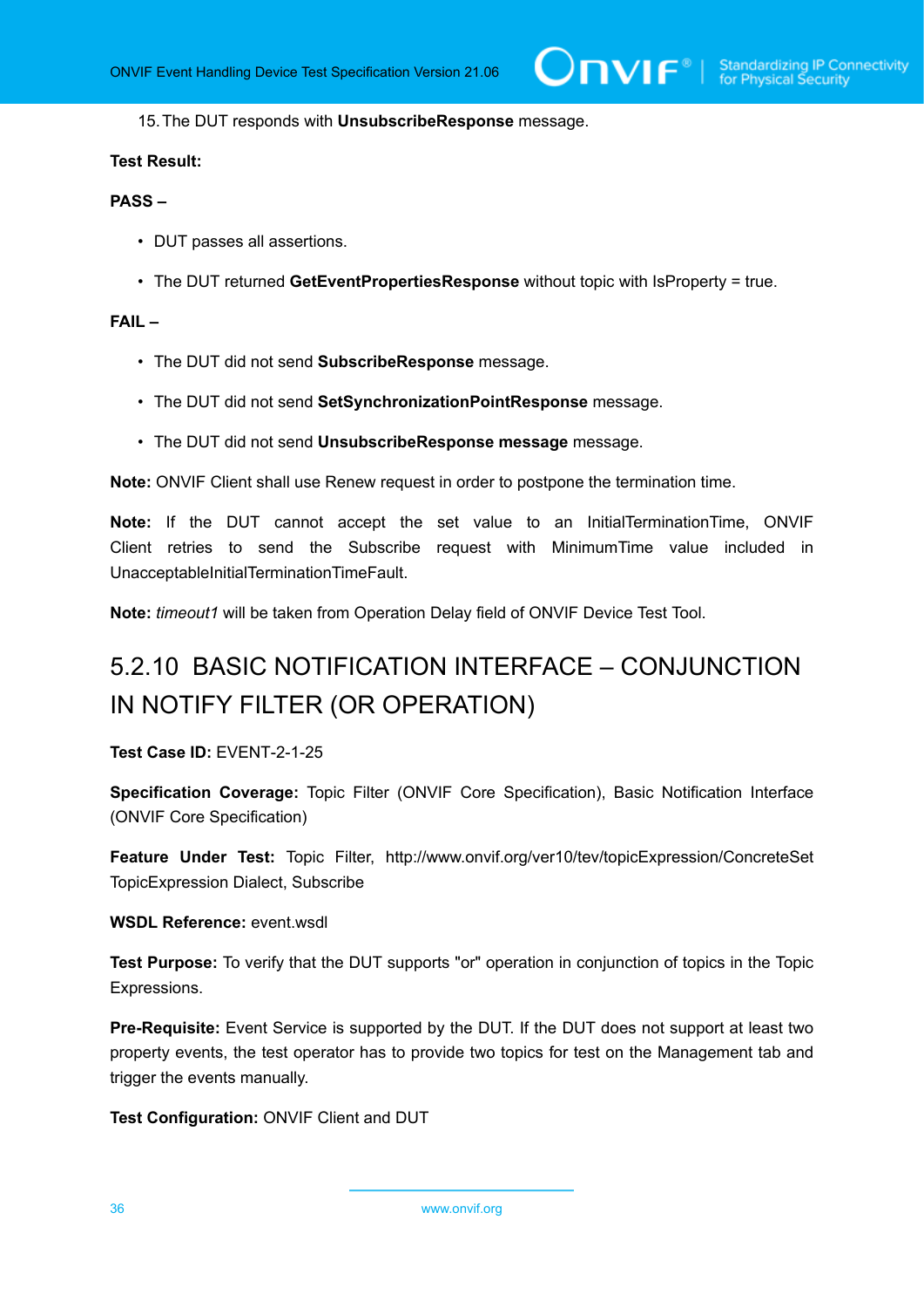15. The DUT responds with **UnsubscribeResponse** message.

**Test Result:**

**PASS –**

- DUT passes all assertions.
- The DUT returned **GetEventPropertiesResponse** without topic with IsProperty = true.

**FAIL –**

- The DUT did not send **SubscribeResponse** message.
- The DUT did not send **SetSynchronizationPointResponse** message.
- The DUT did not send **UnsubscribeResponse message** message.

**Note:** ONVIF Client shall use Renew request in order to postpone the termination time.

**Note:** If the DUT cannot accept the set value to an InitialTerminationTime, ONVIF Client retries to send the Subscribe request with MinimumTime value included in UnacceptableInitialTerminationTimeFault.

**Note:** *timeout1* will be taken from Operation Delay field of ONVIF Device Test Tool.

### 5.2.10 BASIC NOTIFICATION INTERFACE – CONJUNCTION IN NOTIFY FILTER (OR OPERATION)

**Test Case ID:** EVENT-2-1-25

**Specification Coverage:** Topic Filter (ONVIF Core Specification), Basic Notification Interface (ONVIF Core Specification)

**Feature Under Test:** Topic Filter, http://www.onvif.org/ver10/tev/topicExpression/ConcreteSet TopicExpression Dialect, Subscribe

**WSDL Reference:** event.wsdl

**Test Purpose:** To verify that the DUT supports "or" operation in conjunction of topics in the Topic Expressions.

**Pre-Requisite:** Event Service is supported by the DUT. If the DUT does not support at least two property events, the test operator has to provide two topics for test on the Management tab and trigger the events manually.

**Test Configuration:** ONVIF Client and DUT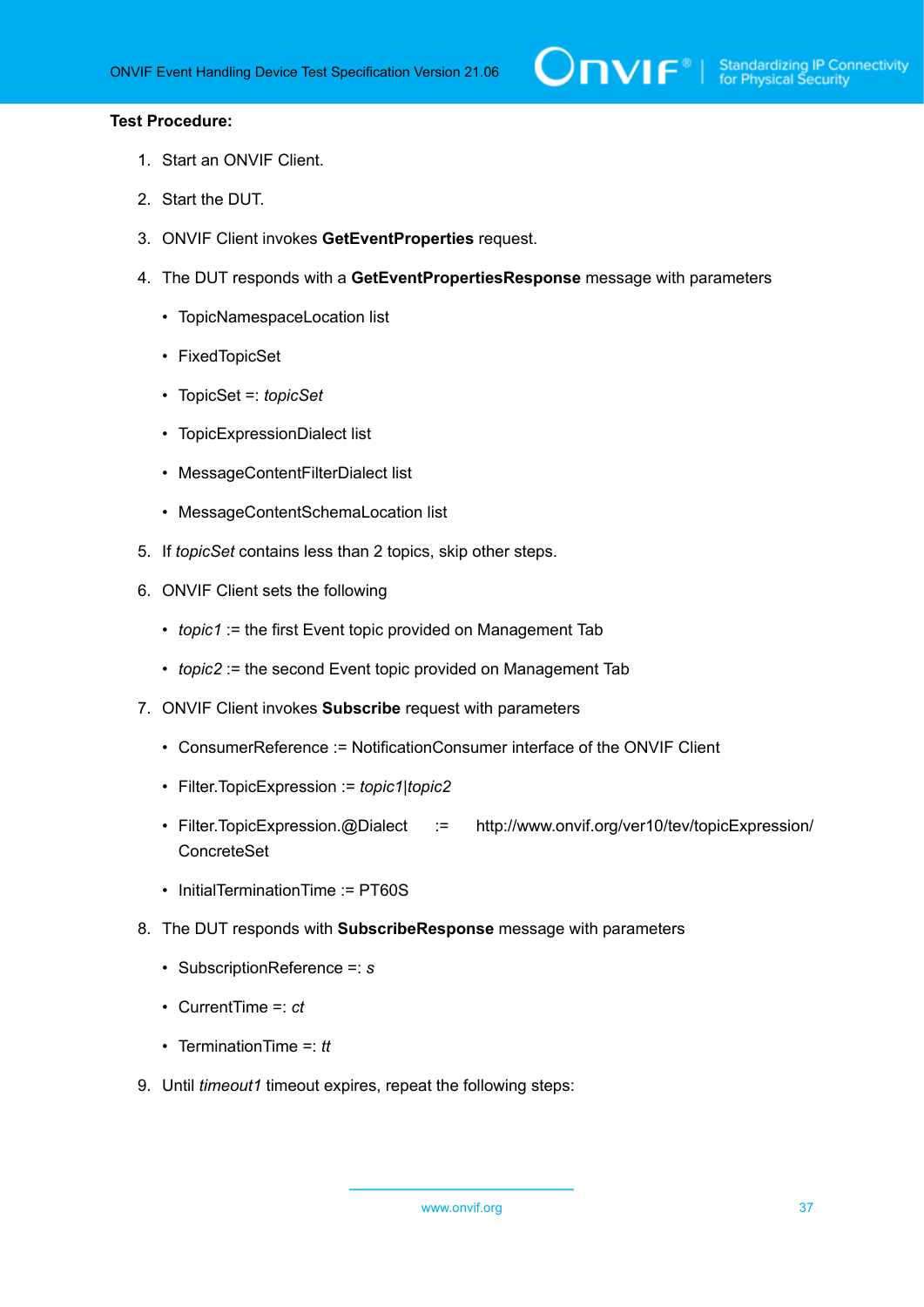**Test Procedure:**

1. Start an ONVIF Client.
2. Start the DUT.
3. ONVIF Client invokes **GetEventProperties** request.
4. The DUT responds with a **GetEventPropertiesResponse** message with parameters
   - TopicNamespaceLocation list
   - FixedTopicSet
   - TopicSet =: *topicSet*
   - TopicExpressionDialect list
   - MessageContentFilterDialect list
   - MessageContentSchemaLocation list
5. If *topicSet* contains less than 2 topics, skip other steps.
6. ONVIF Client sets the following
   - *topic1* := the first Event topic provided on Management Tab
   - *topic2* := the second Event topic provided on Management Tab
7. ONVIF Client invokes **Subscribe** request with parameters
   - ConsumerReference := NotificationConsumer interface of the ONVIF Client
   - Filter.TopicExpression := *topic1*|*topic2*
   - Filter.TopicExpression.@Dialect := http://www.onvif.org/ver10/tev/topicExpression/ConcreteSet
   - InitialTerminationTime := PT60S
8. The DUT responds with **SubscribeResponse** message with parameters
   - SubscriptionReference =: *s*
   - CurrentTime =: *ct*
   - TerminationTime =: *tt*
9. Until *timeout1* timeout expires, repeat the following steps: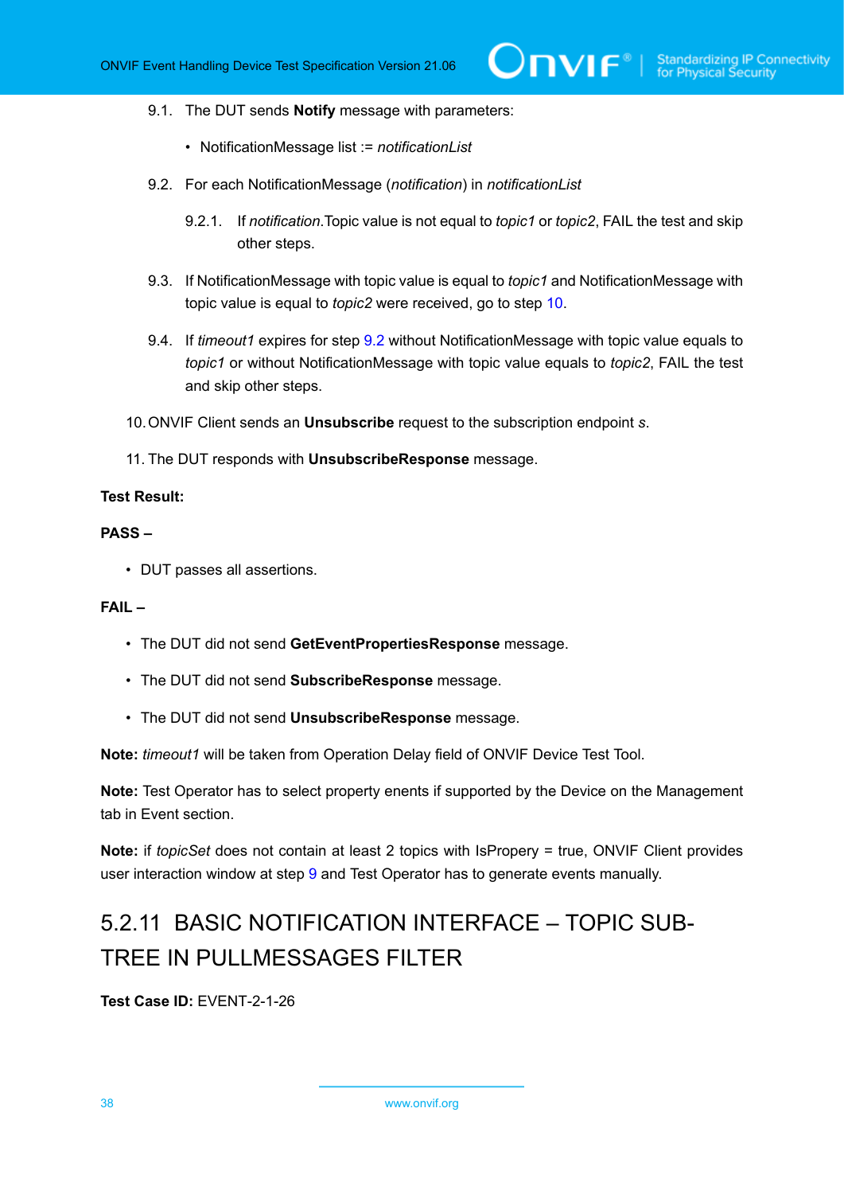9.1. The DUT sends **Notify** message with parameters:

- NotificationMessage list := *notificationList*

9.2. For each NotificationMessage (*notification*) in *notificationList*

9.2.1. If *notification*.Topic value is not equal to *topic1* or *topic2*, FAIL the test and skip other steps.

9.3. If NotificationMessage with topic value is equal to *topic1* and NotificationMessage with topic value is equal to *topic2* were received, go to step 10.

9.4. If *timeout1* expires for step 9.2 without NotificationMessage with topic value equals to *topic1* or without NotificationMessage with topic value equals to *topic2*, FAIL the test and skip other steps.

10. ONVIF Client sends an **Unsubscribe** request to the subscription endpoint *s*.

11. The DUT responds with **UnsubscribeResponse** message.

**Test Result:**

**PASS –**

- DUT passes all assertions.

**FAIL –**

- The DUT did not send **GetEventPropertiesResponse** message.
- The DUT did not send **SubscribeResponse** message.
- The DUT did not send **UnsubscribeResponse** message.

**Note:** *timeout1* will be taken from Operation Delay field of ONVIF Device Test Tool.

**Note:** Test Operator has to select property enents if supported by the Device on the Management tab in Event section.

**Note:** if *topicSet* does not contain at least 2 topics with IsPropery = true, ONVIF Client provides user interaction window at step 9 and Test Operator has to generate events manually.

### 5.2.11 BASIC NOTIFICATION INTERFACE – TOPIC SUB-TREE IN PULLMESSAGES FILTER

**Test Case ID:** EVENT-2-1-26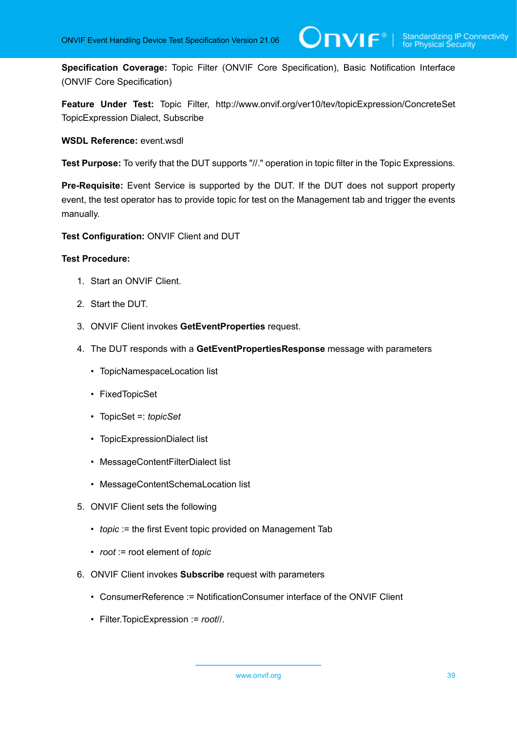**Specification Coverage:** Topic Filter (ONVIF Core Specification), Basic Notification Interface (ONVIF Core Specification)

**Feature Under Test:** Topic Filter, http://www.onvif.org/ver10/tev/topicExpression/ConcreteSet TopicExpression Dialect, Subscribe

**WSDL Reference:** event.wsdl

**Test Purpose:** To verify that the DUT supports "//." operation in topic filter in the Topic Expressions.

**Pre-Requisite:** Event Service is supported by the DUT. If the DUT does not support property event, the test operator has to provide topic for test on the Management tab and trigger the events manually.

**Test Configuration:** ONVIF Client and DUT

**Test Procedure:**

1. Start an ONVIF Client.
2. Start the DUT.
3. ONVIF Client invokes **GetEventProperties** request.
4. The DUT responds with a **GetEventPropertiesResponse** message with parameters
   - TopicNamespaceLocation list
   - FixedTopicSet
   - TopicSet =: *topicSet*
   - TopicExpressionDialect list
   - MessageContentFilterDialect list
   - MessageContentSchemaLocation list
5. ONVIF Client sets the following
   - *topic* := the first Event topic provided on Management Tab
   - *root* := root element of *topic*
6. ONVIF Client invokes **Subscribe** request with parameters
   - ConsumerReference := NotificationConsumer interface of the ONVIF Client
   - Filter.TopicExpression := *root*//.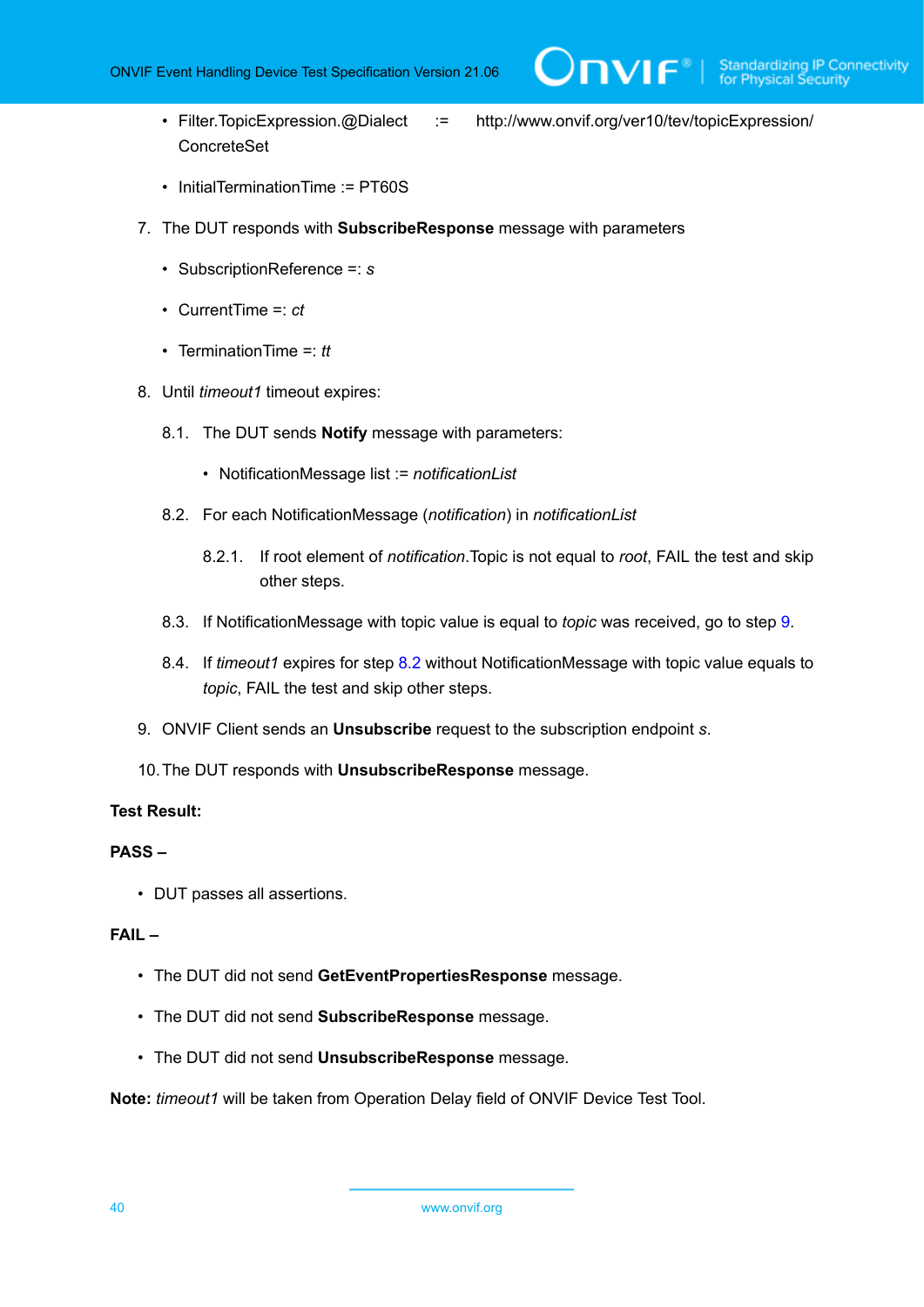- Filter.TopicExpression.@Dialect := http://www.onvif.org/ver10/tev/topicExpression/ConcreteSet
- InitialTerminationTime := PT60S

7. The DUT responds with **SubscribeResponse** message with parameters
   - SubscriptionReference =: *s*
   - CurrentTime =: *ct*
   - TerminationTime =: *tt*

8. Until *timeout1* timeout expires:

   8.1. The DUT sends **Notify** message with parameters:

   - NotificationMessage list := *notificationList*

   8.2. For each NotificationMessage (*notification*) in *notificationList*

   8.2.1. If root element of *notification*.Topic is not equal to *root*, FAIL the test and skip other steps.

   8.3. If NotificationMessage with topic value is equal to *topic* was received, go to step 9.

   8.4. If *timeout1* expires for step 8.2 without NotificationMessage with topic value equals to *topic*, FAIL the test and skip other steps.

9. ONVIF Client sends an **Unsubscribe** request to the subscription endpoint *s*.

10. The DUT responds with **UnsubscribeResponse** message.

**Test Result:**

**PASS –**

- DUT passes all assertions.

**FAIL –**

- The DUT did not send **GetEventPropertiesResponse** message.
- The DUT did not send **SubscribeResponse** message.
- The DUT did not send **UnsubscribeResponse** message.

**Note:** *timeout1* will be taken from Operation Delay field of ONVIF Device Test Tool.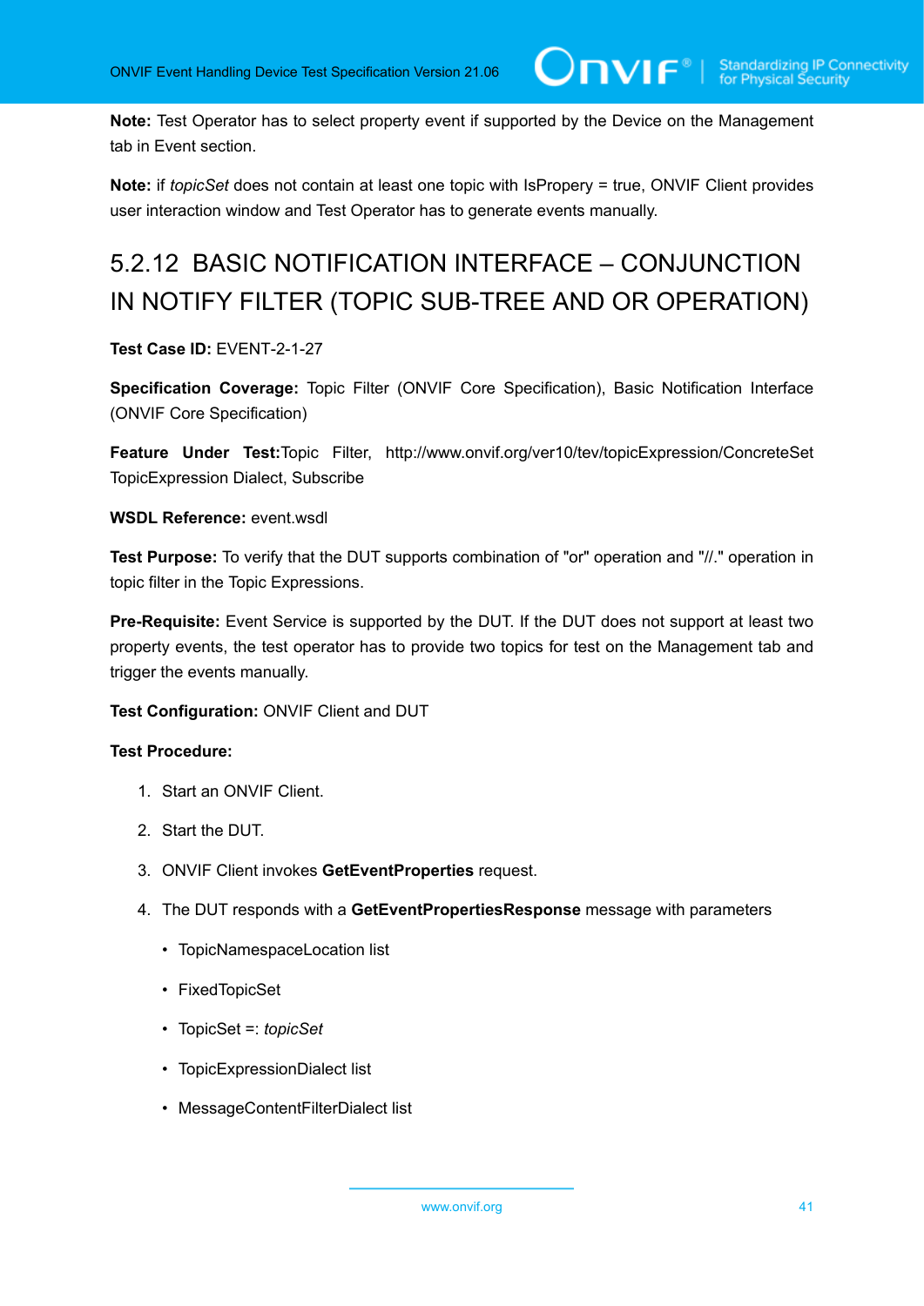**Note:** Test Operator has to select property event if supported by the Device on the Management tab in Event section.

**Note:** if *topicSet* does not contain at least one topic with IsPropery = true, ONVIF Client provides user interaction window and Test Operator has to generate events manually.

### 5.2.12 BASIC NOTIFICATION INTERFACE – CONJUNCTION IN NOTIFY FILTER (TOPIC SUB-TREE AND OR OPERATION)

**Test Case ID:** EVENT-2-1-27

**Specification Coverage:** Topic Filter (ONVIF Core Specification), Basic Notification Interface (ONVIF Core Specification)

**Feature Under Test:** Topic Filter, http://www.onvif.org/ver10/tev/topicExpression/ConcreteSet TopicExpression Dialect, Subscribe

**WSDL Reference:** event.wsdl

**Test Purpose:** To verify that the DUT supports combination of "or" operation and "//." operation in topic filter in the Topic Expressions.

**Pre-Requisite:** Event Service is supported by the DUT. If the DUT does not support at least two property events, the test operator has to provide two topics for test on the Management tab and trigger the events manually.

**Test Configuration:** ONVIF Client and DUT

**Test Procedure:**

1. Start an ONVIF Client.
2. Start the DUT.
3. ONVIF Client invokes **GetEventProperties** request.
4. The DUT responds with a **GetEventPropertiesResponse** message with parameters
   - TopicNamespaceLocation list
   - FixedTopicSet
   - TopicSet =: *topicSet*
   - TopicExpressionDialect list
   - MessageContentFilterDialect list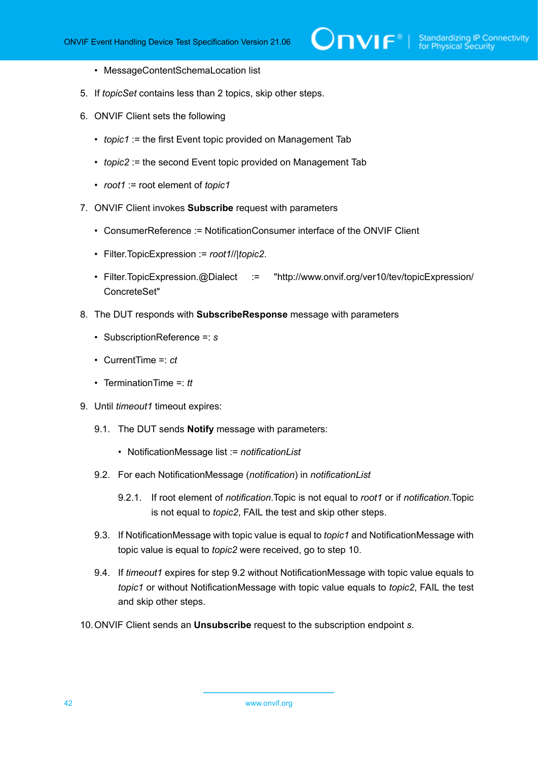- MessageContentSchemaLocation list

5. If *topicSet* contains less than 2 topics, skip other steps.

6. ONVIF Client sets the following

   - *topic1* := the first Event topic provided on Management Tab

   - *topic2* := the second Event topic provided on Management Tab

   - *root1* := root element of *topic1*

7. ONVIF Client invokes **Subscribe** request with parameters

   - ConsumerReference := NotificationConsumer interface of the ONVIF Client

   - Filter.TopicExpression := *root1*//|*topic2*.

   - Filter.TopicExpression.@Dialect := "http://www.onvif.org/ver10/tev/topicExpression/ConcreteSet"

8. The DUT responds with **SubscribeResponse** message with parameters

   - SubscriptionReference =: *s*

   - CurrentTime =: *ct*

   - TerminationTime =: *tt*

9. Until *timeout1* timeout expires:

   9.1. The DUT sends **Notify** message with parameters:

   - NotificationMessage list := *notificationList*

   9.2. For each NotificationMessage (*notification*) in *notificationList*

   9.2.1. If root element of *notification*.Topic is not equal to *root1* or if *notification*.Topic is not equal to *topic2*, FAIL the test and skip other steps.

   9.3. If NotificationMessage with topic value is equal to *topic1* and NotificationMessage with topic value is equal to *topic2* were received, go to step 10.

   9.4. If *timeout1* expires for step 9.2 without NotificationMessage with topic value equals to *topic1* or without NotificationMessage with topic value equals to *topic2*, FAIL the test and skip other steps.

10. ONVIF Client sends an **Unsubscribe** request to the subscription endpoint *s*.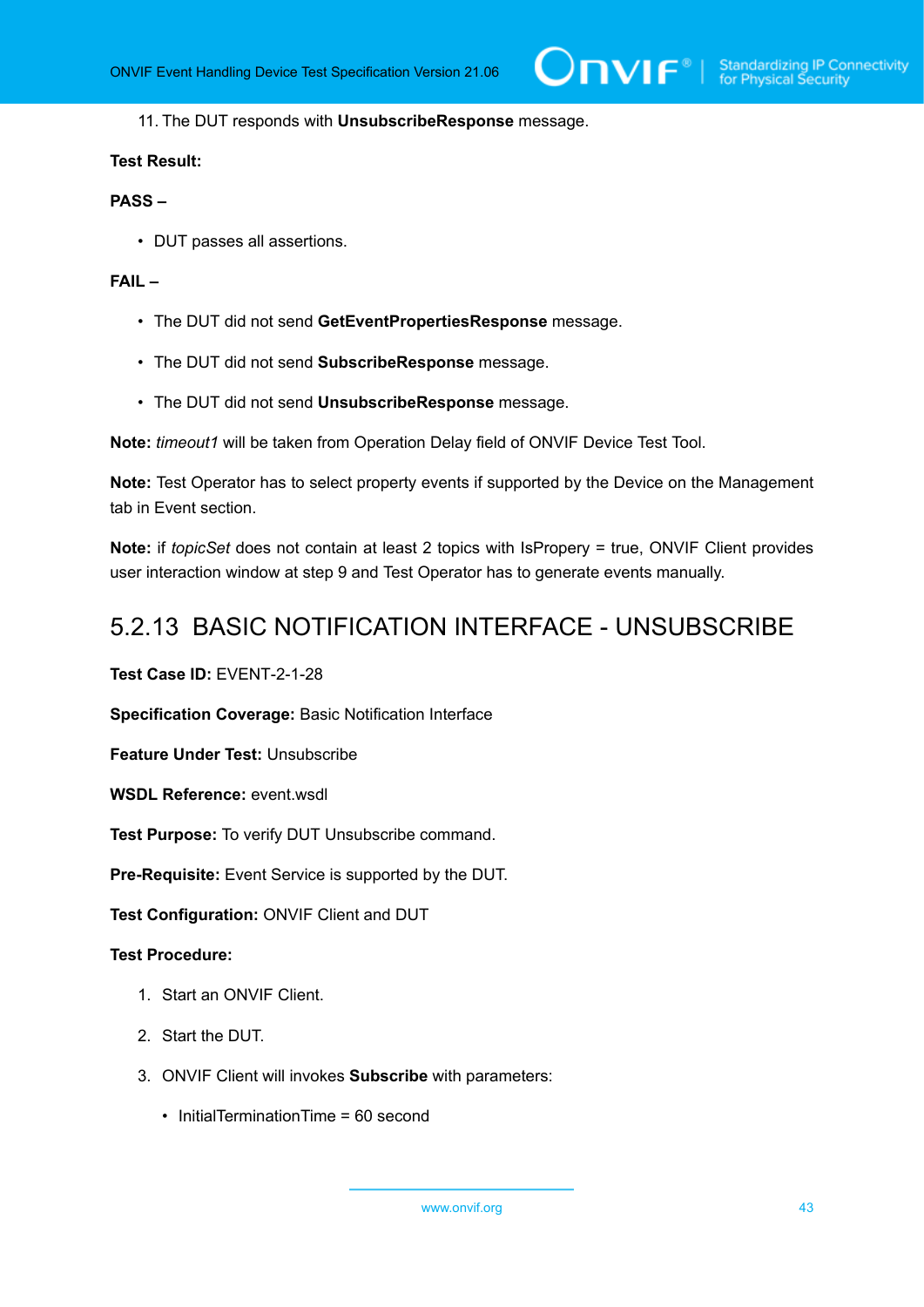11. The DUT responds with **UnsubscribeResponse** message.

**Test Result:**

**PASS –**

- DUT passes all assertions.

**FAIL –**

- The DUT did not send **GetEventPropertiesResponse** message.
- The DUT did not send **SubscribeResponse** message.
- The DUT did not send **UnsubscribeResponse** message.

**Note:** *timeout1* will be taken from Operation Delay field of ONVIF Device Test Tool.

**Note:** Test Operator has to select property events if supported by the Device on the Management tab in Event section.

**Note:** if *topicSet* does not contain at least 2 topics with IsPropery = true, ONVIF Client provides user interaction window at step 9 and Test Operator has to generate events manually.

### 5.2.13 BASIC NOTIFICATION INTERFACE - UNSUBSCRIBE

**Test Case ID:** EVENT-2-1-28

**Specification Coverage:** Basic Notification Interface

**Feature Under Test:** Unsubscribe

**WSDL Reference:** event.wsdl

**Test Purpose:** To verify DUT Unsubscribe command.

**Pre-Requisite:** Event Service is supported by the DUT.

**Test Configuration:** ONVIF Client and DUT

**Test Procedure:**

1. Start an ONVIF Client.
2. Start the DUT.
3. ONVIF Client will invokes **Subscribe** with parameters:
   - InitialTerminationTime = 60 second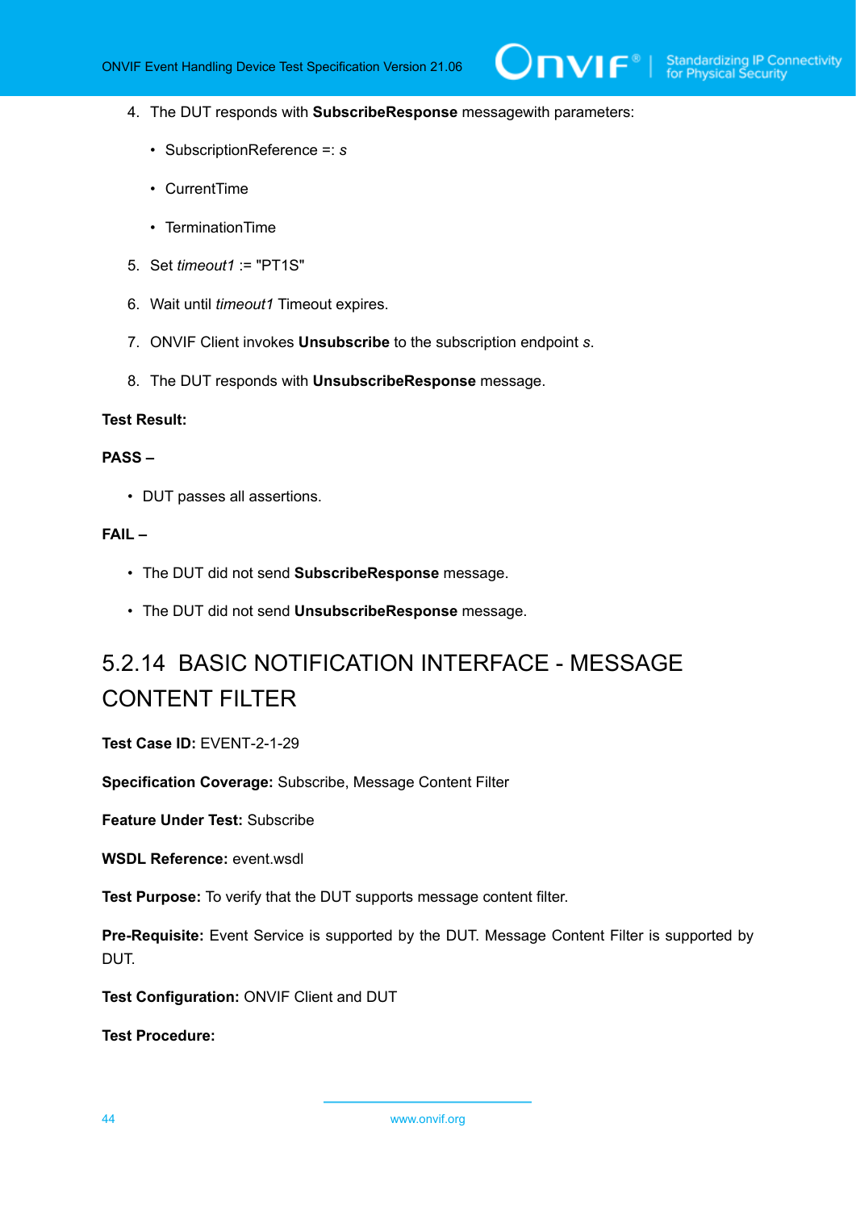4. The DUT responds with **SubscribeResponse** messagewith parameters:

    - SubscriptionReference =: *s*

    - CurrentTime

    - TerminationTime

5. Set *timeout1* := "PT1S"

6. Wait until *timeout1* Timeout expires.

7. ONVIF Client invokes **Unsubscribe** to the subscription endpoint *s*.

8. The DUT responds with **UnsubscribeResponse** message.

**Test Result:**

**PASS –**

- DUT passes all assertions.

**FAIL –**

- The DUT did not send **SubscribeResponse** message.

- The DUT did not send **UnsubscribeResponse** message.

## 5.2.14 BASIC NOTIFICATION INTERFACE - MESSAGE CONTENT FILTER

**Test Case ID:** EVENT-2-1-29

**Specification Coverage:** Subscribe, Message Content Filter

**Feature Under Test:** Subscribe

**WSDL Reference:** event.wsdl

**Test Purpose:** To verify that the DUT supports message content filter.

**Pre-Requisite:** Event Service is supported by the DUT. Message Content Filter is supported by DUT.

**Test Configuration:** ONVIF Client and DUT

**Test Procedure:**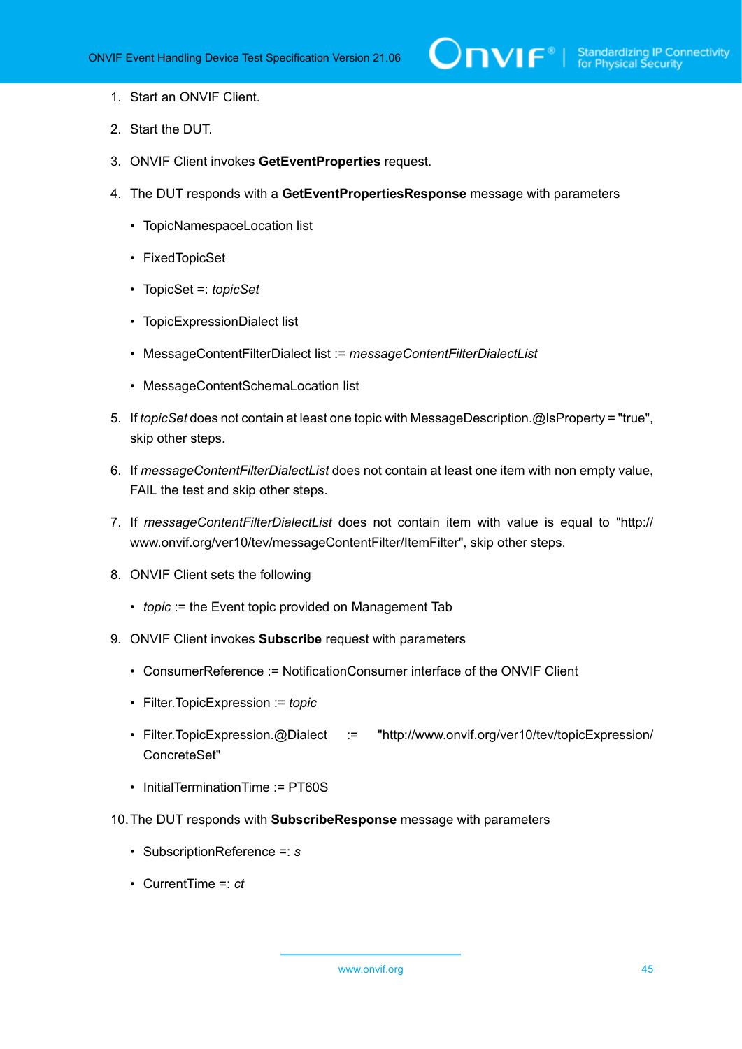1. Start an ONVIF Client.

2. Start the DUT.

3. ONVIF Client invokes **GetEventProperties** request.

4. The DUT responds with a **GetEventPropertiesResponse** message with parameters

   - TopicNamespaceLocation list
   - FixedTopicSet
   - TopicSet =: *topicSet*
   - TopicExpressionDialect list
   - MessageContentFilterDialect list := *messageContentFilterDialectList*
   - MessageContentSchemaLocation list

5. If *topicSet* does not contain at least one topic with MessageDescription.@IsProperty = "true", skip other steps.

6. If *messageContentFilterDialectList* does not contain at least one item with non empty value, FAIL the test and skip other steps.

7. If *messageContentFilterDialectList* does not contain item with value is equal to "http://www.onvif.org/ver10/tev/messageContentFilter/ItemFilter", skip other steps.

8. ONVIF Client sets the following

   - *topic* := the Event topic provided on Management Tab

9. ONVIF Client invokes **Subscribe** request with parameters

   - ConsumerReference := NotificationConsumer interface of the ONVIF Client
   - Filter.TopicExpression := *topic*
   - Filter.TopicExpression.@Dialect := "http://www.onvif.org/ver10/tev/topicExpression/ConcreteSet"
   - InitialTerminationTime := PT60S

10. The DUT responds with **SubscribeResponse** message with parameters

    - SubscriptionReference =: *s*
    - CurrentTime =: *ct*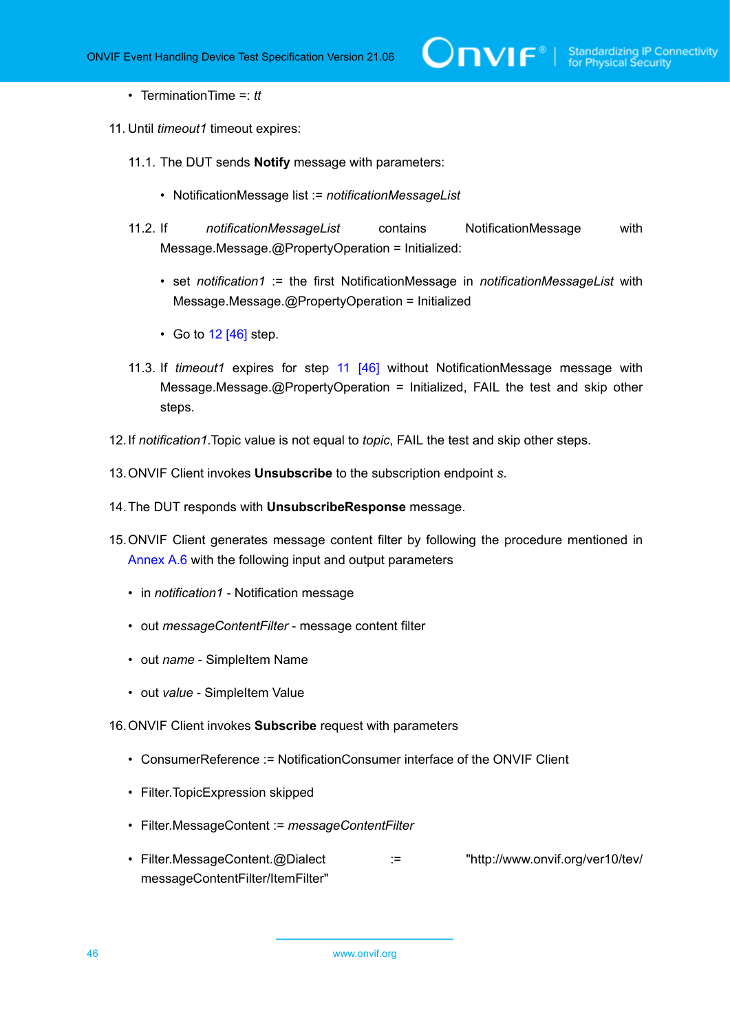- TerminationTime =: *tt*

11. Until *timeout1* timeout expires:

    11.1. The DUT sends **Notify** message with parameters:

    - NotificationMessage list := *notificationMessageList*

    11.2. If *notificationMessageList* contains NotificationMessage with Message.Message.@PropertyOperation = Initialized:

    - set *notification1* := the first NotificationMessage in *notificationMessageList* with Message.Message.@PropertyOperation = Initialized
    - Go to 12 [46] step.

    11.3. If *timeout1* expires for step 11 [46] without NotificationMessage message with Message.Message.@PropertyOperation = Initialized, FAIL the test and skip other steps.

12. If *notification1*.Topic value is not equal to *topic*, FAIL the test and skip other steps.

13. ONVIF Client invokes **Unsubscribe** to the subscription endpoint *s*.

14. The DUT responds with **UnsubscribeResponse** message.

15. ONVIF Client generates message content filter by following the procedure mentioned in Annex A.6 with the following input and output parameters

    - in *notification1* - Notification message
    - out *messageContentFilter* - message content filter
    - out *name* - SimpleItem Name
    - out *value* - SimpleItem Value

16. ONVIF Client invokes **Subscribe** request with parameters

    - ConsumerReference := NotificationConsumer interface of the ONVIF Client
    - Filter.TopicExpression skipped
    - Filter.MessageContent := *messageContentFilter*
    - Filter.MessageContent.@Dialect := "http://www.onvif.org/ver10/tev/messageContentFilter/ItemFilter"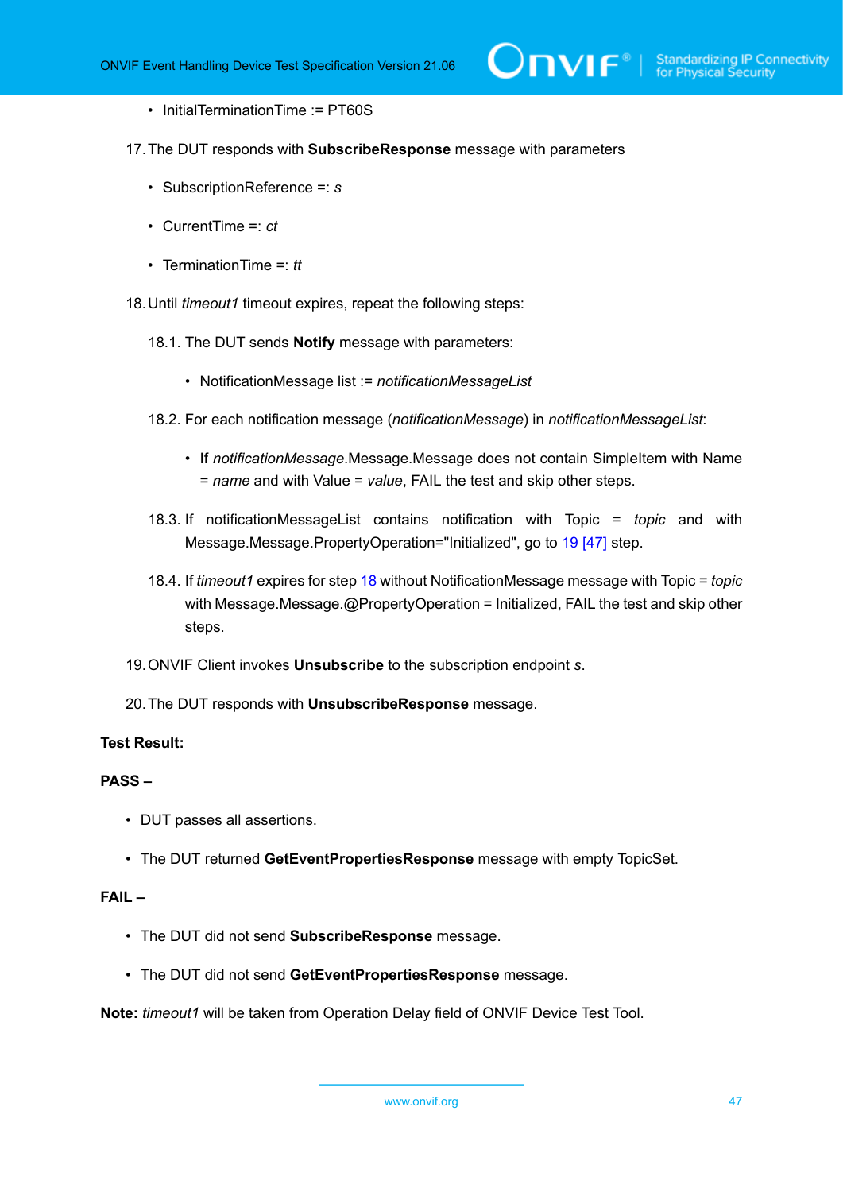- InitialTerminationTime := PT60S

17. The DUT responds with **SubscribeResponse** message with parameters

    - SubscriptionReference =: *s*
    - CurrentTime =: *ct*
    - TerminationTime =: *tt*

18. Until *timeout1* timeout expires, repeat the following steps:

    18.1. The DUT sends **Notify** message with parameters:

    - NotificationMessage list := *notificationMessageList*

    18.2. For each notification message (*notificationMessage*) in *notificationMessageList*:

    - If *notificationMessage*.Message.Message does not contain SimpleItem with Name = *name* and with Value = *value*, FAIL the test and skip other steps.

    18.3. If notificationMessageList contains notification with Topic = *topic* and with Message.Message.PropertyOperation="Initialized", go to 19 [47] step.

    18.4. If *timeout1* expires for step 18 without NotificationMessage message with Topic = *topic* with Message.Message.@PropertyOperation = Initialized, FAIL the test and skip other steps.

19. ONVIF Client invokes **Unsubscribe** to the subscription endpoint *s*.

20. The DUT responds with **UnsubscribeResponse** message.

**Test Result:**

**PASS –**

- DUT passes all assertions.
- The DUT returned **GetEventPropertiesResponse** message with empty TopicSet.

**FAIL –**

- The DUT did not send **SubscribeResponse** message.
- The DUT did not send **GetEventPropertiesResponse** message.

**Note:** *timeout1* will be taken from Operation Delay field of ONVIF Device Test Tool.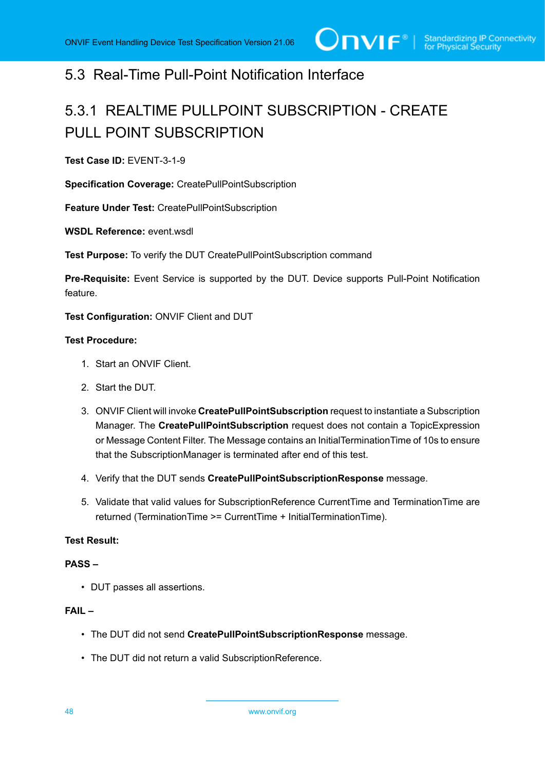## 5.3 Real-Time Pull-Point Notification Interface

### 5.3.1 REALTIME PULLPOINT SUBSCRIPTION - CREATE PULL POINT SUBSCRIPTION

**Test Case ID:** EVENT-3-1-9

**Specification Coverage:** CreatePullPointSubscription

**Feature Under Test:** CreatePullPointSubscription

**WSDL Reference:** event.wsdl

**Test Purpose:** To verify the DUT CreatePullPointSubscription command

**Pre-Requisite:** Event Service is supported by the DUT. Device supports Pull-Point Notification feature.

**Test Configuration:** ONVIF Client and DUT

**Test Procedure:**

1. Start an ONVIF Client.
2. Start the DUT.
3. ONVIF Client will invoke **CreatePullPointSubscription** request to instantiate a Subscription Manager. The **CreatePullPointSubscription** request does not contain a TopicExpression or Message Content Filter. The Message contains an InitialTerminationTime of 10s to ensure that the SubscriptionManager is terminated after end of this test.
4. Verify that the DUT sends **CreatePullPointSubscriptionResponse** message.
5. Validate that valid values for SubscriptionReference CurrentTime and TerminationTime are returned (TerminationTime >= CurrentTime + InitialTerminationTime).

**Test Result:**

**PASS –**

- DUT passes all assertions.

**FAIL –**

- The DUT did not send **CreatePullPointSubscriptionResponse** message.
- The DUT did not return a valid SubscriptionReference.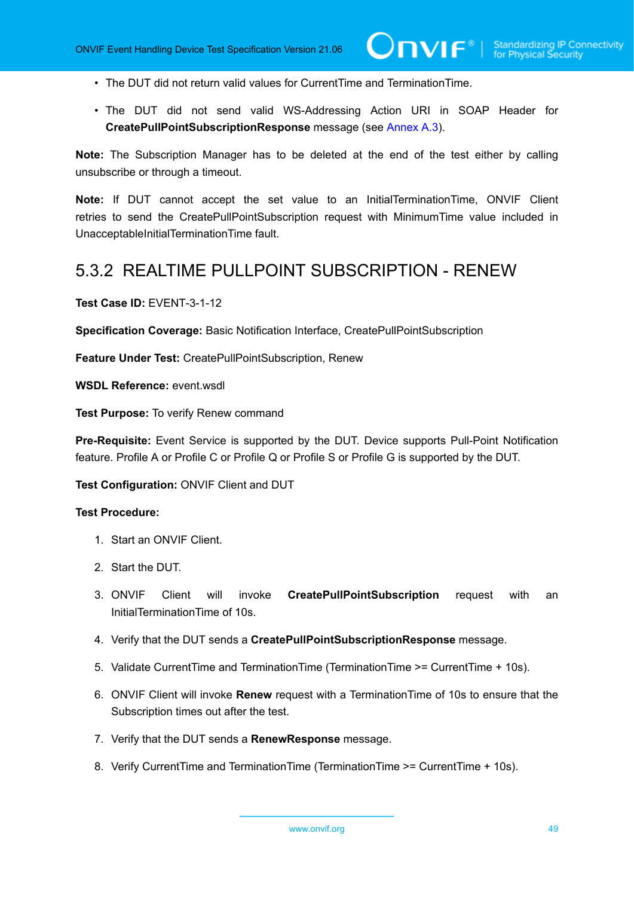- The DUT did not return valid values for CurrentTime and TerminationTime.
- The DUT did not send valid WS-Addressing Action URI in SOAP Header for **CreatePullPointSubscriptionResponse** message (see Annex A.3).

**Note:** The Subscription Manager has to be deleted at the end of the test either by calling unsubscribe or through a timeout.

**Note:** If DUT cannot accept the set value to an InitialTerminationTime, ONVIF Client retries to send the CreatePullPointSubscription request with MinimumTime value included in UnacceptableInitialTerminationTime fault.

## 5.3.2 REALTIME PULLPOINT SUBSCRIPTION - RENEW

**Test Case ID:** EVENT-3-1-12

**Specification Coverage:** Basic Notification Interface, CreatePullPointSubscription

**Feature Under Test:** CreatePullPointSubscription, Renew

**WSDL Reference:** event.wsdl

**Test Purpose:** To verify Renew command

**Pre-Requisite:** Event Service is supported by the DUT. Device supports Pull-Point Notification feature. Profile A or Profile C or Profile Q or Profile S or Profile G is supported by the DUT.

**Test Configuration:** ONVIF Client and DUT

**Test Procedure:**

1. Start an ONVIF Client.
2. Start the DUT.
3. ONVIF Client will invoke **CreatePullPointSubscription** request with an InitialTerminationTime of 10s.
4. Verify that the DUT sends a **CreatePullPointSubscriptionResponse** message.
5. Validate CurrentTime and TerminationTime (TerminationTime >= CurrentTime + 10s).
6. ONVIF Client will invoke **Renew** request with a TerminationTime of 10s to ensure that the Subscription times out after the test.
7. Verify that the DUT sends a **RenewResponse** message.
8. Verify CurrentTime and TerminationTime (TerminationTime >= CurrentTime + 10s).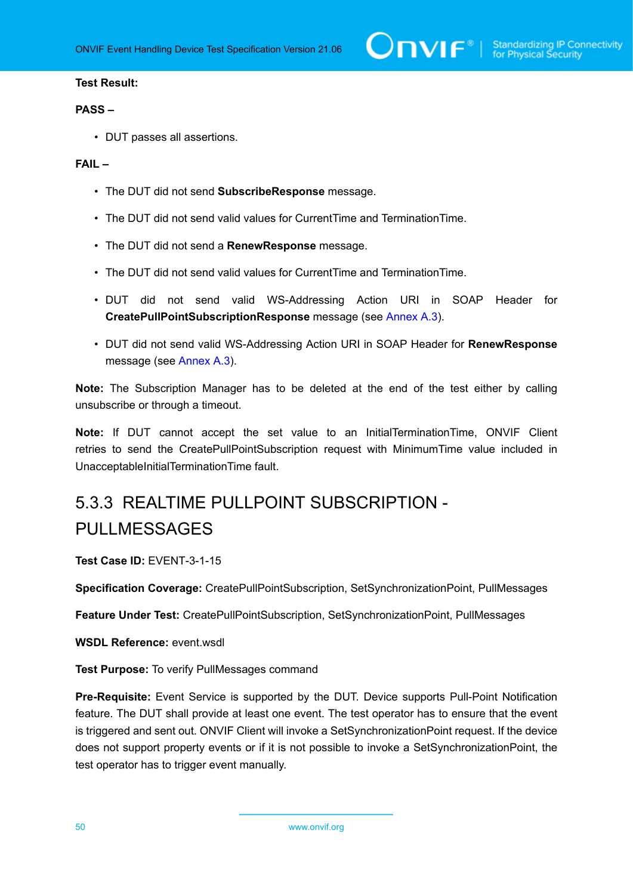**Test Result:**

**PASS –**

- DUT passes all assertions.

**FAIL –**

- The DUT did not send **SubscribeResponse** message.
- The DUT did not send valid values for CurrentTime and TerminationTime.
- The DUT did not send a **RenewResponse** message.
- The DUT did not send valid values for CurrentTime and TerminationTime.
- DUT did not send valid WS-Addressing Action URI in SOAP Header for **CreatePullPointSubscriptionResponse** message (see Annex A.3).
- DUT did not send valid WS-Addressing Action URI in SOAP Header for **RenewResponse** message (see Annex A.3).

**Note:** The Subscription Manager has to be deleted at the end of the test either by calling unsubscribe or through a timeout.

**Note:** If DUT cannot accept the set value to an InitialTerminationTime, ONVIF Client retries to send the CreatePullPointSubscription request with MinimumTime value included in UnacceptableInitialTerminationTime fault.

### 5.3.3 REALTIME PULLPOINT SUBSCRIPTION - PULLMESSAGES

**Test Case ID:** EVENT-3-1-15

**Specification Coverage:** CreatePullPointSubscription, SetSynchronizationPoint, PullMessages

**Feature Under Test:** CreatePullPointSubscription, SetSynchronizationPoint, PullMessages

**WSDL Reference:** event.wsdl

**Test Purpose:** To verify PullMessages command

**Pre-Requisite:** Event Service is supported by the DUT. Device supports Pull-Point Notification feature. The DUT shall provide at least one event. The test operator has to ensure that the event is triggered and sent out. ONVIF Client will invoke a SetSynchronizationPoint request. If the device does not support property events or if it is not possible to invoke a SetSynchronizationPoint, the test operator has to trigger event manually.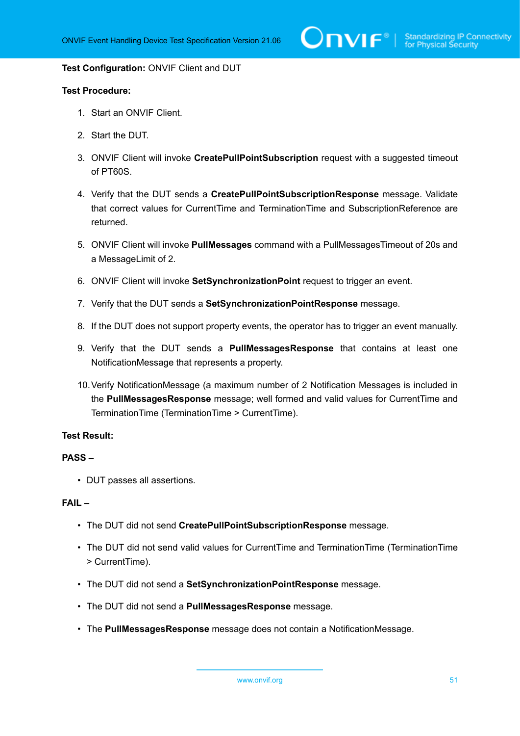**Test Configuration:** ONVIF Client and DUT

**Test Procedure:**

1. Start an ONVIF Client.
2. Start the DUT.
3. ONVIF Client will invoke **CreatePullPointSubscription** request with a suggested timeout of PT60S.
4. Verify that the DUT sends a **CreatePullPointSubscriptionResponse** message. Validate that correct values for CurrentTime and TerminationTime and SubscriptionReference are returned.
5. ONVIF Client will invoke **PullMessages** command with a PullMessagesTimeout of 20s and a MessageLimit of 2.
6. ONVIF Client will invoke **SetSynchronizationPoint** request to trigger an event.
7. Verify that the DUT sends a **SetSynchronizationPointResponse** message.
8. If the DUT does not support property events, the operator has to trigger an event manually.
9. Verify that the DUT sends a **PullMessagesResponse** that contains at least one NotificationMessage that represents a property.
10. Verify NotificationMessage (a maximum number of 2 Notification Messages is included in the **PullMessagesResponse** message; well formed and valid values for CurrentTime and TerminationTime (TerminationTime > CurrentTime).

**Test Result:**

**PASS –**

- DUT passes all assertions.

**FAIL –**

- The DUT did not send **CreatePullPointSubscriptionResponse** message.
- The DUT did not send valid values for CurrentTime and TerminationTime (TerminationTime > CurrentTime).
- The DUT did not send a **SetSynchronizationPointResponse** message.
- The DUT did not send a **PullMessagesResponse** message.
- The **PullMessagesResponse** message does not contain a NotificationMessage.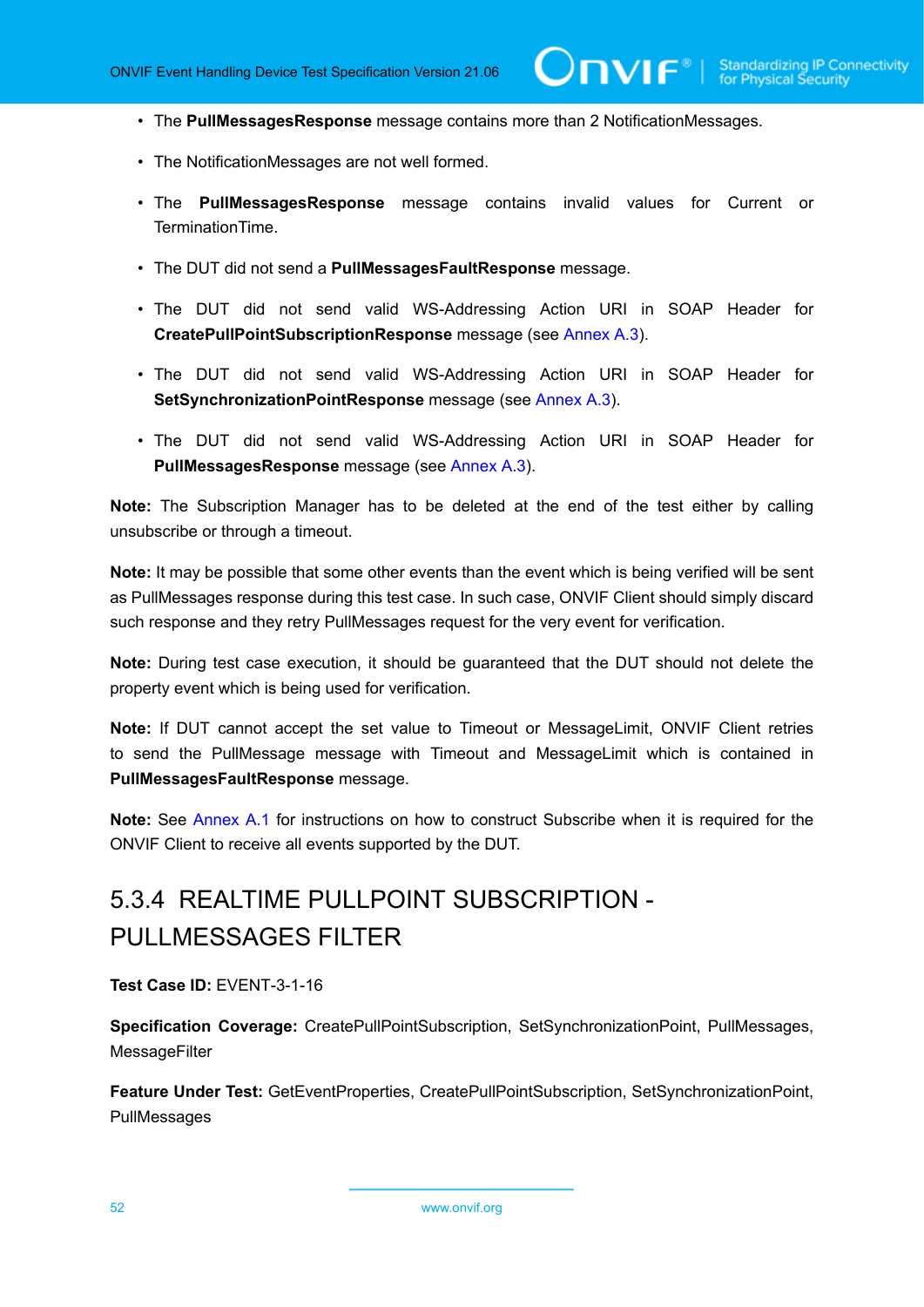- The **PullMessagesResponse** message contains more than 2 NotificationMessages.
- The NotificationMessages are not well formed.
- The **PullMessagesResponse** message contains invalid values for Current or TerminationTime.
- The DUT did not send a **PullMessagesFaultResponse** message.
- The DUT did not send valid WS-Addressing Action URI in SOAP Header for **CreatePullPointSubscriptionResponse** message (see Annex A.3).
- The DUT did not send valid WS-Addressing Action URI in SOAP Header for **SetSynchronizationPointResponse** message (see Annex A.3).
- The DUT did not send valid WS-Addressing Action URI in SOAP Header for **PullMessagesResponse** message (see Annex A.3).

**Note:** The Subscription Manager has to be deleted at the end of the test either by calling unsubscribe or through a timeout.

**Note:** It may be possible that some other events than the event which is being verified will be sent as PullMessages response during this test case. In such case, ONVIF Client should simply discard such response and they retry PullMessages request for the very event for verification.

**Note:** During test case execution, it should be guaranteed that the DUT should not delete the property event which is being used for verification.

**Note:** If DUT cannot accept the set value to Timeout or MessageLimit, ONVIF Client retries to send the PullMessage message with Timeout and MessageLimit which is contained in **PullMessagesFaultResponse** message.

**Note:** See Annex A.1 for instructions on how to construct Subscribe when it is required for the ONVIF Client to receive all events supported by the DUT.

### 5.3.4 REALTIME PULLPOINT SUBSCRIPTION - PULLMESSAGES FILTER

**Test Case ID:** EVENT-3-1-16

**Specification Coverage:** CreatePullPointSubscription, SetSynchronizationPoint, PullMessages, MessageFilter

**Feature Under Test:** GetEventProperties, CreatePullPointSubscription, SetSynchronizationPoint, PullMessages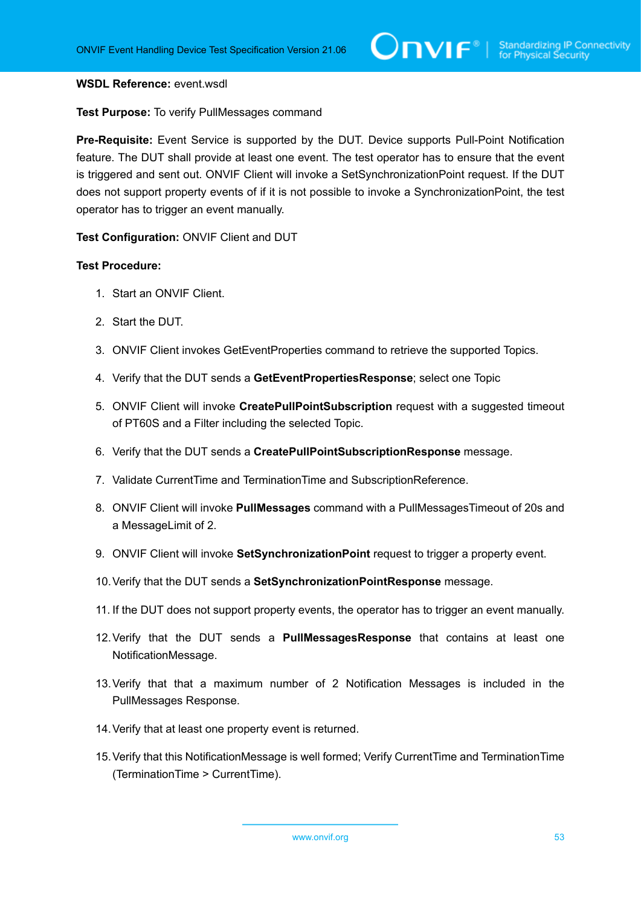**WSDL Reference:** event.wsdl

**Test Purpose:** To verify PullMessages command

**Pre-Requisite:** Event Service is supported by the DUT. Device supports Pull-Point Notification feature. The DUT shall provide at least one event. The test operator has to ensure that the event is triggered and sent out. ONVIF Client will invoke a SetSynchronizationPoint request. If the DUT does not support property events of if it is not possible to invoke a SynchronizationPoint, the test operator has to trigger an event manually.

**Test Configuration:** ONVIF Client and DUT

**Test Procedure:**

1. Start an ONVIF Client.
2. Start the DUT.
3. ONVIF Client invokes GetEventProperties command to retrieve the supported Topics.
4. Verify that the DUT sends a **GetEventPropertiesResponse**; select one Topic
5. ONVIF Client will invoke **CreatePullPointSubscription** request with a suggested timeout of PT60S and a Filter including the selected Topic.
6. Verify that the DUT sends a **CreatePullPointSubscriptionResponse** message.
7. Validate CurrentTime and TerminationTime and SubscriptionReference.
8. ONVIF Client will invoke **PullMessages** command with a PullMessagesTimeout of 20s and a MessageLimit of 2.
9. ONVIF Client will invoke **SetSynchronizationPoint** request to trigger a property event.
10. Verify that the DUT sends a **SetSynchronizationPointResponse** message.
11. If the DUT does not support property events, the operator has to trigger an event manually.
12. Verify that the DUT sends a **PullMessagesResponse** that contains at least one NotificationMessage.
13. Verify that that a maximum number of 2 Notification Messages is included in the PullMessages Response.
14. Verify that at least one property event is returned.
15. Verify that this NotificationMessage is well formed; Verify CurrentTime and TerminationTime (TerminationTime > CurrentTime).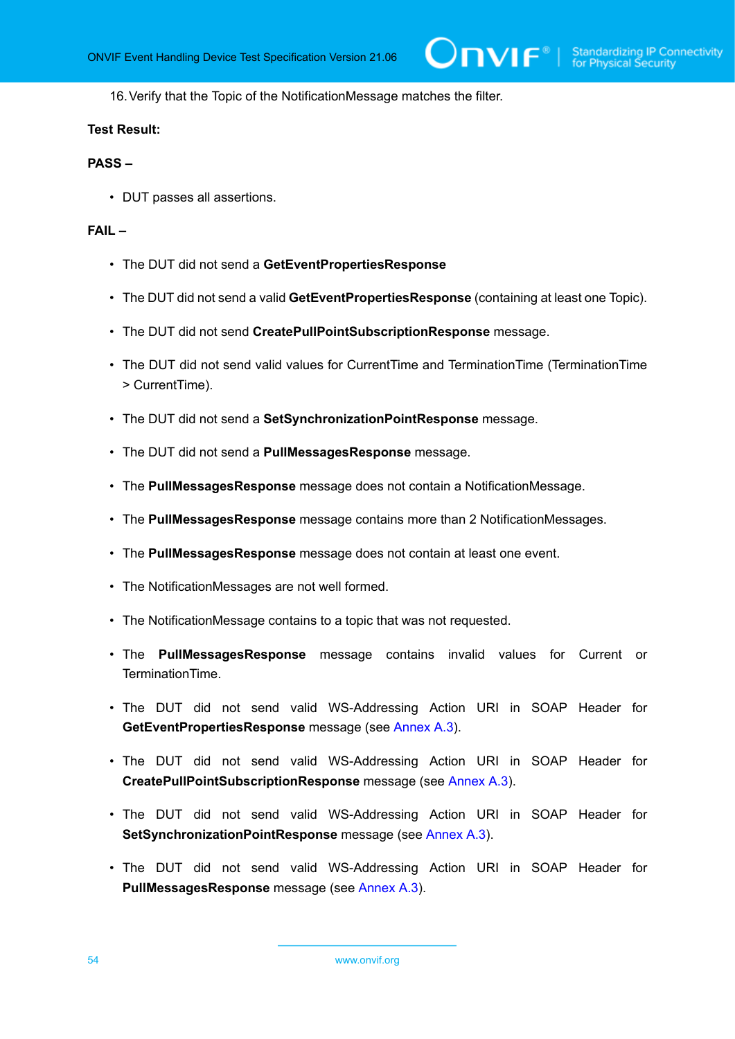16. Verify that the Topic of the NotificationMessage matches the filter.

**Test Result:**

**PASS –**

- DUT passes all assertions.

**FAIL –**

- The DUT did not send a **GetEventPropertiesResponse**
- The DUT did not send a valid **GetEventPropertiesResponse** (containing at least one Topic).
- The DUT did not send **CreatePullPointSubscriptionResponse** message.
- The DUT did not send valid values for CurrentTime and TerminationTime (TerminationTime > CurrentTime).
- The DUT did not send a **SetSynchronizationPointResponse** message.
- The DUT did not send a **PullMessagesResponse** message.
- The **PullMessagesResponse** message does not contain a NotificationMessage.
- The **PullMessagesResponse** message contains more than 2 NotificationMessages.
- The **PullMessagesResponse** message does not contain at least one event.
- The NotificationMessages are not well formed.
- The NotificationMessage contains to a topic that was not requested.
- The **PullMessagesResponse** message contains invalid values for Current or TerminationTime.
- The DUT did not send valid WS-Addressing Action URI in SOAP Header for **GetEventPropertiesResponse** message (see Annex A.3).
- The DUT did not send valid WS-Addressing Action URI in SOAP Header for **CreatePullPointSubscriptionResponse** message (see Annex A.3).
- The DUT did not send valid WS-Addressing Action URI in SOAP Header for **SetSynchronizationPointResponse** message (see Annex A.3).
- The DUT did not send valid WS-Addressing Action URI in SOAP Header for **PullMessagesResponse** message (see Annex A.3).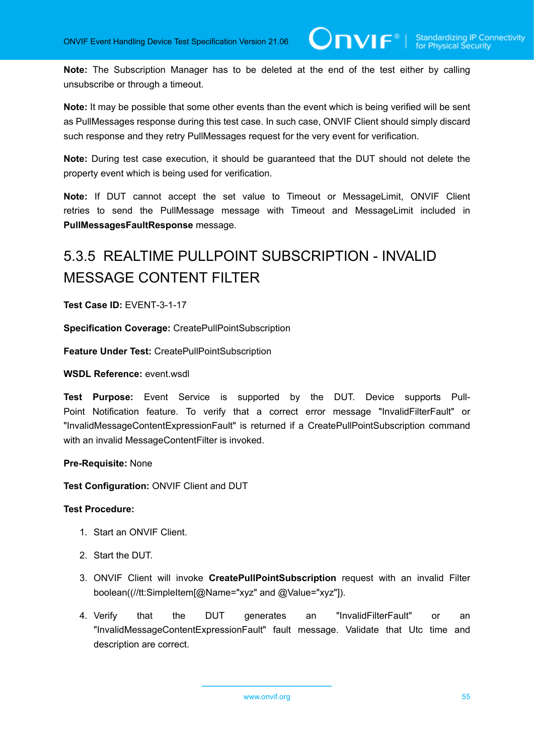**Note:** The Subscription Manager has to be deleted at the end of the test either by calling unsubscribe or through a timeout.

**Note:** It may be possible that some other events than the event which is being verified will be sent as PullMessages response during this test case. In such case, ONVIF Client should simply discard such response and they retry PullMessages request for the very event for verification.

**Note:** During test case execution, it should be guaranteed that the DUT should not delete the property event which is being used for verification.

**Note:** If DUT cannot accept the set value to Timeout or MessageLimit, ONVIF Client retries to send the PullMessage message with Timeout and MessageLimit included in **PullMessagesFaultResponse** message.

## 5.3.5 REALTIME PULLPOINT SUBSCRIPTION - INVALID MESSAGE CONTENT FILTER

**Test Case ID:** EVENT-3-1-17

**Specification Coverage:** CreatePullPointSubscription

**Feature Under Test:** CreatePullPointSubscription

**WSDL Reference:** event.wsdl

**Test Purpose:** Event Service is supported by the DUT. Device supports Pull-Point Notification feature. To verify that a correct error message "InvalidFilterFault" or "InvalidMessageContentExpressionFault" is returned if a CreatePullPointSubscription command with an invalid MessageContentFilter is invoked.

**Pre-Requisite:** None

**Test Configuration:** ONVIF Client and DUT

**Test Procedure:**

1. Start an ONVIF Client.
2. Start the DUT.
3. ONVIF Client will invoke **CreatePullPointSubscription** request with an invalid Filter boolean((//tt:SimpleItem[@Name="xyz" and @Value="xyz"]).
4. Verify that the DUT generates an "InvalidFilterFault" or an "InvalidMessageContentExpressionFault" fault message. Validate that Utc time and description are correct.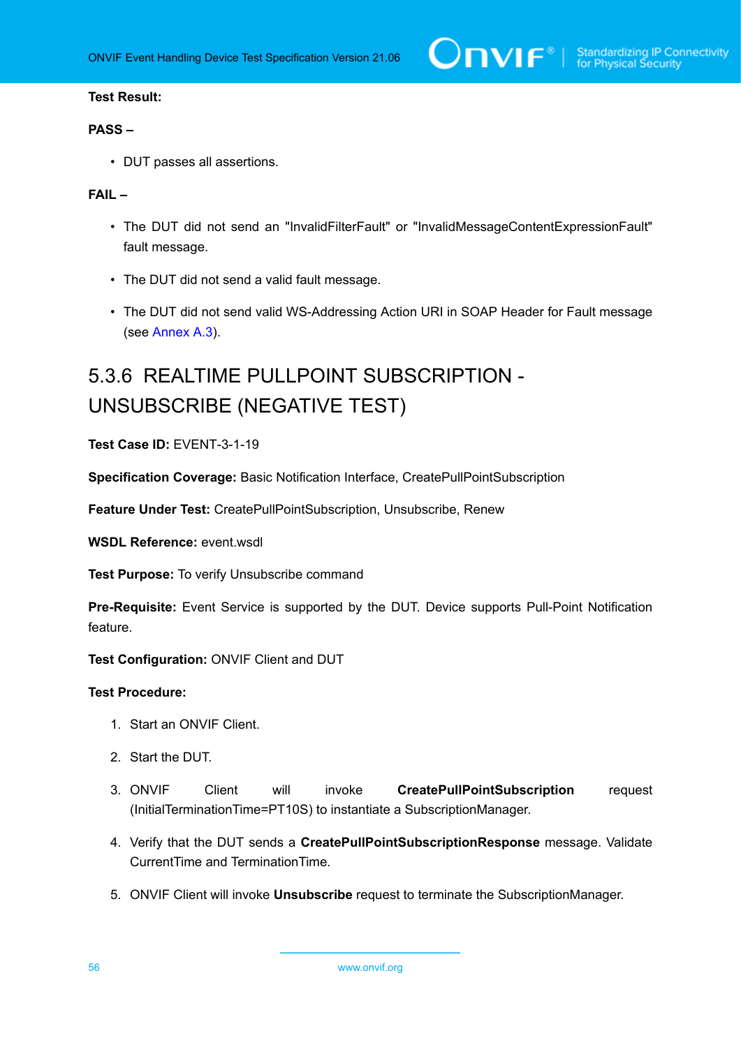**Test Result:**

**PASS –**

- DUT passes all assertions.

**FAIL –**

- The DUT did not send an "InvalidFilterFault" or "InvalidMessageContentExpressionFault" fault message.
- The DUT did not send a valid fault message.
- The DUT did not send valid WS-Addressing Action URI in SOAP Header for Fault message (see Annex A.3).

### 5.3.6 REALTIME PULLPOINT SUBSCRIPTION - UNSUBSCRIBE (NEGATIVE TEST)

**Test Case ID:** EVENT-3-1-19

**Specification Coverage:** Basic Notification Interface, CreatePullPointSubscription

**Feature Under Test:** CreatePullPointSubscription, Unsubscribe, Renew

**WSDL Reference:** event.wsdl

**Test Purpose:** To verify Unsubscribe command

**Pre-Requisite:** Event Service is supported by the DUT. Device supports Pull-Point Notification feature.

**Test Configuration:** ONVIF Client and DUT

**Test Procedure:**

1. Start an ONVIF Client.
2. Start the DUT.
3. ONVIF Client will invoke **CreatePullPointSubscription** request (InitialTerminationTime=PT10S) to instantiate a SubscriptionManager.
4. Verify that the DUT sends a **CreatePullPointSubscriptionResponse** message. Validate CurrentTime and TerminationTime.
5. ONVIF Client will invoke **Unsubscribe** request to terminate the SubscriptionManager.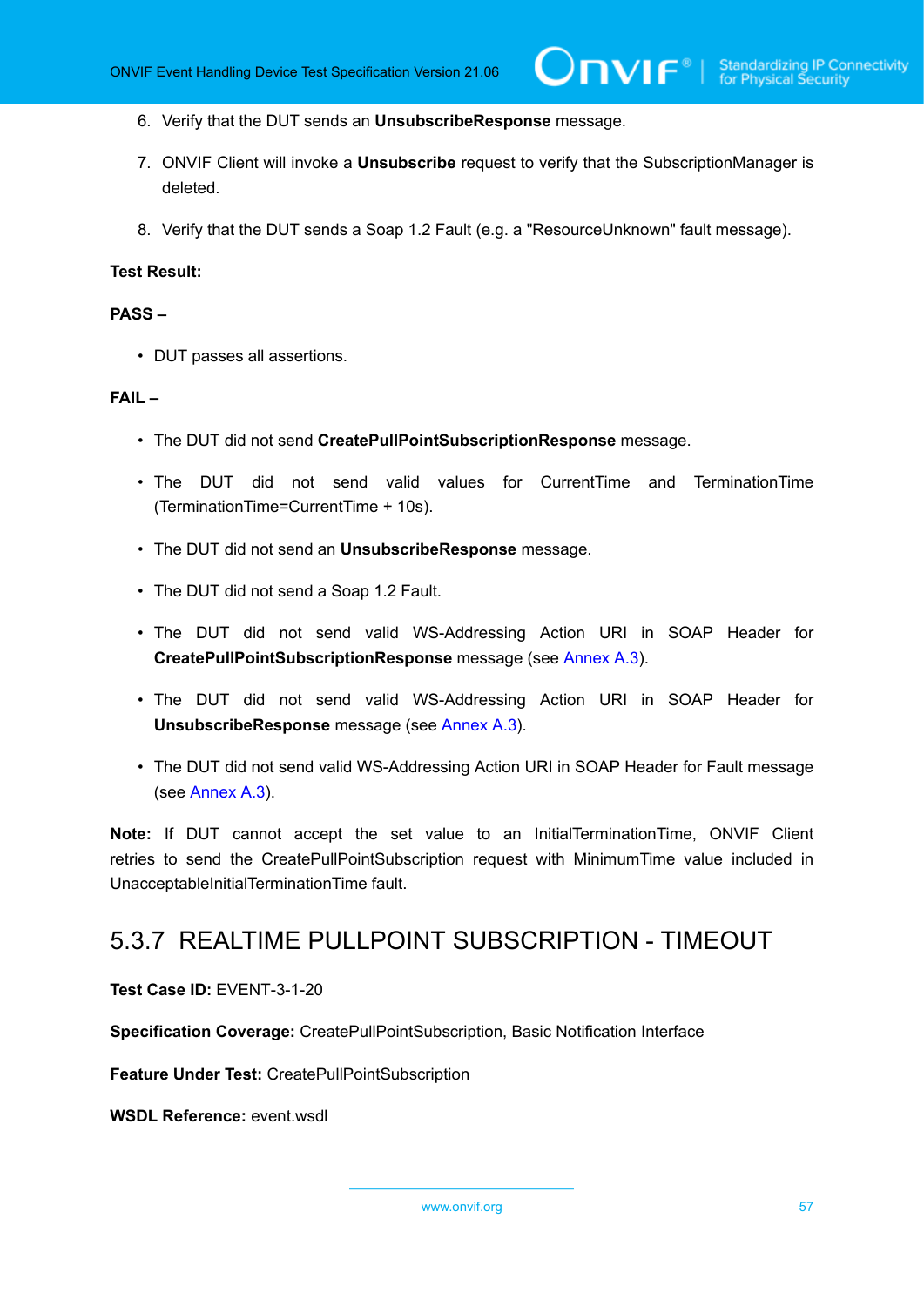6. Verify that the DUT sends an **UnsubscribeResponse** message.

7. ONVIF Client will invoke a **Unsubscribe** request to verify that the SubscriptionManager is deleted.

8. Verify that the DUT sends a Soap 1.2 Fault (e.g. a "ResourceUnknown" fault message).

**Test Result:**

**PASS –**

- DUT passes all assertions.

**FAIL –**

- The DUT did not send **CreatePullPointSubscriptionResponse** message.
- The DUT did not send valid values for CurrentTime and TerminationTime (TerminationTime=CurrentTime + 10s).
- The DUT did not send an **UnsubscribeResponse** message.
- The DUT did not send a Soap 1.2 Fault.
- The DUT did not send valid WS-Addressing Action URI in SOAP Header for **CreatePullPointSubscriptionResponse** message (see Annex A.3).
- The DUT did not send valid WS-Addressing Action URI in SOAP Header for **UnsubscribeResponse** message (see Annex A.3).
- The DUT did not send valid WS-Addressing Action URI in SOAP Header for Fault message (see Annex A.3).

**Note:** If DUT cannot accept the set value to an InitialTerminationTime, ONVIF Client retries to send the CreatePullPointSubscription request with MinimumTime value included in UnacceptableInitialTerminationTime fault.

### 5.3.7 REALTIME PULLPOINT SUBSCRIPTION - TIMEOUT

**Test Case ID:** EVENT-3-1-20

**Specification Coverage:** CreatePullPointSubscription, Basic Notification Interface

**Feature Under Test:** CreatePullPointSubscription

**WSDL Reference:** event.wsdl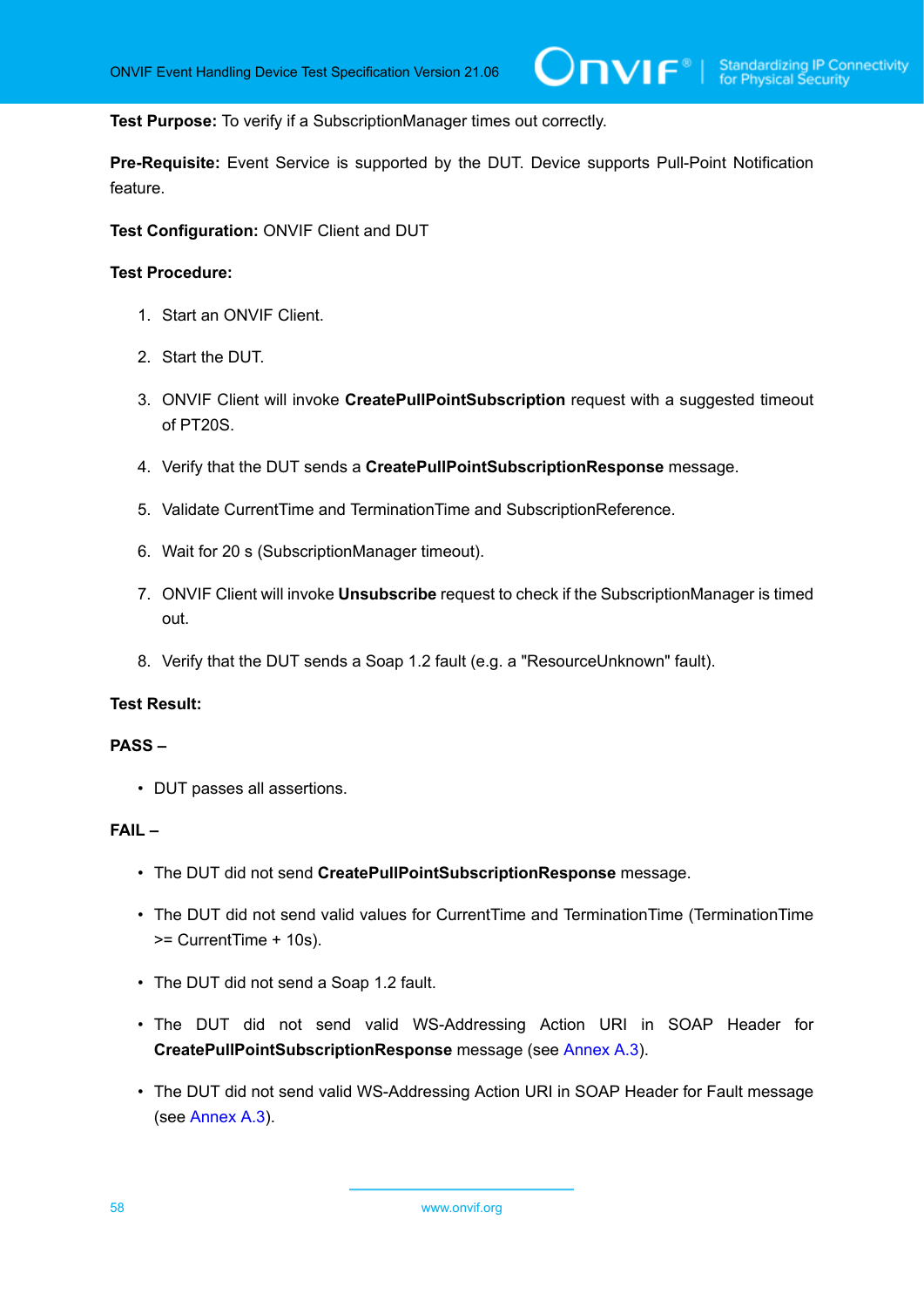**Test Purpose:** To verify if a SubscriptionManager times out correctly.

**Pre-Requisite:** Event Service is supported by the DUT. Device supports Pull-Point Notification feature.

**Test Configuration:** ONVIF Client and DUT

**Test Procedure:**

1. Start an ONVIF Client.
2. Start the DUT.
3. ONVIF Client will invoke **CreatePullPointSubscription** request with a suggested timeout of PT20S.
4. Verify that the DUT sends a **CreatePullPointSubscriptionResponse** message.
5. Validate CurrentTime and TerminationTime and SubscriptionReference.
6. Wait for 20 s (SubscriptionManager timeout).
7. ONVIF Client will invoke **Unsubscribe** request to check if the SubscriptionManager is timed out.
8. Verify that the DUT sends a Soap 1.2 fault (e.g. a "ResourceUnknown" fault).

**Test Result:**

**PASS –**

- DUT passes all assertions.

**FAIL –**

- The DUT did not send **CreatePullPointSubscriptionResponse** message.
- The DUT did not send valid values for CurrentTime and TerminationTime (TerminationTime >= CurrentTime + 10s).
- The DUT did not send a Soap 1.2 fault.
- The DUT did not send valid WS-Addressing Action URI in SOAP Header for **CreatePullPointSubscriptionResponse** message (see Annex A.3).
- The DUT did not send valid WS-Addressing Action URI in SOAP Header for Fault message (see Annex A.3).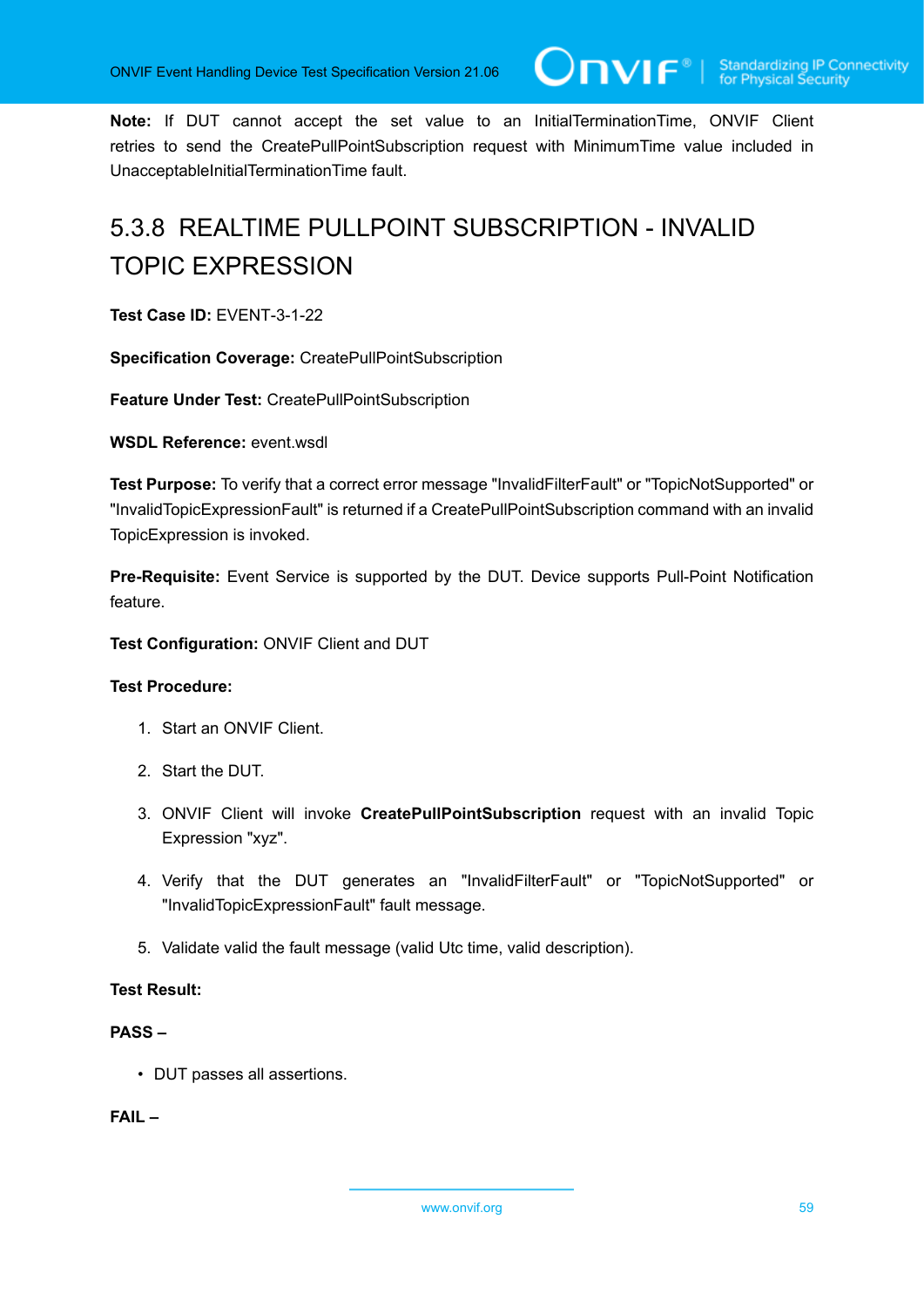**Note:** If DUT cannot accept the set value to an InitialTerminationTime, ONVIF Client retries to send the CreatePullPointSubscription request with MinimumTime value included in UnacceptableInitialTerminationTime fault.

### 5.3.8 REALTIME PULLPOINT SUBSCRIPTION - INVALID TOPIC EXPRESSION

**Test Case ID:** EVENT-3-1-22

**Specification Coverage:** CreatePullPointSubscription

**Feature Under Test:** CreatePullPointSubscription

**WSDL Reference:** event.wsdl

**Test Purpose:** To verify that a correct error message "InvalidFilterFault" or "TopicNotSupported" or "InvalidTopicExpressionFault" is returned if a CreatePullPointSubscription command with an invalid TopicExpression is invoked.

**Pre-Requisite:** Event Service is supported by the DUT. Device supports Pull-Point Notification feature.

**Test Configuration:** ONVIF Client and DUT

**Test Procedure:**

1. Start an ONVIF Client.
2. Start the DUT.
3. ONVIF Client will invoke **CreatePullPointSubscription** request with an invalid Topic Expression "xyz".
4. Verify that the DUT generates an "InvalidFilterFault" or "TopicNotSupported" or "InvalidTopicExpressionFault" fault message.
5. Validate valid the fault message (valid Utc time, valid description).

**Test Result:**

**PASS –**

- DUT passes all assertions.

**FAIL –**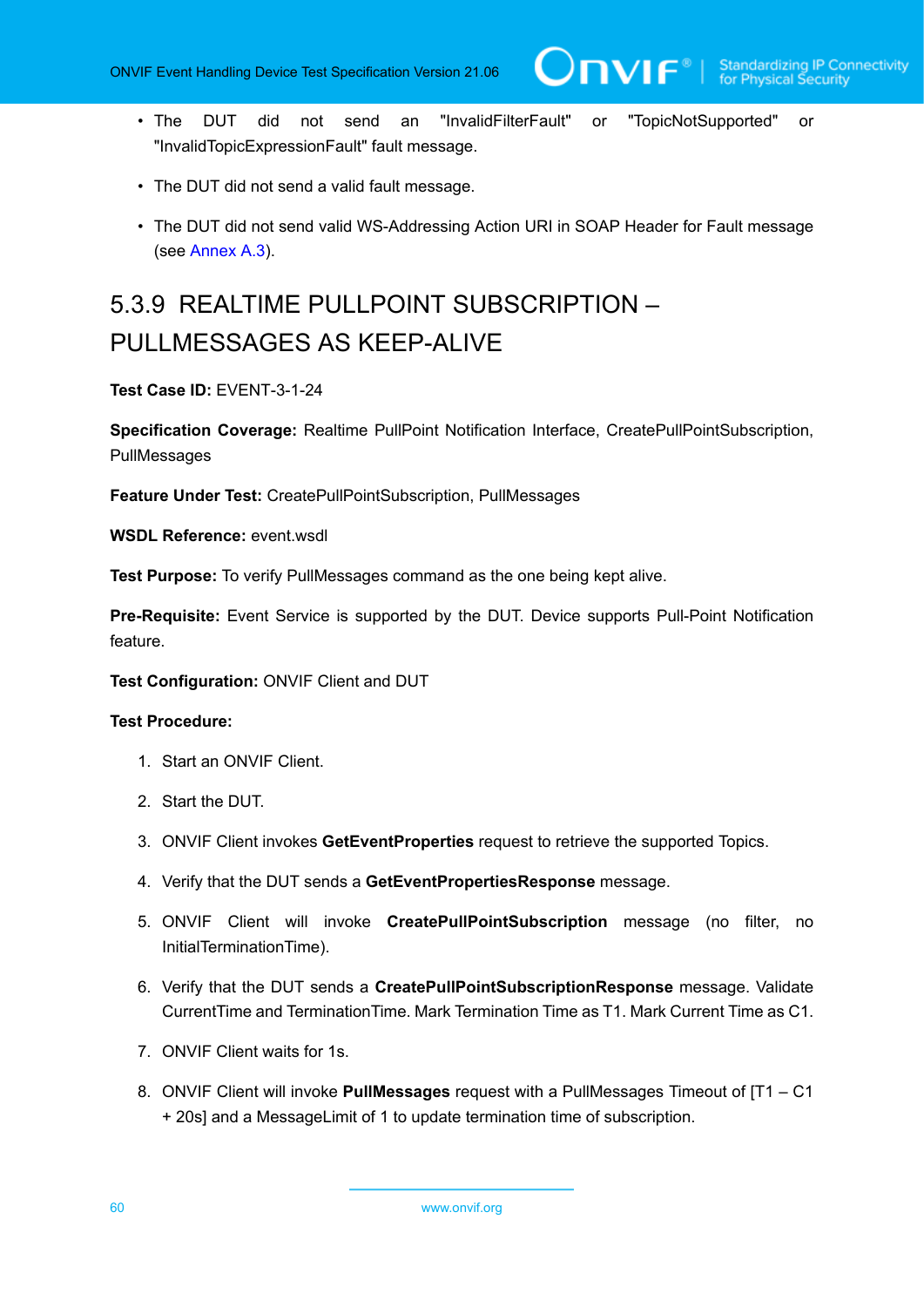- The DUT did not send an "InvalidFilterFault" or "TopicNotSupported" or "InvalidTopicExpressionFault" fault message.
- The DUT did not send a valid fault message.
- The DUT did not send valid WS-Addressing Action URI in SOAP Header for Fault message (see Annex A.3).

### 5.3.9 REALTIME PULLPOINT SUBSCRIPTION – PULLMESSAGES AS KEEP-ALIVE

**Test Case ID:** EVENT-3-1-24

**Specification Coverage:** Realtime PullPoint Notification Interface, CreatePullPointSubscription, PullMessages

**Feature Under Test:** CreatePullPointSubscription, PullMessages

**WSDL Reference:** event.wsdl

**Test Purpose:** To verify PullMessages command as the one being kept alive.

**Pre-Requisite:** Event Service is supported by the DUT. Device supports Pull-Point Notification feature.

**Test Configuration:** ONVIF Client and DUT

**Test Procedure:**

1. Start an ONVIF Client.
2. Start the DUT.
3. ONVIF Client invokes **GetEventProperties** request to retrieve the supported Topics.
4. Verify that the DUT sends a **GetEventPropertiesResponse** message.
5. ONVIF Client will invoke **CreatePullPointSubscription** message (no filter, no InitialTerminationTime).
6. Verify that the DUT sends a **CreatePullPointSubscriptionResponse** message. Validate CurrentTime and TerminationTime. Mark Termination Time as T1. Mark Current Time as C1.
7. ONVIF Client waits for 1s.
8. ONVIF Client will invoke **PullMessages** request with a PullMessages Timeout of [T1 – C1 + 20s] and a MessageLimit of 1 to update termination time of subscription.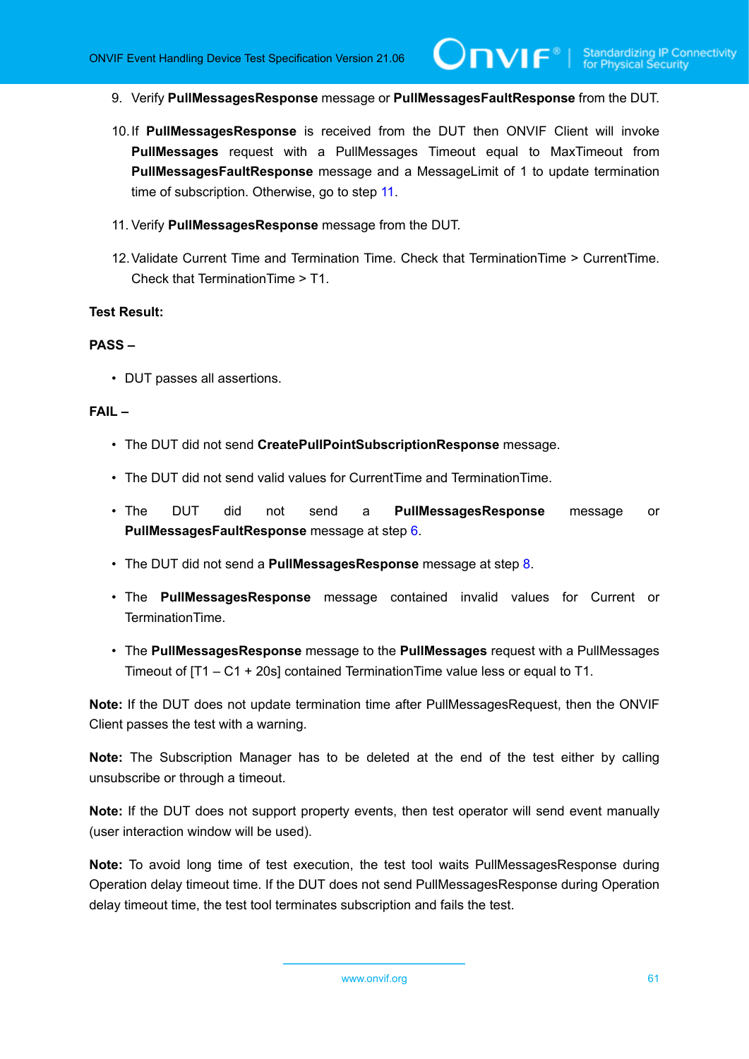9. Verify **PullMessagesResponse** message or **PullMessagesFaultResponse** from the DUT.

10. If **PullMessagesResponse** is received from the DUT then ONVIF Client will invoke **PullMessages** request with a PullMessages Timeout equal to MaxTimeout from **PullMessagesFaultResponse** message and a MessageLimit of 1 to update termination time of subscription. Otherwise, go to step 11.

11. Verify **PullMessagesResponse** message from the DUT.

12. Validate Current Time and Termination Time. Check that TerminationTime > CurrentTime. Check that TerminationTime > T1.

**Test Result:**

**PASS –**

- DUT passes all assertions.

**FAIL –**

- The DUT did not send **CreatePullPointSubscriptionResponse** message.
- The DUT did not send valid values for CurrentTime and TerminationTime.
- The DUT did not send a **PullMessagesResponse** message or **PullMessagesFaultResponse** message at step 6.
- The DUT did not send a **PullMessagesResponse** message at step 8.
- The **PullMessagesResponse** message contained invalid values for Current or TerminationTime.
- The **PullMessagesResponse** message to the **PullMessages** request with a PullMessages Timeout of [T1 – C1 + 20s] contained TerminationTime value less or equal to T1.

**Note:** If the DUT does not update termination time after PullMessagesRequest, then the ONVIF Client passes the test with a warning.

**Note:** The Subscription Manager has to be deleted at the end of the test either by calling unsubscribe or through a timeout.

**Note:** If the DUT does not support property events, then test operator will send event manually (user interaction window will be used).

**Note:** To avoid long time of test execution, the test tool waits PullMessagesResponse during Operation delay timeout time. If the DUT does not send PullMessagesResponse during Operation delay timeout time, the test tool terminates subscription and fails the test.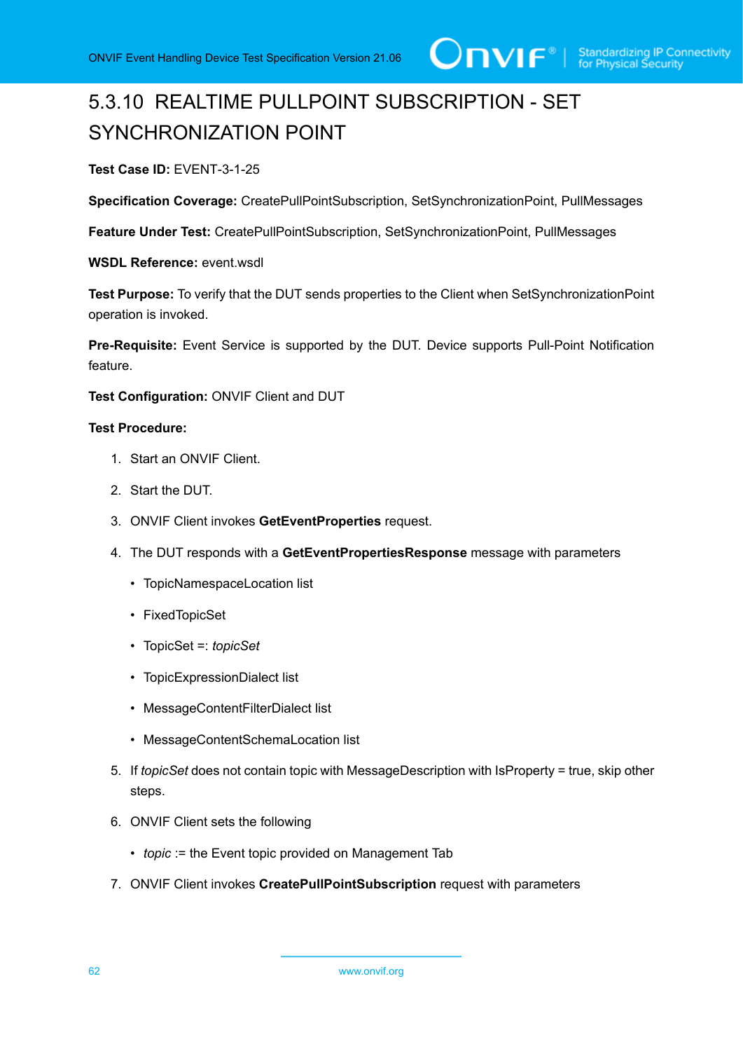### 5.3.10 REALTIME PULLPOINT SUBSCRIPTION - SET SYNCHRONIZATION POINT

**Test Case ID:** EVENT-3-1-25

**Specification Coverage:** CreatePullPointSubscription, SetSynchronizationPoint, PullMessages

**Feature Under Test:** CreatePullPointSubscription, SetSynchronizationPoint, PullMessages

**WSDL Reference:** event.wsdl

**Test Purpose:** To verify that the DUT sends properties to the Client when SetSynchronizationPoint operation is invoked.

**Pre-Requisite:** Event Service is supported by the DUT. Device supports Pull-Point Notification feature.

**Test Configuration:** ONVIF Client and DUT

**Test Procedure:**

1. Start an ONVIF Client.
2. Start the DUT.
3. ONVIF Client invokes **GetEventProperties** request.
4. The DUT responds with a **GetEventPropertiesResponse** message with parameters
   - TopicNamespaceLocation list
   - FixedTopicSet
   - TopicSet =: *topicSet*
   - TopicExpressionDialect list
   - MessageContentFilterDialect list
   - MessageContentSchemaLocation list
5. If *topicSet* does not contain topic with MessageDescription with IsProperty = true, skip other steps.
6. ONVIF Client sets the following
   - *topic* := the Event topic provided on Management Tab
7. ONVIF Client invokes **CreatePullPointSubscription** request with parameters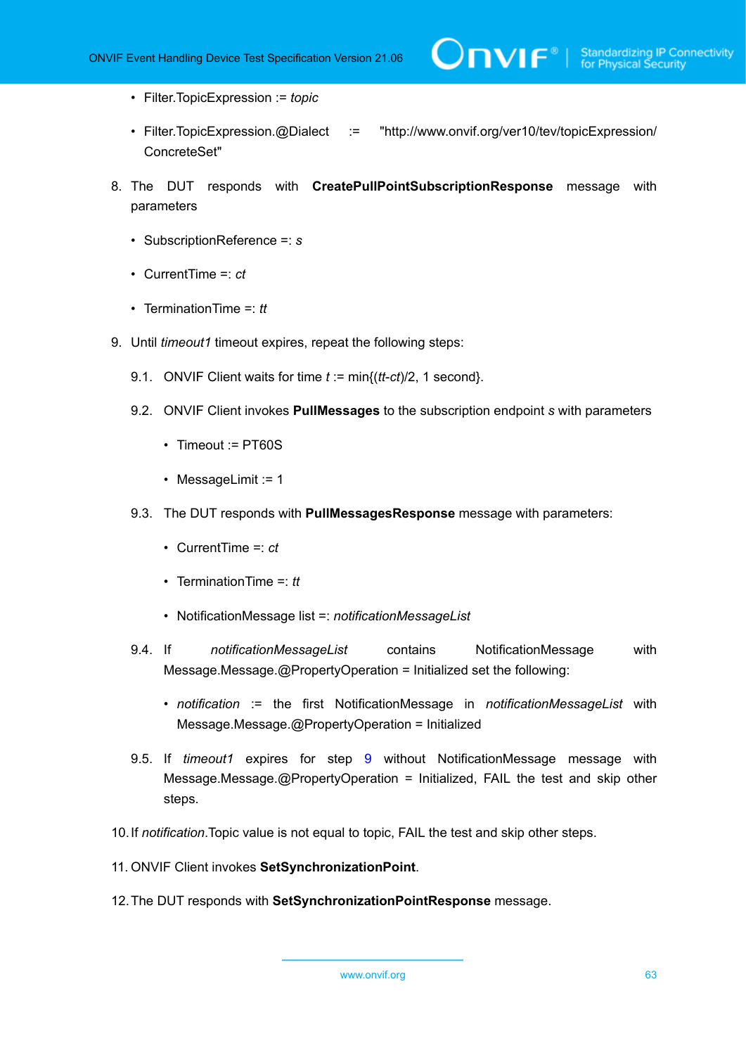- Filter.TopicExpression := *topic*

- Filter.TopicExpression.@Dialect := "http://www.onvif.org/ver10/tev/topicExpression/ConcreteSet"

8. The DUT responds with **CreatePullPointSubscriptionResponse** message with parameters

   - SubscriptionReference =: *s*

   - CurrentTime =: *ct*

   - TerminationTime =: *tt*

9. Until *timeout1* timeout expires, repeat the following steps:

   9.1. ONVIF Client waits for time *t* := min{(*tt*-*ct*)/2, 1 second}.

   9.2. ONVIF Client invokes **PullMessages** to the subscription endpoint *s* with parameters

   - Timeout := PT60S

   - MessageLimit := 1

   9.3. The DUT responds with **PullMessagesResponse** message with parameters:

   - CurrentTime =: *ct*

   - TerminationTime =: *tt*

   - NotificationMessage list =: *notificationMessageList*

   9.4. If *notificationMessageList* contains NotificationMessage with Message.Message.@PropertyOperation = Initialized set the following:

   - *notification* := the first NotificationMessage in *notificationMessageList* with Message.Message.@PropertyOperation = Initialized

   9.5. If *timeout1* expires for step 9 without NotificationMessage message with Message.Message.@PropertyOperation = Initialized, FAIL the test and skip other steps.

10. If *notification*.Topic value is not equal to topic, FAIL the test and skip other steps.

11. ONVIF Client invokes **SetSynchronizationPoint**.

12. The DUT responds with **SetSynchronizationPointResponse** message.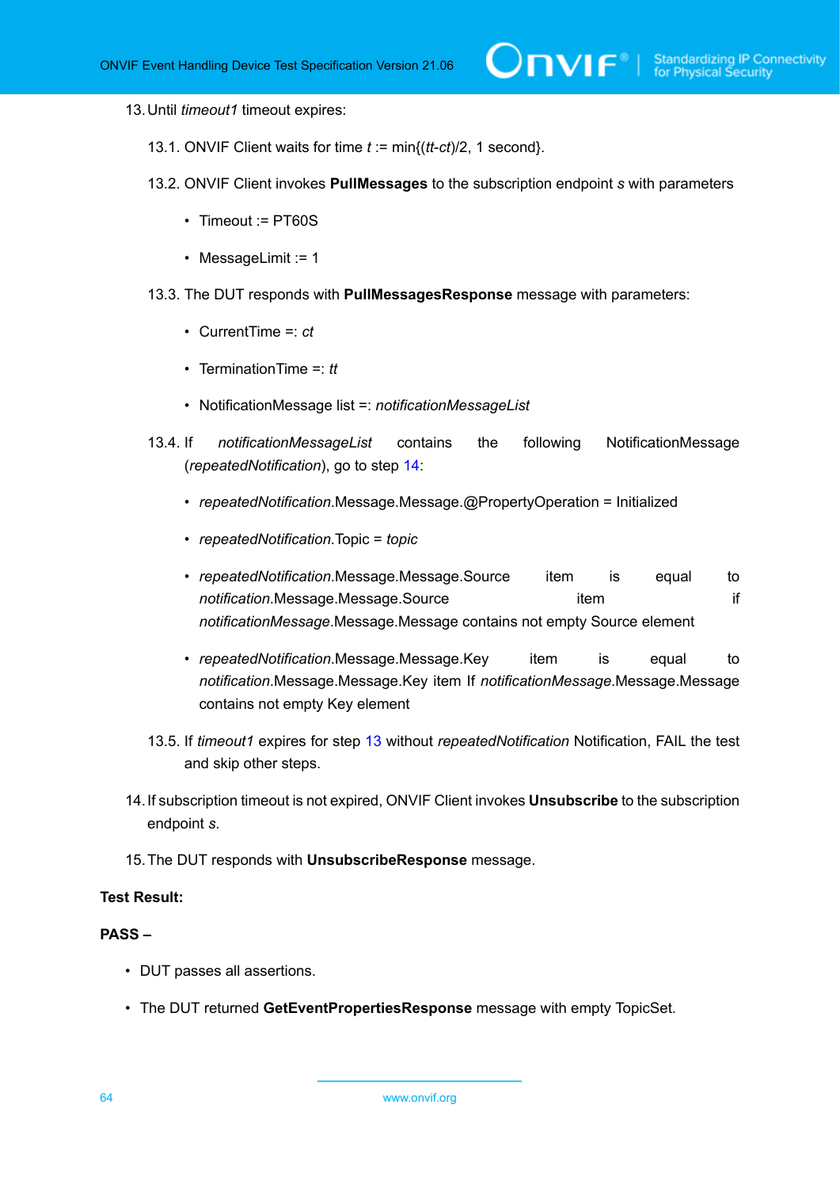13. Until *timeout1* timeout expires:

    13.1. ONVIF Client waits for time *t* := min{(*tt*-*ct*)/2, 1 second}.

    13.2. ONVIF Client invokes **PullMessages** to the subscription endpoint *s* with parameters

    - Timeout := PT60S
    - MessageLimit := 1

    13.3. The DUT responds with **PullMessagesResponse** message with parameters:

    - CurrentTime =: *ct*
    - TerminationTime =: *tt*
    - NotificationMessage list =: *notificationMessageList*

    13.4. If *notificationMessageList* contains the following NotificationMessage (*repeatedNotification*), go to step 14:

    - *repeatedNotification*.Message.Message.@PropertyOperation = Initialized
    - *repeatedNotification*.Topic = *topic*
    - *repeatedNotification*.Message.Message.Source item is equal to *notification*.Message.Message.Source item if *notificationMessage*.Message.Message contains not empty Source element
    - *repeatedNotification*.Message.Message.Key item is equal to *notification*.Message.Message.Key item If *notificationMessage*.Message.Message contains not empty Key element

    13.5. If *timeout1* expires for step 13 without *repeatedNotification* Notification, FAIL the test and skip other steps.

14. If subscription timeout is not expired, ONVIF Client invokes **Unsubscribe** to the subscription endpoint *s*.

15. The DUT responds with **UnsubscribeResponse** message.

**Test Result:**

**PASS –**

- DUT passes all assertions.
- The DUT returned **GetEventPropertiesResponse** message with empty TopicSet.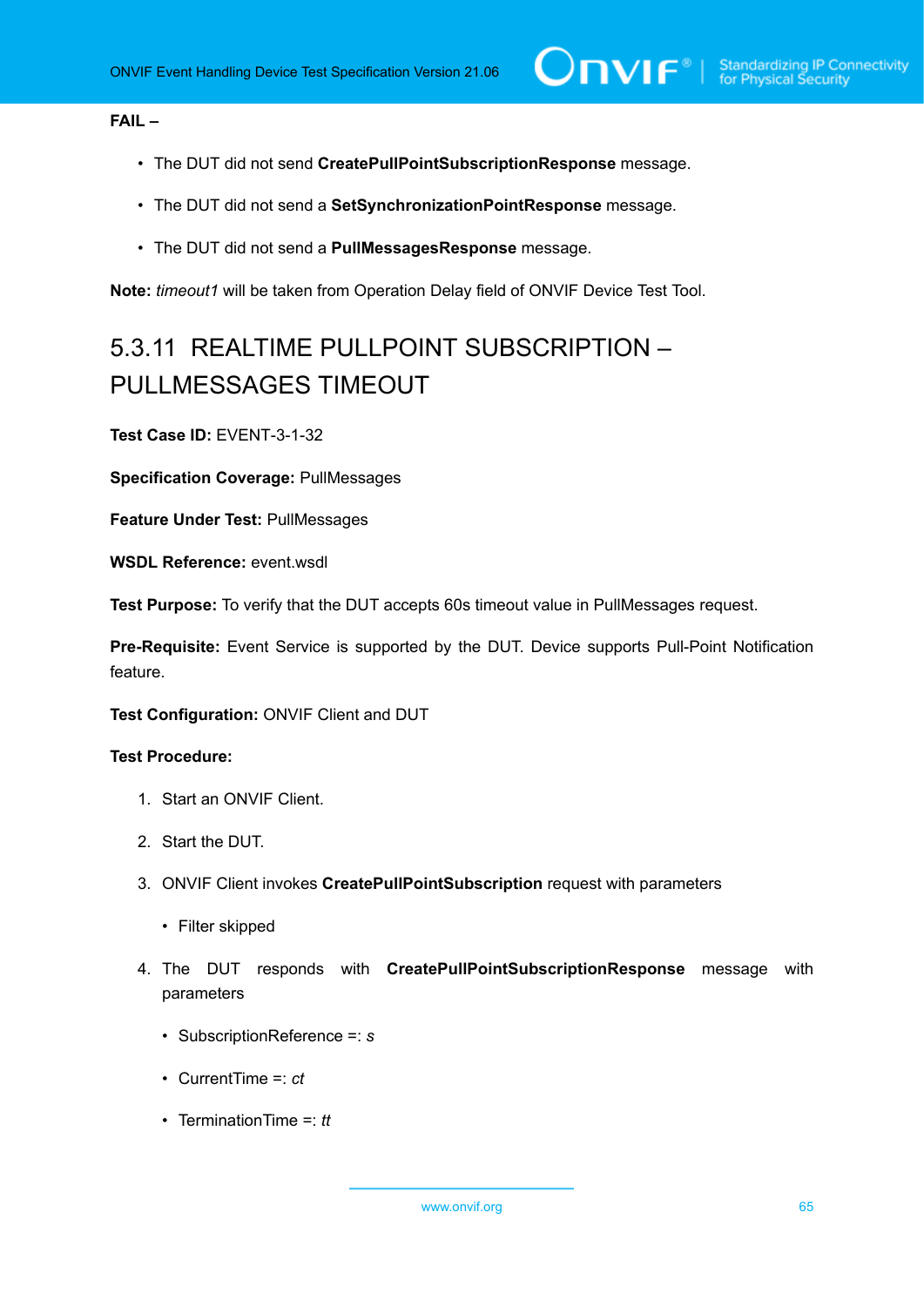**FAIL –**

- The DUT did not send **CreatePullPointSubscriptionResponse** message.
- The DUT did not send a **SetSynchronizationPointResponse** message.
- The DUT did not send a **PullMessagesResponse** message.

**Note:** *timeout1* will be taken from Operation Delay field of ONVIF Device Test Tool.

### 5.3.11 REALTIME PULLPOINT SUBSCRIPTION – PULLMESSAGES TIMEOUT

**Test Case ID:** EVENT-3-1-32

**Specification Coverage:** PullMessages

**Feature Under Test:** PullMessages

**WSDL Reference:** event.wsdl

**Test Purpose:** To verify that the DUT accepts 60s timeout value in PullMessages request.

**Pre-Requisite:** Event Service is supported by the DUT. Device supports Pull-Point Notification feature.

**Test Configuration:** ONVIF Client and DUT

**Test Procedure:**

1. Start an ONVIF Client.
2. Start the DUT.
3. ONVIF Client invokes **CreatePullPointSubscription** request with parameters
   - Filter skipped
4. The DUT responds with **CreatePullPointSubscriptionResponse** message with parameters
   - SubscriptionReference =: *s*
   - CurrentTime =: *ct*
   - TerminationTime =: *tt*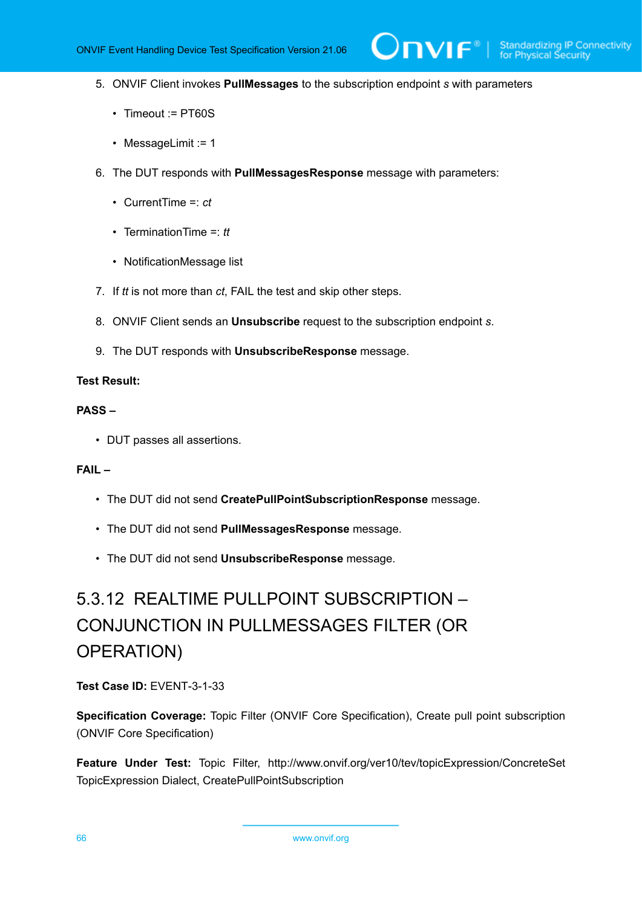5. ONVIF Client invokes **PullMessages** to the subscription endpoint *s* with parameters

   - Timeout := PT60S
   - MessageLimit := 1

6. The DUT responds with **PullMessagesResponse** message with parameters:

   - CurrentTime =: *ct*
   - TerminationTime =: *tt*
   - NotificationMessage list

7. If *tt* is not more than *ct*, FAIL the test and skip other steps.

8. ONVIF Client sends an **Unsubscribe** request to the subscription endpoint *s*.

9. The DUT responds with **UnsubscribeResponse** message.

**Test Result:**

**PASS –**

- DUT passes all assertions.

**FAIL –**

- The DUT did not send **CreatePullPointSubscriptionResponse** message.
- The DUT did not send **PullMessagesResponse** message.
- The DUT did not send **UnsubscribeResponse** message.

### 5.3.12 REALTIME PULLPOINT SUBSCRIPTION – CONJUNCTION IN PULLMESSAGES FILTER (OR OPERATION)

**Test Case ID:** EVENT-3-1-33

**Specification Coverage:** Topic Filter (ONVIF Core Specification), Create pull point subscription (ONVIF Core Specification)

**Feature Under Test:** Topic Filter, http://www.onvif.org/ver10/tev/topicExpression/ConcreteSet TopicExpression Dialect, CreatePullPointSubscription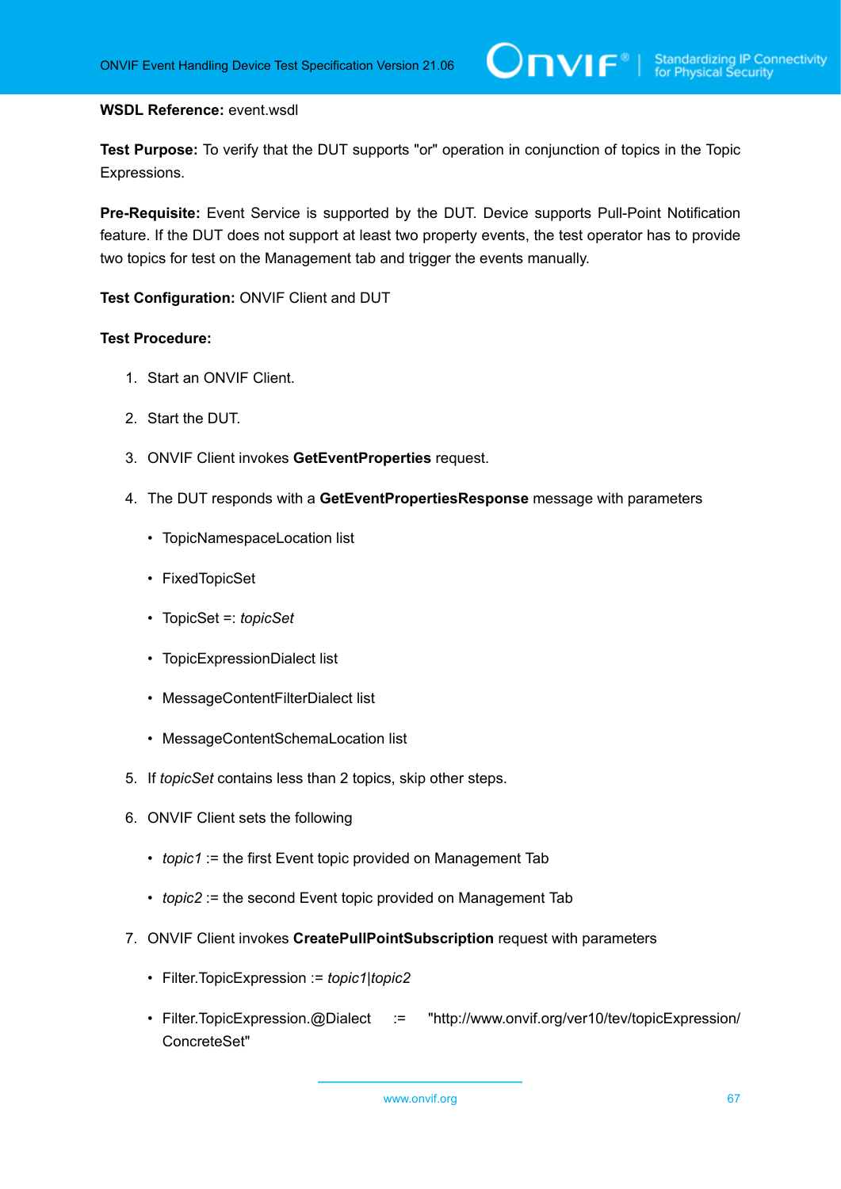**WSDL Reference:** event.wsdl

**Test Purpose:** To verify that the DUT supports "or" operation in conjunction of topics in the Topic Expressions.

**Pre-Requisite:** Event Service is supported by the DUT. Device supports Pull-Point Notification feature. If the DUT does not support at least two property events, the test operator has to provide two topics for test on the Management tab and trigger the events manually.

**Test Configuration:** ONVIF Client and DUT

**Test Procedure:**

1. Start an ONVIF Client.
2. Start the DUT.
3. ONVIF Client invokes **GetEventProperties** request.
4. The DUT responds with a **GetEventPropertiesResponse** message with parameters
   - TopicNamespaceLocation list
   - FixedTopicSet
   - TopicSet =: *topicSet*
   - TopicExpressionDialect list
   - MessageContentFilterDialect list
   - MessageContentSchemaLocation list
5. If *topicSet* contains less than 2 topics, skip other steps.
6. ONVIF Client sets the following
   - *topic1* := the first Event topic provided on Management Tab
   - *topic2* := the second Event topic provided on Management Tab
7. ONVIF Client invokes **CreatePullPointSubscription** request with parameters
   - Filter.TopicExpression := *topic1|topic2*
   - Filter.TopicExpression.@Dialect := "http://www.onvif.org/ver10/tev/topicExpression/ConcreteSet"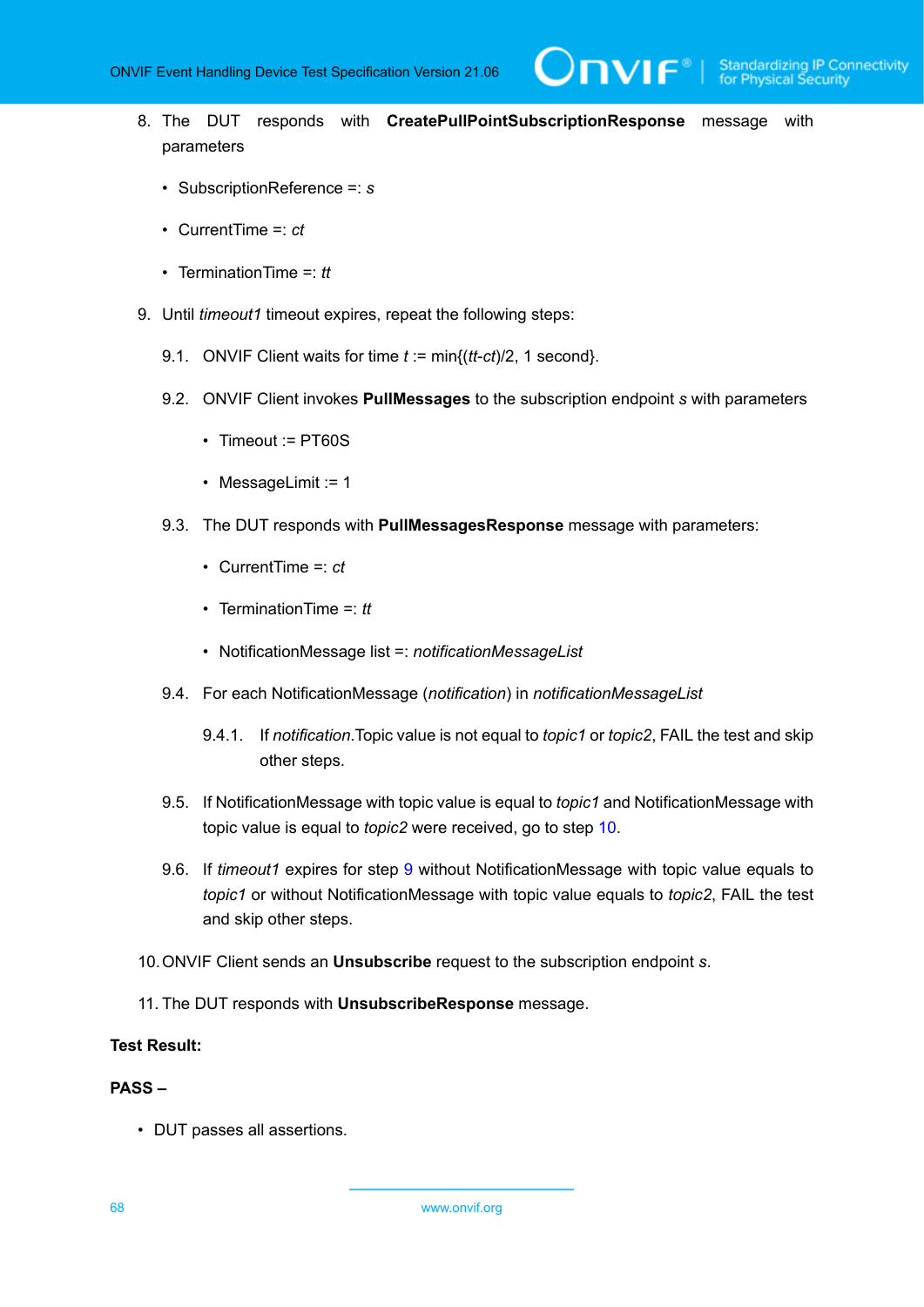8. The DUT responds with **CreatePullPointSubscriptionResponse** message with parameters

   - SubscriptionReference =: *s*
   - CurrentTime =: *ct*
   - TerminationTime =: *tt*

9. Until *timeout1* timeout expires, repeat the following steps:

   9.1. ONVIF Client waits for time *t* := min{(*tt*-*ct*)/2, 1 second}.

   9.2. ONVIF Client invokes **PullMessages** to the subscription endpoint *s* with parameters

   - Timeout := PT60S
   - MessageLimit := 1

   9.3. The DUT responds with **PullMessagesResponse** message with parameters:

   - CurrentTime =: *ct*
   - TerminationTime =: *tt*
   - NotificationMessage list =: *notificationMessageList*

   9.4. For each NotificationMessage (*notification*) in *notificationMessageList*

   9.4.1. If *notification*.Topic value is not equal to *topic1* or *topic2*, FAIL the test and skip other steps.

   9.5. If NotificationMessage with topic value is equal to *topic1* and NotificationMessage with topic value is equal to *topic2* were received, go to step 10.

   9.6. If *timeout1* expires for step 9 without NotificationMessage with topic value equals to *topic1* or without NotificationMessage with topic value equals to *topic2*, FAIL the test and skip other steps.

10. ONVIF Client sends an **Unsubscribe** request to the subscription endpoint *s*.

11. The DUT responds with **UnsubscribeResponse** message.

**Test Result:**

**PASS –**

- DUT passes all assertions.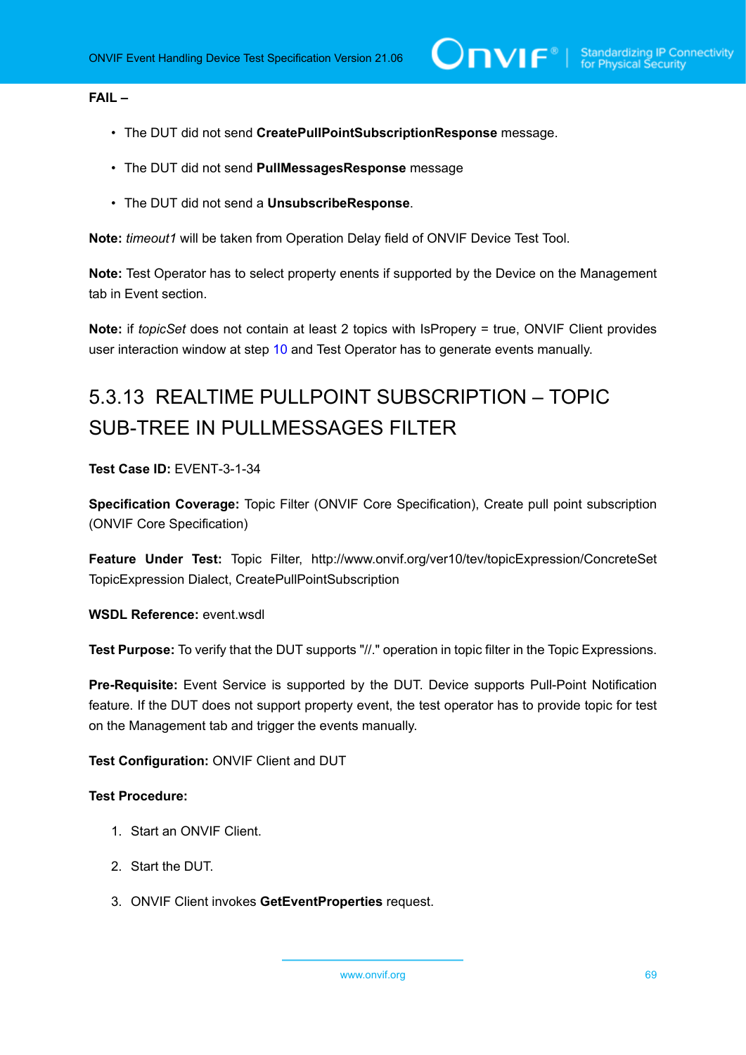**FAIL –**

- The DUT did not send **CreatePullPointSubscriptionResponse** message.
- The DUT did not send **PullMessagesResponse** message
- The DUT did not send a **UnsubscribeResponse**.

**Note:** *timeout1* will be taken from Operation Delay field of ONVIF Device Test Tool.

**Note:** Test Operator has to select property enents if supported by the Device on the Management tab in Event section.

**Note:** if *topicSet* does not contain at least 2 topics with IsPropery = true, ONVIF Client provides user interaction window at step 10 and Test Operator has to generate events manually.

### 5.3.13 REALTIME PULLPOINT SUBSCRIPTION – TOPIC SUB-TREE IN PULLMESSAGES FILTER

**Test Case ID:** EVENT-3-1-34

**Specification Coverage:** Topic Filter (ONVIF Core Specification), Create pull point subscription (ONVIF Core Specification)

**Feature Under Test:** Topic Filter, http://www.onvif.org/ver10/tev/topicExpression/ConcreteSet TopicExpression Dialect, CreatePullPointSubscription

**WSDL Reference:** event.wsdl

**Test Purpose:** To verify that the DUT supports "//." operation in topic filter in the Topic Expressions.

**Pre-Requisite:** Event Service is supported by the DUT. Device supports Pull-Point Notification feature. If the DUT does not support property event, the test operator has to provide topic for test on the Management tab and trigger the events manually.

**Test Configuration:** ONVIF Client and DUT

**Test Procedure:**

1. Start an ONVIF Client.
2. Start the DUT.
3. ONVIF Client invokes **GetEventProperties** request.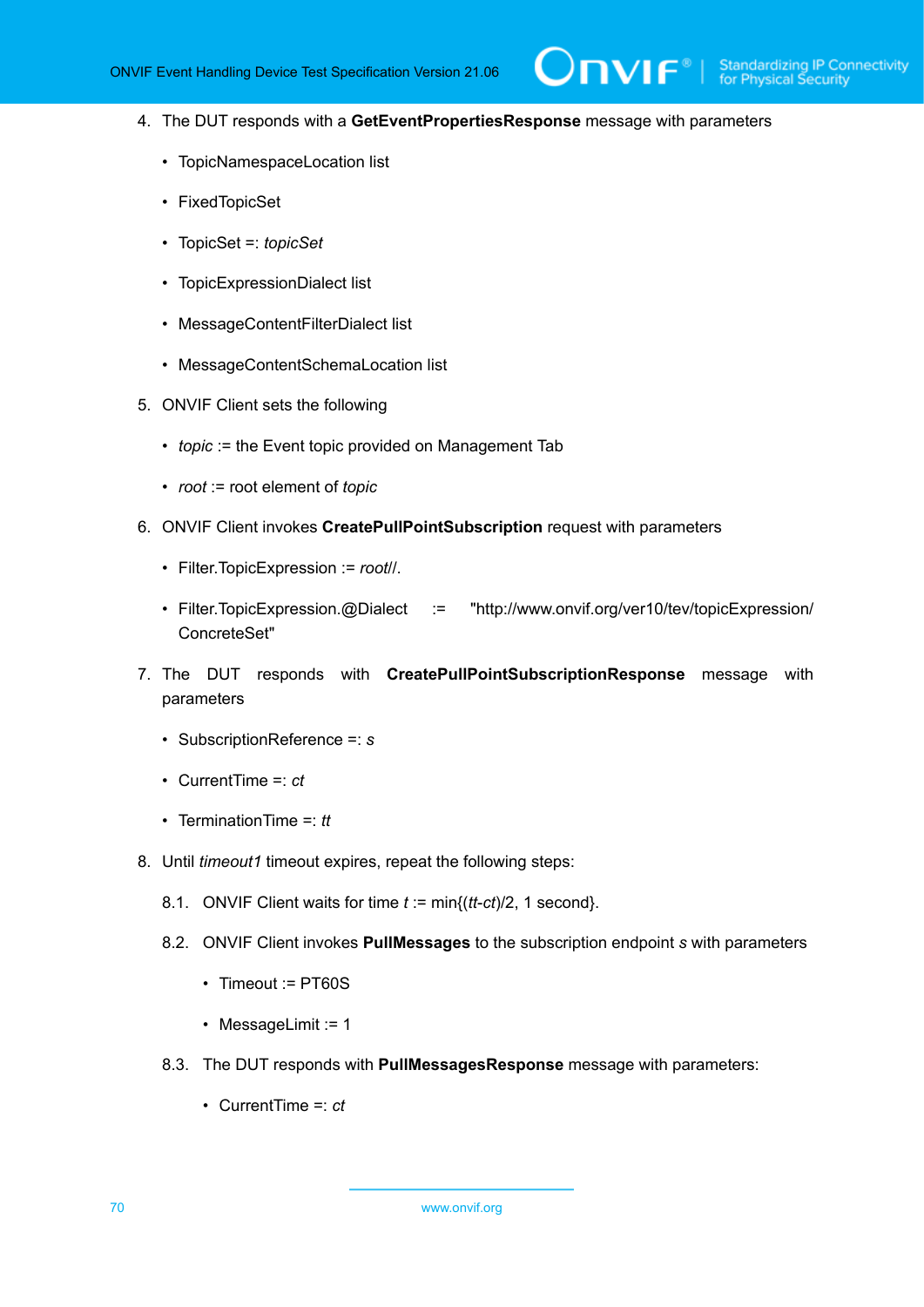4. The DUT responds with a **GetEventPropertiesResponse** message with parameters

   - TopicNamespaceLocation list
   - FixedTopicSet
   - TopicSet =: *topicSet*
   - TopicExpressionDialect list
   - MessageContentFilterDialect list
   - MessageContentSchemaLocation list

5. ONVIF Client sets the following

   - *topic* := the Event topic provided on Management Tab
   - *root* := root element of *topic*

6. ONVIF Client invokes **CreatePullPointSubscription** request with parameters

   - Filter.TopicExpression := *root*//.
   - Filter.TopicExpression.@Dialect := "http://www.onvif.org/ver10/tev/topicExpression/ConcreteSet"

7. The DUT responds with **CreatePullPointSubscriptionResponse** message with parameters

   - SubscriptionReference =: *s*
   - CurrentTime =: *ct*
   - TerminationTime =: *tt*

8. Until *timeout1* timeout expires, repeat the following steps:

   8.1. ONVIF Client waits for time *t* := min{(*tt*-*ct*)/2, 1 second}.

   8.2. ONVIF Client invokes **PullMessages** to the subscription endpoint *s* with parameters

   - Timeout := PT60S
   - MessageLimit := 1

   8.3. The DUT responds with **PullMessagesResponse** message with parameters:

   - CurrentTime =: *ct*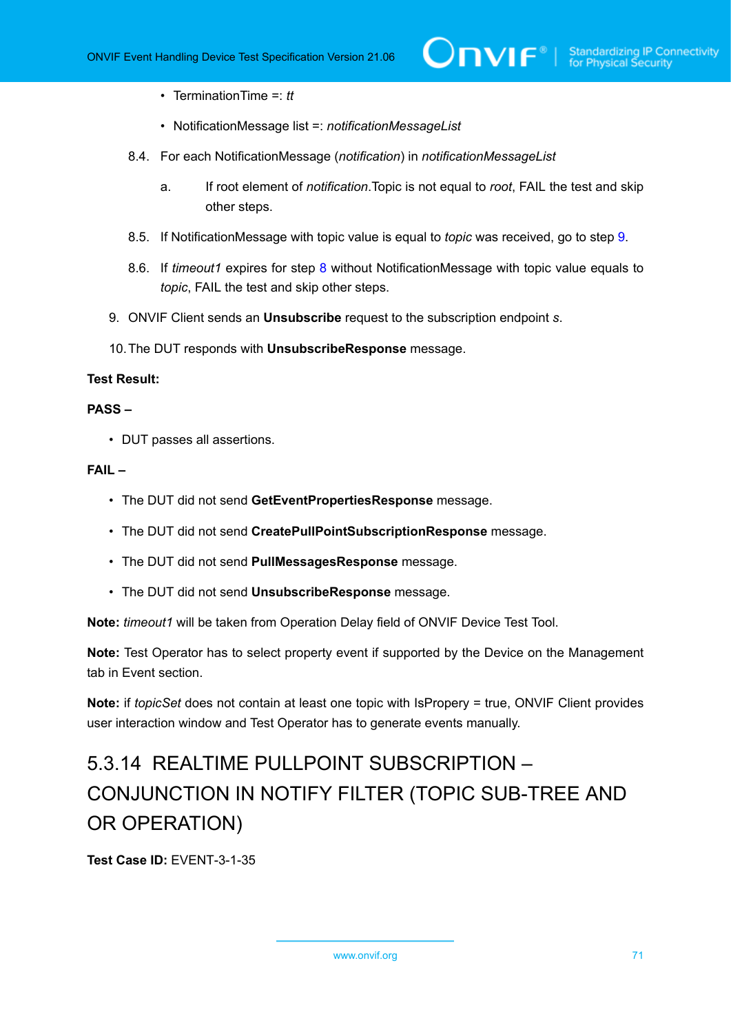- TerminationTime =: *tt*

- NotificationMessage list =: *notificationMessageList*

8.4. For each NotificationMessage (*notification*) in *notificationMessageList*

   a. If root element of *notification*.Topic is not equal to *root*, FAIL the test and skip other steps.

8.5. If NotificationMessage with topic value is equal to *topic* was received, go to step 9.

8.6. If *timeout1* expires for step 8 without NotificationMessage with topic value equals to *topic*, FAIL the test and skip other steps.

9. ONVIF Client sends an **Unsubscribe** request to the subscription endpoint *s*.

10. The DUT responds with **UnsubscribeResponse** message.

**Test Result:**

**PASS –**

- DUT passes all assertions.

**FAIL –**

- The DUT did not send **GetEventPropertiesResponse** message.
- The DUT did not send **CreatePullPointSubscriptionResponse** message.
- The DUT did not send **PullMessagesResponse** message.
- The DUT did not send **UnsubscribeResponse** message.

**Note:** *timeout1* will be taken from Operation Delay field of ONVIF Device Test Tool.

**Note:** Test Operator has to select property event if supported by the Device on the Management tab in Event section.

**Note:** if *topicSet* does not contain at least one topic with IsPropery = true, ONVIF Client provides user interaction window and Test Operator has to generate events manually.

### 5.3.14 REALTIME PULLPOINT SUBSCRIPTION – CONJUNCTION IN NOTIFY FILTER (TOPIC SUB-TREE AND OR OPERATION)

**Test Case ID:** EVENT-3-1-35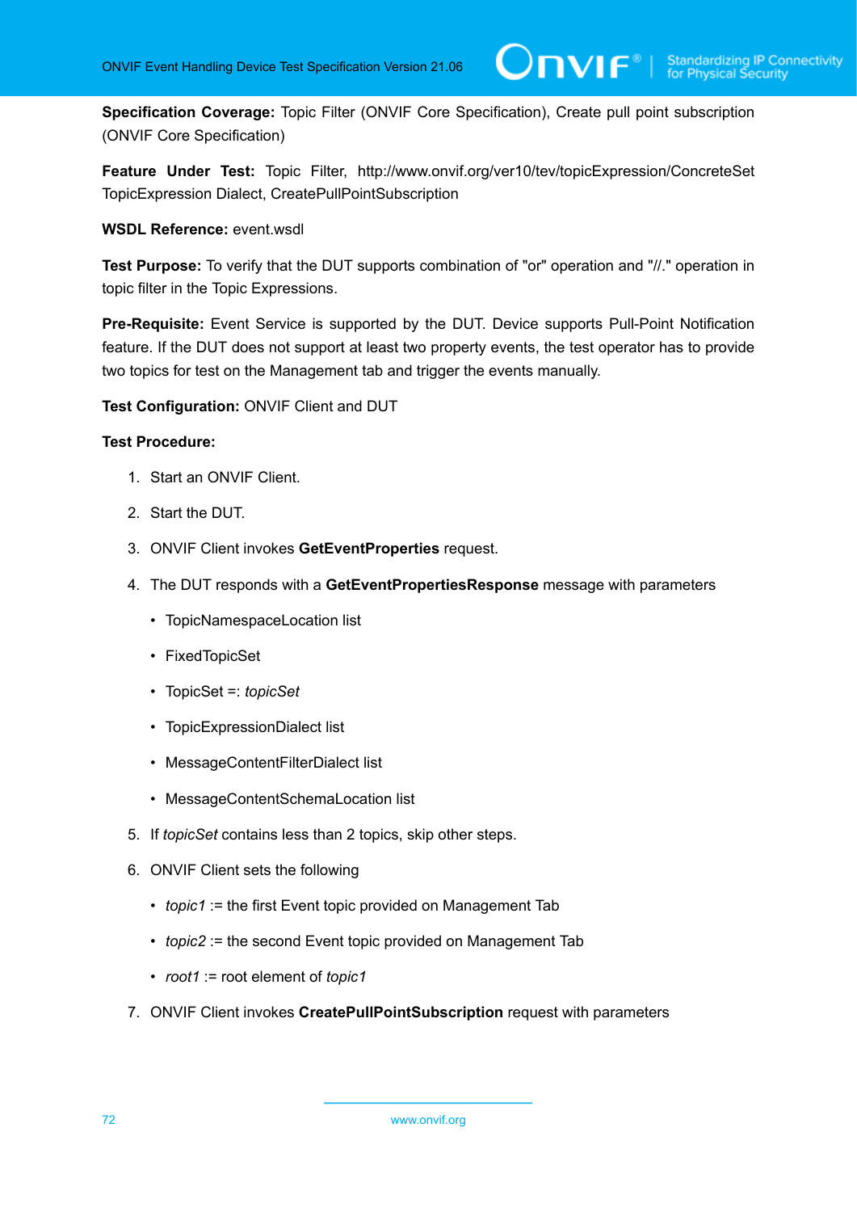**Specification Coverage:** Topic Filter (ONVIF Core Specification), Create pull point subscription (ONVIF Core Specification)

**Feature Under Test:** Topic Filter, http://www.onvif.org/ver10/tev/topicExpression/ConcreteSet TopicExpression Dialect, CreatePullPointSubscription

**WSDL Reference:** event.wsdl

**Test Purpose:** To verify that the DUT supports combination of "or" operation and "//." operation in topic filter in the Topic Expressions.

**Pre-Requisite:** Event Service is supported by the DUT. Device supports Pull-Point Notification feature. If the DUT does not support at least two property events, the test operator has to provide two topics for test on the Management tab and trigger the events manually.

**Test Configuration:** ONVIF Client and DUT

**Test Procedure:**

1. Start an ONVIF Client.
2. Start the DUT.
3. ONVIF Client invokes **GetEventProperties** request.
4. The DUT responds with a **GetEventPropertiesResponse** message with parameters
   - TopicNamespaceLocation list
   - FixedTopicSet
   - TopicSet =: *topicSet*
   - TopicExpressionDialect list
   - MessageContentFilterDialect list
   - MessageContentSchemaLocation list
5. If *topicSet* contains less than 2 topics, skip other steps.
6. ONVIF Client sets the following
   - *topic1* := the first Event topic provided on Management Tab
   - *topic2* := the second Event topic provided on Management Tab
   - *root1* := root element of *topic1*
7. ONVIF Client invokes **CreatePullPointSubscription** request with parameters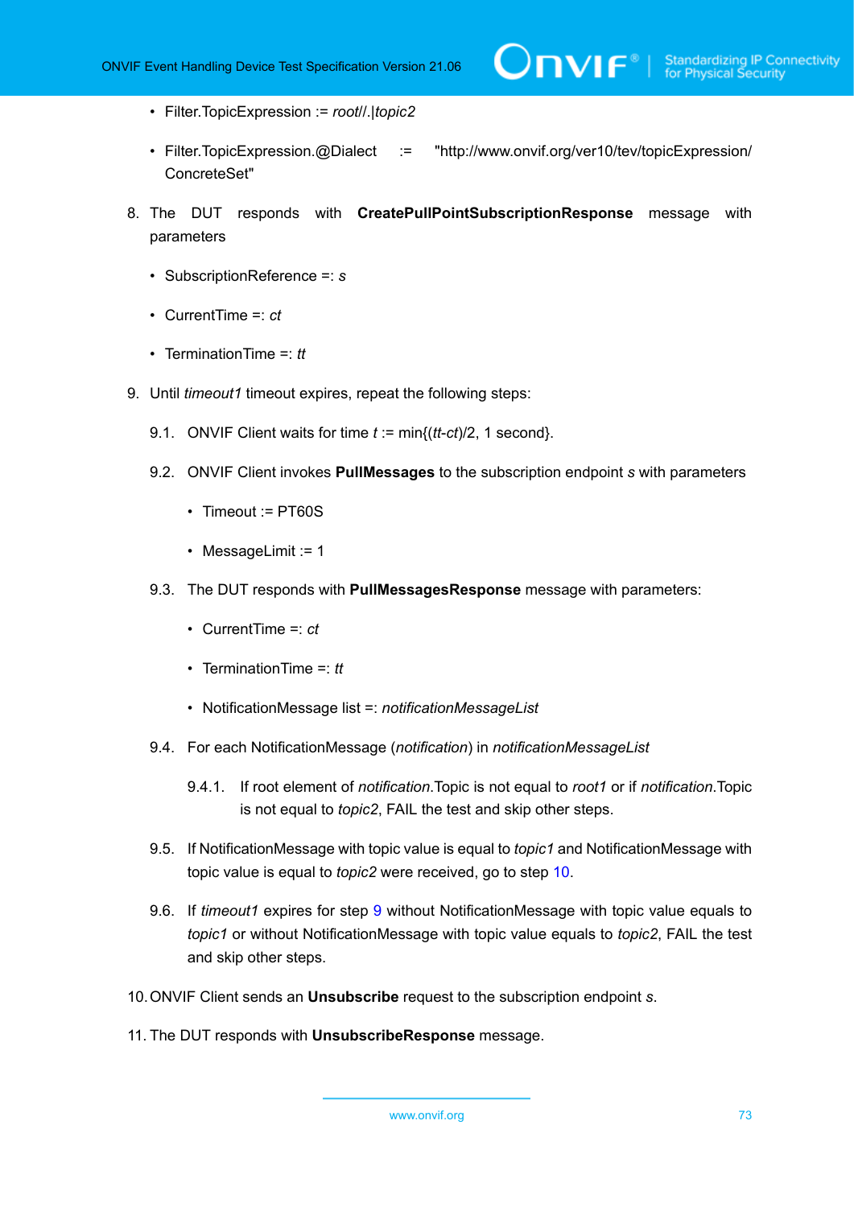- Filter.TopicExpression := *root*//.|*topic2*

- Filter.TopicExpression.@Dialect := "http://www.onvif.org/ver10/tev/topicExpression/ConcreteSet"

8. The DUT responds with **CreatePullPointSubscriptionResponse** message with parameters

   - SubscriptionReference =: *s*

   - CurrentTime =: *ct*

   - TerminationTime =: *tt*

9. Until *timeout1* timeout expires, repeat the following steps:

   9.1. ONVIF Client waits for time *t* := min{(*tt*-*ct*)/2, 1 second}.

   9.2. ONVIF Client invokes **PullMessages** to the subscription endpoint *s* with parameters

   - Timeout := PT60S

   - MessageLimit := 1

   9.3. The DUT responds with **PullMessagesResponse** message with parameters:

   - CurrentTime =: *ct*

   - TerminationTime =: *tt*

   - NotificationMessage list =: *notificationMessageList*

   9.4. For each NotificationMessage (*notification*) in *notificationMessageList*

   9.4.1. If root element of *notification*.Topic is not equal to *root1* or if *notification*.Topic is not equal to *topic2*, FAIL the test and skip other steps.

   9.5. If NotificationMessage with topic value is equal to *topic1* and NotificationMessage with topic value is equal to *topic2* were received, go to step 10.

   9.6. If *timeout1* expires for step 9 without NotificationMessage with topic value equals to *topic1* or without NotificationMessage with topic value equals to *topic2*, FAIL the test and skip other steps.

10. ONVIF Client sends an **Unsubscribe** request to the subscription endpoint *s*.

11. The DUT responds with **UnsubscribeResponse** message.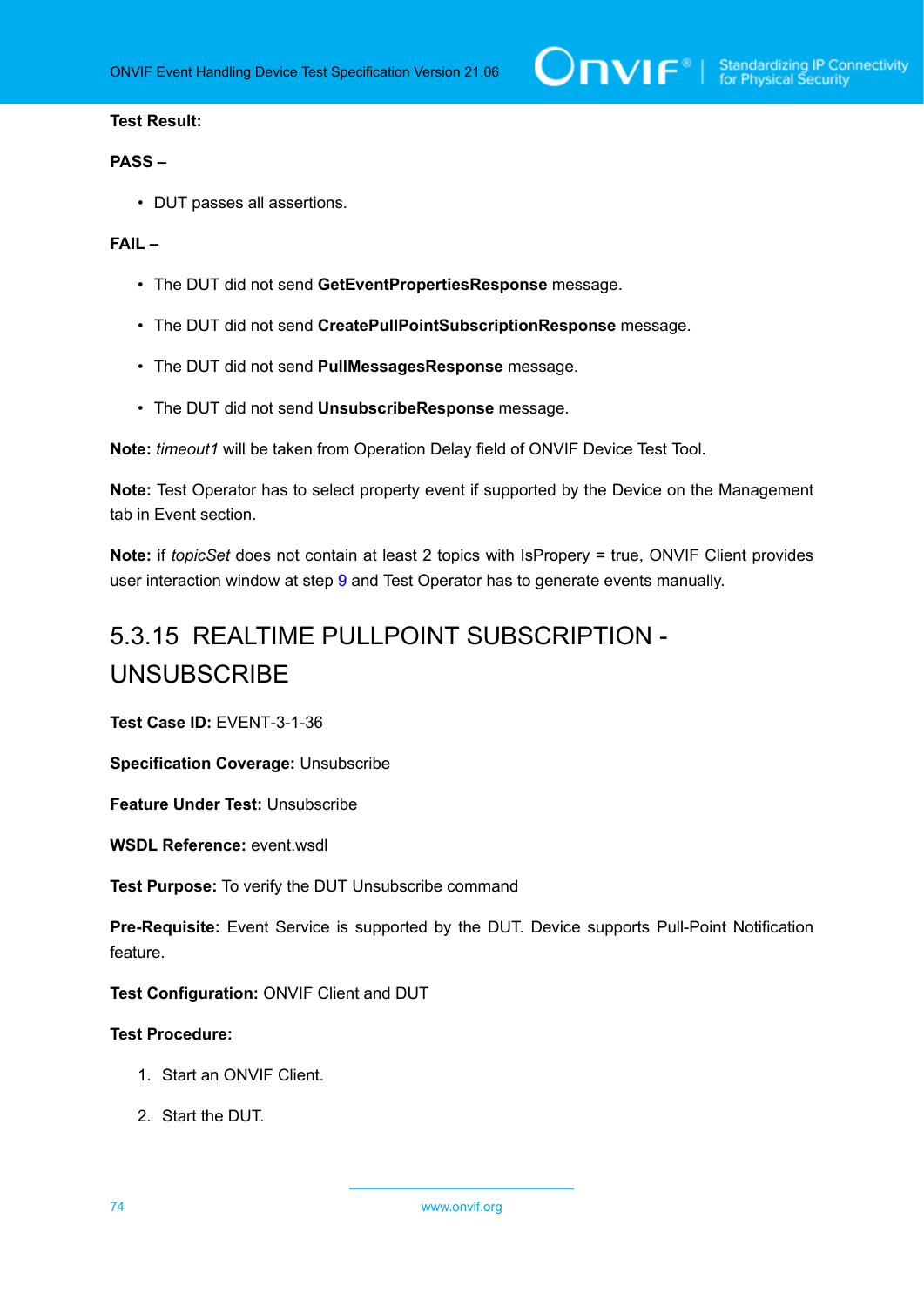**Test Result:**

**PASS –**

- DUT passes all assertions.

**FAIL –**

- The DUT did not send **GetEventPropertiesResponse** message.
- The DUT did not send **CreatePullPointSubscriptionResponse** message.
- The DUT did not send **PullMessagesResponse** message.
- The DUT did not send **UnsubscribeResponse** message.

**Note:** *timeout1* will be taken from Operation Delay field of ONVIF Device Test Tool.

**Note:** Test Operator has to select property event if supported by the Device on the Management tab in Event section.

**Note:** if *topicSet* does not contain at least 2 topics with IsPropery = true, ONVIF Client provides user interaction window at step 9 and Test Operator has to generate events manually.

## 5.3.15 REALTIME PULLPOINT SUBSCRIPTION - UNSUBSCRIBE

**Test Case ID:** EVENT-3-1-36

**Specification Coverage:** Unsubscribe

**Feature Under Test:** Unsubscribe

**WSDL Reference:** event.wsdl

**Test Purpose:** To verify the DUT Unsubscribe command

**Pre-Requisite:** Event Service is supported by the DUT. Device supports Pull-Point Notification feature.

**Test Configuration:** ONVIF Client and DUT

**Test Procedure:**

1. Start an ONVIF Client.
2. Start the DUT.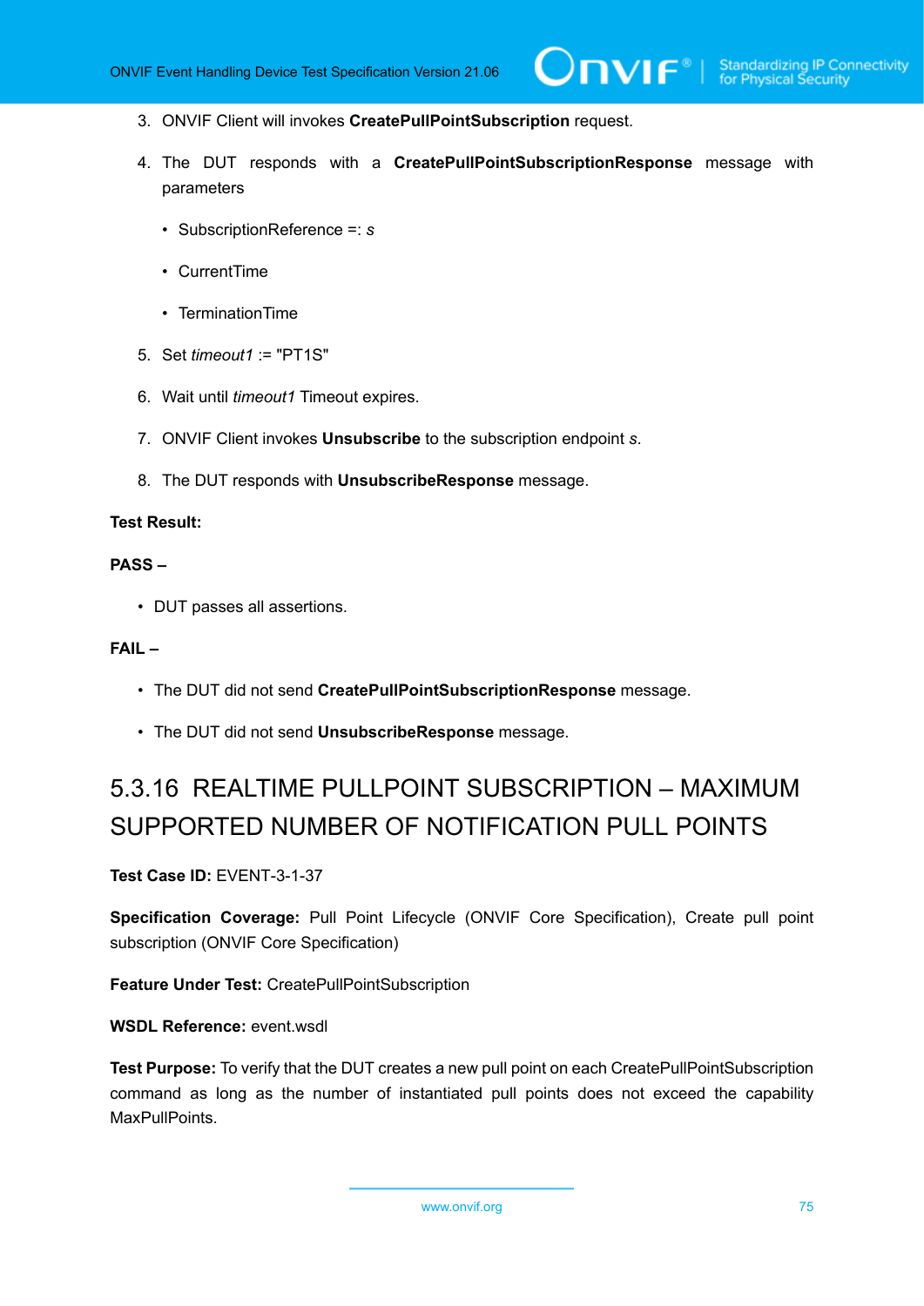3. ONVIF Client will invokes **CreatePullPointSubscription** request.

4. The DUT responds with a **CreatePullPointSubscriptionResponse** message with parameters

   - SubscriptionReference =: *s*

   - CurrentTime

   - TerminationTime

5. Set *timeout1* := "PT1S"

6. Wait until *timeout1* Timeout expires.

7. ONVIF Client invokes **Unsubscribe** to the subscription endpoint *s*.

8. The DUT responds with **UnsubscribeResponse** message.

**Test Result:**

**PASS –**

- DUT passes all assertions.

**FAIL –**

- The DUT did not send **CreatePullPointSubscriptionResponse** message.

- The DUT did not send **UnsubscribeResponse** message.

### 5.3.16 REALTIME PULLPOINT SUBSCRIPTION – MAXIMUM SUPPORTED NUMBER OF NOTIFICATION PULL POINTS

**Test Case ID:** EVENT-3-1-37

**Specification Coverage:** Pull Point Lifecycle (ONVIF Core Specification), Create pull point subscription (ONVIF Core Specification)

**Feature Under Test:** CreatePullPointSubscription

**WSDL Reference:** event.wsdl

**Test Purpose:** To verify that the DUT creates a new pull point on each CreatePullPointSubscription command as long as the number of instantiated pull points does not exceed the capability MaxPullPoints.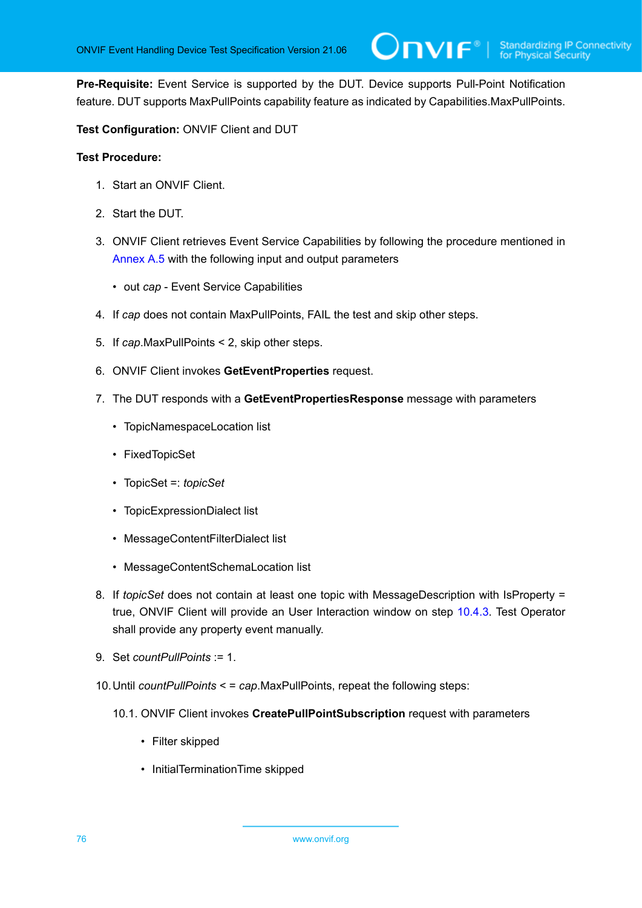**Pre-Requisite:** Event Service is supported by the DUT. Device supports Pull-Point Notification feature. DUT supports MaxPullPoints capability feature as indicated by Capabilities.MaxPullPoints.

**Test Configuration:** ONVIF Client and DUT

**Test Procedure:**

1. Start an ONVIF Client.

2. Start the DUT.

3. ONVIF Client retrieves Event Service Capabilities by following the procedure mentioned in Annex A.5 with the following input and output parameters

   - out *cap* - Event Service Capabilities

4. If *cap* does not contain MaxPullPoints, FAIL the test and skip other steps.

5. If *cap*.MaxPullPoints < 2, skip other steps.

6. ONVIF Client invokes **GetEventProperties** request.

7. The DUT responds with a **GetEventPropertiesResponse** message with parameters

   - TopicNamespaceLocation list
   - FixedTopicSet
   - TopicSet =: *topicSet*
   - TopicExpressionDialect list
   - MessageContentFilterDialect list
   - MessageContentSchemaLocation list

8. If *topicSet* does not contain at least one topic with MessageDescription with IsProperty = true, ONVIF Client will provide an User Interaction window on step 10.4.3. Test Operator shall provide any property event manually.

9. Set *countPullPoints* := 1.

10. Until *countPullPoints* < = *cap*.MaxPullPoints, repeat the following steps:

    10.1. ONVIF Client invokes **CreatePullPointSubscription** request with parameters

    - Filter skipped
    - InitialTerminationTime skipped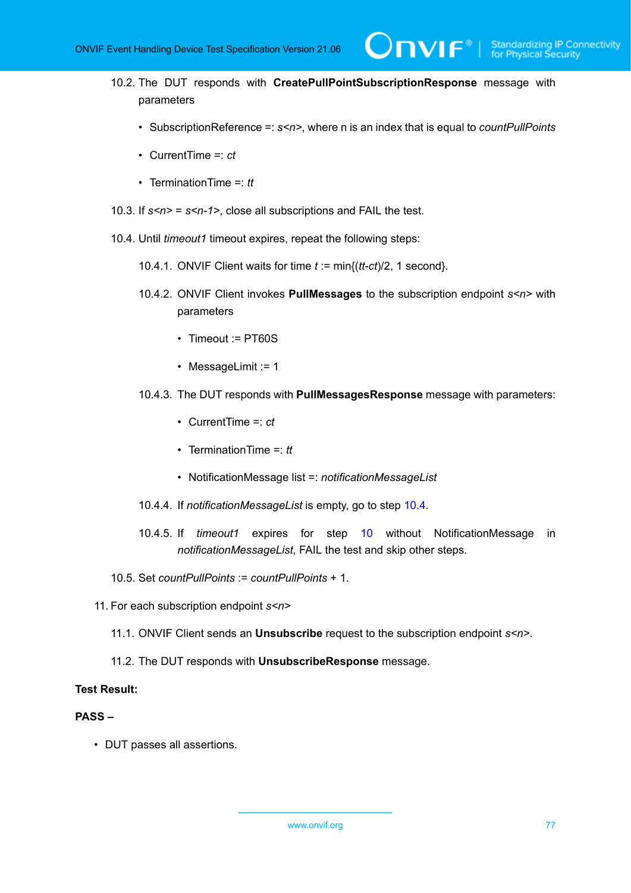10.2. The DUT responds with **CreatePullPointSubscriptionResponse** message with parameters

- SubscriptionReference =: *s<n>*, where n is an index that is equal to *countPullPoints*
- CurrentTime =: *ct*
- TerminationTime =: *tt*

10.3. If *s<n>* = *s<n-1>*, close all subscriptions and FAIL the test.

10.4. Until *timeout1* timeout expires, repeat the following steps:

10.4.1. ONVIF Client waits for time *t* := min{(*tt*-*ct*)/2, 1 second}.

10.4.2. ONVIF Client invokes **PullMessages** to the subscription endpoint *s<n>* with parameters

- Timeout := PT60S
- MessageLimit := 1

10.4.3. The DUT responds with **PullMessagesResponse** message with parameters:

- CurrentTime =: *ct*
- TerminationTime =: *tt*
- NotificationMessage list =: *notificationMessageList*

10.4.4. If *notificationMessageList* is empty, go to step 10.4.

10.4.5. If *timeout1* expires for step 10 without NotificationMessage in *notificationMessageList*, FAIL the test and skip other steps.

10.5. Set *countPullPoints* := *countPullPoints* + 1.

11. For each subscription endpoint *s<n>*

11.1. ONVIF Client sends an **Unsubscribe** request to the subscription endpoint *s<n>*.

11.2. The DUT responds with **UnsubscribeResponse** message.

**Test Result:**

**PASS –**

- DUT passes all assertions.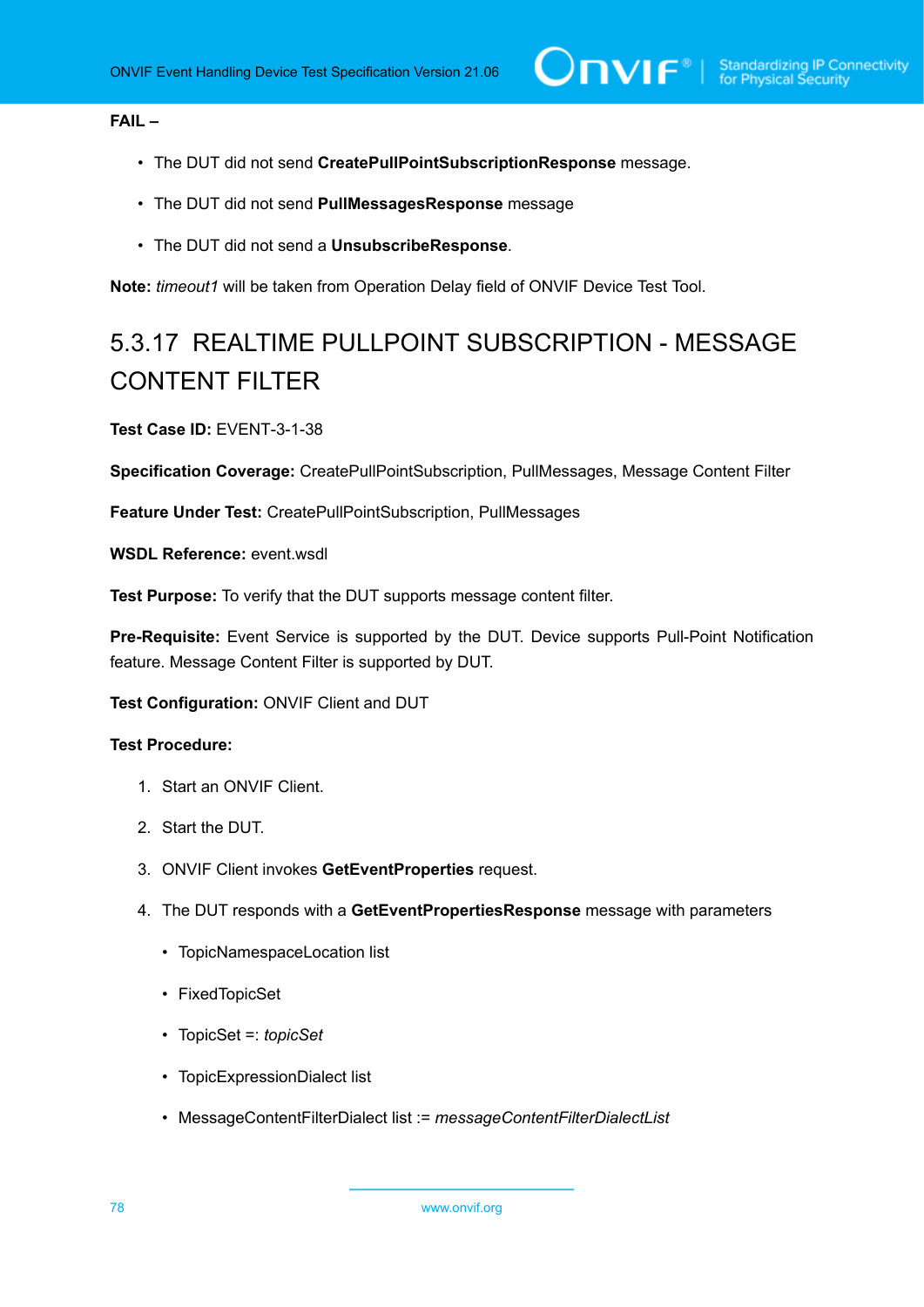**FAIL –**

- The DUT did not send **CreatePullPointSubscriptionResponse** message.
- The DUT did not send **PullMessagesResponse** message
- The DUT did not send a **UnsubscribeResponse**.

**Note:** *timeout1* will be taken from Operation Delay field of ONVIF Device Test Tool.

### 5.3.17 REALTIME PULLPOINT SUBSCRIPTION - MESSAGE CONTENT FILTER

**Test Case ID:** EVENT-3-1-38

**Specification Coverage:** CreatePullPointSubscription, PullMessages, Message Content Filter

**Feature Under Test:** CreatePullPointSubscription, PullMessages

**WSDL Reference:** event.wsdl

**Test Purpose:** To verify that the DUT supports message content filter.

**Pre-Requisite:** Event Service is supported by the DUT. Device supports Pull-Point Notification feature. Message Content Filter is supported by DUT.

**Test Configuration:** ONVIF Client and DUT

**Test Procedure:**

1. Start an ONVIF Client.
2. Start the DUT.
3. ONVIF Client invokes **GetEventProperties** request.
4. The DUT responds with a **GetEventPropertiesResponse** message with parameters
   - TopicNamespaceLocation list
   - FixedTopicSet
   - TopicSet =: *topicSet*
   - TopicExpressionDialect list
   - MessageContentFilterDialect list := *messageContentFilterDialectList*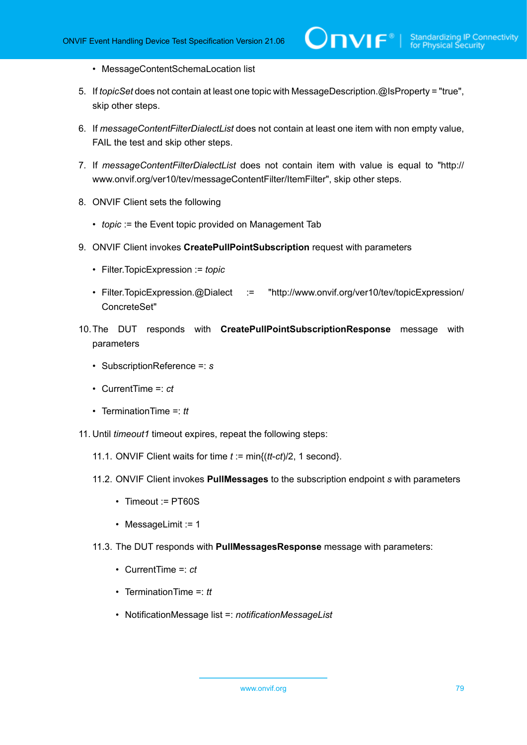- MessageContentSchemaLocation list

5. If *topicSet* does not contain at least one topic with MessageDescription.@IsProperty = "true", skip other steps.

6. If *messageContentFilterDialectList* does not contain at least one item with non empty value, FAIL the test and skip other steps.

7. If *messageContentFilterDialectList* does not contain item with value is equal to "http://www.onvif.org/ver10/tev/messageContentFilter/ItemFilter", skip other steps.

8. ONVIF Client sets the following
   - *topic* := the Event topic provided on Management Tab

9. ONVIF Client invokes **CreatePullPointSubscription** request with parameters
   - Filter.TopicExpression := *topic*
   - Filter.TopicExpression.@Dialect := "http://www.onvif.org/ver10/tev/topicExpression/ConcreteSet"

10. The DUT responds with **CreatePullPointSubscriptionResponse** message with parameters
    - SubscriptionReference =: *s*
    - CurrentTime =: *ct*
    - TerminationTime =: *tt*

11. Until *timeout1* timeout expires, repeat the following steps:

    11.1. ONVIF Client waits for time *t* := min{(*tt*-*ct*)/2, 1 second}.

    11.2. ONVIF Client invokes **PullMessages** to the subscription endpoint *s* with parameters
    - Timeout := PT60S
    - MessageLimit := 1

    11.3. The DUT responds with **PullMessagesResponse** message with parameters:
    - CurrentTime =: *ct*
    - TerminationTime =: *tt*
    - NotificationMessage list =: *notificationMessageList*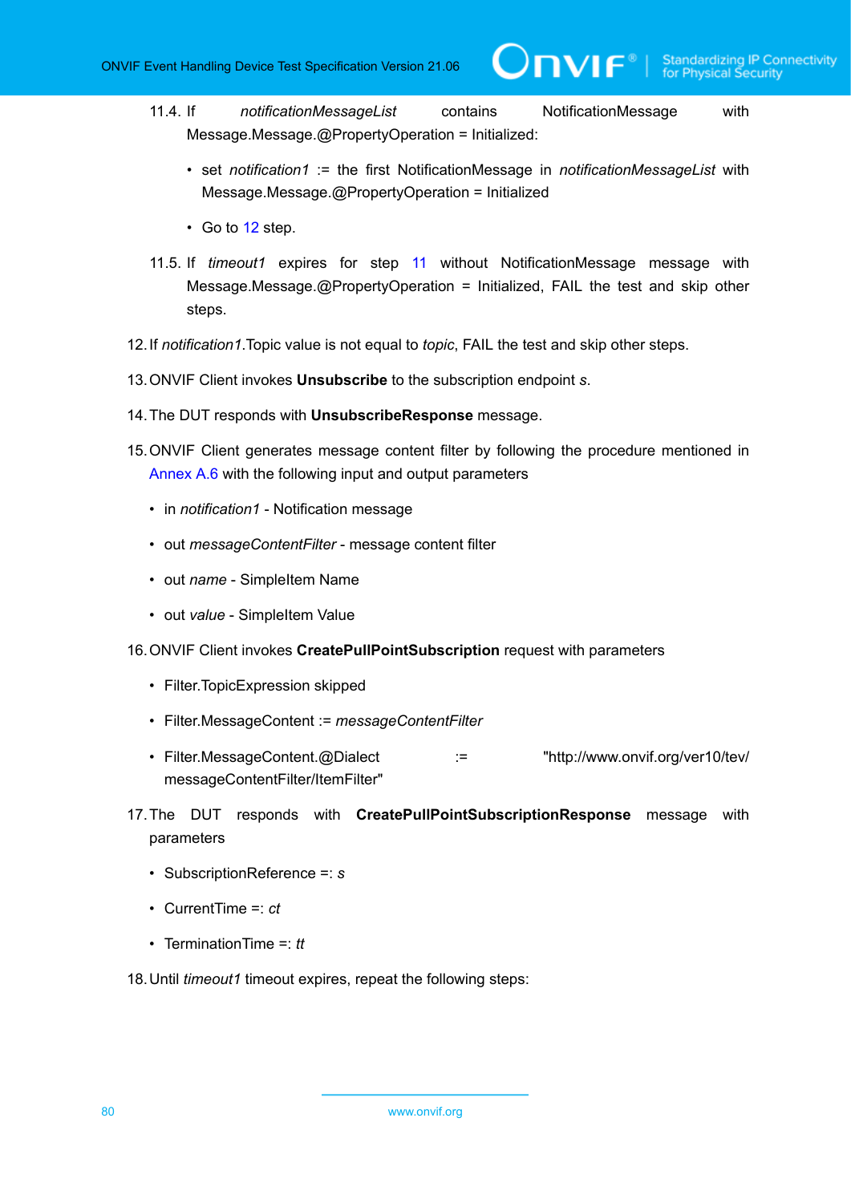11.4. If *notificationMessageList* contains NotificationMessage with Message.Message.@PropertyOperation = Initialized:

- set *notification1* := the first NotificationMessage in *notificationMessageList* with Message.Message.@PropertyOperation = Initialized
- Go to 12 step.

11.5. If *timeout1* expires for step 11 without NotificationMessage message with Message.Message.@PropertyOperation = Initialized, FAIL the test and skip other steps.

12. If *notification1*.Topic value is not equal to *topic*, FAIL the test and skip other steps.

13. ONVIF Client invokes **Unsubscribe** to the subscription endpoint *s*.

14. The DUT responds with **UnsubscribeResponse** message.

15. ONVIF Client generates message content filter by following the procedure mentioned in Annex A.6 with the following input and output parameters

- in *notification1* - Notification message
- out *messageContentFilter* - message content filter
- out *name* - SimpleItem Name
- out *value* - SimpleItem Value

16. ONVIF Client invokes **CreatePullPointSubscription** request with parameters

- Filter.TopicExpression skipped
- Filter.MessageContent := *messageContentFilter*
- Filter.MessageContent.@Dialect := "http://www.onvif.org/ver10/tev/messageContentFilter/ItemFilter"

17. The DUT responds with **CreatePullPointSubscriptionResponse** message with parameters

- SubscriptionReference =: *s*
- CurrentTime =: *ct*
- TerminationTime =: *tt*

18. Until *timeout1* timeout expires, repeat the following steps: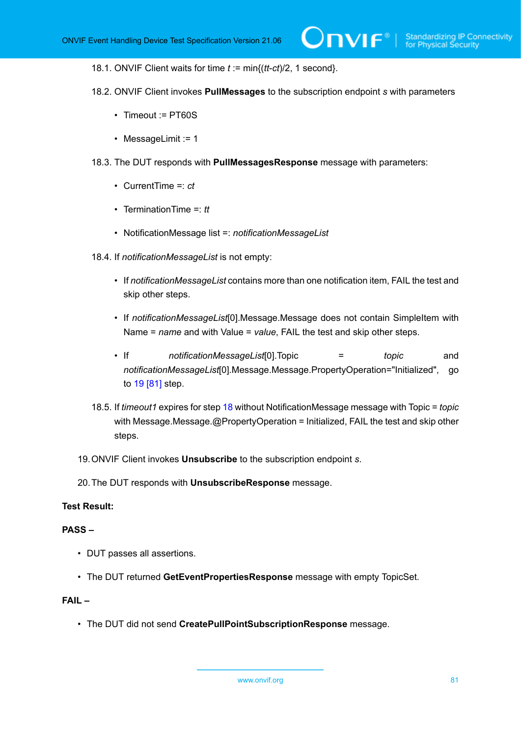18.1. ONVIF Client waits for time *t* := min{(*tt*-*ct*)/2, 1 second}.

18.2. ONVIF Client invokes **PullMessages** to the subscription endpoint *s* with parameters

- Timeout := PT60S
- MessageLimit := 1

18.3. The DUT responds with **PullMessagesResponse** message with parameters:

- CurrentTime =: *ct*
- TerminationTime =: *tt*
- NotificationMessage list =: *notificationMessageList*

18.4. If *notificationMessageList* is not empty:

- If *notificationMessageList* contains more than one notification item, FAIL the test and skip other steps.
- If *notificationMessageList*[0].Message.Message does not contain SimpleItem with Name = *name* and with Value = *value*, FAIL the test and skip other steps.
- If *notificationMessageList*[0].Topic = *topic* and *notificationMessageList*[0].Message.Message.PropertyOperation="Initialized", go to 19 [81] step.

18.5. If *timeout1* expires for step 18 without NotificationMessage message with Topic = *topic* with Message.Message.@PropertyOperation = Initialized, FAIL the test and skip other steps.

19. ONVIF Client invokes **Unsubscribe** to the subscription endpoint *s*.

20. The DUT responds with **UnsubscribeResponse** message.

**Test Result:**

**PASS –**

- DUT passes all assertions.
- The DUT returned **GetEventPropertiesResponse** message with empty TopicSet.

**FAIL –**

- The DUT did not send **CreatePullPointSubscriptionResponse** message.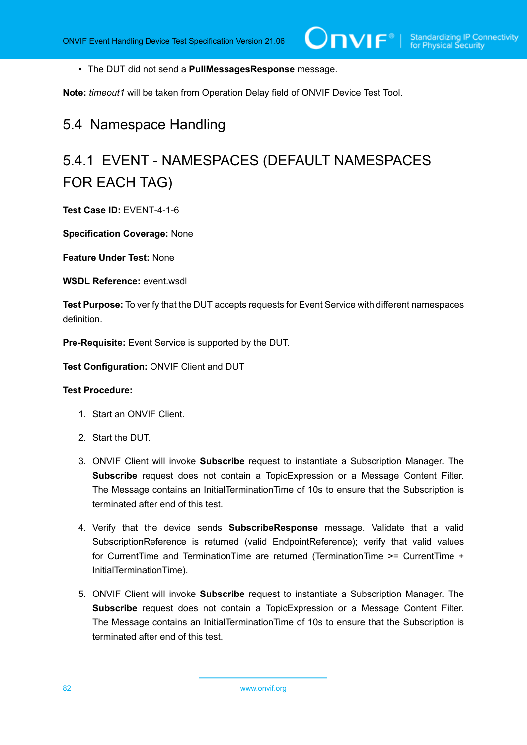- The DUT did not send a **PullMessagesResponse** message.

**Note:** *timeout1* will be taken from Operation Delay field of ONVIF Device Test Tool.

## 5.4 Namespace Handling

### 5.4.1 EVENT - NAMESPACES (DEFAULT NAMESPACES FOR EACH TAG)

**Test Case ID:** EVENT-4-1-6

**Specification Coverage:** None

**Feature Under Test:** None

**WSDL Reference:** event.wsdl

**Test Purpose:** To verify that the DUT accepts requests for Event Service with different namespaces definition.

**Pre-Requisite:** Event Service is supported by the DUT.

**Test Configuration:** ONVIF Client and DUT

**Test Procedure:**

1. Start an ONVIF Client.
2. Start the DUT.
3. ONVIF Client will invoke **Subscribe** request to instantiate a Subscription Manager. The **Subscribe** request does not contain a TopicExpression or a Message Content Filter. The Message contains an InitialTerminationTime of 10s to ensure that the Subscription is terminated after end of this test.
4. Verify that the device sends **SubscribeResponse** message. Validate that a valid SubscriptionReference is returned (valid EndpointReference); verify that valid values for CurrentTime and TerminationTime are returned (TerminationTime >= CurrentTime + InitialTerminationTime).
5. ONVIF Client will invoke **Subscribe** request to instantiate a Subscription Manager. The **Subscribe** request does not contain a TopicExpression or a Message Content Filter. The Message contains an InitialTerminationTime of 10s to ensure that the Subscription is terminated after end of this test.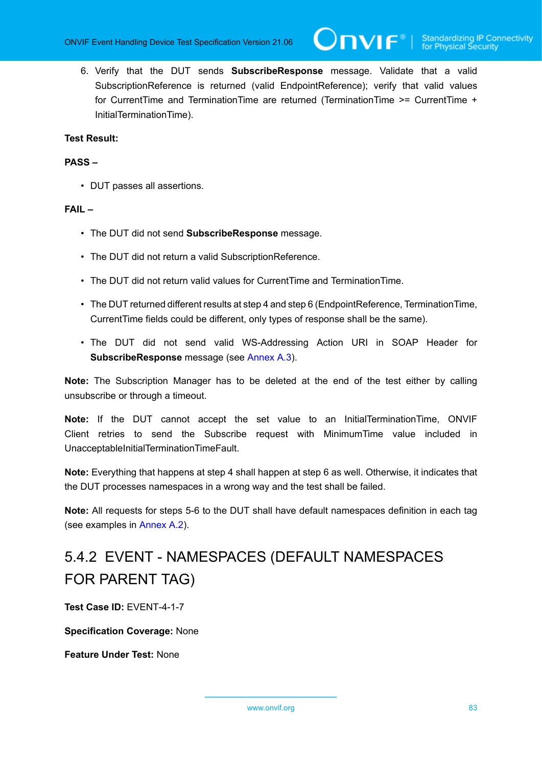6. Verify that the DUT sends **SubscribeResponse** message. Validate that a valid SubscriptionReference is returned (valid EndpointReference); verify that valid values for CurrentTime and TerminationTime are returned (TerminationTime >= CurrentTime + InitialTerminationTime).

**Test Result:**

**PASS –**

- DUT passes all assertions.

**FAIL –**

- The DUT did not send **SubscribeResponse** message.
- The DUT did not return a valid SubscriptionReference.
- The DUT did not return valid values for CurrentTime and TerminationTime.
- The DUT returned different results at step 4 and step 6 (EndpointReference, TerminationTime, CurrentTime fields could be different, only types of response shall be the same).
- The DUT did not send valid WS-Addressing Action URI in SOAP Header for **SubscribeResponse** message (see Annex A.3).

**Note:** The Subscription Manager has to be deleted at the end of the test either by calling unsubscribe or through a timeout.

**Note:** If the DUT cannot accept the set value to an InitialTerminationTime, ONVIF Client retries to send the Subscribe request with MinimumTime value included in UnacceptableInitialTerminationTimeFault.

**Note:** Everything that happens at step 4 shall happen at step 6 as well. Otherwise, it indicates that the DUT processes namespaces in a wrong way and the test shall be failed.

**Note:** All requests for steps 5-6 to the DUT shall have default namespaces definition in each tag (see examples in Annex A.2).

## 5.4.2 EVENT - NAMESPACES (DEFAULT NAMESPACES FOR PARENT TAG)

**Test Case ID:** EVENT-4-1-7

**Specification Coverage:** None

**Feature Under Test:** None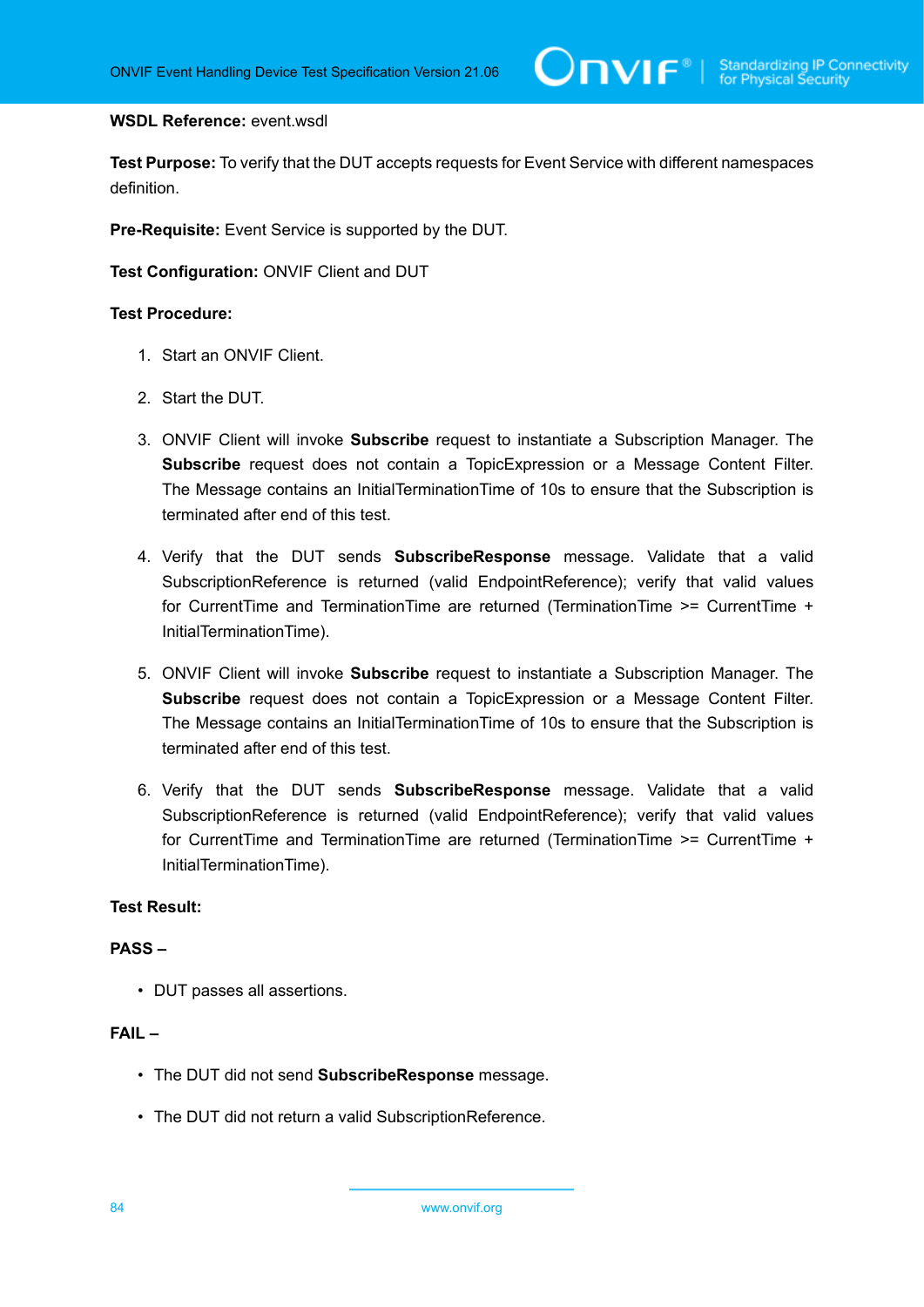**WSDL Reference:** event.wsdl

**Test Purpose:** To verify that the DUT accepts requests for Event Service with different namespaces definition.

**Pre-Requisite:** Event Service is supported by the DUT.

**Test Configuration:** ONVIF Client and DUT

**Test Procedure:**

1. Start an ONVIF Client.
2. Start the DUT.
3. ONVIF Client will invoke **Subscribe** request to instantiate a Subscription Manager. The **Subscribe** request does not contain a TopicExpression or a Message Content Filter. The Message contains an InitialTerminationTime of 10s to ensure that the Subscription is terminated after end of this test.
4. Verify that the DUT sends **SubscribeResponse** message. Validate that a valid SubscriptionReference is returned (valid EndpointReference); verify that valid values for CurrentTime and TerminationTime are returned (TerminationTime >= CurrentTime + InitialTerminationTime).
5. ONVIF Client will invoke **Subscribe** request to instantiate a Subscription Manager. The **Subscribe** request does not contain a TopicExpression or a Message Content Filter. The Message contains an InitialTerminationTime of 10s to ensure that the Subscription is terminated after end of this test.
6. Verify that the DUT sends **SubscribeResponse** message. Validate that a valid SubscriptionReference is returned (valid EndpointReference); verify that valid values for CurrentTime and TerminationTime are returned (TerminationTime >= CurrentTime + InitialTerminationTime).

**Test Result:**

**PASS –**

- DUT passes all assertions.

**FAIL –**

- The DUT did not send **SubscribeResponse** message.
- The DUT did not return a valid SubscriptionReference.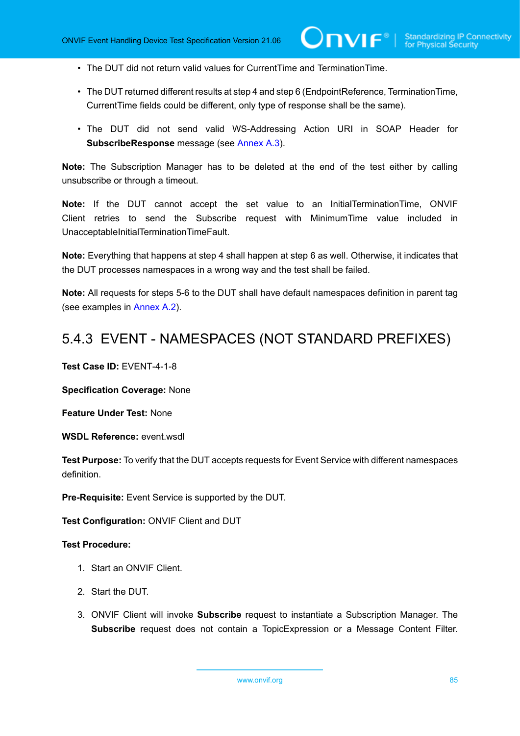- The DUT did not return valid values for CurrentTime and TerminationTime.
- The DUT returned different results at step 4 and step 6 (EndpointReference, TerminationTime, CurrentTime fields could be different, only type of response shall be the same).
- The DUT did not send valid WS-Addressing Action URI in SOAP Header for **SubscribeResponse** message (see Annex A.3).

**Note:** The Subscription Manager has to be deleted at the end of the test either by calling unsubscribe or through a timeout.

**Note:** If the DUT cannot accept the set value to an InitialTerminationTime, ONVIF Client retries to send the Subscribe request with MinimumTime value included in UnacceptableInitialTerminationTimeFault.

**Note:** Everything that happens at step 4 shall happen at step 6 as well. Otherwise, it indicates that the DUT processes namespaces in a wrong way and the test shall be failed.

**Note:** All requests for steps 5-6 to the DUT shall have default namespaces definition in parent tag (see examples in Annex A.2).

### 5.4.3 EVENT - NAMESPACES (NOT STANDARD PREFIXES)

**Test Case ID:** EVENT-4-1-8

**Specification Coverage:** None

**Feature Under Test:** None

**WSDL Reference:** event.wsdl

**Test Purpose:** To verify that the DUT accepts requests for Event Service with different namespaces definition.

**Pre-Requisite:** Event Service is supported by the DUT.

**Test Configuration:** ONVIF Client and DUT

**Test Procedure:**

1. Start an ONVIF Client.
2. Start the DUT.
3. ONVIF Client will invoke **Subscribe** request to instantiate a Subscription Manager. The **Subscribe** request does not contain a TopicExpression or a Message Content Filter.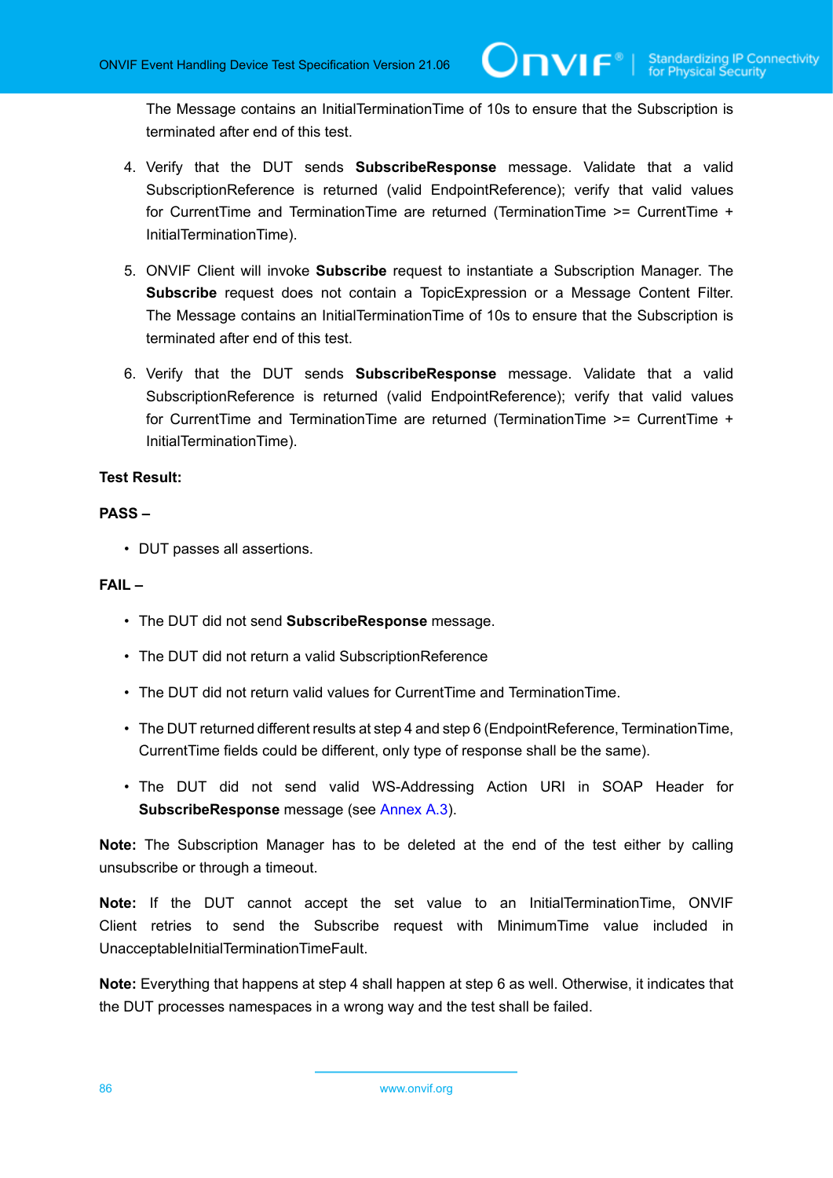The Message contains an InitialTerminationTime of 10s to ensure that the Subscription is terminated after end of this test.

4. Verify that the DUT sends **SubscribeResponse** message. Validate that a valid SubscriptionReference is returned (valid EndpointReference); verify that valid values for CurrentTime and TerminationTime are returned (TerminationTime >= CurrentTime + InitialTerminationTime).

5. ONVIF Client will invoke **Subscribe** request to instantiate a Subscription Manager. The **Subscribe** request does not contain a TopicExpression or a Message Content Filter. The Message contains an InitialTerminationTime of 10s to ensure that the Subscription is terminated after end of this test.

6. Verify that the DUT sends **SubscribeResponse** message. Validate that a valid SubscriptionReference is returned (valid EndpointReference); verify that valid values for CurrentTime and TerminationTime are returned (TerminationTime >= CurrentTime + InitialTerminationTime).

**Test Result:**

**PASS –**

- DUT passes all assertions.

**FAIL –**

- The DUT did not send **SubscribeResponse** message.
- The DUT did not return a valid SubscriptionReference
- The DUT did not return valid values for CurrentTime and TerminationTime.
- The DUT returned different results at step 4 and step 6 (EndpointReference, TerminationTime, CurrentTime fields could be different, only type of response shall be the same).
- The DUT did not send valid WS-Addressing Action URI in SOAP Header for **SubscribeResponse** message (see Annex A.3).

**Note:** The Subscription Manager has to be deleted at the end of the test either by calling unsubscribe or through a timeout.

**Note:** If the DUT cannot accept the set value to an InitialTerminationTime, ONVIF Client retries to send the Subscribe request with MinimumTime value included in UnacceptableInitialTerminationTimeFault.

**Note:** Everything that happens at step 4 shall happen at step 6 as well. Otherwise, it indicates that the DUT processes namespaces in a wrong way and the test shall be failed.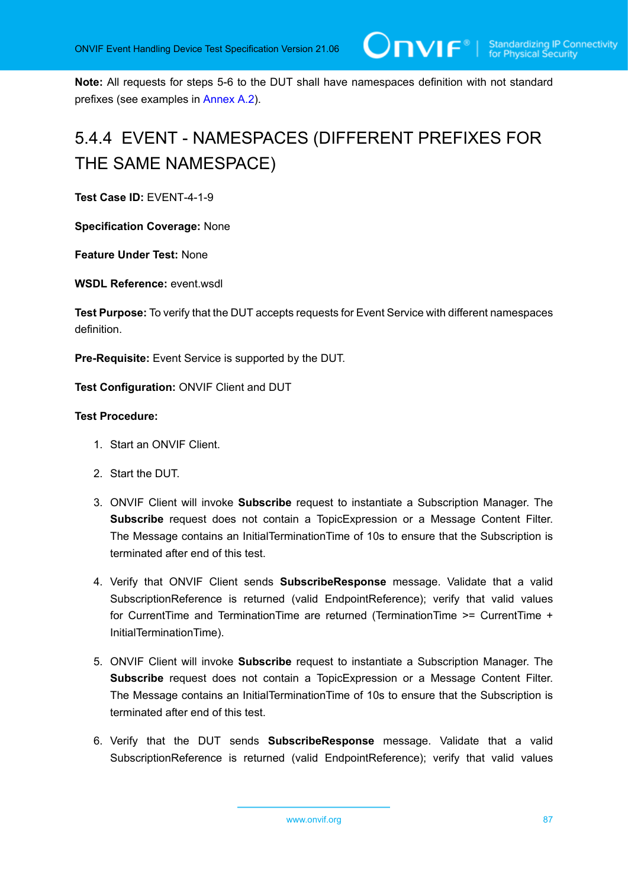**Note:** All requests for steps 5-6 to the DUT shall have namespaces definition with not standard prefixes (see examples in Annex A.2).

### 5.4.4 EVENT - NAMESPACES (DIFFERENT PREFIXES FOR THE SAME NAMESPACE)

**Test Case ID:** EVENT-4-1-9

**Specification Coverage:** None

**Feature Under Test:** None

**WSDL Reference:** event.wsdl

**Test Purpose:** To verify that the DUT accepts requests for Event Service with different namespaces definition.

**Pre-Requisite:** Event Service is supported by the DUT.

**Test Configuration:** ONVIF Client and DUT

**Test Procedure:**

1. Start an ONVIF Client.
2. Start the DUT.
3. ONVIF Client will invoke **Subscribe** request to instantiate a Subscription Manager. The **Subscribe** request does not contain a TopicExpression or a Message Content Filter. The Message contains an InitialTerminationTime of 10s to ensure that the Subscription is terminated after end of this test.
4. Verify that ONVIF Client sends **SubscribeResponse** message. Validate that a valid SubscriptionReference is returned (valid EndpointReference); verify that valid values for CurrentTime and TerminationTime are returned (TerminationTime >= CurrentTime + InitialTerminationTime).
5. ONVIF Client will invoke **Subscribe** request to instantiate a Subscription Manager. The **Subscribe** request does not contain a TopicExpression or a Message Content Filter. The Message contains an InitialTerminationTime of 10s to ensure that the Subscription is terminated after end of this test.
6. Verify that the DUT sends **SubscribeResponse** message. Validate that a valid SubscriptionReference is returned (valid EndpointReference); verify that valid values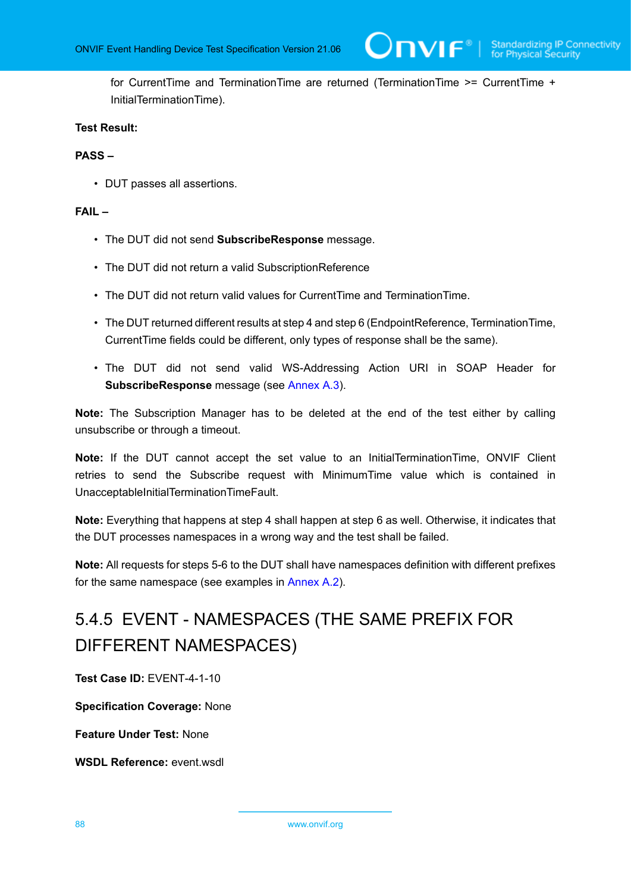for CurrentTime and TerminationTime are returned (TerminationTime >= CurrentTime + InitialTerminationTime).

**Test Result:**

**PASS –**

- DUT passes all assertions.

**FAIL –**

- The DUT did not send **SubscribeResponse** message.
- The DUT did not return a valid SubscriptionReference
- The DUT did not return valid values for CurrentTime and TerminationTime.
- The DUT returned different results at step 4 and step 6 (EndpointReference, TerminationTime, CurrentTime fields could be different, only types of response shall be the same).
- The DUT did not send valid WS-Addressing Action URI in SOAP Header for **SubscribeResponse** message (see Annex A.3).

**Note:** The Subscription Manager has to be deleted at the end of the test either by calling unsubscribe or through a timeout.

**Note:** If the DUT cannot accept the set value to an InitialTerminationTime, ONVIF Client retries to send the Subscribe request with MinimumTime value which is contained in UnacceptableInitialTerminationTimeFault.

**Note:** Everything that happens at step 4 shall happen at step 6 as well. Otherwise, it indicates that the DUT processes namespaces in a wrong way and the test shall be failed.

**Note:** All requests for steps 5-6 to the DUT shall have namespaces definition with different prefixes for the same namespace (see examples in Annex A.2).

### 5.4.5 EVENT - NAMESPACES (THE SAME PREFIX FOR DIFFERENT NAMESPACES)

**Test Case ID:** EVENT-4-1-10

**Specification Coverage:** None

**Feature Under Test:** None

**WSDL Reference:** event.wsdl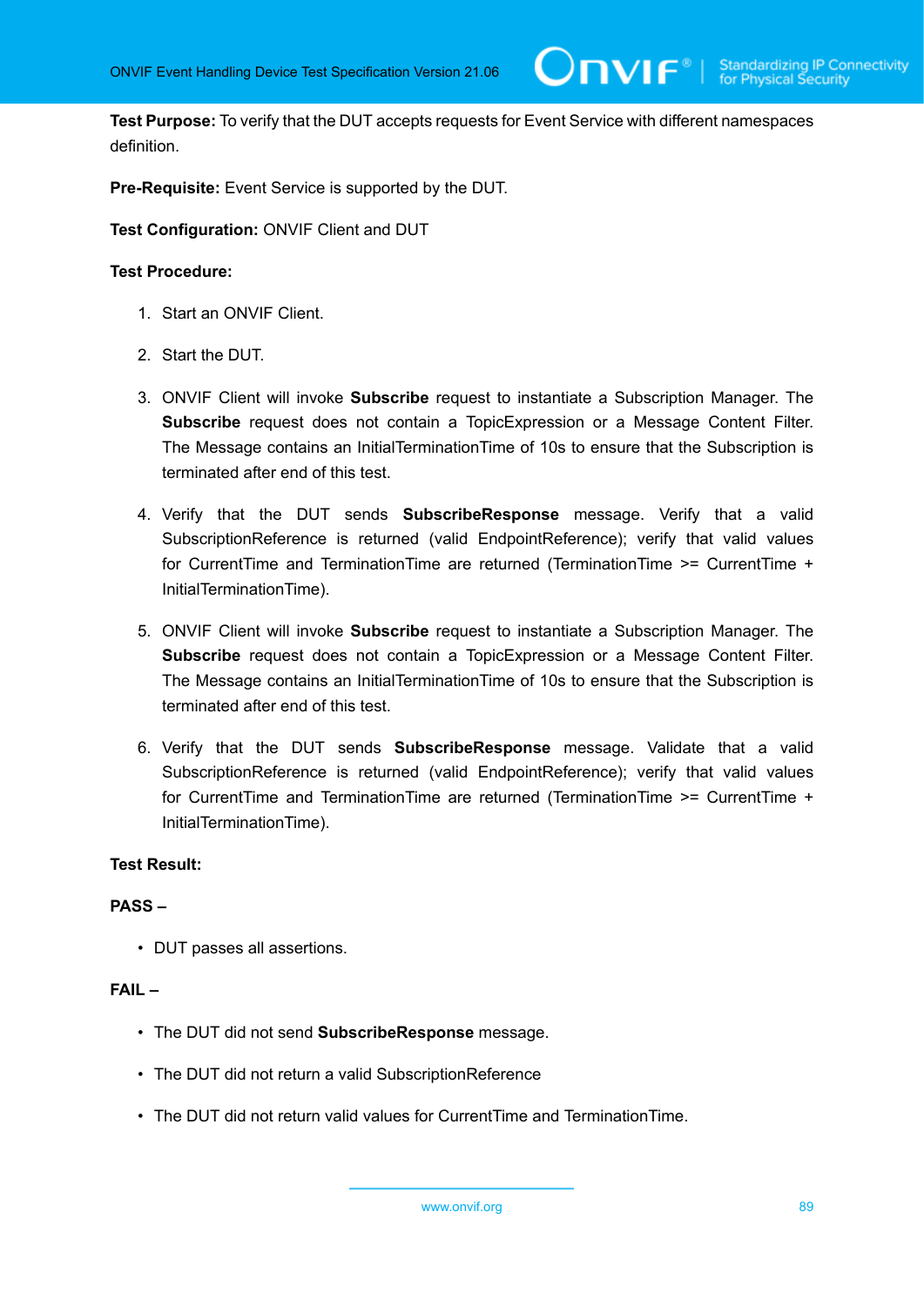**Test Purpose:** To verify that the DUT accepts requests for Event Service with different namespaces definition.

**Pre-Requisite:** Event Service is supported by the DUT.

**Test Configuration:** ONVIF Client and DUT

**Test Procedure:**

1. Start an ONVIF Client.
2. Start the DUT.
3. ONVIF Client will invoke **Subscribe** request to instantiate a Subscription Manager. The **Subscribe** request does not contain a TopicExpression or a Message Content Filter. The Message contains an InitialTerminationTime of 10s to ensure that the Subscription is terminated after end of this test.
4. Verify that the DUT sends **SubscribeResponse** message. Verify that a valid SubscriptionReference is returned (valid EndpointReference); verify that valid values for CurrentTime and TerminationTime are returned (TerminationTime >= CurrentTime + InitialTerminationTime).
5. ONVIF Client will invoke **Subscribe** request to instantiate a Subscription Manager. The **Subscribe** request does not contain a TopicExpression or a Message Content Filter. The Message contains an InitialTerminationTime of 10s to ensure that the Subscription is terminated after end of this test.
6. Verify that the DUT sends **SubscribeResponse** message. Validate that a valid SubscriptionReference is returned (valid EndpointReference); verify that valid values for CurrentTime and TerminationTime are returned (TerminationTime >= CurrentTime + InitialTerminationTime).

**Test Result:**

**PASS –**

- DUT passes all assertions.

**FAIL –**

- The DUT did not send **SubscribeResponse** message.
- The DUT did not return a valid SubscriptionReference
- The DUT did not return valid values for CurrentTime and TerminationTime.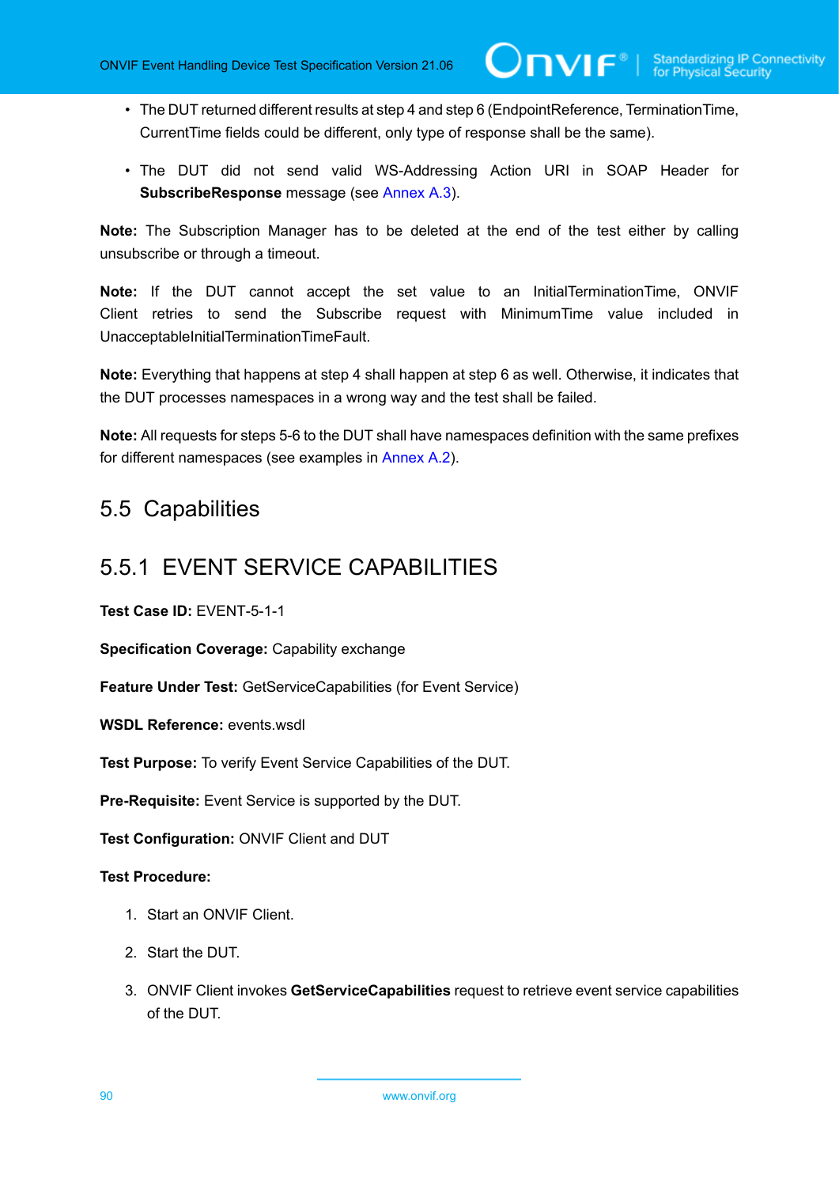- The DUT returned different results at step 4 and step 6 (EndpointReference, TerminationTime, CurrentTime fields could be different, only type of response shall be the same).
- The DUT did not send valid WS-Addressing Action URI in SOAP Header for **SubscribeResponse** message (see Annex A.3).

**Note:** The Subscription Manager has to be deleted at the end of the test either by calling unsubscribe or through a timeout.

**Note:** If the DUT cannot accept the set value to an InitialTerminationTime, ONVIF Client retries to send the Subscribe request with MinimumTime value included in UnacceptableInitialTerminationTimeFault.

**Note:** Everything that happens at step 4 shall happen at step 6 as well. Otherwise, it indicates that the DUT processes namespaces in a wrong way and the test shall be failed.

**Note:** All requests for steps 5-6 to the DUT shall have namespaces definition with the same prefixes for different namespaces (see examples in Annex A.2).

## 5.5 Capabilities

### 5.5.1 EVENT SERVICE CAPABILITIES

**Test Case ID:** EVENT-5-1-1

**Specification Coverage:** Capability exchange

**Feature Under Test:** GetServiceCapabilities (for Event Service)

**WSDL Reference:** events.wsdl

**Test Purpose:** To verify Event Service Capabilities of the DUT.

**Pre-Requisite:** Event Service is supported by the DUT.

**Test Configuration:** ONVIF Client and DUT

**Test Procedure:**

1. Start an ONVIF Client.
2. Start the DUT.
3. ONVIF Client invokes **GetServiceCapabilities** request to retrieve event service capabilities of the DUT.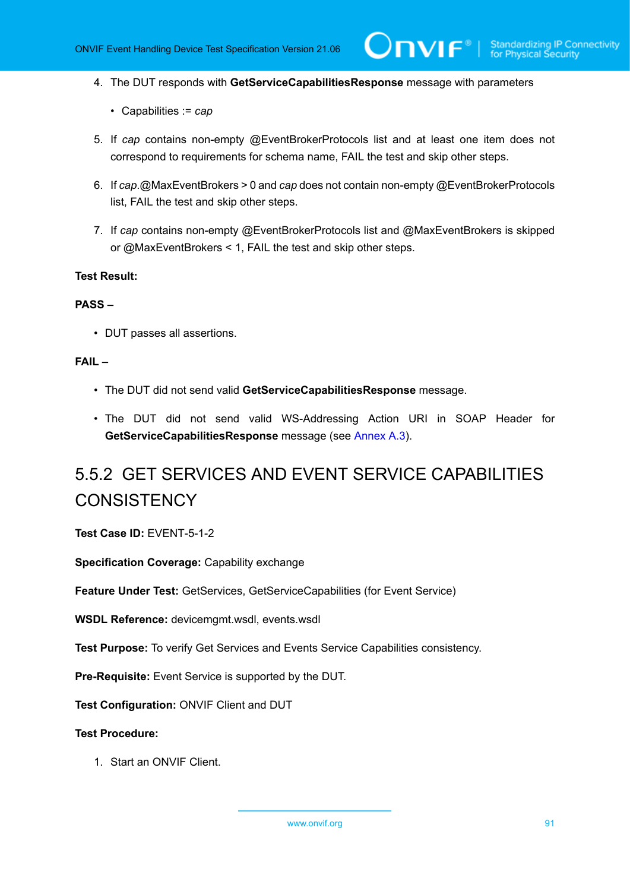4. The DUT responds with **GetServiceCapabilitiesResponse** message with parameters

   - Capabilities := *cap*

5. If *cap* contains non-empty @EventBrokerProtocols list and at least one item does not correspond to requirements for schema name, FAIL the test and skip other steps.

6. If *cap*.@MaxEventBrokers > 0 and *cap* does not contain non-empty @EventBrokerProtocols list, FAIL the test and skip other steps.

7. If *cap* contains non-empty @EventBrokerProtocols list and @MaxEventBrokers is skipped or @MaxEventBrokers < 1, FAIL the test and skip other steps.

**Test Result:**

**PASS –**

- DUT passes all assertions.

**FAIL –**

- The DUT did not send valid **GetServiceCapabilitiesResponse** message.
- The DUT did not send valid WS-Addressing Action URI in SOAP Header for **GetServiceCapabilitiesResponse** message (see Annex A.3).

### 5.5.2 GET SERVICES AND EVENT SERVICE CAPABILITIES CONSISTENCY

**Test Case ID:** EVENT-5-1-2

**Specification Coverage:** Capability exchange

**Feature Under Test:** GetServices, GetServiceCapabilities (for Event Service)

**WSDL Reference:** devicemgmt.wsdl, events.wsdl

**Test Purpose:** To verify Get Services and Events Service Capabilities consistency.

**Pre-Requisite:** Event Service is supported by the DUT.

**Test Configuration:** ONVIF Client and DUT

**Test Procedure:**

1. Start an ONVIF Client.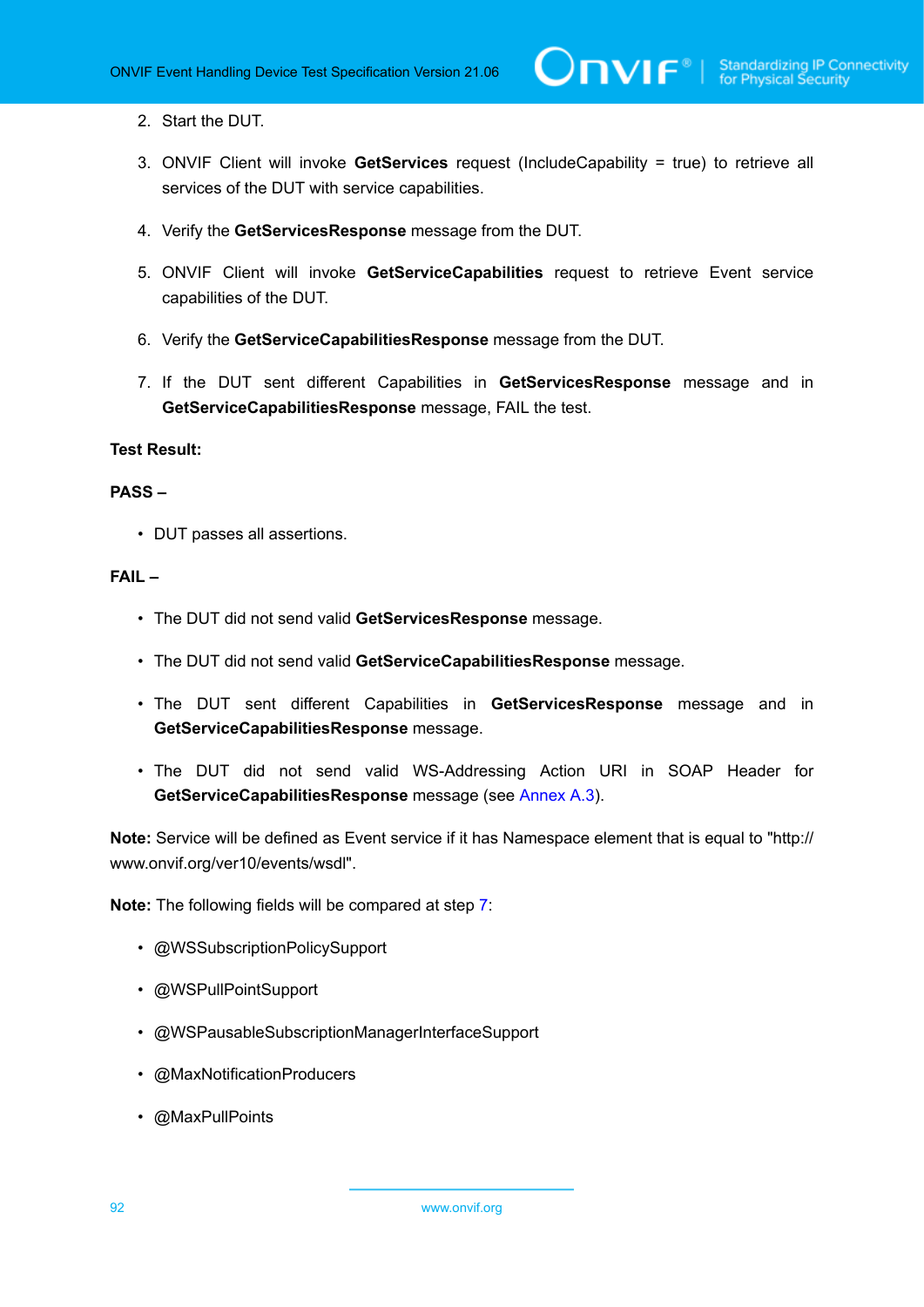2. Start the DUT.

3. ONVIF Client will invoke **GetServices** request (IncludeCapability = true) to retrieve all services of the DUT with service capabilities.

4. Verify the **GetServicesResponse** message from the DUT.

5. ONVIF Client will invoke **GetServiceCapabilities** request to retrieve Event service capabilities of the DUT.

6. Verify the **GetServiceCapabilitiesResponse** message from the DUT.

7. If the DUT sent different Capabilities in **GetServicesResponse** message and in **GetServiceCapabilitiesResponse** message, FAIL the test.

**Test Result:**

**PASS –**

- DUT passes all assertions.

**FAIL –**

- The DUT did not send valid **GetServicesResponse** message.
- The DUT did not send valid **GetServiceCapabilitiesResponse** message.
- The DUT sent different Capabilities in **GetServicesResponse** message and in **GetServiceCapabilitiesResponse** message.
- The DUT did not send valid WS-Addressing Action URI in SOAP Header for **GetServiceCapabilitiesResponse** message (see Annex A.3).

**Note:** Service will be defined as Event service if it has Namespace element that is equal to "http://www.onvif.org/ver10/events/wsdl".

**Note:** The following fields will be compared at step 7:

- @WSSubscriptionPolicySupport
- @WSPullPointSupport
- @WSPausableSubscriptionManagerInterfaceSupport
- @MaxNotificationProducers
- @MaxPullPoints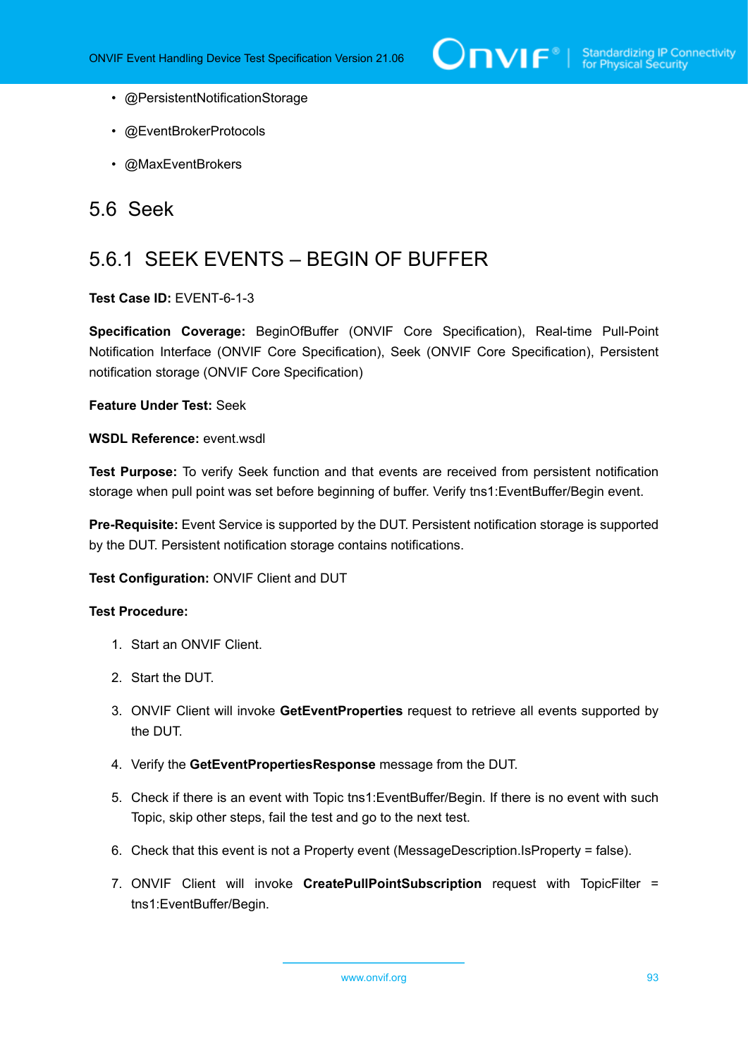- @PersistentNotificationStorage
- @EventBrokerProtocols
- @MaxEventBrokers

## 5.6 Seek

### 5.6.1 SEEK EVENTS – BEGIN OF BUFFER

**Test Case ID:** EVENT-6-1-3

**Specification Coverage:** BeginOfBuffer (ONVIF Core Specification), Real-time Pull-Point Notification Interface (ONVIF Core Specification), Seek (ONVIF Core Specification), Persistent notification storage (ONVIF Core Specification)

**Feature Under Test:** Seek

**WSDL Reference:** event.wsdl

**Test Purpose:** To verify Seek function and that events are received from persistent notification storage when pull point was set before beginning of buffer. Verify tns1:EventBuffer/Begin event.

**Pre-Requisite:** Event Service is supported by the DUT. Persistent notification storage is supported by the DUT. Persistent notification storage contains notifications.

**Test Configuration:** ONVIF Client and DUT

**Test Procedure:**

1. Start an ONVIF Client.
2. Start the DUT.
3. ONVIF Client will invoke **GetEventProperties** request to retrieve all events supported by the DUT.
4. Verify the **GetEventPropertiesResponse** message from the DUT.
5. Check if there is an event with Topic tns1:EventBuffer/Begin. If there is no event with such Topic, skip other steps, fail the test and go to the next test.
6. Check that this event is not a Property event (MessageDescription.IsProperty = false).
7. ONVIF Client will invoke **CreatePullPointSubscription** request with TopicFilter = tns1:EventBuffer/Begin.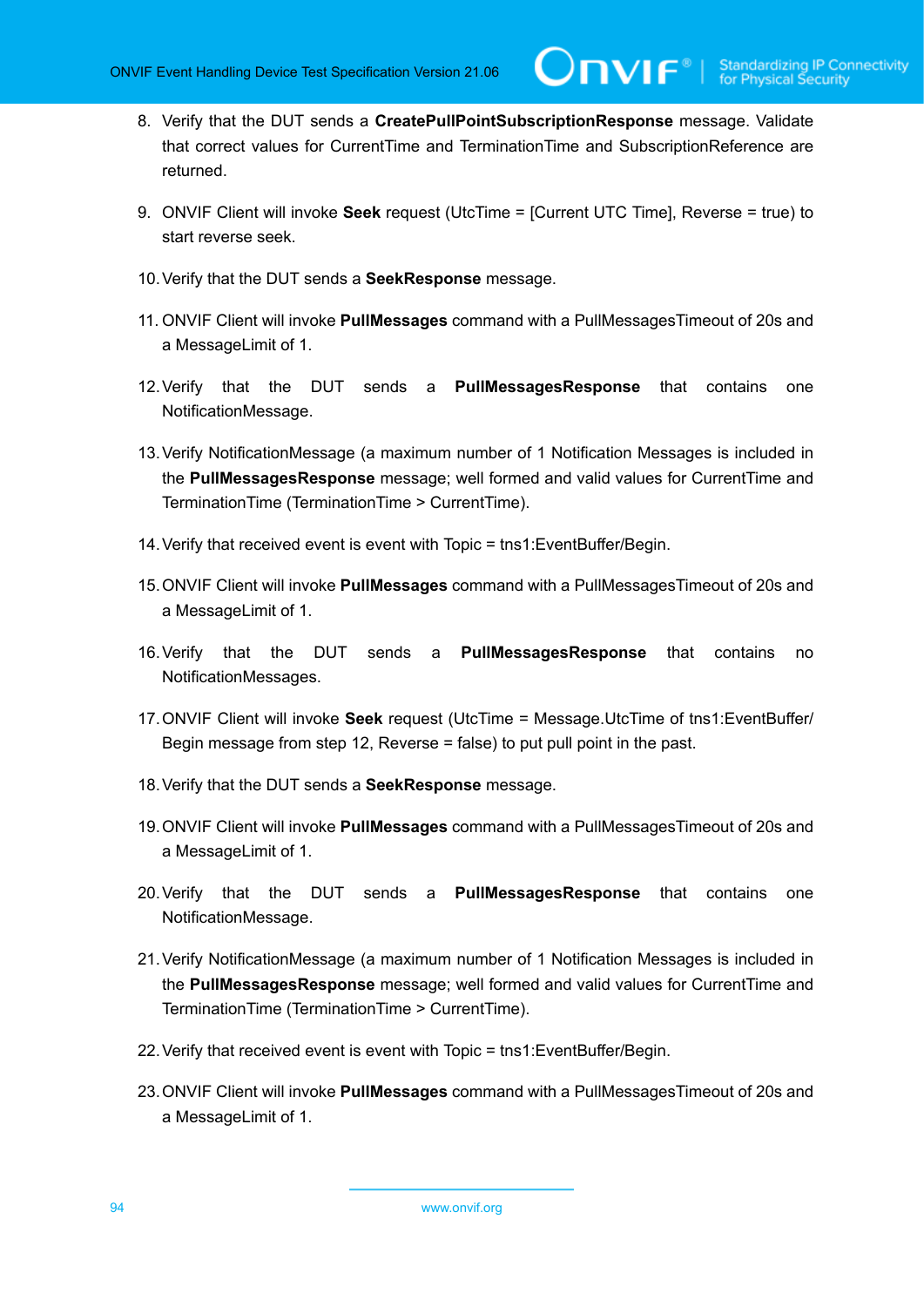8. Verify that the DUT sends a **CreatePullPointSubscriptionResponse** message. Validate that correct values for CurrentTime and TerminationTime and SubscriptionReference are returned.

9. ONVIF Client will invoke **Seek** request (UtcTime = [Current UTC Time], Reverse = true) to start reverse seek.

10. Verify that the DUT sends a **SeekResponse** message.

11. ONVIF Client will invoke **PullMessages** command with a PullMessagesTimeout of 20s and a MessageLimit of 1.

12. Verify that the DUT sends a **PullMessagesResponse** that contains one NotificationMessage.

13. Verify NotificationMessage (a maximum number of 1 Notification Messages is included in the **PullMessagesResponse** message; well formed and valid values for CurrentTime and TerminationTime (TerminationTime > CurrentTime).

14. Verify that received event is event with Topic = tns1:EventBuffer/Begin.

15. ONVIF Client will invoke **PullMessages** command with a PullMessagesTimeout of 20s and a MessageLimit of 1.

16. Verify that the DUT sends a **PullMessagesResponse** that contains no NotificationMessages.

17. ONVIF Client will invoke **Seek** request (UtcTime = Message.UtcTime of tns1:EventBuffer/Begin message from step 12, Reverse = false) to put pull point in the past.

18. Verify that the DUT sends a **SeekResponse** message.

19. ONVIF Client will invoke **PullMessages** command with a PullMessagesTimeout of 20s and a MessageLimit of 1.

20. Verify that the DUT sends a **PullMessagesResponse** that contains one NotificationMessage.

21. Verify NotificationMessage (a maximum number of 1 Notification Messages is included in the **PullMessagesResponse** message; well formed and valid values for CurrentTime and TerminationTime (TerminationTime > CurrentTime).

22. Verify that received event is event with Topic = tns1:EventBuffer/Begin.

23. ONVIF Client will invoke **PullMessages** command with a PullMessagesTimeout of 20s and a MessageLimit of 1.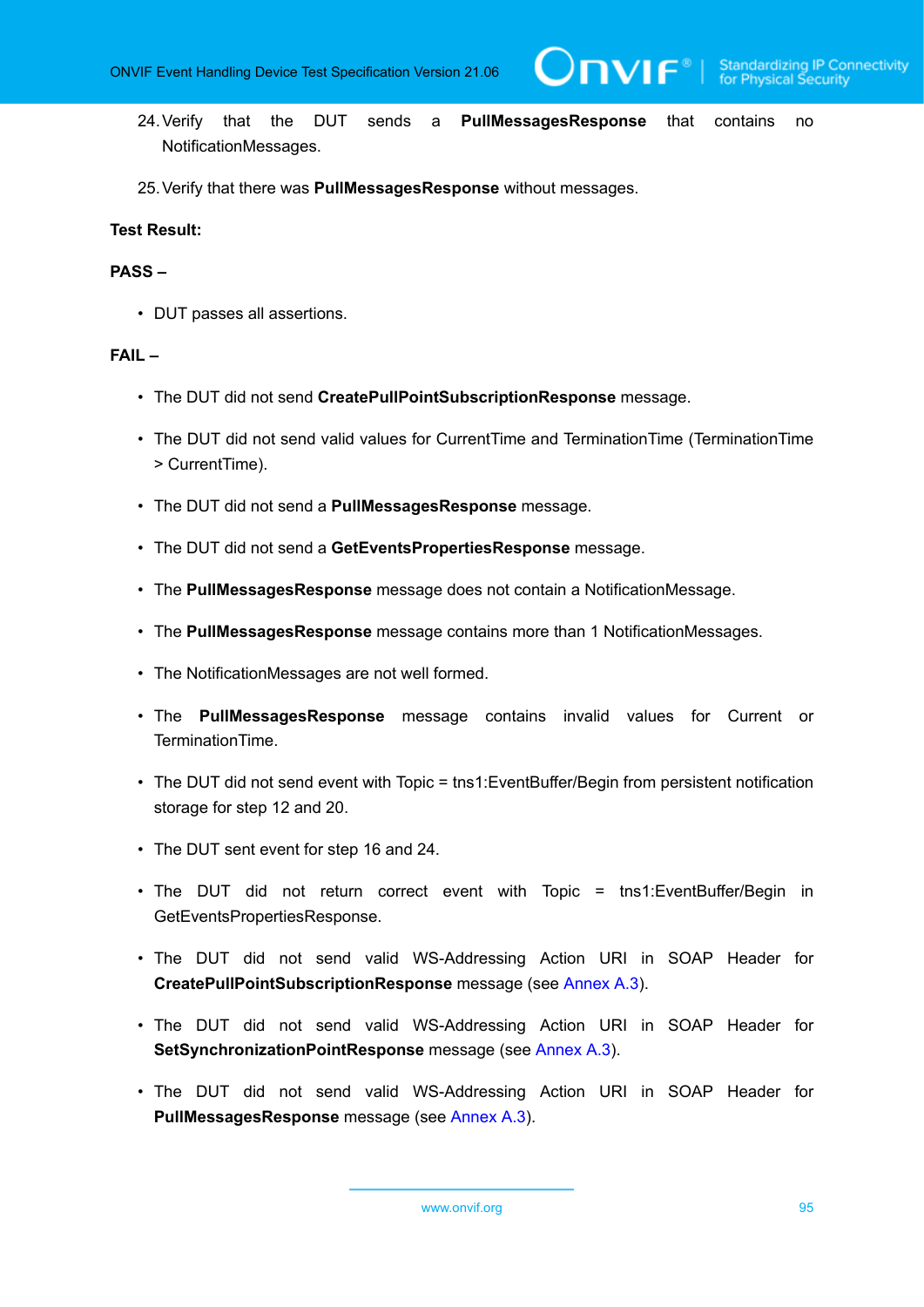24. Verify that the DUT sends a **PullMessagesResponse** that contains no NotificationMessages.

25. Verify that there was **PullMessagesResponse** without messages.

**Test Result:**

**PASS –**

- DUT passes all assertions.

**FAIL –**

- The DUT did not send **CreatePullPointSubscriptionResponse** message.
- The DUT did not send valid values for CurrentTime and TerminationTime (TerminationTime > CurrentTime).
- The DUT did not send a **PullMessagesResponse** message.
- The DUT did not send a **GetEventsPropertiesResponse** message.
- The **PullMessagesResponse** message does not contain a NotificationMessage.
- The **PullMessagesResponse** message contains more than 1 NotificationMessages.
- The NotificationMessages are not well formed.
- The **PullMessagesResponse** message contains invalid values for Current or TerminationTime.
- The DUT did not send event with Topic = tns1:EventBuffer/Begin from persistent notification storage for step 12 and 20.
- The DUT sent event for step 16 and 24.
- The DUT did not return correct event with Topic = tns1:EventBuffer/Begin in GetEventsPropertiesResponse.
- The DUT did not send valid WS-Addressing Action URI in SOAP Header for **CreatePullPointSubscriptionResponse** message (see Annex A.3).
- The DUT did not send valid WS-Addressing Action URI in SOAP Header for **SetSynchronizationPointResponse** message (see Annex A.3).
- The DUT did not send valid WS-Addressing Action URI in SOAP Header for **PullMessagesResponse** message (see Annex A.3).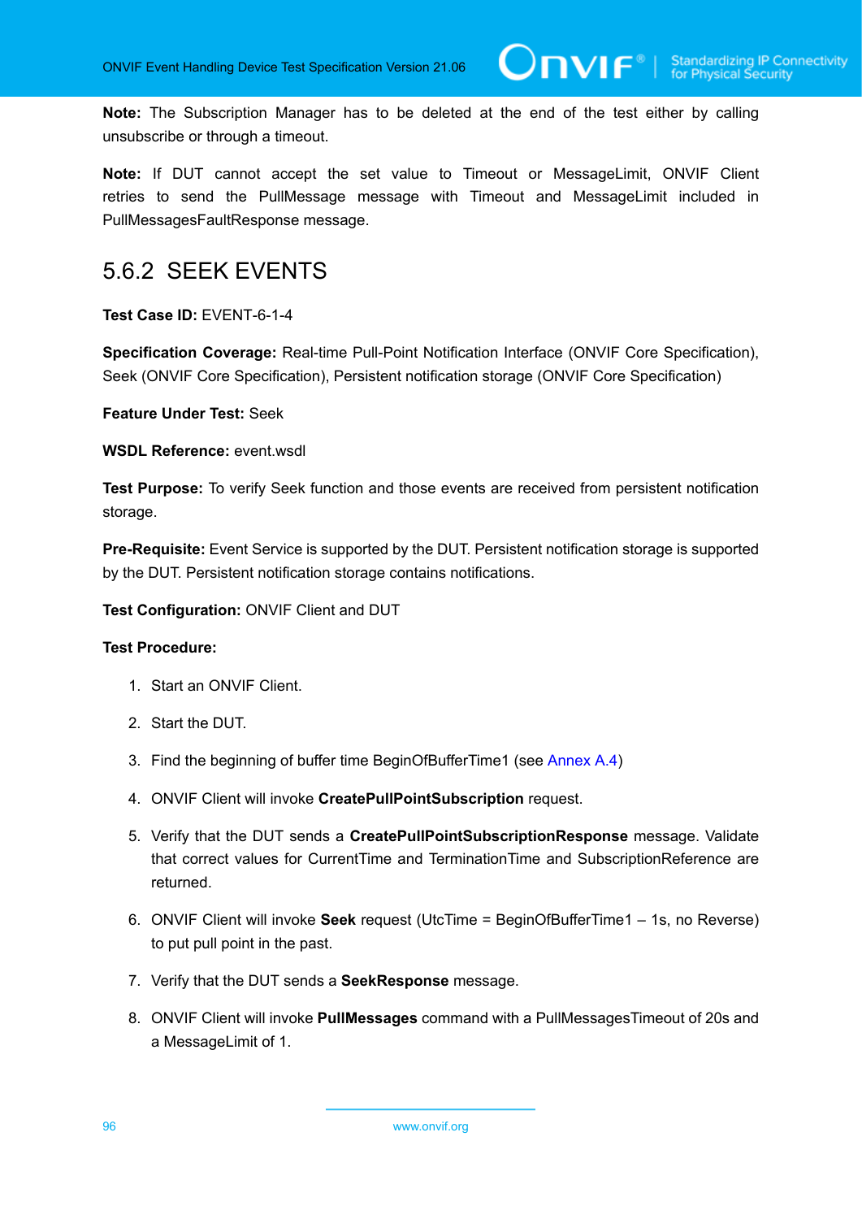**Note:** The Subscription Manager has to be deleted at the end of the test either by calling unsubscribe or through a timeout.

**Note:** If DUT cannot accept the set value to Timeout or MessageLimit, ONVIF Client retries to send the PullMessage message with Timeout and MessageLimit included in PullMessagesFaultResponse message.

## 5.6.2 SEEK EVENTS

**Test Case ID:** EVENT-6-1-4

**Specification Coverage:** Real-time Pull-Point Notification Interface (ONVIF Core Specification), Seek (ONVIF Core Specification), Persistent notification storage (ONVIF Core Specification)

**Feature Under Test:** Seek

**WSDL Reference:** event.wsdl

**Test Purpose:** To verify Seek function and those events are received from persistent notification storage.

**Pre-Requisite:** Event Service is supported by the DUT. Persistent notification storage is supported by the DUT. Persistent notification storage contains notifications.

**Test Configuration:** ONVIF Client and DUT

**Test Procedure:**

1. Start an ONVIF Client.
2. Start the DUT.
3. Find the beginning of buffer time BeginOfBufferTime1 (see Annex A.4)
4. ONVIF Client will invoke **CreatePullPointSubscription** request.
5. Verify that the DUT sends a **CreatePullPointSubscriptionResponse** message. Validate that correct values for CurrentTime and TerminationTime and SubscriptionReference are returned.
6. ONVIF Client will invoke **Seek** request (UtcTime = BeginOfBufferTime1 – 1s, no Reverse) to put pull point in the past.
7. Verify that the DUT sends a **SeekResponse** message.
8. ONVIF Client will invoke **PullMessages** command with a PullMessagesTimeout of 20s and a MessageLimit of 1.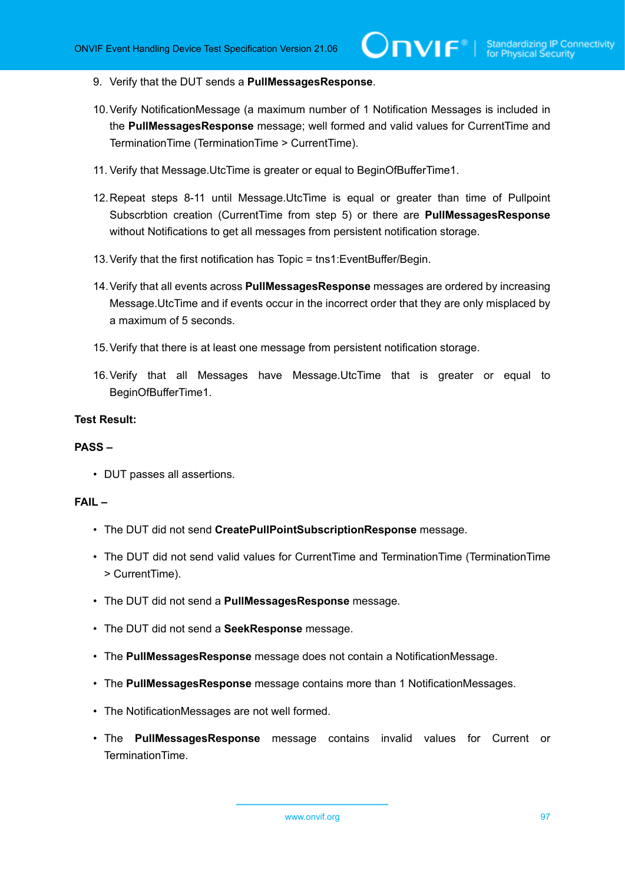9. Verify that the DUT sends a **PullMessagesResponse**.

10. Verify NotificationMessage (a maximum number of 1 Notification Messages is included in the **PullMessagesResponse** message; well formed and valid values for CurrentTime and TerminationTime (TerminationTime > CurrentTime).

11. Verify that Message.UtcTime is greater or equal to BeginOfBufferTime1.

12. Repeat steps 8-11 until Message.UtcTime is equal or greater than time of Pullpoint Subscrbtion creation (CurrentTime from step 5) or there are **PullMessagesResponse** without Notifications to get all messages from persistent notification storage.

13. Verify that the first notification has Topic = tns1:EventBuffer/Begin.

14. Verify that all events across **PullMessagesResponse** messages are ordered by increasing Message.UtcTime and if events occur in the incorrect order that they are only misplaced by a maximum of 5 seconds.

15. Verify that there is at least one message from persistent notification storage.

16. Verify that all Messages have Message.UtcTime that is greater or equal to BeginOfBufferTime1.

**Test Result:**

**PASS –**

- DUT passes all assertions.

**FAIL –**

- The DUT did not send **CreatePullPointSubscriptionResponse** message.
- The DUT did not send valid values for CurrentTime and TerminationTime (TerminationTime > CurrentTime).
- The DUT did not send a **PullMessagesResponse** message.
- The DUT did not send a **SeekResponse** message.
- The **PullMessagesResponse** message does not contain a NotificationMessage.
- The **PullMessagesResponse** message contains more than 1 NotificationMessages.
- The NotificationMessages are not well formed.
- The **PullMessagesResponse** message contains invalid values for Current or TerminationTime.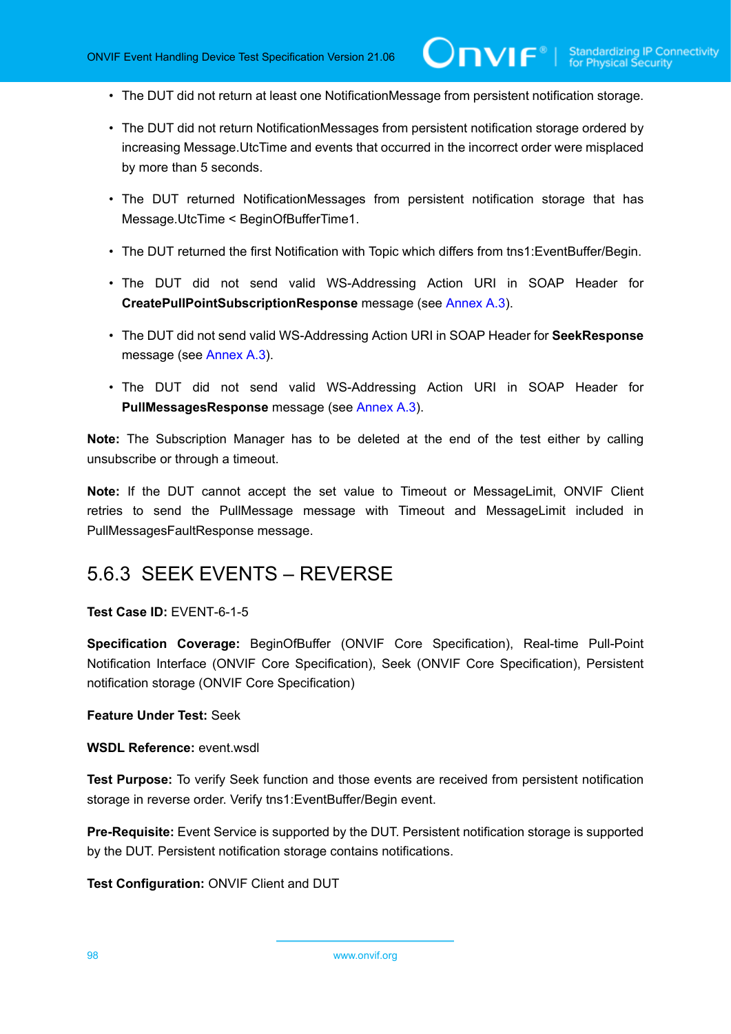- The DUT did not return at least one NotificationMessage from persistent notification storage.
- The DUT did not return NotificationMessages from persistent notification storage ordered by increasing Message.UtcTime and events that occurred in the incorrect order were misplaced by more than 5 seconds.
- The DUT returned NotificationMessages from persistent notification storage that has Message.UtcTime < BeginOfBufferTime1.
- The DUT returned the first Notification with Topic which differs from tns1:EventBuffer/Begin.
- The DUT did not send valid WS-Addressing Action URI in SOAP Header for **CreatePullPointSubscriptionResponse** message (see Annex A.3).
- The DUT did not send valid WS-Addressing Action URI in SOAP Header for **SeekResponse** message (see Annex A.3).
- The DUT did not send valid WS-Addressing Action URI in SOAP Header for **PullMessagesResponse** message (see Annex A.3).

**Note:** The Subscription Manager has to be deleted at the end of the test either by calling unsubscribe or through a timeout.

**Note:** If the DUT cannot accept the set value to Timeout or MessageLimit, ONVIF Client retries to send the PullMessage message with Timeout and MessageLimit included in PullMessagesFaultResponse message.

### 5.6.3 SEEK EVENTS – REVERSE

**Test Case ID:** EVENT-6-1-5

**Specification Coverage:** BeginOfBuffer (ONVIF Core Specification), Real-time Pull-Point Notification Interface (ONVIF Core Specification), Seek (ONVIF Core Specification), Persistent notification storage (ONVIF Core Specification)

**Feature Under Test:** Seek

**WSDL Reference:** event.wsdl

**Test Purpose:** To verify Seek function and those events are received from persistent notification storage in reverse order. Verify tns1:EventBuffer/Begin event.

**Pre-Requisite:** Event Service is supported by the DUT. Persistent notification storage is supported by the DUT. Persistent notification storage contains notifications.

**Test Configuration:** ONVIF Client and DUT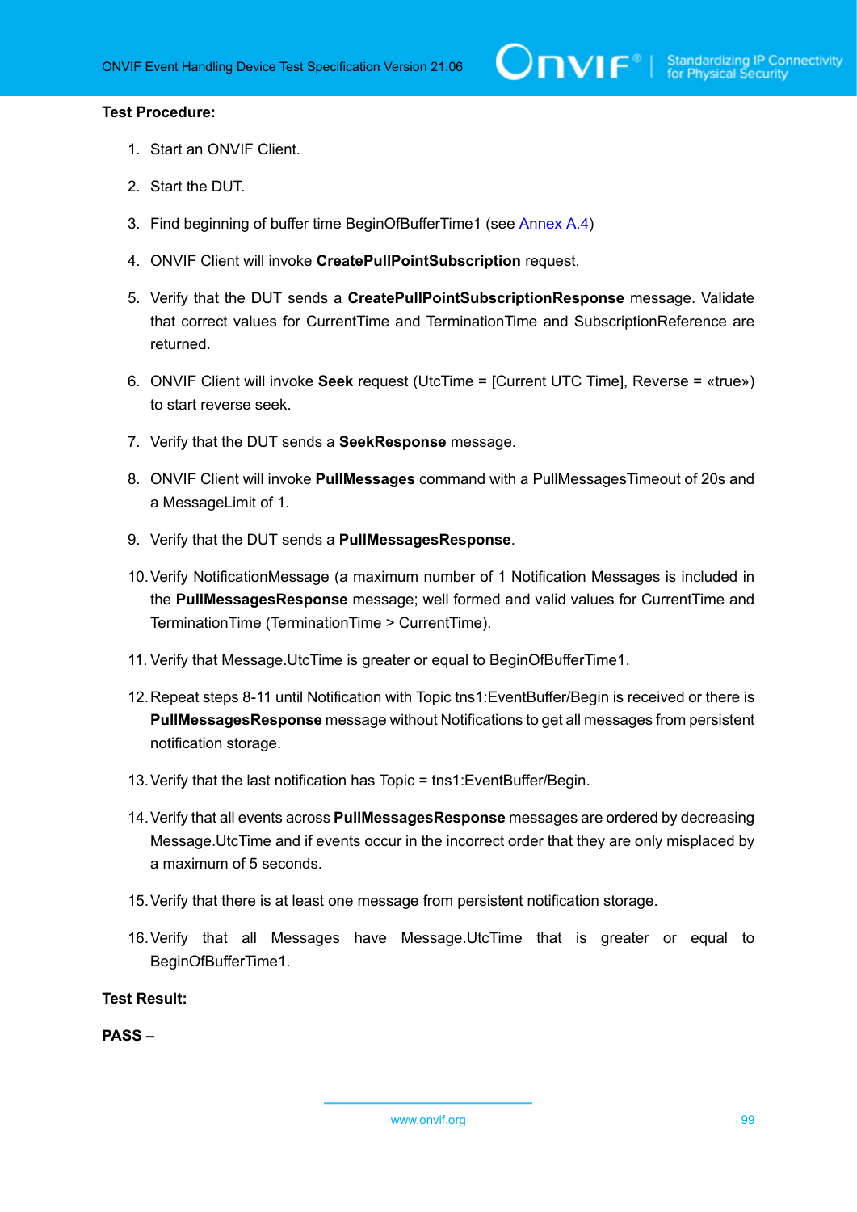**Test Procedure:**

1. Start an ONVIF Client.
2. Start the DUT.
3. Find beginning of buffer time BeginOfBufferTime1 (see Annex A.4)
4. ONVIF Client will invoke **CreatePullPointSubscription** request.
5. Verify that the DUT sends a **CreatePullPointSubscriptionResponse** message. Validate that correct values for CurrentTime and TerminationTime and SubscriptionReference are returned.
6. ONVIF Client will invoke **Seek** request (UtcTime = [Current UTC Time], Reverse = «true») to start reverse seek.
7. Verify that the DUT sends a **SeekResponse** message.
8. ONVIF Client will invoke **PullMessages** command with a PullMessagesTimeout of 20s and a MessageLimit of 1.
9. Verify that the DUT sends a **PullMessagesResponse**.
10. Verify NotificationMessage (a maximum number of 1 Notification Messages is included in the **PullMessagesResponse** message; well formed and valid values for CurrentTime and TerminationTime (TerminationTime > CurrentTime).
11. Verify that Message.UtcTime is greater or equal to BeginOfBufferTime1.
12. Repeat steps 8-11 until Notification with Topic tns1:EventBuffer/Begin is received or there is **PullMessagesResponse** message without Notifications to get all messages from persistent notification storage.
13. Verify that the last notification has Topic = tns1:EventBuffer/Begin.
14. Verify that all events across **PullMessagesResponse** messages are ordered by decreasing Message.UtcTime and if events occur in the incorrect order that they are only misplaced by a maximum of 5 seconds.
15. Verify that there is at least one message from persistent notification storage.
16. Verify that all Messages have Message.UtcTime that is greater or equal to BeginOfBufferTime1.

**Test Result:**

**PASS –**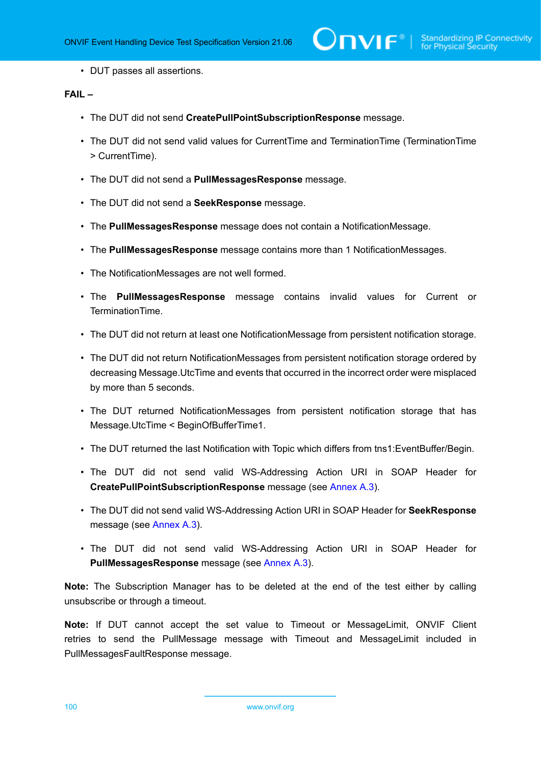- DUT passes all assertions.

**FAIL –**

- The DUT did not send **CreatePullPointSubscriptionResponse** message.
- The DUT did not send valid values for CurrentTime and TerminationTime (TerminationTime > CurrentTime).
- The DUT did not send a **PullMessagesResponse** message.
- The DUT did not send a **SeekResponse** message.
- The **PullMessagesResponse** message does not contain a NotificationMessage.
- The **PullMessagesResponse** message contains more than 1 NotificationMessages.
- The NotificationMessages are not well formed.
- The **PullMessagesResponse** message contains invalid values for Current or TerminationTime.
- The DUT did not return at least one NotificationMessage from persistent notification storage.
- The DUT did not return NotificationMessages from persistent notification storage ordered by decreasing Message.UtcTime and events that occurred in the incorrect order were misplaced by more than 5 seconds.
- The DUT returned NotificationMessages from persistent notification storage that has Message.UtcTime < BeginOfBufferTime1.
- The DUT returned the last Notification with Topic which differs from tns1:EventBuffer/Begin.
- The DUT did not send valid WS-Addressing Action URI in SOAP Header for **CreatePullPointSubscriptionResponse** message (see Annex A.3).
- The DUT did not send valid WS-Addressing Action URI in SOAP Header for **SeekResponse** message (see Annex A.3).
- The DUT did not send valid WS-Addressing Action URI in SOAP Header for **PullMessagesResponse** message (see Annex A.3).

**Note:** The Subscription Manager has to be deleted at the end of the test either by calling unsubscribe or through a timeout.

**Note:** If DUT cannot accept the set value to Timeout or MessageLimit, ONVIF Client retries to send the PullMessage message with Timeout and MessageLimit included in PullMessagesFaultResponse message.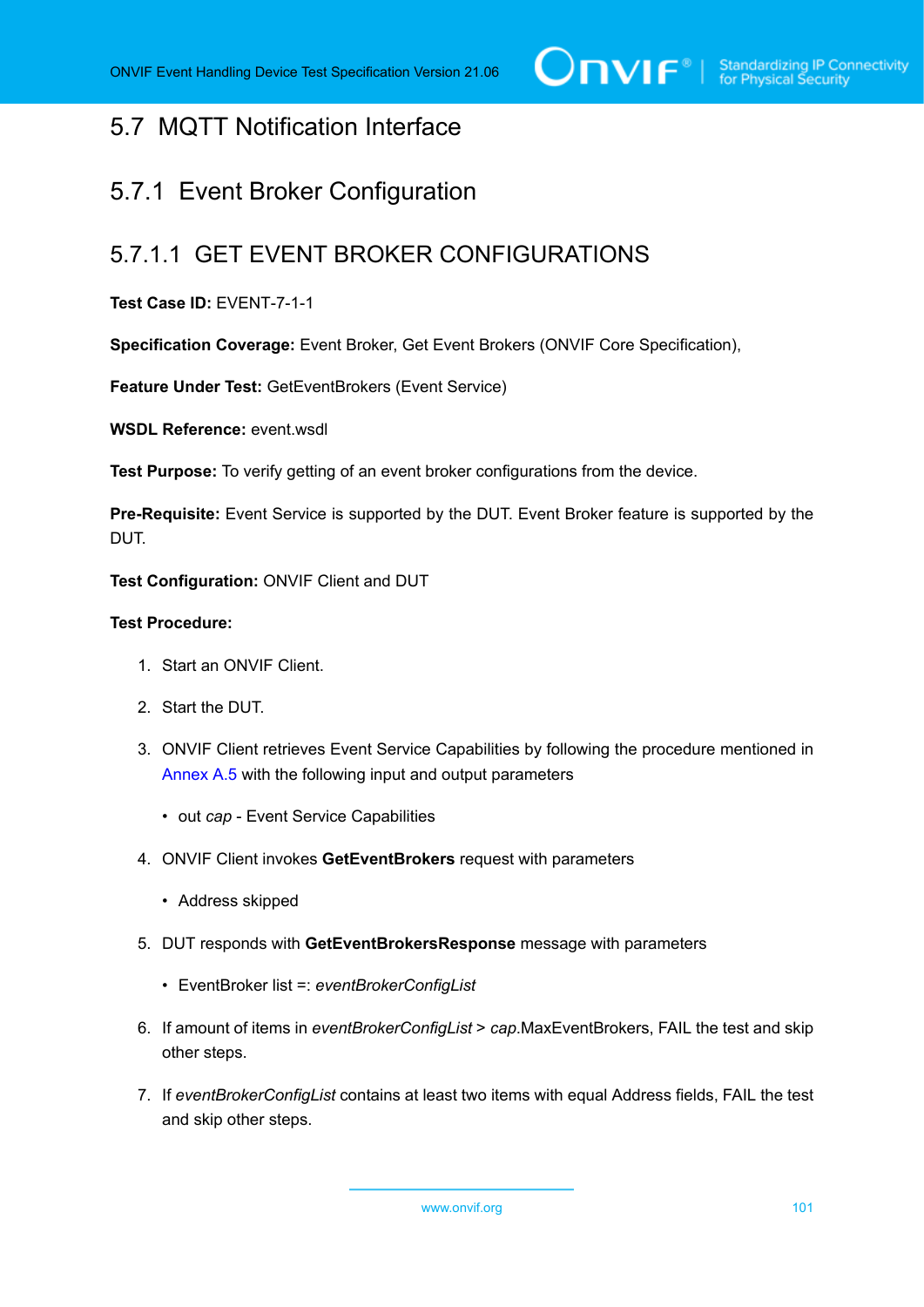## 5.7 MQTT Notification Interface

### 5.7.1 Event Broker Configuration

#### 5.7.1.1 GET EVENT BROKER CONFIGURATIONS

**Test Case ID:** EVENT-7-1-1

**Specification Coverage:** Event Broker, Get Event Brokers (ONVIF Core Specification),

**Feature Under Test:** GetEventBrokers (Event Service)

**WSDL Reference:** event.wsdl

**Test Purpose:** To verify getting of an event broker configurations from the device.

**Pre-Requisite:** Event Service is supported by the DUT. Event Broker feature is supported by the DUT.

**Test Configuration:** ONVIF Client and DUT

**Test Procedure:**

1. Start an ONVIF Client.

2. Start the DUT.

3. ONVIF Client retrieves Event Service Capabilities by following the procedure mentioned in Annex A.5 with the following input and output parameters

   - out *cap* - Event Service Capabilities

4. ONVIF Client invokes **GetEventBrokers** request with parameters

   - Address skipped

5. DUT responds with **GetEventBrokersResponse** message with parameters

   - EventBroker list =: *eventBrokerConfigList*

6. If amount of items in *eventBrokerConfigList* > *cap*.MaxEventBrokers, FAIL the test and skip other steps.

7. If *eventBrokerConfigList* contains at least two items with equal Address fields, FAIL the test and skip other steps.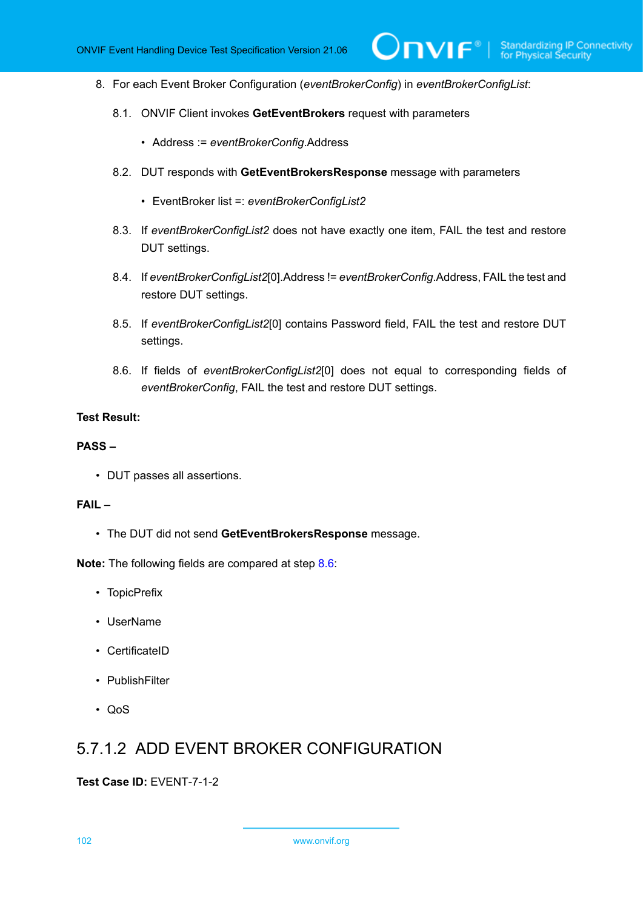8. For each Event Broker Configuration (*eventBrokerConfig*) in *eventBrokerConfigList*:

   8.1. ONVIF Client invokes **GetEventBrokers** request with parameters

   - Address := *eventBrokerConfig*.Address

   8.2. DUT responds with **GetEventBrokersResponse** message with parameters

   - EventBroker list =: *eventBrokerConfigList2*

   8.3. If *eventBrokerConfigList2* does not have exactly one item, FAIL the test and restore DUT settings.

   8.4. If *eventBrokerConfigList2*[0].Address != *eventBrokerConfig*.Address, FAIL the test and restore DUT settings.

   8.5. If *eventBrokerConfigList2*[0] contains Password field, FAIL the test and restore DUT settings.

   8.6. If fields of *eventBrokerConfigList2*[0] does not equal to corresponding fields of *eventBrokerConfig*, FAIL the test and restore DUT settings.

**Test Result:**

**PASS –**

- DUT passes all assertions.

**FAIL –**

- The DUT did not send **GetEventBrokersResponse** message.

**Note:** The following fields are compared at step 8.6:

- TopicPrefix
- UserName
- CertificateID
- PublishFilter
- QoS

### 5.7.1.2 ADD EVENT BROKER CONFIGURATION

**Test Case ID:** EVENT-7-1-2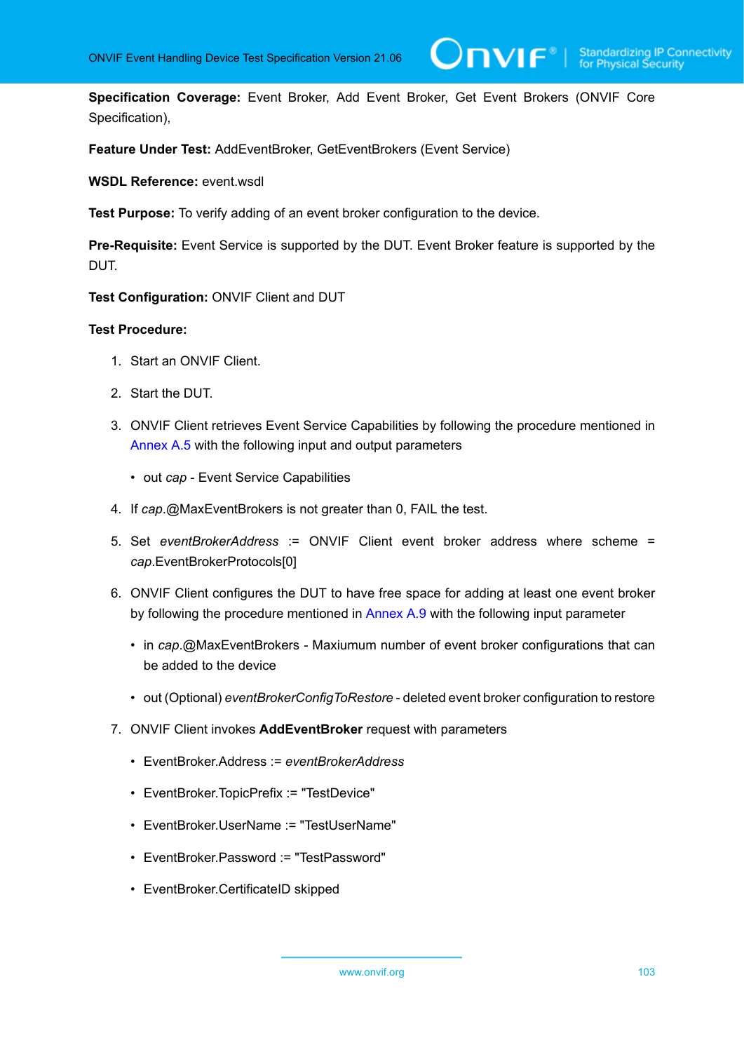**Specification Coverage:** Event Broker, Add Event Broker, Get Event Brokers (ONVIF Core Specification),

**Feature Under Test:** AddEventBroker, GetEventBrokers (Event Service)

**WSDL Reference:** event.wsdl

**Test Purpose:** To verify adding of an event broker configuration to the device.

**Pre-Requisite:** Event Service is supported by the DUT. Event Broker feature is supported by the DUT.

**Test Configuration:** ONVIF Client and DUT

**Test Procedure:**

1. Start an ONVIF Client.

2. Start the DUT.

3. ONVIF Client retrieves Event Service Capabilities by following the procedure mentioned in Annex A.5 with the following input and output parameters

   - out *cap* - Event Service Capabilities

4. If *cap*.@MaxEventBrokers is not greater than 0, FAIL the test.

5. Set *eventBrokerAddress* := ONVIF Client event broker address where scheme = *cap*.EventBrokerProtocols[0]

6. ONVIF Client configures the DUT to have free space for adding at least one event broker by following the procedure mentioned in Annex A.9 with the following input parameter

   - in *cap*.@MaxEventBrokers - Maxiumum number of event broker configurations that can be added to the device

   - out (Optional) *eventBrokerConfigToRestore* - deleted event broker configuration to restore

7. ONVIF Client invokes **AddEventBroker** request with parameters

   - EventBroker.Address := *eventBrokerAddress*

   - EventBroker.TopicPrefix := "TestDevice"

   - EventBroker.UserName := "TestUserName"

   - EventBroker.Password := "TestPassword"

   - EventBroker.CertificateID skipped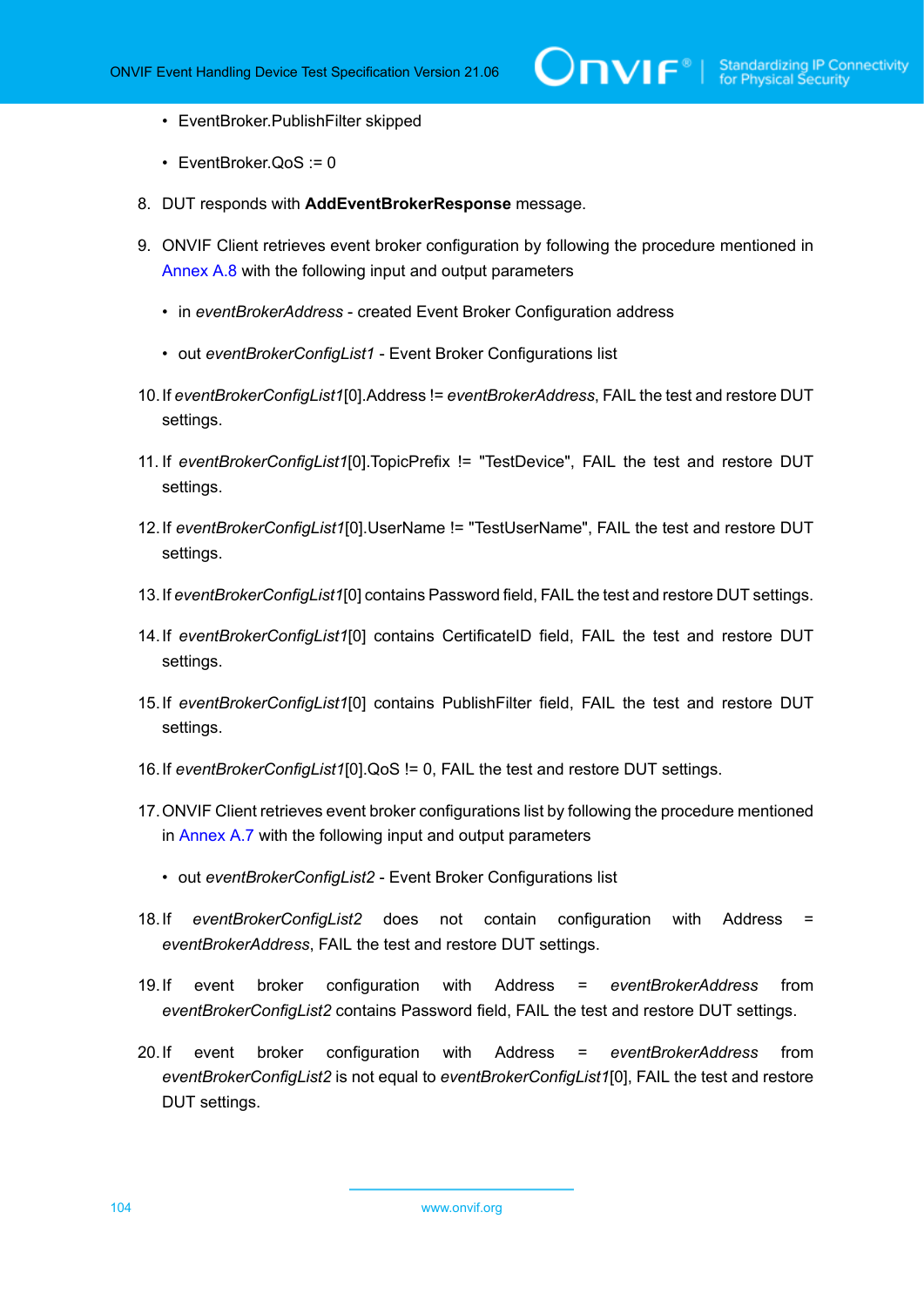- EventBroker.PublishFilter skipped
- EventBroker.QoS := 0

8. DUT responds with **AddEventBrokerResponse** message.

9. ONVIF Client retrieves event broker configuration by following the procedure mentioned in Annex A.8 with the following input and output parameters

   - in *eventBrokerAddress* - created Event Broker Configuration address
   - out *eventBrokerConfigList1* - Event Broker Configurations list

10. If *eventBrokerConfigList1*[0].Address != *eventBrokerAddress*, FAIL the test and restore DUT settings.

11. If *eventBrokerConfigList1*[0].TopicPrefix != "TestDevice", FAIL the test and restore DUT settings.

12. If *eventBrokerConfigList1*[0].UserName != "TestUserName", FAIL the test and restore DUT settings.

13. If *eventBrokerConfigList1*[0] contains Password field, FAIL the test and restore DUT settings.

14. If *eventBrokerConfigList1*[0] contains CertificateID field, FAIL the test and restore DUT settings.

15. If *eventBrokerConfigList1*[0] contains PublishFilter field, FAIL the test and restore DUT settings.

16. If *eventBrokerConfigList1*[0].QoS != 0, FAIL the test and restore DUT settings.

17. ONVIF Client retrieves event broker configurations list by following the procedure mentioned in Annex A.7 with the following input and output parameters

   - out *eventBrokerConfigList2* - Event Broker Configurations list

18. If *eventBrokerConfigList2* does not contain configuration with Address = *eventBrokerAddress*, FAIL the test and restore DUT settings.

19. If event broker configuration with Address = *eventBrokerAddress* from *eventBrokerConfigList2* contains Password field, FAIL the test and restore DUT settings.

20. If event broker configuration with Address = *eventBrokerAddress* from *eventBrokerConfigList2* is not equal to *eventBrokerConfigList1*[0], FAIL the test and restore DUT settings.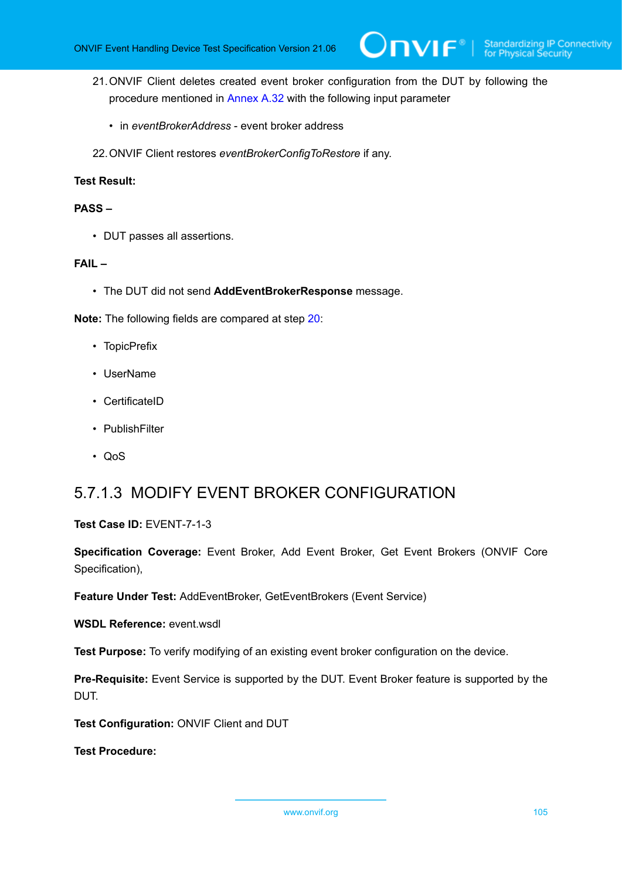21. ONVIF Client deletes created event broker configuration from the DUT by following the procedure mentioned in Annex A.32 with the following input parameter

    - in *eventBrokerAddress* - event broker address

22. ONVIF Client restores *eventBrokerConfigToRestore* if any.

**Test Result:**

**PASS –**

- DUT passes all assertions.

**FAIL –**

- The DUT did not send **AddEventBrokerResponse** message.

**Note:** The following fields are compared at step 20:

- TopicPrefix
- UserName
- CertificateID
- PublishFilter
- QoS

### 5.7.1.3 MODIFY EVENT BROKER CONFIGURATION

**Test Case ID:** EVENT-7-1-3

**Specification Coverage:** Event Broker, Add Event Broker, Get Event Brokers (ONVIF Core Specification),

**Feature Under Test:** AddEventBroker, GetEventBrokers (Event Service)

**WSDL Reference:** event.wsdl

**Test Purpose:** To verify modifying of an existing event broker configuration on the device.

**Pre-Requisite:** Event Service is supported by the DUT. Event Broker feature is supported by the DUT.

**Test Configuration:** ONVIF Client and DUT

**Test Procedure:**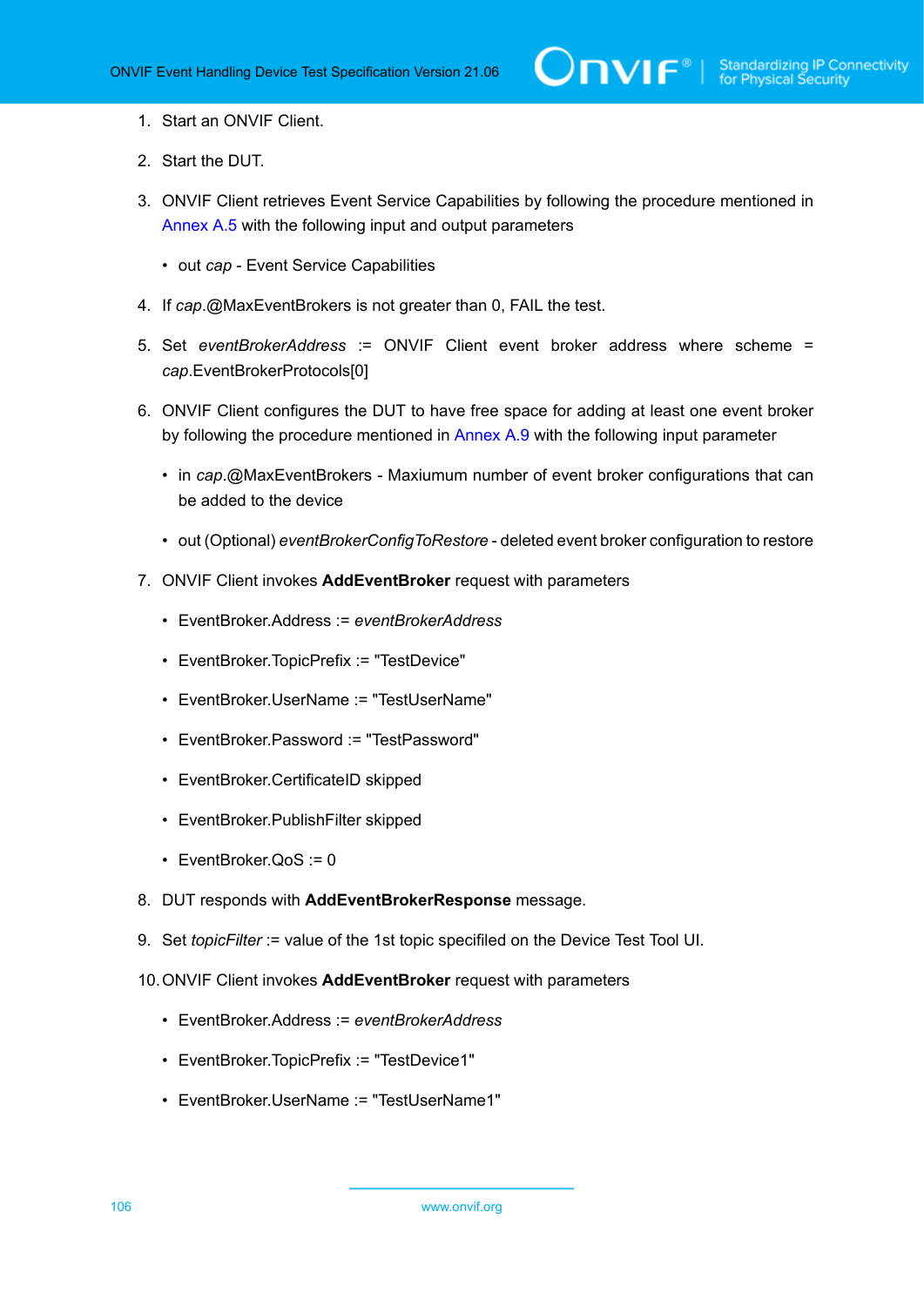1. Start an ONVIF Client.

2. Start the DUT.

3. ONVIF Client retrieves Event Service Capabilities by following the procedure mentioned in Annex A.5 with the following input and output parameters

   - out *cap* - Event Service Capabilities

4. If *cap*.@MaxEventBrokers is not greater than 0, FAIL the test.

5. Set *eventBrokerAddress* := ONVIF Client event broker address where scheme = *cap*.EventBrokerProtocols[0]

6. ONVIF Client configures the DUT to have free space for adding at least one event broker by following the procedure mentioned in Annex A.9 with the following input parameter

   - in *cap*.@MaxEventBrokers - Maxiumum number of event broker configurations that can be added to the device

   - out (Optional) *eventBrokerConfigToRestore* - deleted event broker configuration to restore

7. ONVIF Client invokes **AddEventBroker** request with parameters

   - EventBroker.Address := *eventBrokerAddress*

   - EventBroker.TopicPrefix := "TestDevice"

   - EventBroker.UserName := "TestUserName"

   - EventBroker.Password := "TestPassword"

   - EventBroker.CertificateID skipped

   - EventBroker.PublishFilter skipped

   - EventBroker.QoS := 0

8. DUT responds with **AddEventBrokerResponse** message.

9. Set *topicFilter* := value of the 1st topic specified on the Device Test Tool UI.

10. ONVIF Client invokes **AddEventBroker** request with parameters

    - EventBroker.Address := *eventBrokerAddress*

    - EventBroker.TopicPrefix := "TestDevice1"

    - EventBroker.UserName := "TestUserName1"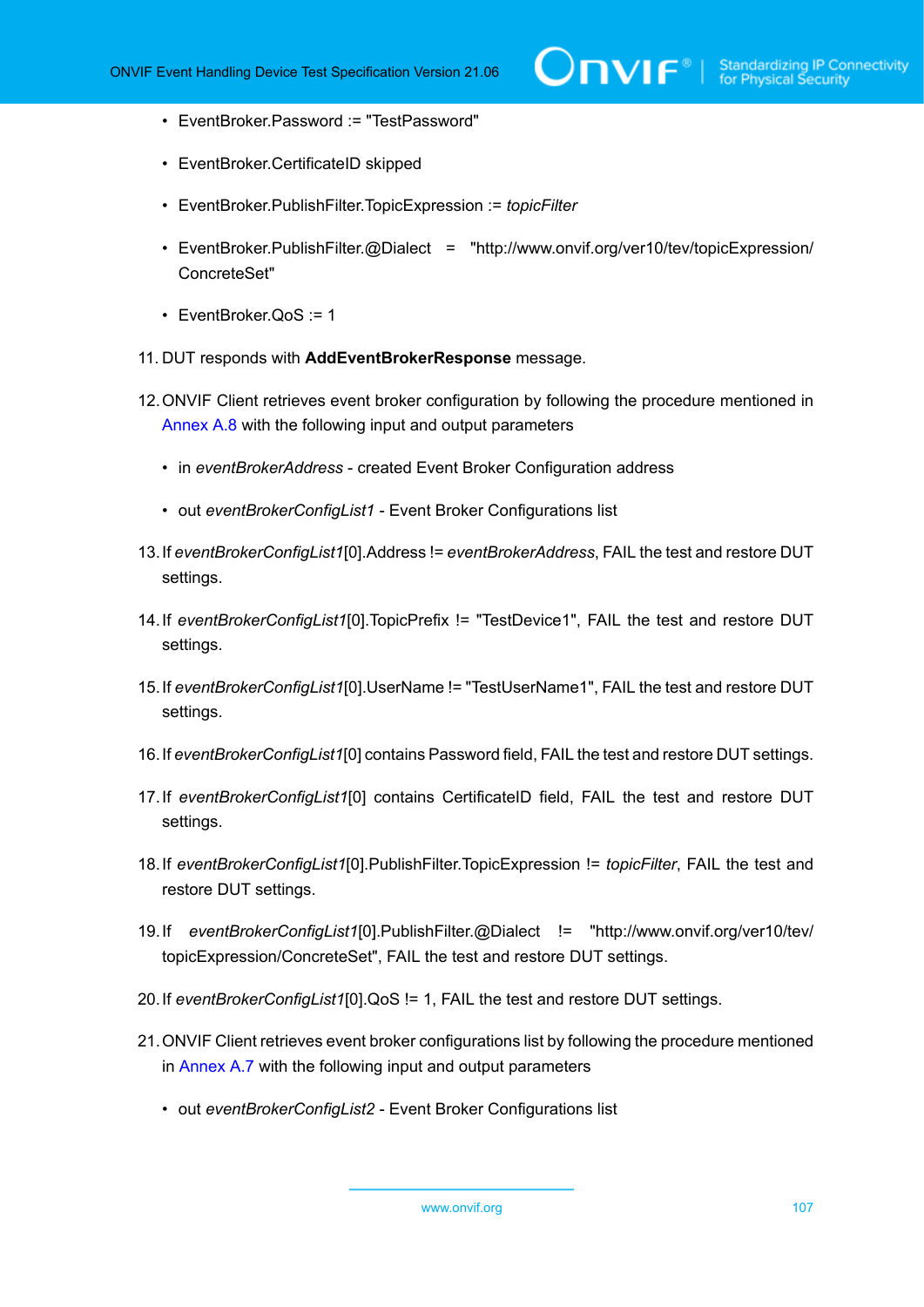- EventBroker.Password := "TestPassword"
- EventBroker.CertificateID skipped
- EventBroker.PublishFilter.TopicExpression := *topicFilter*
- EventBroker.PublishFilter.@Dialect = "http://www.onvif.org/ver10/tev/topicExpression/ConcreteSet"
- EventBroker.QoS := 1

11. DUT responds with **AddEventBrokerResponse** message.

12. ONVIF Client retrieves event broker configuration by following the procedure mentioned in Annex A.8 with the following input and output parameters
    - in *eventBrokerAddress* - created Event Broker Configuration address
    - out *eventBrokerConfigList1* - Event Broker Configurations list

13. If *eventBrokerConfigList1*[0].Address != *eventBrokerAddress*, FAIL the test and restore DUT settings.

14. If *eventBrokerConfigList1*[0].TopicPrefix != "TestDevice1", FAIL the test and restore DUT settings.

15. If *eventBrokerConfigList1*[0].UserName != "TestUserName1", FAIL the test and restore DUT settings.

16. If *eventBrokerConfigList1*[0] contains Password field, FAIL the test and restore DUT settings.

17. If *eventBrokerConfigList1*[0] contains CertificateID field, FAIL the test and restore DUT settings.

18. If *eventBrokerConfigList1*[0].PublishFilter.TopicExpression != *topicFilter*, FAIL the test and restore DUT settings.

19. If *eventBrokerConfigList1*[0].PublishFilter.@Dialect != "http://www.onvif.org/ver10/tev/topicExpression/ConcreteSet", FAIL the test and restore DUT settings.

20. If *eventBrokerConfigList1*[0].QoS != 1, FAIL the test and restore DUT settings.

21. ONVIF Client retrieves event broker configurations list by following the procedure mentioned in Annex A.7 with the following input and output parameters
    - out *eventBrokerConfigList2* - Event Broker Configurations list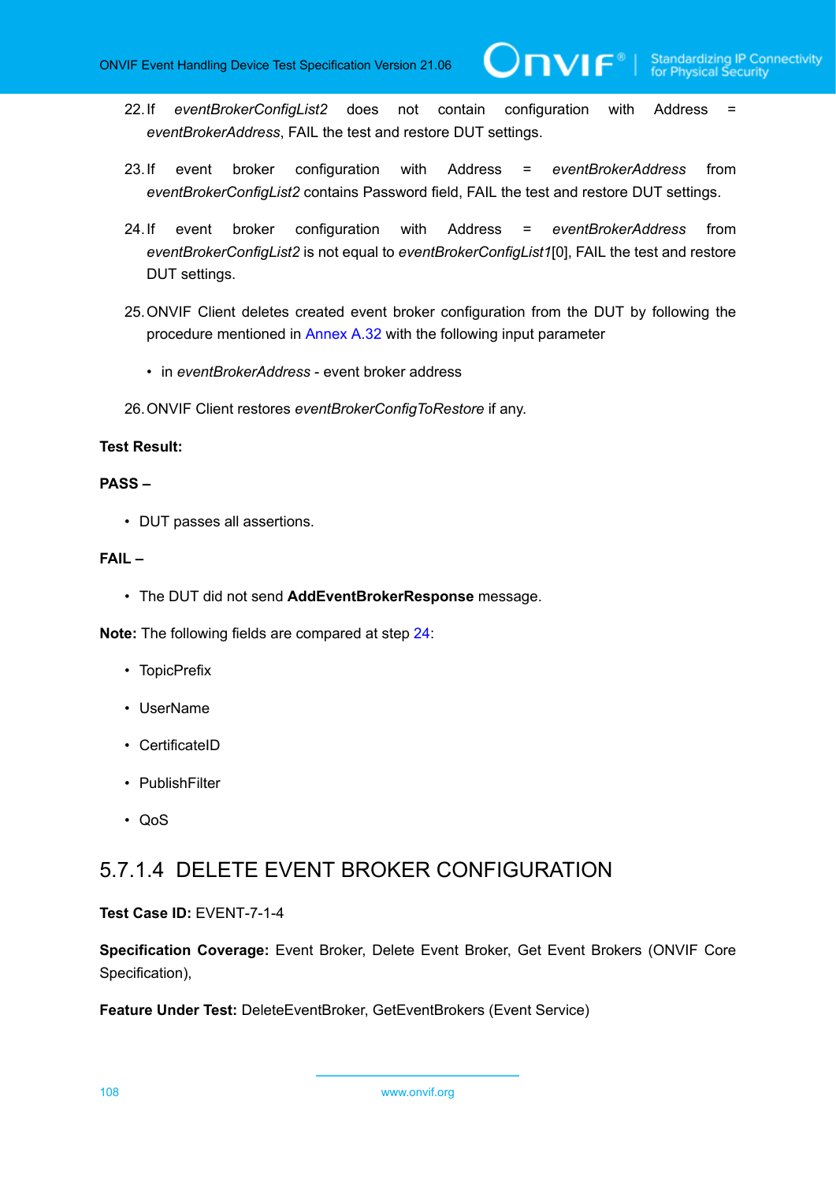22. If *eventBrokerConfigList2* does not contain configuration with Address = *eventBrokerAddress*, FAIL the test and restore DUT settings.

23. If event broker configuration with Address = *eventBrokerAddress* from *eventBrokerConfigList2* contains Password field, FAIL the test and restore DUT settings.

24. If event broker configuration with Address = *eventBrokerAddress* from *eventBrokerConfigList2* is not equal to *eventBrokerConfigList1*[0], FAIL the test and restore DUT settings.

25. ONVIF Client deletes created event broker configuration from the DUT by following the procedure mentioned in Annex A.32 with the following input parameter

    - in *eventBrokerAddress* - event broker address

26. ONVIF Client restores *eventBrokerConfigToRestore* if any.

**Test Result:**

**PASS –**

- DUT passes all assertions.

**FAIL –**

- The DUT did not send **AddEventBrokerResponse** message.

**Note:** The following fields are compared at step 24:

- TopicPrefix
- UserName
- CertificateID
- PublishFilter
- QoS

## 5.7.1.4 DELETE EVENT BROKER CONFIGURATION

**Test Case ID:** EVENT-7-1-4

**Specification Coverage:** Event Broker, Delete Event Broker, Get Event Brokers (ONVIF Core Specification),

**Feature Under Test:** DeleteEventBroker, GetEventBrokers (Event Service)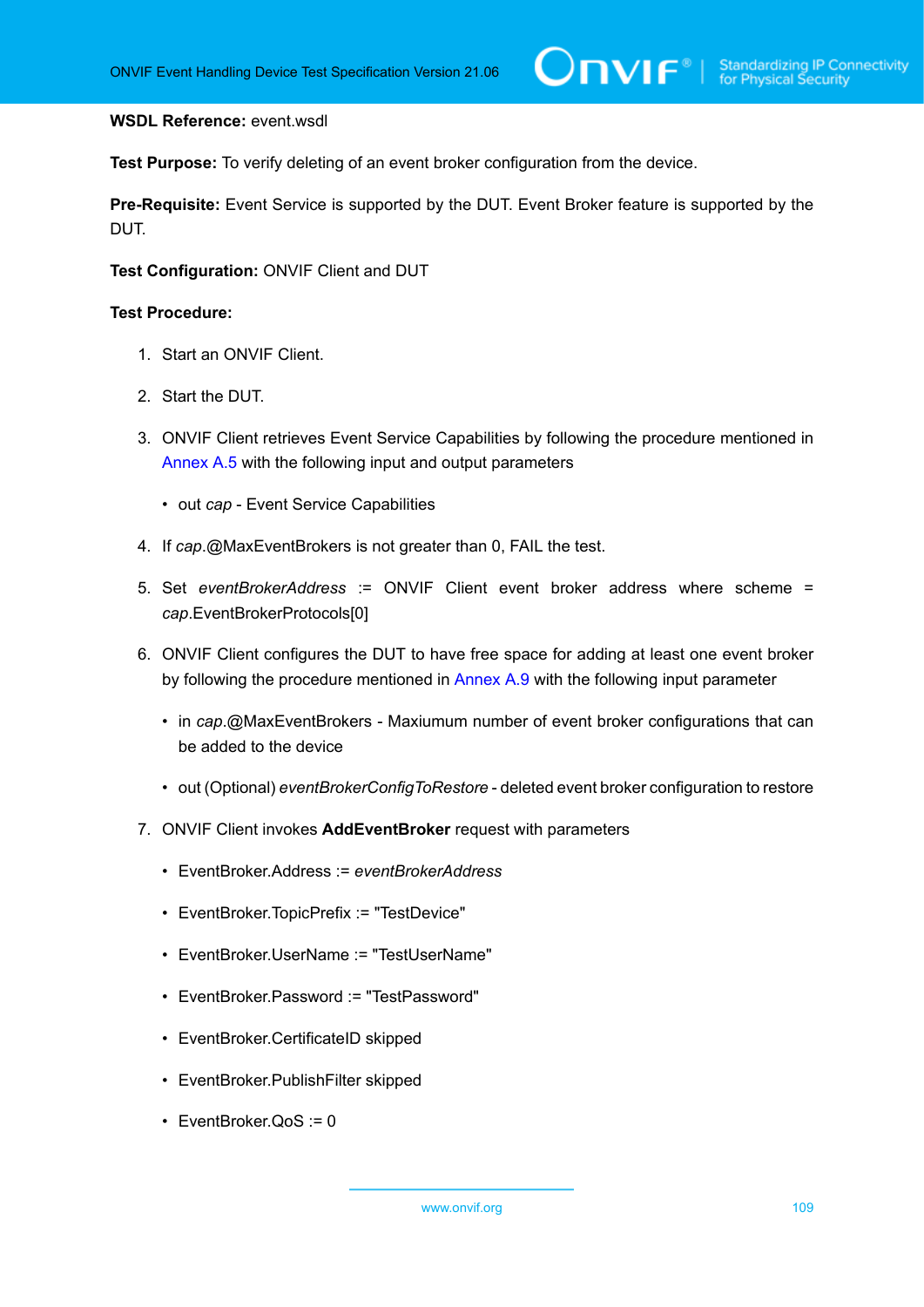**WSDL Reference:** event.wsdl

**Test Purpose:** To verify deleting of an event broker configuration from the device.

**Pre-Requisite:** Event Service is supported by the DUT. Event Broker feature is supported by the DUT.

**Test Configuration:** ONVIF Client and DUT

**Test Procedure:**

1. Start an ONVIF Client.
2. Start the DUT.
3. ONVIF Client retrieves Event Service Capabilities by following the procedure mentioned in Annex A.5 with the following input and output parameters
   - out *cap* - Event Service Capabilities
4. If *cap*.@MaxEventBrokers is not greater than 0, FAIL the test.
5. Set *eventBrokerAddress* := ONVIF Client event broker address where scheme = *cap*.EventBrokerProtocols[0]
6. ONVIF Client configures the DUT to have free space for adding at least one event broker by following the procedure mentioned in Annex A.9 with the following input parameter
   - in *cap*.@MaxEventBrokers - Maxiumum number of event broker configurations that can be added to the device
   - out (Optional) *eventBrokerConfigToRestore* - deleted event broker configuration to restore
7. ONVIF Client invokes **AddEventBroker** request with parameters
   - EventBroker.Address := *eventBrokerAddress*
   - EventBroker.TopicPrefix := "TestDevice"
   - EventBroker.UserName := "TestUserName"
   - EventBroker.Password := "TestPassword"
   - EventBroker.CertificateID skipped
   - EventBroker.PublishFilter skipped
   - EventBroker.QoS := 0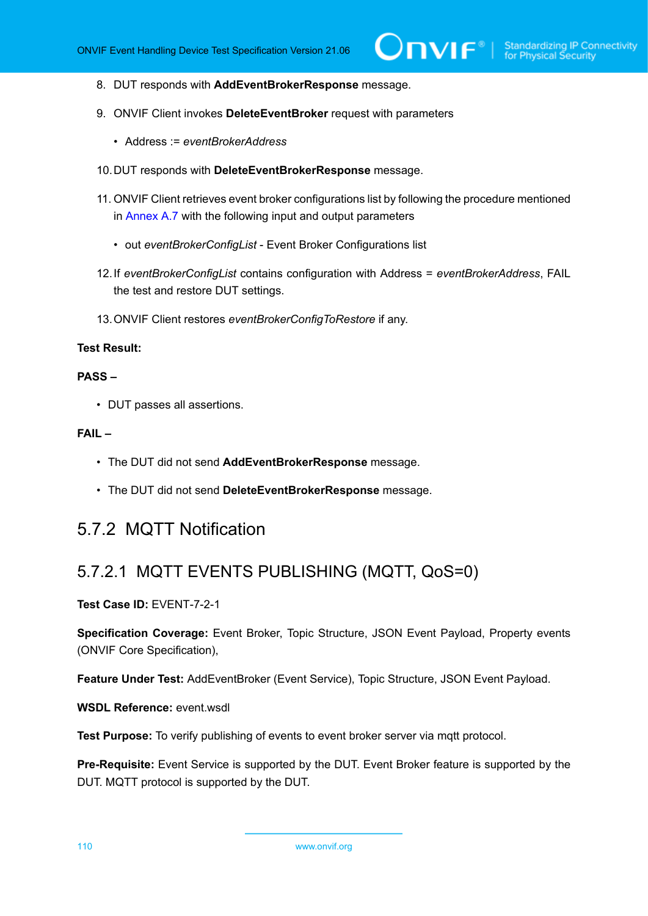8. DUT responds with **AddEventBrokerResponse** message.

9. ONVIF Client invokes **DeleteEventBroker** request with parameters

   - Address := *eventBrokerAddress*

10. DUT responds with **DeleteEventBrokerResponse** message.

11. ONVIF Client retrieves event broker configurations list by following the procedure mentioned in Annex A.7 with the following input and output parameters

    - out *eventBrokerConfigList* - Event Broker Configurations list

12. If *eventBrokerConfigList* contains configuration with Address = *eventBrokerAddress*, FAIL the test and restore DUT settings.

13. ONVIF Client restores *eventBrokerConfigToRestore* if any.

**Test Result:**

**PASS –**

- DUT passes all assertions.

**FAIL –**

- The DUT did not send **AddEventBrokerResponse** message.

- The DUT did not send **DeleteEventBrokerResponse** message.

## 5.7.2 MQTT Notification

### 5.7.2.1 MQTT EVENTS PUBLISHING (MQTT, QoS=0)

**Test Case ID:** EVENT-7-2-1

**Specification Coverage:** Event Broker, Topic Structure, JSON Event Payload, Property events (ONVIF Core Specification),

**Feature Under Test:** AddEventBroker (Event Service), Topic Structure, JSON Event Payload.

**WSDL Reference:** event.wsdl

**Test Purpose:** To verify publishing of events to event broker server via mqtt protocol.

**Pre-Requisite:** Event Service is supported by the DUT. Event Broker feature is supported by the DUT. MQTT protocol is supported by the DUT.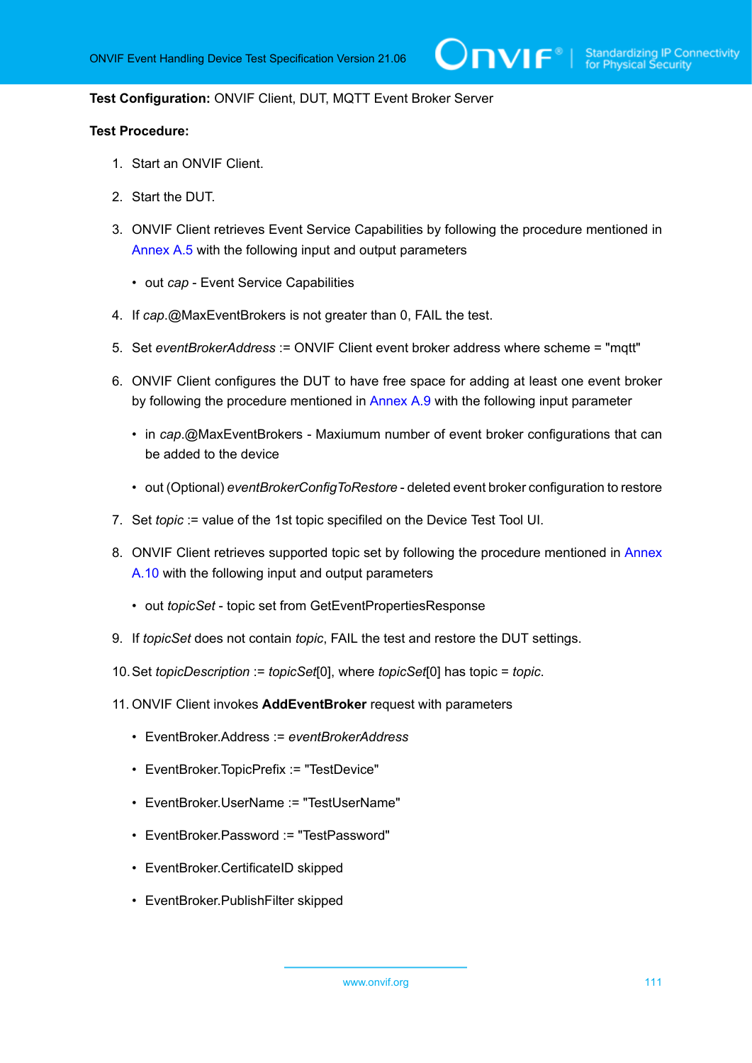**Test Configuration:** ONVIF Client, DUT, MQTT Event Broker Server

**Test Procedure:**

1. Start an ONVIF Client.
2. Start the DUT.
3. ONVIF Client retrieves Event Service Capabilities by following the procedure mentioned in Annex A.5 with the following input and output parameters
   - out *cap* - Event Service Capabilities
4. If *cap*.@MaxEventBrokers is not greater than 0, FAIL the test.
5. Set *eventBrokerAddress* := ONVIF Client event broker address where scheme = "mqtt"
6. ONVIF Client configures the DUT to have free space for adding at least one event broker by following the procedure mentioned in Annex A.9 with the following input parameter
   - in *cap*.@MaxEventBrokers - Maxiumum number of event broker configurations that can be added to the device
   - out (Optional) *eventBrokerConfigToRestore* - deleted event broker configuration to restore
7. Set *topic* := value of the 1st topic specified on the Device Test Tool UI.
8. ONVIF Client retrieves supported topic set by following the procedure mentioned in Annex A.10 with the following input and output parameters
   - out *topicSet* - topic set from GetEventPropertiesResponse
9. If *topicSet* does not contain *topic*, FAIL the test and restore the DUT settings.
10. Set *topicDescription* := *topicSet*[0], where *topicSet*[0] has topic = *topic*.
11. ONVIF Client invokes **AddEventBroker** request with parameters
    - EventBroker.Address := *eventBrokerAddress*
    - EventBroker.TopicPrefix := "TestDevice"
    - EventBroker.UserName := "TestUserName"
    - EventBroker.Password := "TestPassword"
    - EventBroker.CertificateID skipped
    - EventBroker.PublishFilter skipped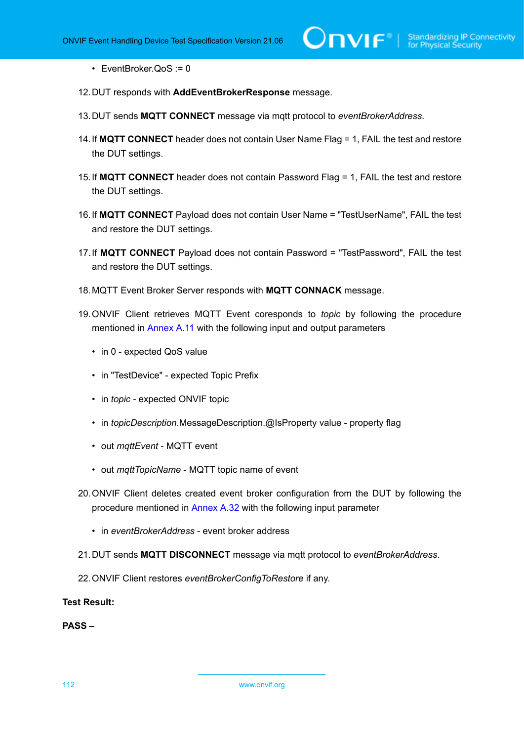- EventBroker.QoS := 0

12. DUT responds with **AddEventBrokerResponse** message.

13. DUT sends **MQTT CONNECT** message via mqtt protocol to *eventBrokerAddress*.

14. If **MQTT CONNECT** header does not contain User Name Flag = 1, FAIL the test and restore the DUT settings.

15. If **MQTT CONNECT** header does not contain Password Flag = 1, FAIL the test and restore the DUT settings.

16. If **MQTT CONNECT** Payload does not contain User Name = "TestUserName", FAIL the test and restore the DUT settings.

17. If **MQTT CONNECT** Payload does not contain Password = "TestPassword", FAIL the test and restore the DUT settings.

18. MQTT Event Broker Server responds with **MQTT CONNACK** message.

19. ONVIF Client retrieves MQTT Event coresponds to *topic* by following the procedure mentioned in Annex A.11 with the following input and output parameters

    - in 0 - expected QoS value
    - in "TestDevice" - expected Topic Prefix
    - in *topic* - expected ONVIF topic
    - in *topicDescription*.MessageDescription.@IsProperty value - property flag
    - out *mqttEvent* - MQTT event
    - out *mqttTopicName* - MQTT topic name of event

20. ONVIF Client deletes created event broker configuration from the DUT by following the procedure mentioned in Annex A.32 with the following input parameter

    - in *eventBrokerAddress* - event broker address

21. DUT sends **MQTT DISCONNECT** message via mqtt protocol to *eventBrokerAddress*.

22. ONVIF Client restores *eventBrokerConfigToRestore* if any.

**Test Result:**

**PASS –**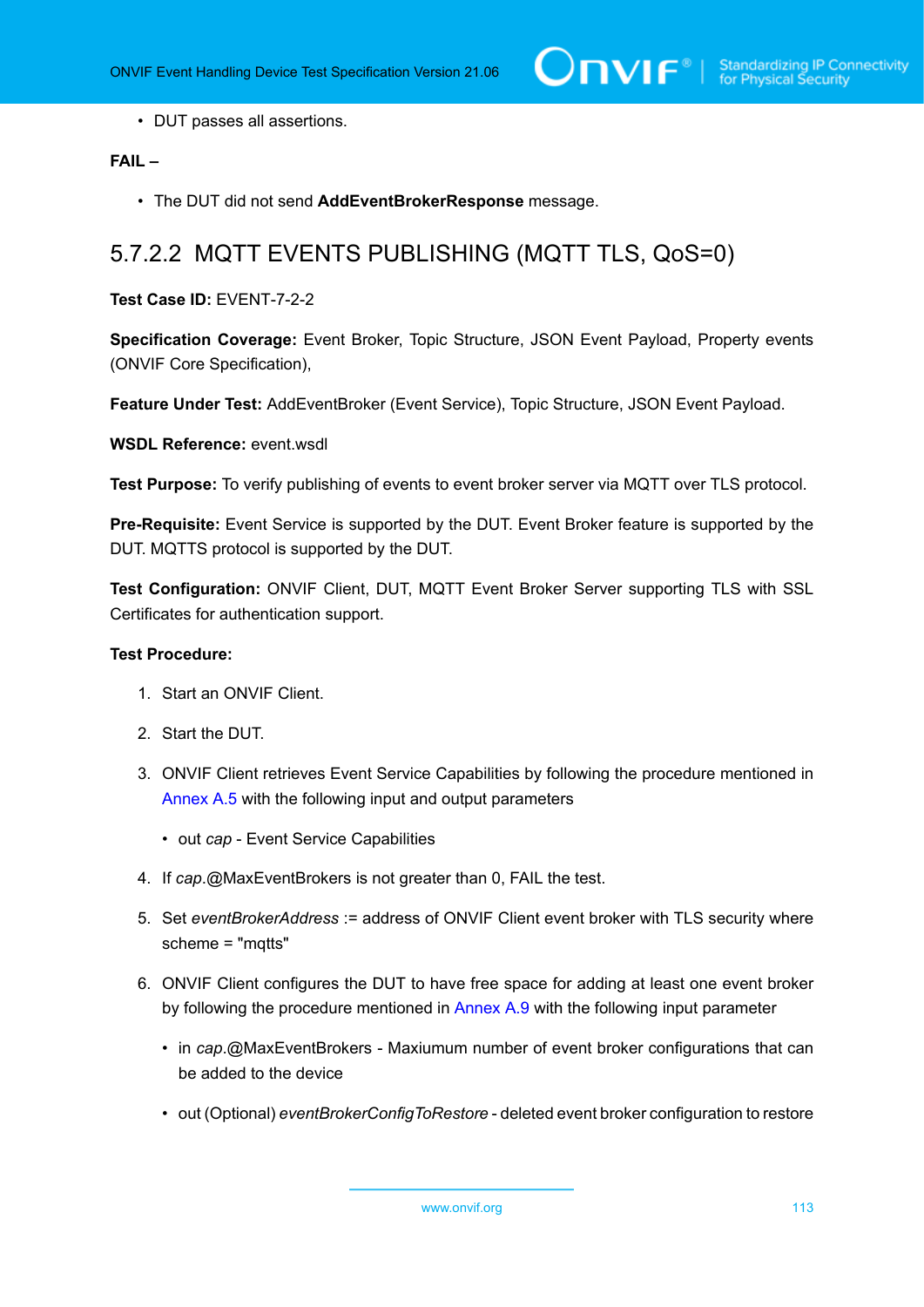- DUT passes all assertions.

**FAIL –**

- The DUT did not send **AddEventBrokerResponse** message.

### 5.7.2.2 MQTT EVENTS PUBLISHING (MQTT TLS, QoS=0)

**Test Case ID:** EVENT-7-2-2

**Specification Coverage:** Event Broker, Topic Structure, JSON Event Payload, Property events (ONVIF Core Specification),

**Feature Under Test:** AddEventBroker (Event Service), Topic Structure, JSON Event Payload.

**WSDL Reference:** event.wsdl

**Test Purpose:** To verify publishing of events to event broker server via MQTT over TLS protocol.

**Pre-Requisite:** Event Service is supported by the DUT. Event Broker feature is supported by the DUT. MQTTS protocol is supported by the DUT.

**Test Configuration:** ONVIF Client, DUT, MQTT Event Broker Server supporting TLS with SSL Certificates for authentication support.

**Test Procedure:**

1. Start an ONVIF Client.
2. Start the DUT.
3. ONVIF Client retrieves Event Service Capabilities by following the procedure mentioned in Annex A.5 with the following input and output parameters
   - out *cap* - Event Service Capabilities
4. If *cap*.@MaxEventBrokers is not greater than 0, FAIL the test.
5. Set *eventBrokerAddress* := address of ONVIF Client event broker with TLS security where scheme = "mqtts"
6. ONVIF Client configures the DUT to have free space for adding at least one event broker by following the procedure mentioned in Annex A.9 with the following input parameter
   - in *cap*.@MaxEventBrokers - Maxiumum number of event broker configurations that can be added to the device
   - out (Optional) *eventBrokerConfigToRestore* - deleted event broker configuration to restore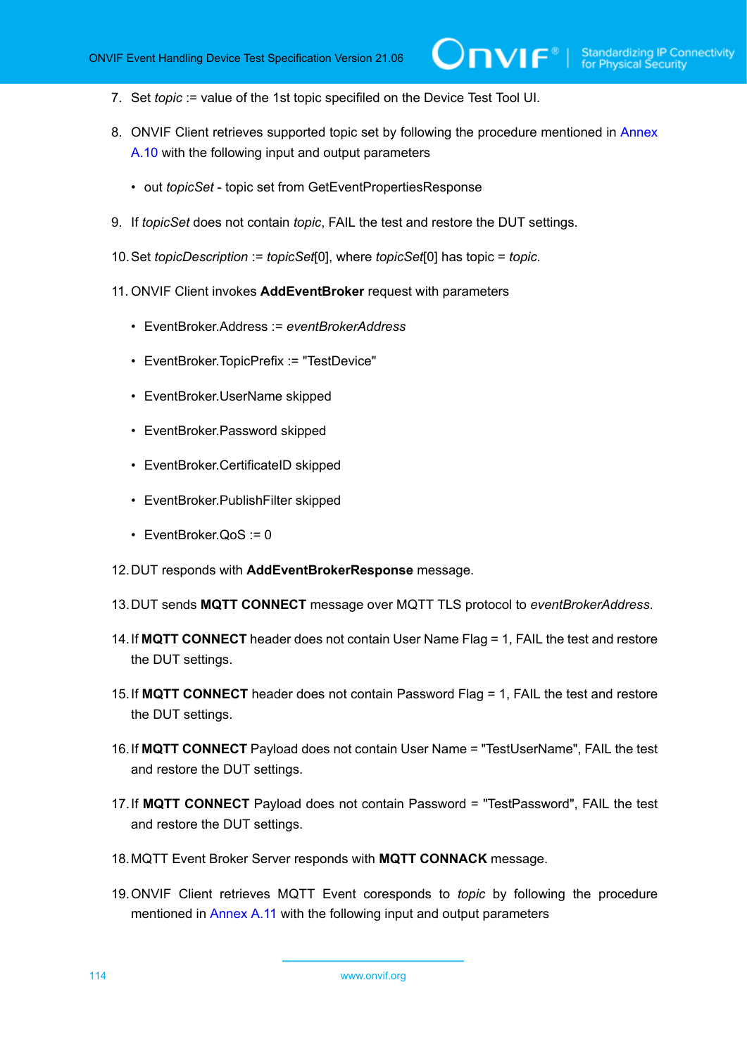7. Set *topic* := value of the 1st topic specifiled on the Device Test Tool UI.

8. ONVIF Client retrieves supported topic set by following the procedure mentioned in Annex A.10 with the following input and output parameters

   - out *topicSet* - topic set from GetEventPropertiesResponse

9. If *topicSet* does not contain *topic*, FAIL the test and restore the DUT settings.

10. Set *topicDescription* := *topicSet*[0], where *topicSet*[0] has topic = *topic*.

11. ONVIF Client invokes **AddEventBroker** request with parameters

    - EventBroker.Address := *eventBrokerAddress*
    - EventBroker.TopicPrefix := "TestDevice"
    - EventBroker.UserName skipped
    - EventBroker.Password skipped
    - EventBroker.CertificateID skipped
    - EventBroker.PublishFilter skipped
    - EventBroker.QoS := 0

12. DUT responds with **AddEventBrokerResponse** message.

13. DUT sends **MQTT CONNECT** message over MQTT TLS protocol to *eventBrokerAddress*.

14. If **MQTT CONNECT** header does not contain User Name Flag = 1, FAIL the test and restore the DUT settings.

15. If **MQTT CONNECT** header does not contain Password Flag = 1, FAIL the test and restore the DUT settings.

16. If **MQTT CONNECT** Payload does not contain User Name = "TestUserName", FAIL the test and restore the DUT settings.

17. If **MQTT CONNECT** Payload does not contain Password = "TestPassword", FAIL the test and restore the DUT settings.

18. MQTT Event Broker Server responds with **MQTT CONNACK** message.

19. ONVIF Client retrieves MQTT Event coresponds to *topic* by following the procedure mentioned in Annex A.11 with the following input and output parameters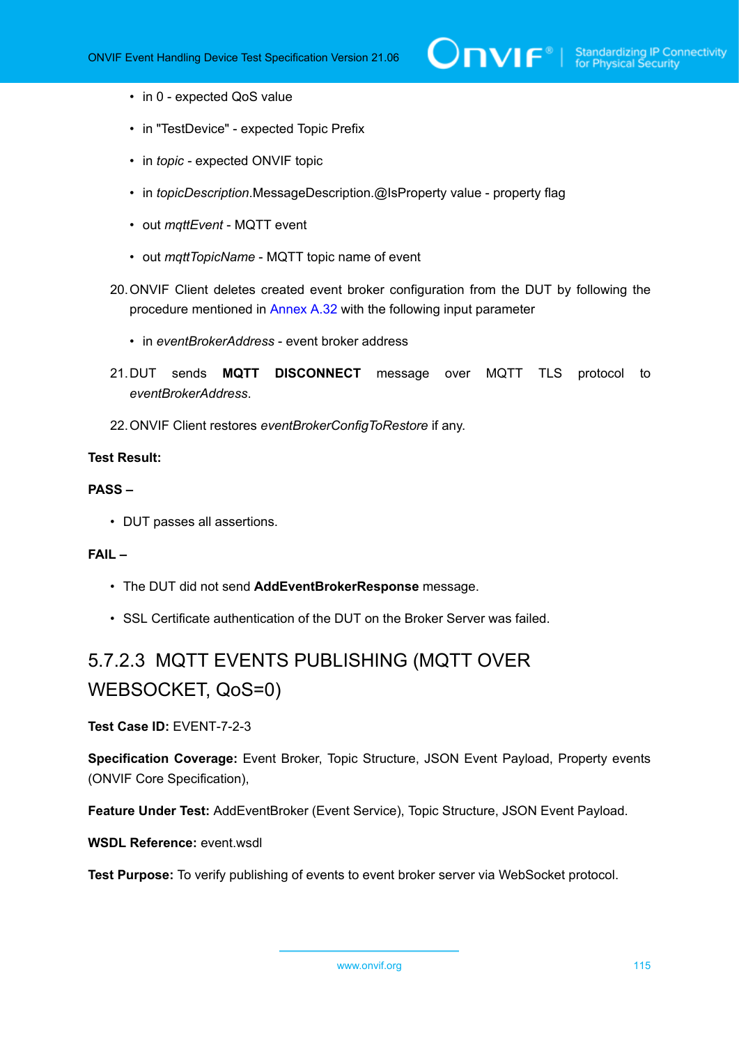- in 0 - expected QoS value
- in "TestDevice" - expected Topic Prefix
- in *topic* - expected ONVIF topic
- in *topicDescription*.MessageDescription.@IsProperty value - property flag
- out *mqttEvent* - MQTT event
- out *mqttTopicName* - MQTT topic name of event

20. ONVIF Client deletes created event broker configuration from the DUT by following the procedure mentioned in Annex A.32 with the following input parameter
    - in *eventBrokerAddress* - event broker address
21. DUT sends **MQTT DISCONNECT** message over MQTT TLS protocol to *eventBrokerAddress*.
22. ONVIF Client restores *eventBrokerConfigToRestore* if any.

**Test Result:**

**PASS –**

- DUT passes all assertions.

**FAIL –**

- The DUT did not send **AddEventBrokerResponse** message.
- SSL Certificate authentication of the DUT on the Broker Server was failed.

### 5.7.2.3 MQTT EVENTS PUBLISHING (MQTT OVER WEBSOCKET, QoS=0)

**Test Case ID:** EVENT-7-2-3

**Specification Coverage:** Event Broker, Topic Structure, JSON Event Payload, Property events (ONVIF Core Specification),

**Feature Under Test:** AddEventBroker (Event Service), Topic Structure, JSON Event Payload.

**WSDL Reference:** event.wsdl

**Test Purpose:** To verify publishing of events to event broker server via WebSocket protocol.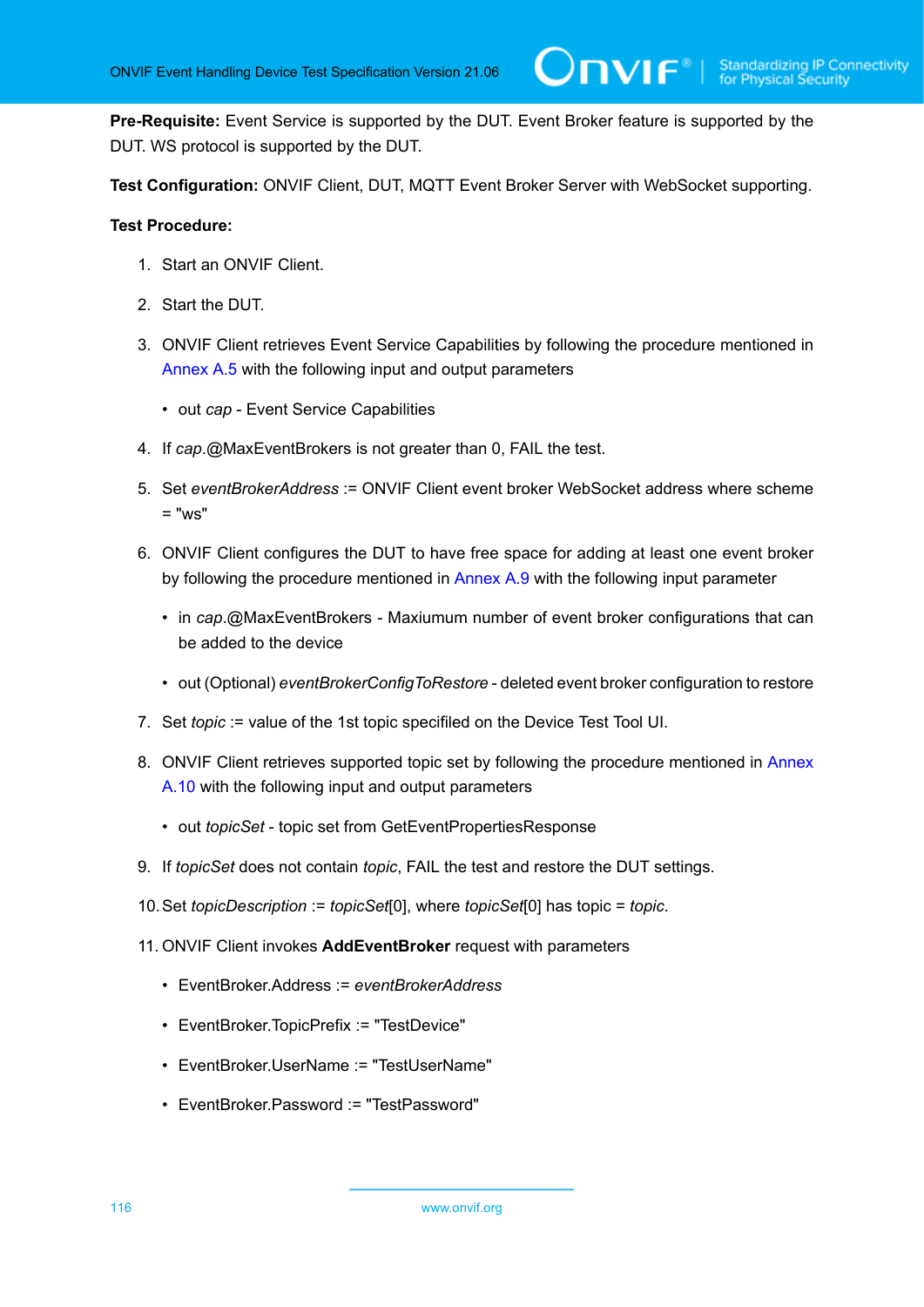**Pre-Requisite:** Event Service is supported by the DUT. Event Broker feature is supported by the DUT. WS protocol is supported by the DUT.

**Test Configuration:** ONVIF Client, DUT, MQTT Event Broker Server with WebSocket supporting.

**Test Procedure:**

1. Start an ONVIF Client.
2. Start the DUT.
3. ONVIF Client retrieves Event Service Capabilities by following the procedure mentioned in Annex A.5 with the following input and output parameters
   - out *cap* - Event Service Capabilities
4. If *cap*.@MaxEventBrokers is not greater than 0, FAIL the test.
5. Set *eventBrokerAddress* := ONVIF Client event broker WebSocket address where scheme = "ws"
6. ONVIF Client configures the DUT to have free space for adding at least one event broker by following the procedure mentioned in Annex A.9 with the following input parameter
   - in *cap*.@MaxEventBrokers - Maxiumum number of event broker configurations that can be added to the device
   - out (Optional) *eventBrokerConfigToRestore* - deleted event broker configuration to restore
7. Set *topic* := value of the 1st topic specifiled on the Device Test Tool UI.
8. ONVIF Client retrieves supported topic set by following the procedure mentioned in Annex A.10 with the following input and output parameters
   - out *topicSet* - topic set from GetEventPropertiesResponse
9. If *topicSet* does not contain *topic*, FAIL the test and restore the DUT settings.
10. Set *topicDescription* := *topicSet*[0], where *topicSet*[0] has topic = *topic*.
11. ONVIF Client invokes **AddEventBroker** request with parameters
    - EventBroker.Address := *eventBrokerAddress*
    - EventBroker.TopicPrefix := "TestDevice"
    - EventBroker.UserName := "TestUserName"
    - EventBroker.Password := "TestPassword"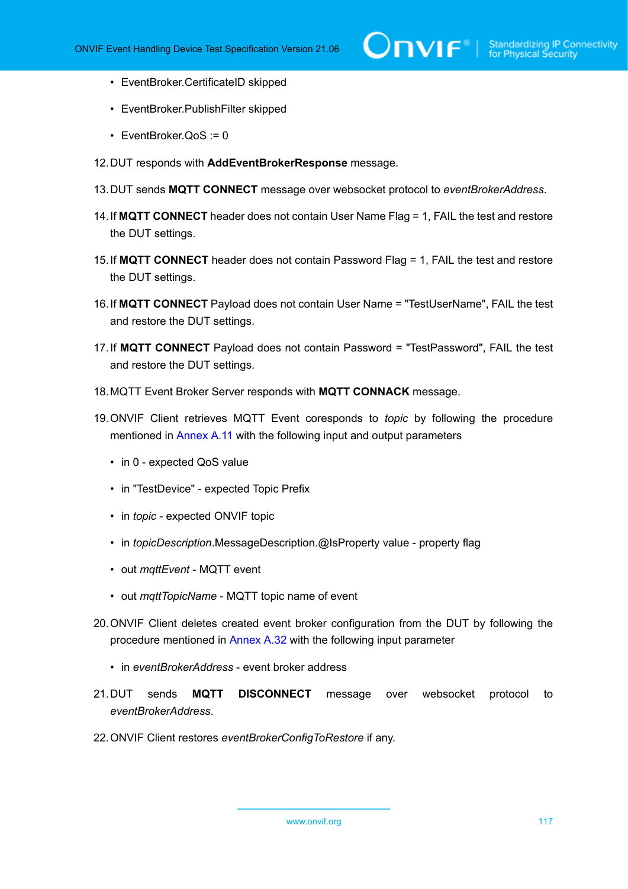- EventBroker.CertificateID skipped
- EventBroker.PublishFilter skipped
- EventBroker.QoS := 0

12. DUT responds with **AddEventBrokerResponse** message.

13. DUT sends **MQTT CONNECT** message over websocket protocol to *eventBrokerAddress*.

14. If **MQTT CONNECT** header does not contain User Name Flag = 1, FAIL the test and restore the DUT settings.

15. If **MQTT CONNECT** header does not contain Password Flag = 1, FAIL the test and restore the DUT settings.

16. If **MQTT CONNECT** Payload does not contain User Name = "TestUserName", FAIL the test and restore the DUT settings.

17. If **MQTT CONNECT** Payload does not contain Password = "TestPassword", FAIL the test and restore the DUT settings.

18. MQTT Event Broker Server responds with **MQTT CONNACK** message.

19. ONVIF Client retrieves MQTT Event coresponds to *topic* by following the procedure mentioned in Annex A.11 with the following input and output parameters

    - in 0 - expected QoS value
    - in "TestDevice" - expected Topic Prefix
    - in *topic* - expected ONVIF topic
    - in *topicDescription*.MessageDescription.@IsProperty value - property flag
    - out *mqttEvent* - MQTT event
    - out *mqttTopicName* - MQTT topic name of event

20. ONVIF Client deletes created event broker configuration from the DUT by following the procedure mentioned in Annex A.32 with the following input parameter

    - in *eventBrokerAddress* - event broker address

21. DUT sends **MQTT DISCONNECT** message over websocket protocol to *eventBrokerAddress*.

22. ONVIF Client restores *eventBrokerConfigToRestore* if any.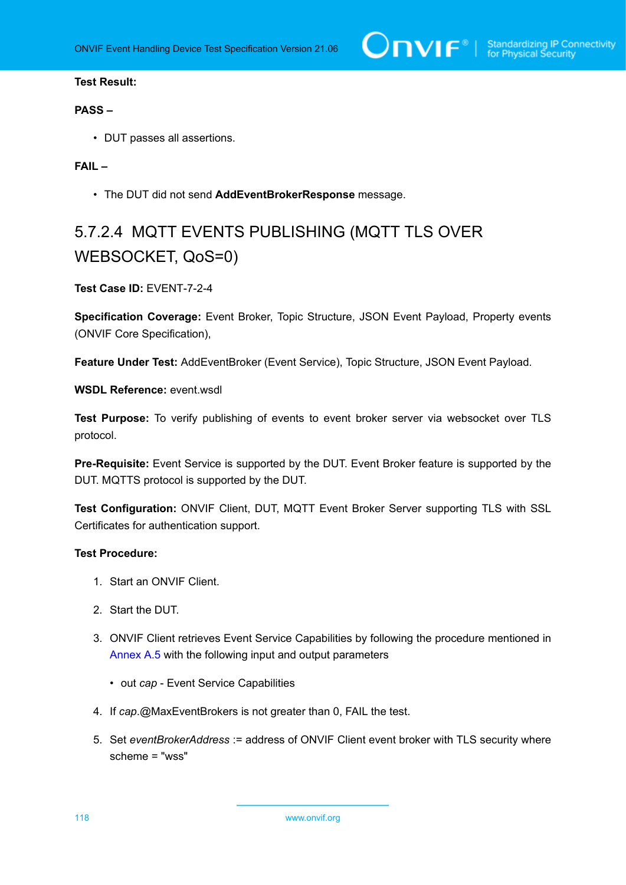**Test Result:**

**PASS –**

- DUT passes all assertions.

**FAIL –**

- The DUT did not send **AddEventBrokerResponse** message.

## 5.7.2.4 MQTT EVENTS PUBLISHING (MQTT TLS OVER WEBSOCKET, QoS=0)

**Test Case ID:** EVENT-7-2-4

**Specification Coverage:** Event Broker, Topic Structure, JSON Event Payload, Property events (ONVIF Core Specification),

**Feature Under Test:** AddEventBroker (Event Service), Topic Structure, JSON Event Payload.

**WSDL Reference:** event.wsdl

**Test Purpose:** To verify publishing of events to event broker server via websocket over TLS protocol.

**Pre-Requisite:** Event Service is supported by the DUT. Event Broker feature is supported by the DUT. MQTTS protocol is supported by the DUT.

**Test Configuration:** ONVIF Client, DUT, MQTT Event Broker Server supporting TLS with SSL Certificates for authentication support.

**Test Procedure:**

1. Start an ONVIF Client.
2. Start the DUT.
3. ONVIF Client retrieves Event Service Capabilities by following the procedure mentioned in Annex A.5 with the following input and output parameters
   - out *cap* - Event Service Capabilities
4. If *cap*.@MaxEventBrokers is not greater than 0, FAIL the test.
5. Set *eventBrokerAddress* := address of ONVIF Client event broker with TLS security where scheme = "wss"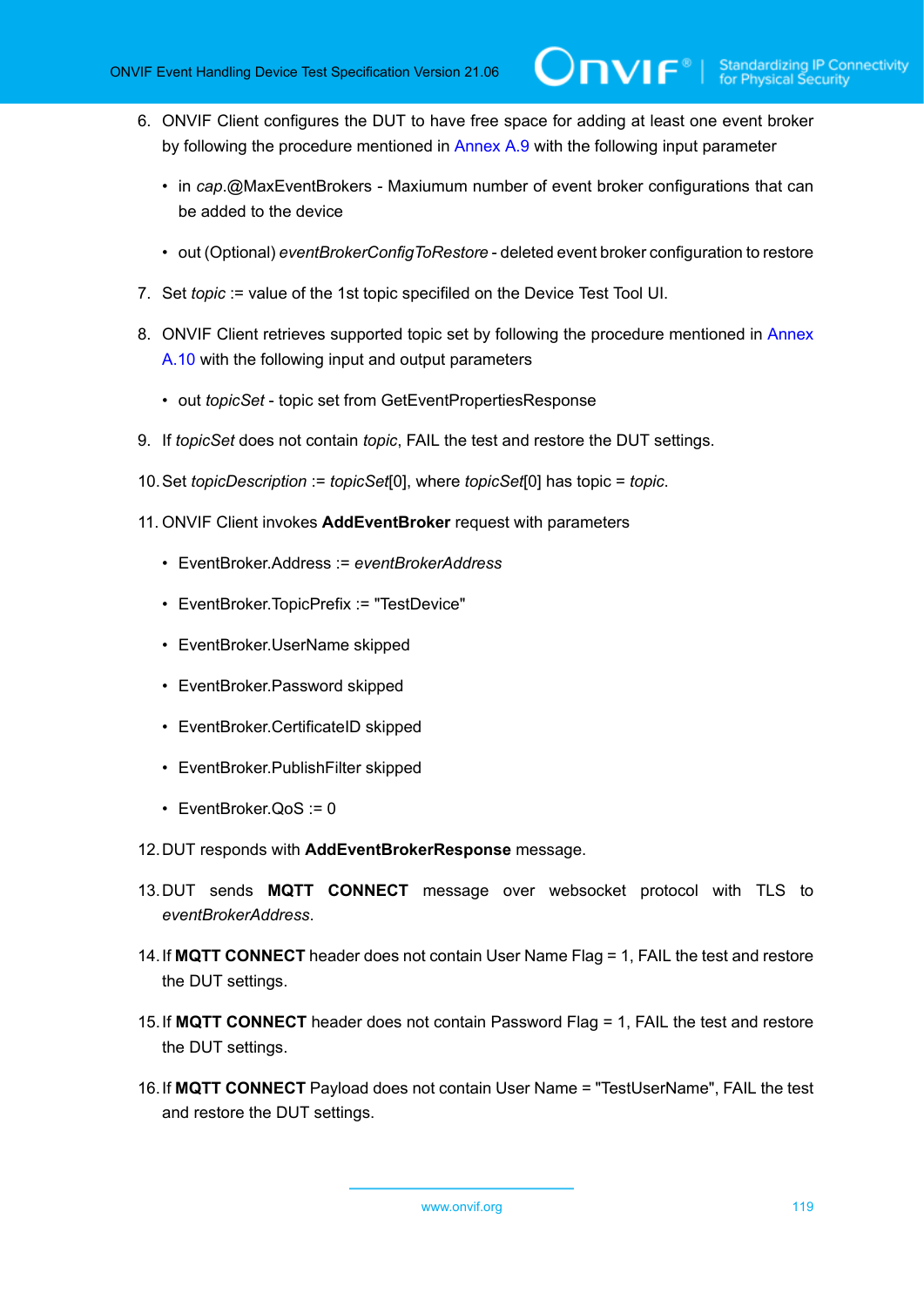6. ONVIF Client configures the DUT to have free space for adding at least one event broker by following the procedure mentioned in Annex A.9 with the following input parameter

   - in *cap*.@MaxEventBrokers - Maxiumum number of event broker configurations that can be added to the device

   - out (Optional) *eventBrokerConfigToRestore* - deleted event broker configuration to restore

7. Set *topic* := value of the 1st topic specifiled on the Device Test Tool UI.

8. ONVIF Client retrieves supported topic set by following the procedure mentioned in Annex A.10 with the following input and output parameters

   - out *topicSet* - topic set from GetEventPropertiesResponse

9. If *topicSet* does not contain *topic*, FAIL the test and restore the DUT settings.

10. Set *topicDescription* := *topicSet*[0], where *topicSet*[0] has topic = *topic*.

11. ONVIF Client invokes **AddEventBroker** request with parameters

    - EventBroker.Address := *eventBrokerAddress*

    - EventBroker.TopicPrefix := "TestDevice"

    - EventBroker.UserName skipped

    - EventBroker.Password skipped

    - EventBroker.CertificateID skipped

    - EventBroker.PublishFilter skipped

    - EventBroker.QoS := 0

12. DUT responds with **AddEventBrokerResponse** message.

13. DUT sends **MQTT CONNECT** message over websocket protocol with TLS to *eventBrokerAddress*.

14. If **MQTT CONNECT** header does not contain User Name Flag = 1, FAIL the test and restore the DUT settings.

15. If **MQTT CONNECT** header does not contain Password Flag = 1, FAIL the test and restore the DUT settings.

16. If **MQTT CONNECT** Payload does not contain User Name = "TestUserName", FAIL the test and restore the DUT settings.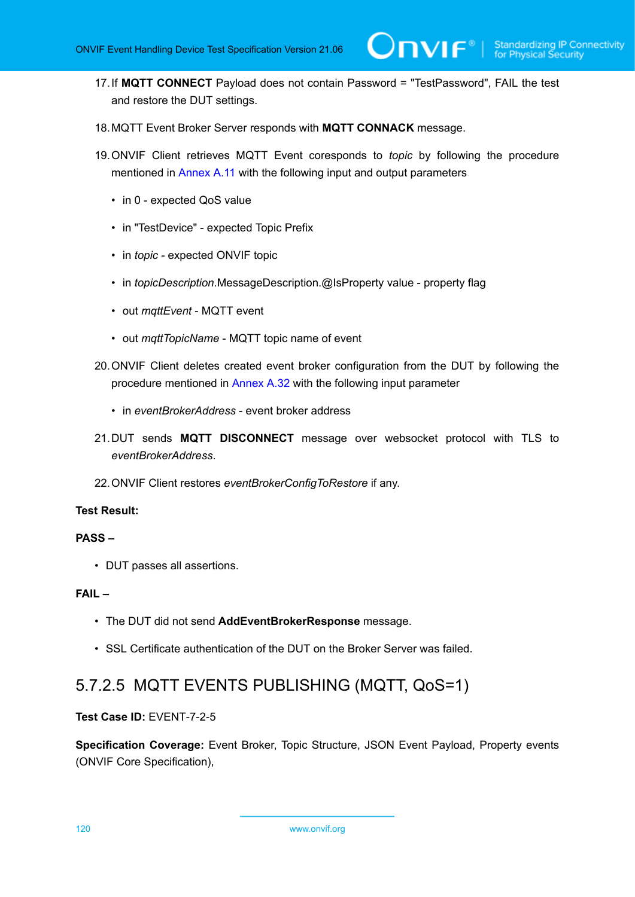17. If **MQTT CONNECT** Payload does not contain Password = "TestPassword", FAIL the test and restore the DUT settings.

18. MQTT Event Broker Server responds with **MQTT CONNACK** message.

19. ONVIF Client retrieves MQTT Event coresponds to *topic* by following the procedure mentioned in Annex A.11 with the following input and output parameters

    - in 0 - expected QoS value
    - in "TestDevice" - expected Topic Prefix
    - in *topic* - expected ONVIF topic
    - in *topicDescription*.MessageDescription.@IsProperty value - property flag
    - out *mqttEvent* - MQTT event
    - out *mqttTopicName* - MQTT topic name of event

20. ONVIF Client deletes created event broker configuration from the DUT by following the procedure mentioned in Annex A.32 with the following input parameter

    - in *eventBrokerAddress* - event broker address

21. DUT sends **MQTT DISCONNECT** message over websocket protocol with TLS to *eventBrokerAddress*.

22. ONVIF Client restores *eventBrokerConfigToRestore* if any.

**Test Result:**

**PASS –**

- DUT passes all assertions.

**FAIL –**

- The DUT did not send **AddEventBrokerResponse** message.
- SSL Certificate authentication of the DUT on the Broker Server was failed.

#### 5.7.2.5 MQTT EVENTS PUBLISHING (MQTT, QoS=1)

**Test Case ID:** EVENT-7-2-5

**Specification Coverage:** Event Broker, Topic Structure, JSON Event Payload, Property events (ONVIF Core Specification),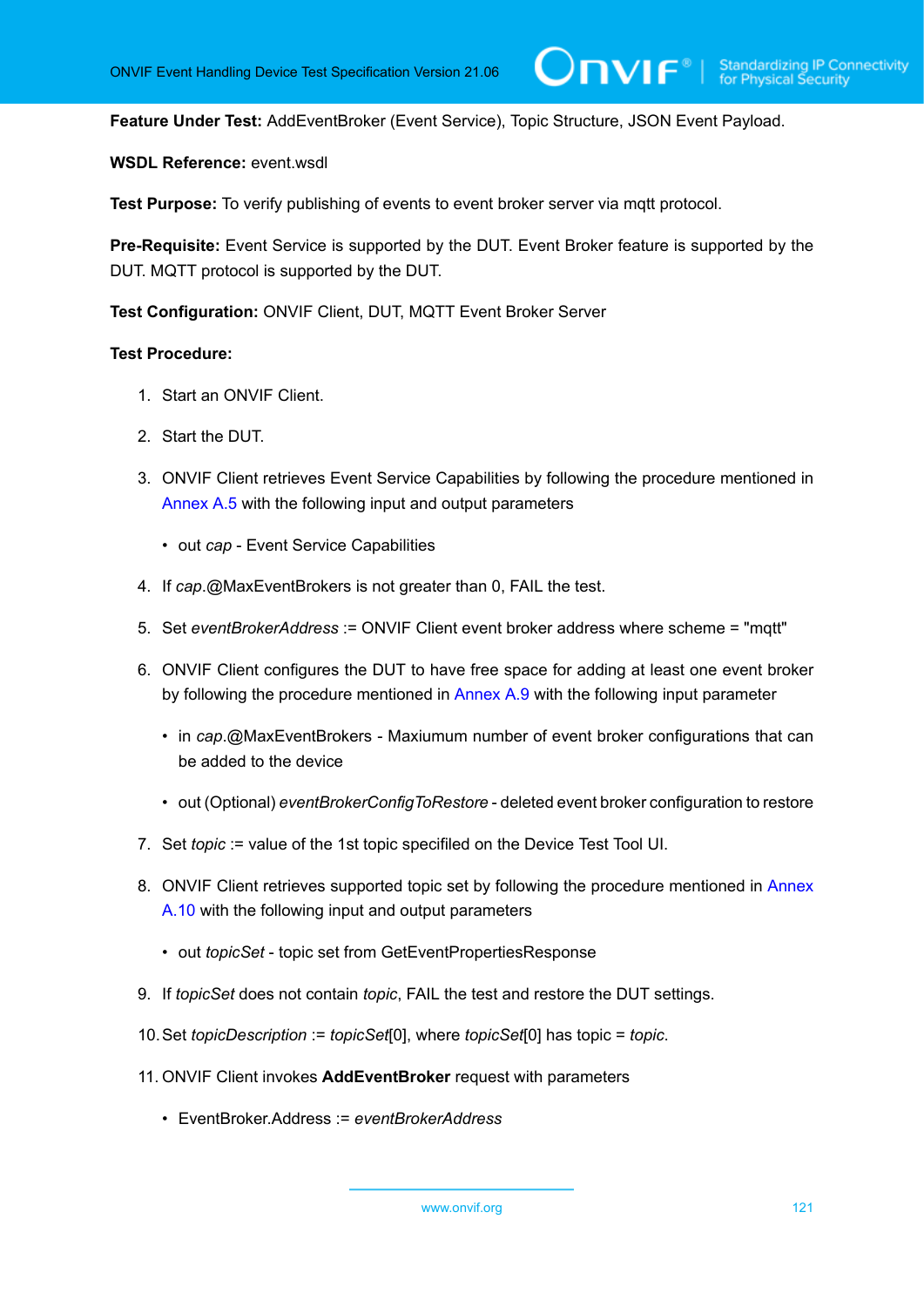**Feature Under Test:** AddEventBroker (Event Service), Topic Structure, JSON Event Payload.

**WSDL Reference:** event.wsdl

**Test Purpose:** To verify publishing of events to event broker server via mqtt protocol.

**Pre-Requisite:** Event Service is supported by the DUT. Event Broker feature is supported by the DUT. MQTT protocol is supported by the DUT.

**Test Configuration:** ONVIF Client, DUT, MQTT Event Broker Server

**Test Procedure:**

1. Start an ONVIF Client.
2. Start the DUT.
3. ONVIF Client retrieves Event Service Capabilities by following the procedure mentioned in Annex A.5 with the following input and output parameters
   - out *cap* - Event Service Capabilities
4. If *cap*.@MaxEventBrokers is not greater than 0, FAIL the test.
5. Set *eventBrokerAddress* := ONVIF Client event broker address where scheme = "mqtt"
6. ONVIF Client configures the DUT to have free space for adding at least one event broker by following the procedure mentioned in Annex A.9 with the following input parameter
   - in *cap*.@MaxEventBrokers - Maxiumum number of event broker configurations that can be added to the device
   - out (Optional) *eventBrokerConfigToRestore* - deleted event broker configuration to restore
7. Set *topic* := value of the 1st topic specifiled on the Device Test Tool UI.
8. ONVIF Client retrieves supported topic set by following the procedure mentioned in Annex A.10 with the following input and output parameters
   - out *topicSet* - topic set from GetEventPropertiesResponse
9. If *topicSet* does not contain *topic*, FAIL the test and restore the DUT settings.
10. Set *topicDescription* := *topicSet*[0], where *topicSet*[0] has topic = *topic*.
11. ONVIF Client invokes **AddEventBroker** request with parameters
    - EventBroker.Address := *eventBrokerAddress*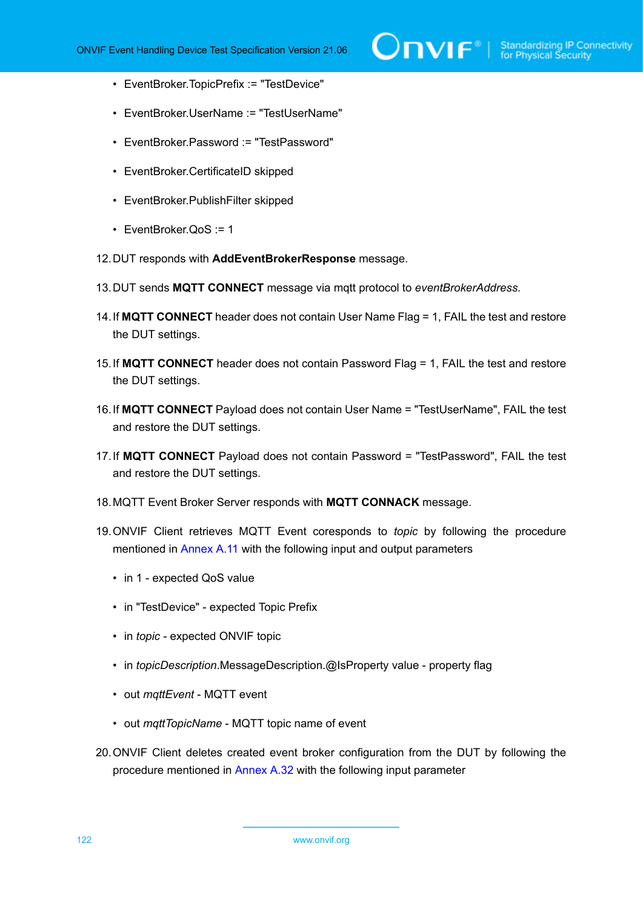- EventBroker.TopicPrefix := "TestDevice"
- EventBroker.UserName := "TestUserName"
- EventBroker.Password := "TestPassword"
- EventBroker.CertificateID skipped
- EventBroker.PublishFilter skipped
- EventBroker.QoS := 1

12. DUT responds with **AddEventBrokerResponse** message.

13. DUT sends **MQTT CONNECT** message via mqtt protocol to *eventBrokerAddress*.

14. If **MQTT CONNECT** header does not contain User Name Flag = 1, FAIL the test and restore the DUT settings.

15. If **MQTT CONNECT** header does not contain Password Flag = 1, FAIL the test and restore the DUT settings.

16. If **MQTT CONNECT** Payload does not contain User Name = "TestUserName", FAIL the test and restore the DUT settings.

17. If **MQTT CONNECT** Payload does not contain Password = "TestPassword", FAIL the test and restore the DUT settings.

18. MQTT Event Broker Server responds with **MQTT CONNACK** message.

19. ONVIF Client retrieves MQTT Event coresponds to *topic* by following the procedure mentioned in Annex A.11 with the following input and output parameters

    - in 1 - expected QoS value
    - in "TestDevice" - expected Topic Prefix
    - in *topic* - expected ONVIF topic
    - in *topicDescription*.MessageDescription.@IsProperty value - property flag
    - out *mqttEvent* - MQTT event
    - out *mqttTopicName* - MQTT topic name of event

20. ONVIF Client deletes created event broker configuration from the DUT by following the procedure mentioned in Annex A.32 with the following input parameter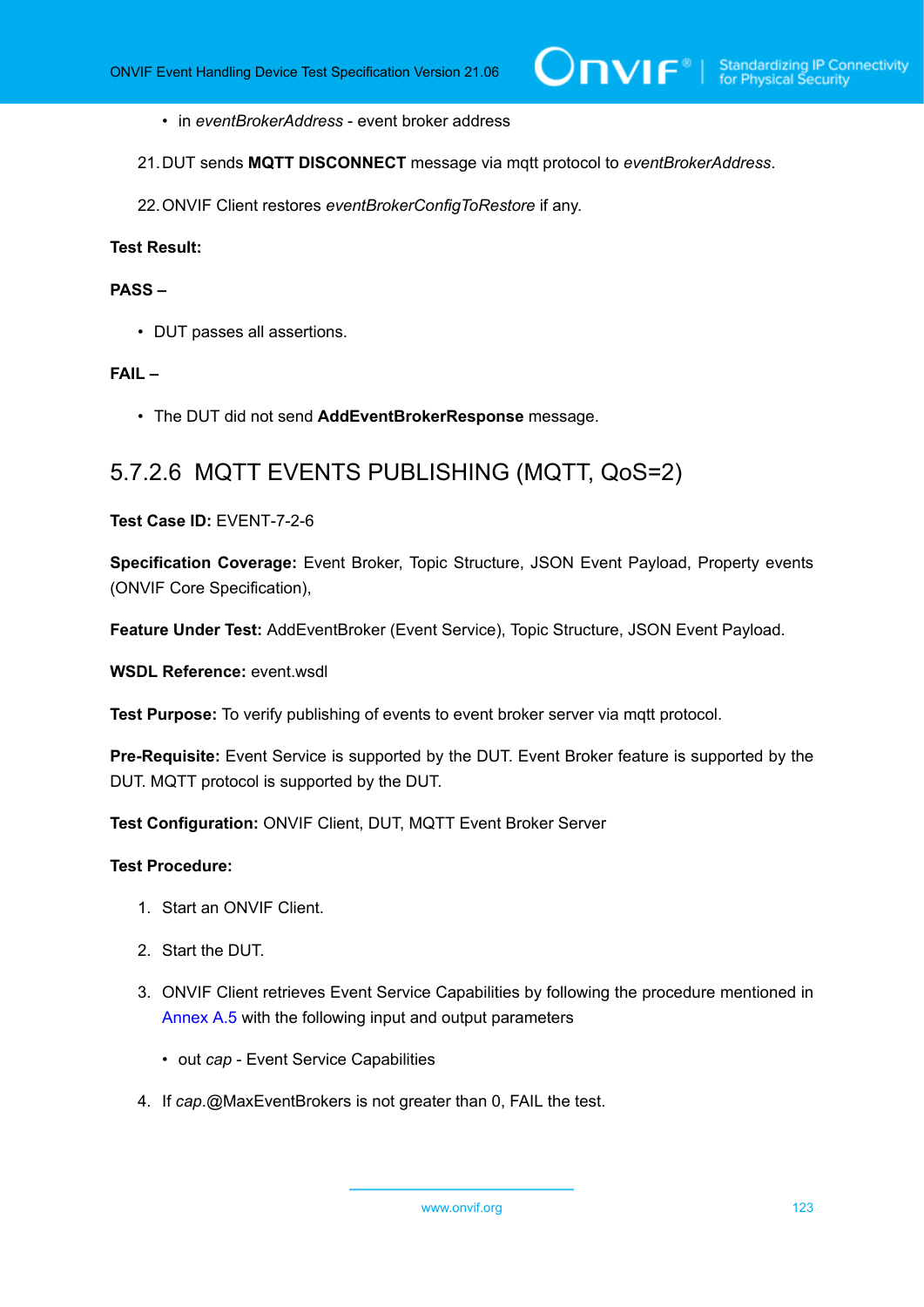- in *eventBrokerAddress* - event broker address

21. DUT sends **MQTT DISCONNECT** message via mqtt protocol to *eventBrokerAddress*.

22. ONVIF Client restores *eventBrokerConfigToRestore* if any.

**Test Result:**

**PASS –**

- DUT passes all assertions.

**FAIL –**

- The DUT did not send **AddEventBrokerResponse** message.

### 5.7.2.6 MQTT EVENTS PUBLISHING (MQTT, QoS=2)

**Test Case ID:** EVENT-7-2-6

**Specification Coverage:** Event Broker, Topic Structure, JSON Event Payload, Property events (ONVIF Core Specification),

**Feature Under Test:** AddEventBroker (Event Service), Topic Structure, JSON Event Payload.

**WSDL Reference:** event.wsdl

**Test Purpose:** To verify publishing of events to event broker server via mqtt protocol.

**Pre-Requisite:** Event Service is supported by the DUT. Event Broker feature is supported by the DUT. MQTT protocol is supported by the DUT.

**Test Configuration:** ONVIF Client, DUT, MQTT Event Broker Server

**Test Procedure:**

1. Start an ONVIF Client.

2. Start the DUT.

3. ONVIF Client retrieves Event Service Capabilities by following the procedure mentioned in Annex A.5 with the following input and output parameters

   - out *cap* - Event Service Capabilities

4. If *cap*.@MaxEventBrokers is not greater than 0, FAIL the test.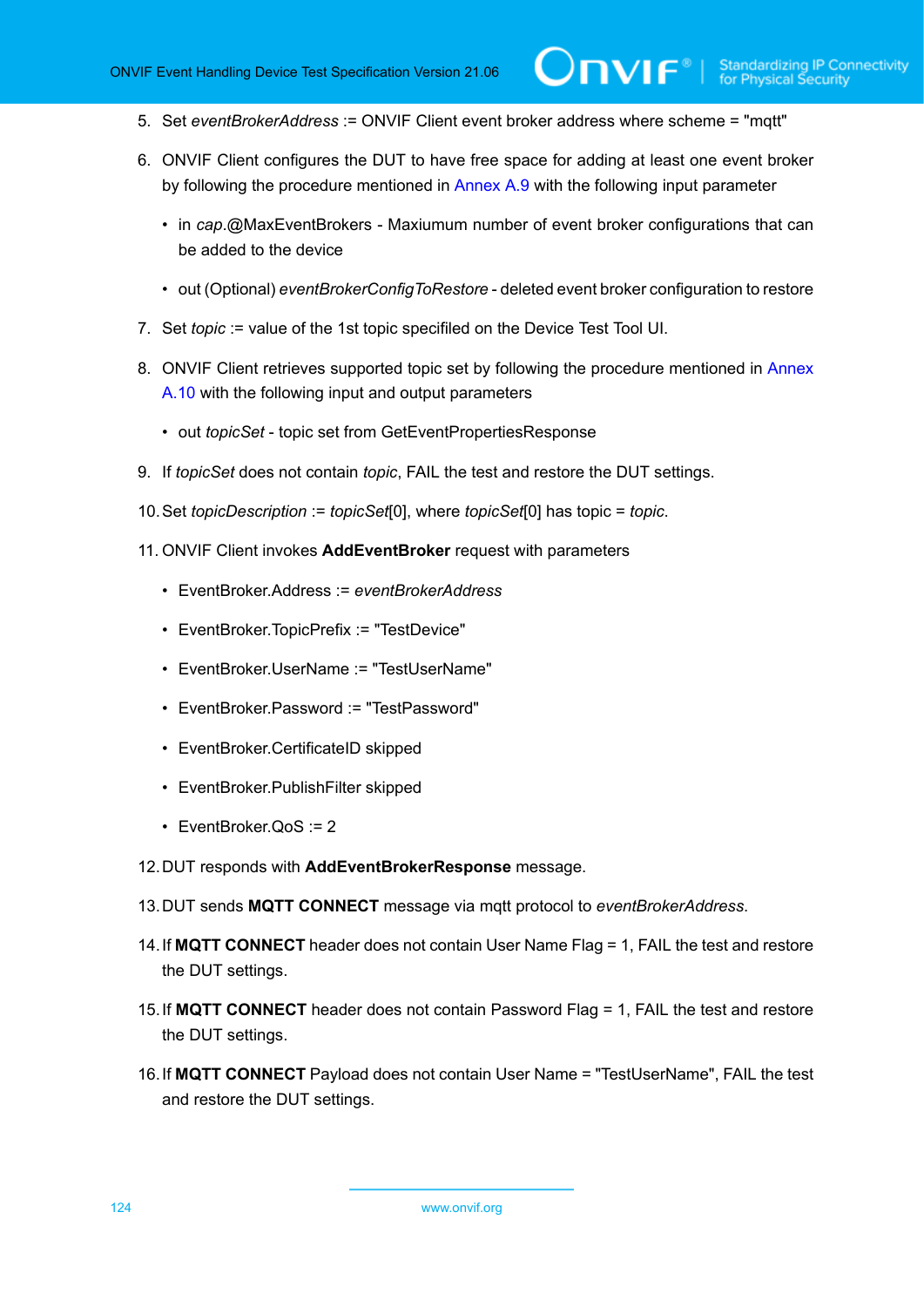5. Set *eventBrokerAddress* := ONVIF Client event broker address where scheme = "mqtt"

6. ONVIF Client configures the DUT to have free space for adding at least one event broker by following the procedure mentioned in Annex A.9 with the following input parameter

   - in *cap*.@MaxEventBrokers - Maxiumum number of event broker configurations that can be added to the device

   - out (Optional) *eventBrokerConfigToRestore* - deleted event broker configuration to restore

7. Set *topic* := value of the 1st topic specifiled on the Device Test Tool UI.

8. ONVIF Client retrieves supported topic set by following the procedure mentioned in Annex A.10 with the following input and output parameters

   - out *topicSet* - topic set from GetEventPropertiesResponse

9. If *topicSet* does not contain *topic*, FAIL the test and restore the DUT settings.

10. Set *topicDescription* := *topicSet*[0], where *topicSet*[0] has topic = *topic*.

11. ONVIF Client invokes **AddEventBroker** request with parameters

    - EventBroker.Address := *eventBrokerAddress*

    - EventBroker.TopicPrefix := "TestDevice"

    - EventBroker.UserName := "TestUserName"

    - EventBroker.Password := "TestPassword"

    - EventBroker.CertificateID skipped

    - EventBroker.PublishFilter skipped

    - EventBroker.QoS := 2

12. DUT responds with **AddEventBrokerResponse** message.

13. DUT sends **MQTT CONNECT** message via mqtt protocol to *eventBrokerAddress*.

14. If **MQTT CONNECT** header does not contain User Name Flag = 1, FAIL the test and restore the DUT settings.

15. If **MQTT CONNECT** header does not contain Password Flag = 1, FAIL the test and restore the DUT settings.

16. If **MQTT CONNECT** Payload does not contain User Name = "TestUserName", FAIL the test and restore the DUT settings.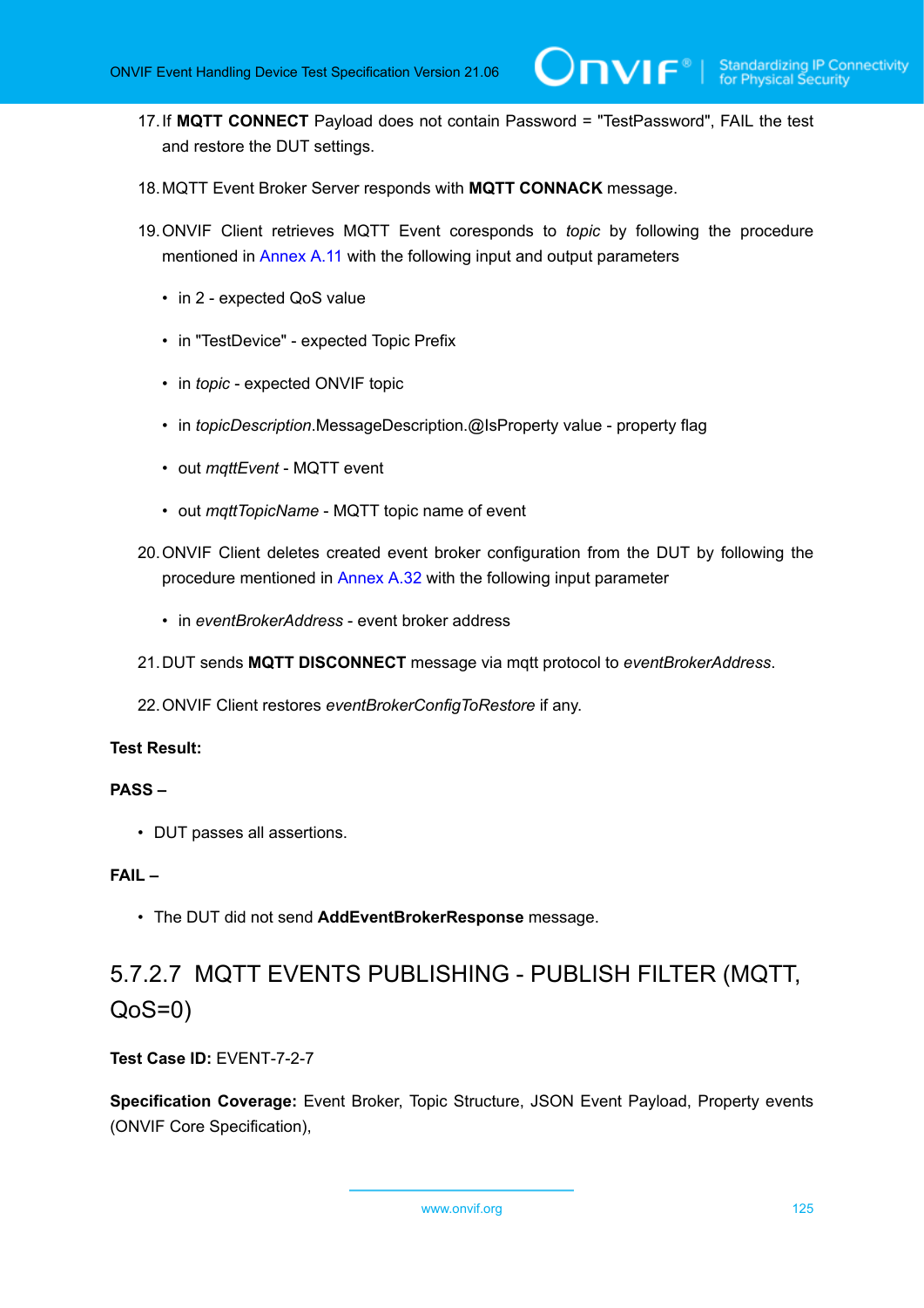17. If **MQTT CONNECT** Payload does not contain Password = "TestPassword", FAIL the test and restore the DUT settings.

18. MQTT Event Broker Server responds with **MQTT CONNACK** message.

19. ONVIF Client retrieves MQTT Event coresponds to *topic* by following the procedure mentioned in Annex A.11 with the following input and output parameters

    - in 2 - expected QoS value

    - in "TestDevice" - expected Topic Prefix

    - in *topic* - expected ONVIF topic

    - in *topicDescription*.MessageDescription.@IsProperty value - property flag

    - out *mqttEvent* - MQTT event

    - out *mqttTopicName* - MQTT topic name of event

20. ONVIF Client deletes created event broker configuration from the DUT by following the procedure mentioned in Annex A.32 with the following input parameter

    - in *eventBrokerAddress* - event broker address

21. DUT sends **MQTT DISCONNECT** message via mqtt protocol to *eventBrokerAddress*.

22. ONVIF Client restores *eventBrokerConfigToRestore* if any.

**Test Result:**

**PASS –**

- DUT passes all assertions.

**FAIL –**

- The DUT did not send **AddEventBrokerResponse** message.

### 5.7.2.7 MQTT EVENTS PUBLISHING - PUBLISH FILTER (MQTT, QoS=0)

**Test Case ID:** EVENT-7-2-7

**Specification Coverage:** Event Broker, Topic Structure, JSON Event Payload, Property events (ONVIF Core Specification),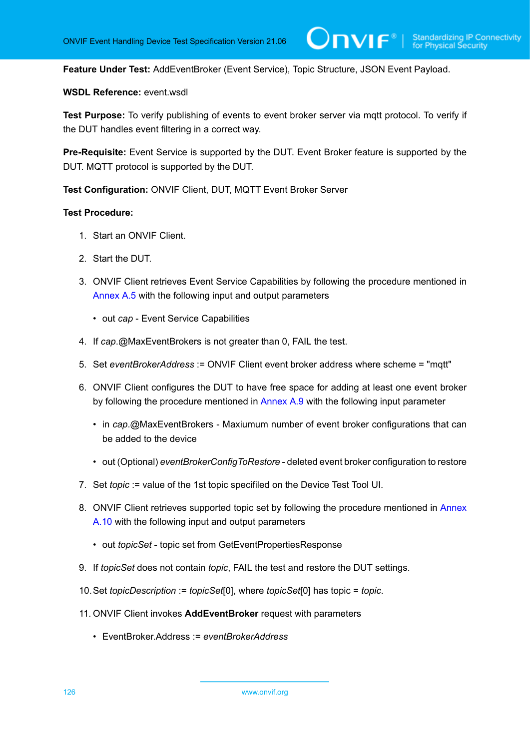**Feature Under Test:** AddEventBroker (Event Service), Topic Structure, JSON Event Payload.

**WSDL Reference:** event.wsdl

**Test Purpose:** To verify publishing of events to event broker server via mqtt protocol. To verify if the DUT handles event filtering in a correct way.

**Pre-Requisite:** Event Service is supported by the DUT. Event Broker feature is supported by the DUT. MQTT protocol is supported by the DUT.

**Test Configuration:** ONVIF Client, DUT, MQTT Event Broker Server

**Test Procedure:**

1. Start an ONVIF Client.
2. Start the DUT.
3. ONVIF Client retrieves Event Service Capabilities by following the procedure mentioned in Annex A.5 with the following input and output parameters
   - out *cap* - Event Service Capabilities
4. If *cap*.@MaxEventBrokers is not greater than 0, FAIL the test.
5. Set *eventBrokerAddress* := ONVIF Client event broker address where scheme = "mqtt"
6. ONVIF Client configures the DUT to have free space for adding at least one event broker by following the procedure mentioned in Annex A.9 with the following input parameter
   - in *cap*.@MaxEventBrokers - Maxiumum number of event broker configurations that can be added to the device
   - out (Optional) *eventBrokerConfigToRestore* - deleted event broker configuration to restore
7. Set *topic* := value of the 1st topic specifiled on the Device Test Tool UI.
8. ONVIF Client retrieves supported topic set by following the procedure mentioned in Annex A.10 with the following input and output parameters
   - out *topicSet* - topic set from GetEventPropertiesResponse
9. If *topicSet* does not contain *topic*, FAIL the test and restore the DUT settings.
10. Set *topicDescription* := *topicSet*[0], where *topicSet*[0] has topic = *topic*.
11. ONVIF Client invokes **AddEventBroker** request with parameters
    - EventBroker.Address := *eventBrokerAddress*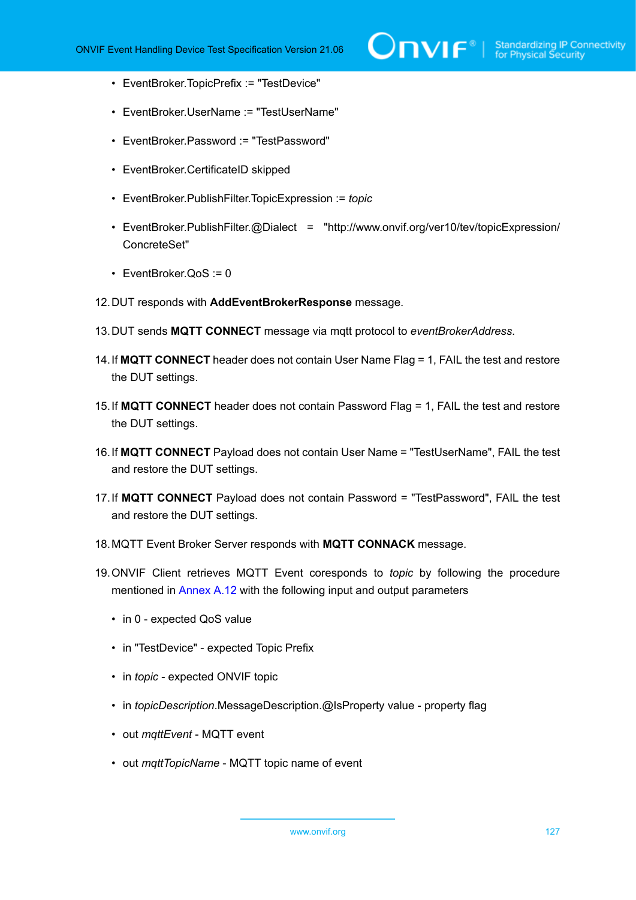- EventBroker.TopicPrefix := "TestDevice"
- EventBroker.UserName := "TestUserName"
- EventBroker.Password := "TestPassword"
- EventBroker.CertificateID skipped
- EventBroker.PublishFilter.TopicExpression := *topic*
- EventBroker.PublishFilter.@Dialect = "http://www.onvif.org/ver10/tev/topicExpression/ConcreteSet"
- EventBroker.QoS := 0

12. DUT responds with **AddEventBrokerResponse** message.

13. DUT sends **MQTT CONNECT** message via mqtt protocol to *eventBrokerAddress*.

14. If **MQTT CONNECT** header does not contain User Name Flag = 1, FAIL the test and restore the DUT settings.

15. If **MQTT CONNECT** header does not contain Password Flag = 1, FAIL the test and restore the DUT settings.

16. If **MQTT CONNECT** Payload does not contain User Name = "TestUserName", FAIL the test and restore the DUT settings.

17. If **MQTT CONNECT** Payload does not contain Password = "TestPassword", FAIL the test and restore the DUT settings.

18. MQTT Event Broker Server responds with **MQTT CONNACK** message.

19. ONVIF Client retrieves MQTT Event coresponds to *topic* by following the procedure mentioned in Annex A.12 with the following input and output parameters

    - in 0 - expected QoS value
    - in "TestDevice" - expected Topic Prefix
    - in *topic* - expected ONVIF topic
    - in *topicDescription*.MessageDescription.@IsProperty value - property flag
    - out *mqttEvent* - MQTT event
    - out *mqttTopicName* - MQTT topic name of event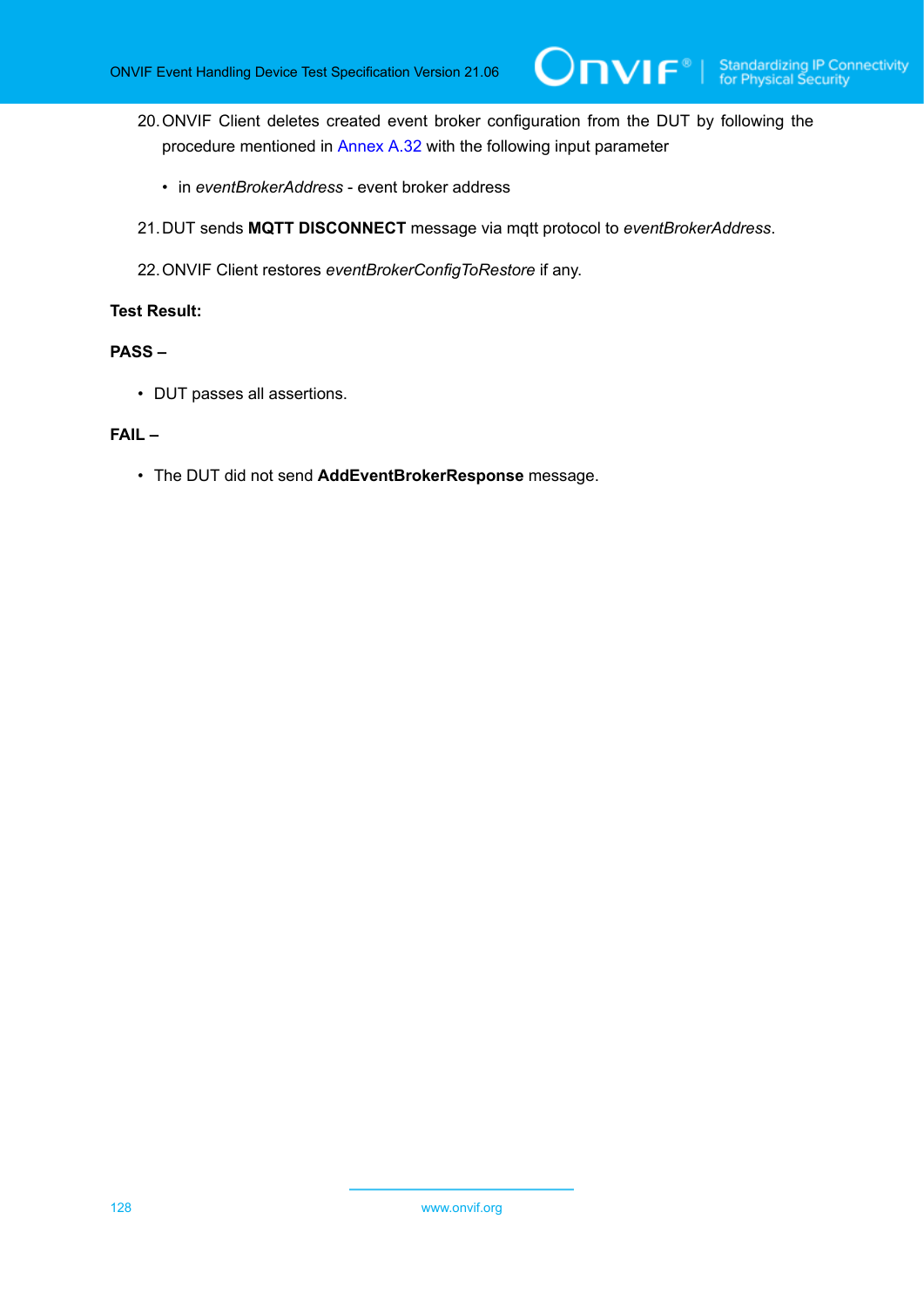20. ONVIF Client deletes created event broker configuration from the DUT by following the procedure mentioned in Annex A.32 with the following input parameter

    - in *eventBrokerAddress* - event broker address

21. DUT sends **MQTT DISCONNECT** message via mqtt protocol to *eventBrokerAddress*.

22. ONVIF Client restores *eventBrokerConfigToRestore* if any.

**Test Result:**

**PASS –**

- DUT passes all assertions.

**FAIL –**

- The DUT did not send **AddEventBrokerResponse** message.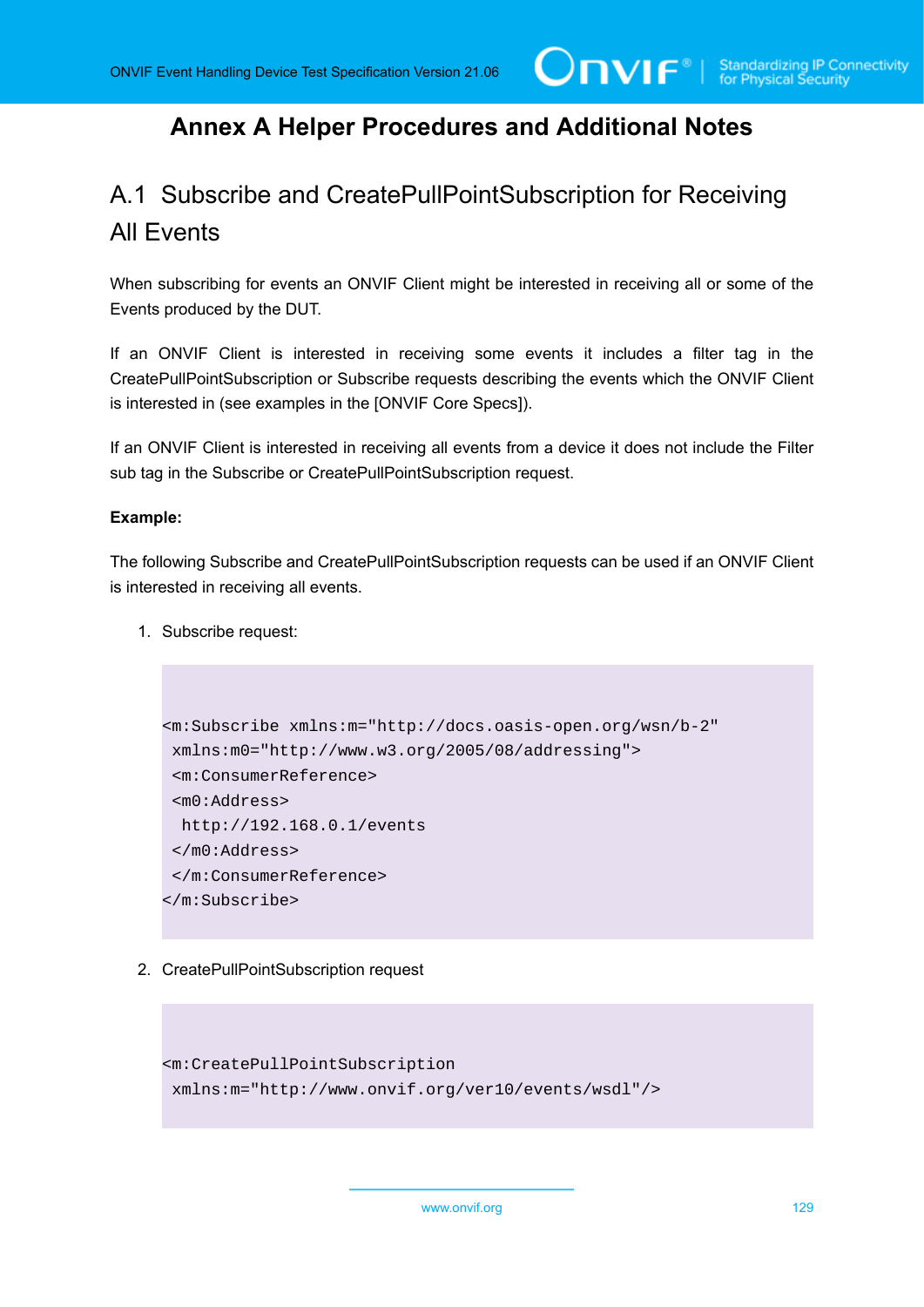# Annex A Helper Procedures and Additional Notes

## A.1 Subscribe and CreatePullPointSubscription for Receiving All Events

When subscribing for events an ONVIF Client might be interested in receiving all or some of the Events produced by the DUT.

If an ONVIF Client is interested in receiving some events it includes a filter tag in the CreatePullPointSubscription or Subscribe requests describing the events which the ONVIF Client is interested in (see examples in the [ONVIF Core Specs]).

If an ONVIF Client is interested in receiving all events from a device it does not include the Filter sub tag in the Subscribe or CreatePullPointSubscription request.

**Example:**

The following Subscribe and CreatePullPointSubscription requests can be used if an ONVIF Client is interested in receiving all events.

1. Subscribe request:

```
<m:Subscribe xmlns:m="http://docs.oasis-open.org/wsn/b-2"
 xmlns:m0="http://www.w3.org/2005/08/addressing">
 <m:ConsumerReference>
 <m0:Address>
  http://192.168.0.1/events
 </m0:Address>
 </m:ConsumerReference>
</m:Subscribe>
```

2. CreatePullPointSubscription request

```
<m:CreatePullPointSubscription
 xmlns:m="http://www.onvif.org/ver10/events/wsdl"/>
```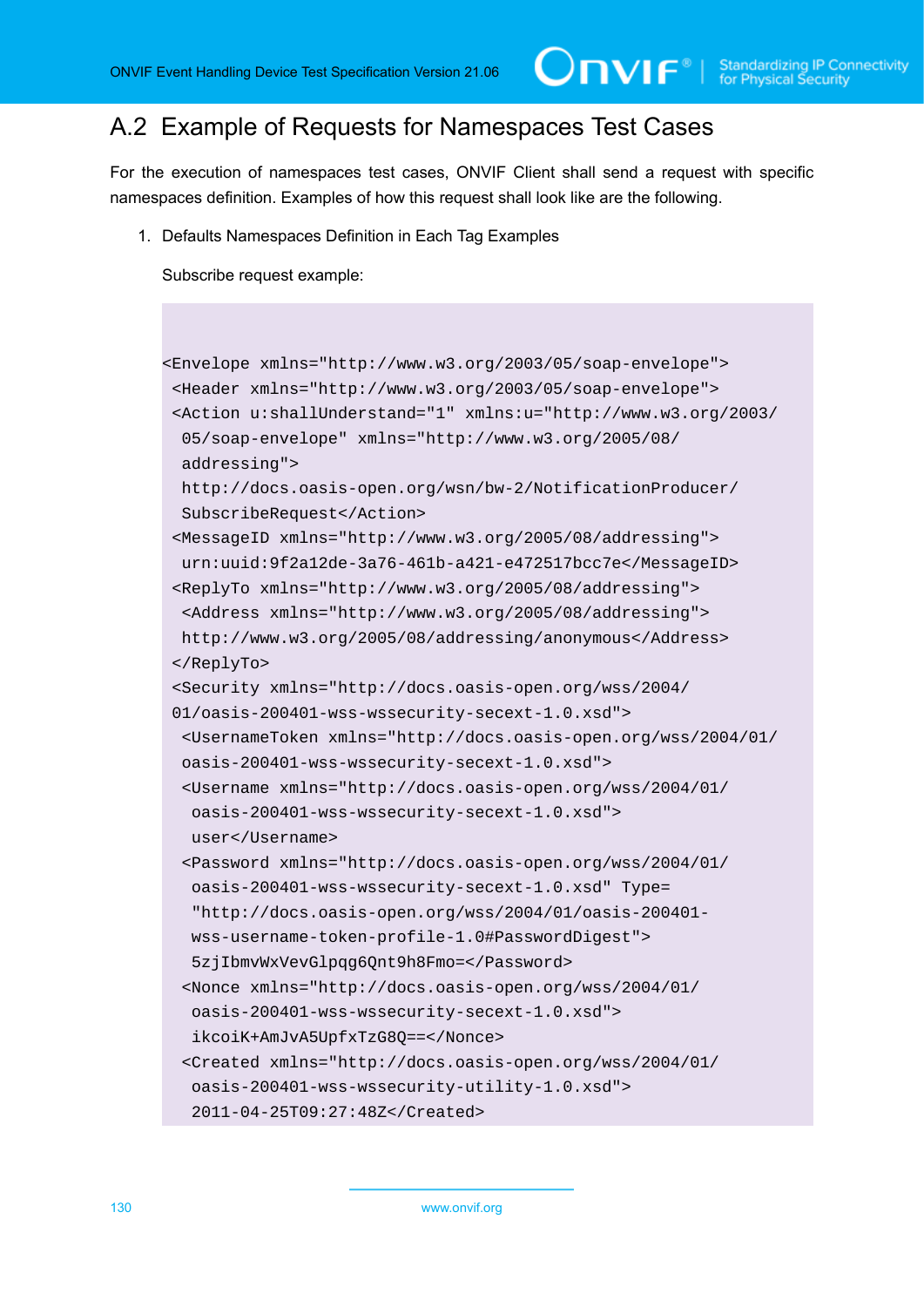## A.2 Example of Requests for Namespaces Test Cases

For the execution of namespaces test cases, ONVIF Client shall send a request with specific namespaces definition. Examples of how this request shall look like are the following.

1. Defaults Namespaces Definition in Each Tag Examples

   Subscribe request example:

```
<Envelope xmlns="http://www.w3.org/2003/05/soap-envelope">
 <Header xmlns="http://www.w3.org/2003/05/soap-envelope">
 <Action u:shallUnderstand="1" xmlns:u="http://www.w3.org/2003/
  05/soap-envelope" xmlns="http://www.w3.org/2005/08/
  addressing">
  http://docs.oasis-open.org/wsn/bw-2/NotificationProducer/
  SubscribeRequest</Action>
 <MessageID xmlns="http://www.w3.org/2005/08/addressing">
  urn:uuid:9f2a12de-3a76-461b-a421-e472517bcc7e</MessageID>
 <ReplyTo xmlns="http://www.w3.org/2005/08/addressing">
  <Address xmlns="http://www.w3.org/2005/08/addressing">
  http://www.w3.org/2005/08/addressing/anonymous</Address>
 </ReplyTo>
 <Security xmlns="http://docs.oasis-open.org/wss/2004/
 01/oasis-200401-wss-wssecurity-secext-1.0.xsd">
  <UsernameToken xmlns="http://docs.oasis-open.org/wss/2004/01/
  oasis-200401-wss-wssecurity-secext-1.0.xsd">
  <Username xmlns="http://docs.oasis-open.org/wss/2004/01/
   oasis-200401-wss-wssecurity-secext-1.0.xsd">
   user</Username>
  <Password xmlns="http://docs.oasis-open.org/wss/2004/01/
   oasis-200401-wss-wssecurity-secext-1.0.xsd" Type=
   "http://docs.oasis-open.org/wss/2004/01/oasis-200401-
   wss-username-token-profile-1.0#PasswordDigest">
   5zjIbmvWxVevGlpqg6Qnt9h8Fmo=</Password>
  <Nonce xmlns="http://docs.oasis-open.org/wss/2004/01/
   oasis-200401-wss-wssecurity-secext-1.0.xsd">
   ikcoiK+AmJvA5UpfxTzG8Q==</Nonce>
  <Created xmlns="http://docs.oasis-open.org/wss/2004/01/
   oasis-200401-wss-wssecurity-utility-1.0.xsd">
   2011-04-25T09:27:48Z</Created>
```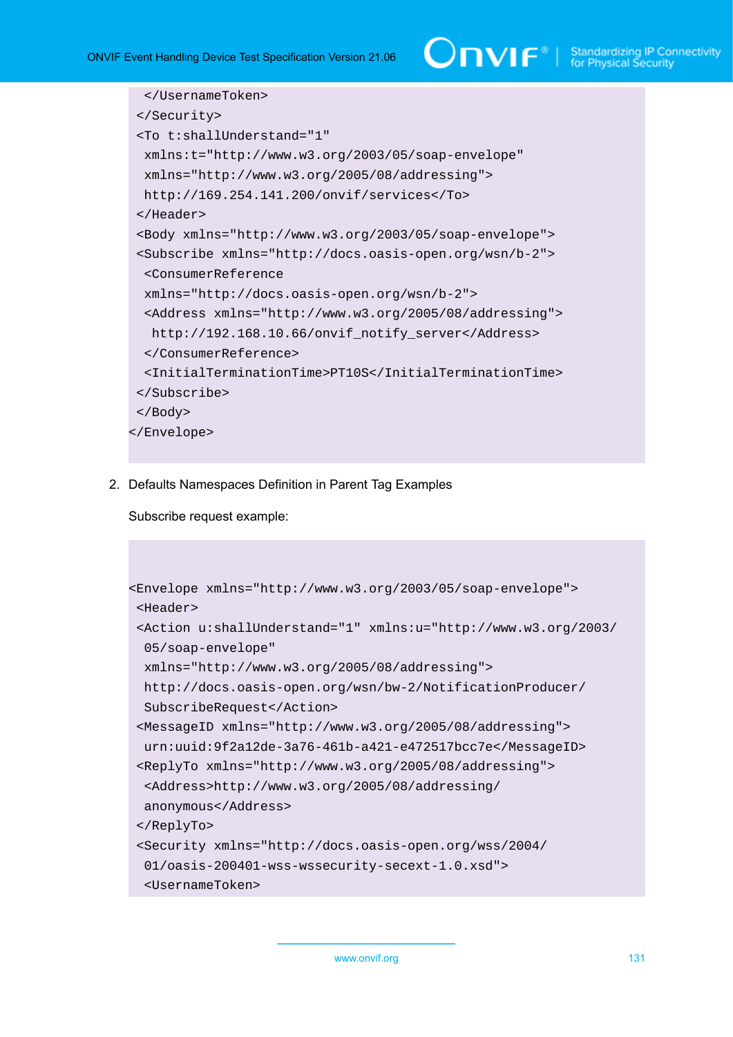```
  </UsernameToken>
 </Security>
 <To t:shallUnderstand="1"
  xmlns:t="http://www.w3.org/2003/05/soap-envelope"
  xmlns="http://www.w3.org/2005/08/addressing">
  http://169.254.141.200/onvif/services</To>
 </Header>
 <Body xmlns="http://www.w3.org/2003/05/soap-envelope">
 <Subscribe xmlns="http://docs.oasis-open.org/wsn/b-2">
  <ConsumerReference
  xmlns="http://docs.oasis-open.org/wsn/b-2">
  <Address xmlns="http://www.w3.org/2005/08/addressing">
   http://192.168.10.66/onvif_notify_server</Address>
  </ConsumerReference>
  <InitialTerminationTime>PT10S</InitialTerminationTime>
 </Subscribe>
 </Body>
</Envelope>
```

2. Defaults Namespaces Definition in Parent Tag Examples

   Subscribe request example:

```
<Envelope xmlns="http://www.w3.org/2003/05/soap-envelope">
 <Header>
 <Action u:shallUnderstand="1" xmlns:u="http://www.w3.org/2003/
  05/soap-envelope"
  xmlns="http://www.w3.org/2005/08/addressing">
  http://docs.oasis-open.org/wsn/bw-2/NotificationProducer/
  SubscribeRequest</Action>
 <MessageID xmlns="http://www.w3.org/2005/08/addressing">
  urn:uuid:9f2a12de-3a76-461b-a421-e472517bcc7e</MessageID>
 <ReplyTo xmlns="http://www.w3.org/2005/08/addressing">
  <Address>http://www.w3.org/2005/08/addressing/
  anonymous</Address>
 </ReplyTo>
 <Security xmlns="http://docs.oasis-open.org/wss/2004/
  01/oasis-200401-wss-wssecurity-secext-1.0.xsd">
  <UsernameToken>
```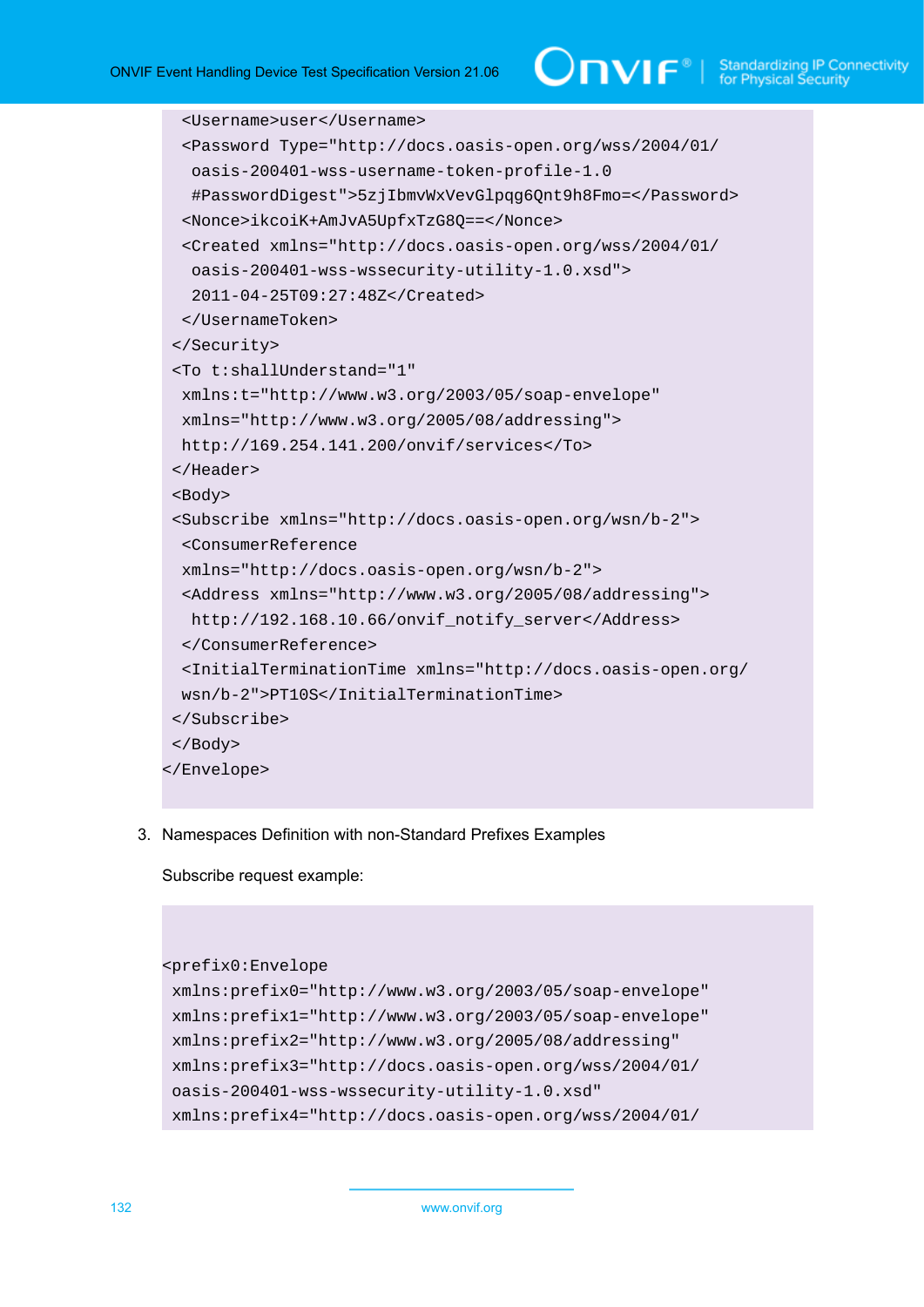```
  <Username>user</Username>
  <Password Type="http://docs.oasis-open.org/wss/2004/01/
   oasis-200401-wss-username-token-profile-1.0
   #PasswordDigest">5zjIbmvWxVevGlpqg6Qnt9h8Fmo=</Password>
  <Nonce>ikcoiK+AmJvA5UpfxTzG8Q==</Nonce>
  <Created xmlns="http://docs.oasis-open.org/wss/2004/01/
   oasis-200401-wss-wssecurity-utility-1.0.xsd">
   2011-04-25T09:27:48Z</Created>
  </UsernameToken>
 </Security>
 <To t:shallUnderstand="1"
  xmlns:t="http://www.w3.org/2003/05/soap-envelope"
  xmlns="http://www.w3.org/2005/08/addressing">
  http://169.254.141.200/onvif/services</To>
 </Header>
 <Body>
 <Subscribe xmlns="http://docs.oasis-open.org/wsn/b-2">
  <ConsumerReference
  xmlns="http://docs.oasis-open.org/wsn/b-2">
  <Address xmlns="http://www.w3.org/2005/08/addressing">
   http://192.168.10.66/onvif_notify_server</Address>
  </ConsumerReference>
  <InitialTerminationTime xmlns="http://docs.oasis-open.org/
  wsn/b-2">PT10S</InitialTerminationTime>
 </Subscribe>
 </Body>
</Envelope>
```

3. Namespaces Definition with non-Standard Prefixes Examples

Subscribe request example:

```
<prefix0:Envelope
 xmlns:prefix0="http://www.w3.org/2003/05/soap-envelope"
 xmlns:prefix1="http://www.w3.org/2003/05/soap-envelope"
 xmlns:prefix2="http://www.w3.org/2005/08/addressing"
 xmlns:prefix3="http://docs.oasis-open.org/wss/2004/01/
 oasis-200401-wss-wssecurity-utility-1.0.xsd"
 xmlns:prefix4="http://docs.oasis-open.org/wss/2004/01/
```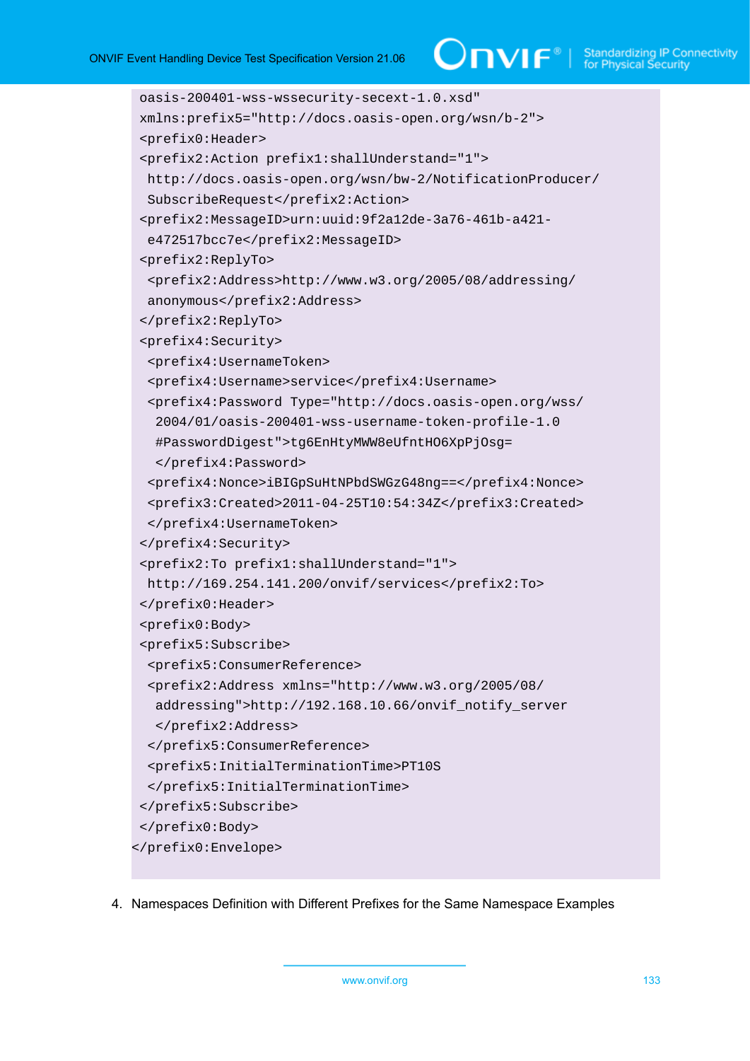```
oasis-200401-wss-wssecurity-secext-1.0.xsd"
xmlns:prefix5="http://docs.oasis-open.org/wsn/b-2">
<prefix0:Header>
<prefix2:Action prefix1:shallUnderstand="1">
 http://docs.oasis-open.org/wsn/bw-2/NotificationProducer/
 SubscribeRequest</prefix2:Action>
<prefix2:MessageID>urn:uuid:9f2a12de-3a76-461b-a421-
 e472517bcc7e</prefix2:MessageID>
<prefix2:ReplyTo>
 <prefix2:Address>http://www.w3.org/2005/08/addressing/
 anonymous</prefix2:Address>
</prefix2:ReplyTo>
<prefix4:Security>
 <prefix4:UsernameToken>
 <prefix4:Username>service</prefix4:Username>
 <prefix4:Password Type="http://docs.oasis-open.org/wss/
  2004/01/oasis-200401-wss-username-token-profile-1.0
  #PasswordDigest">tg6EnHtyMWW8eUfntHO6XpPjOsg=
  </prefix4:Password>
 <prefix4:Nonce>iBIGpSuHtNPbdSWGzG48ng==</prefix4:Nonce>
 <prefix3:Created>2011-04-25T10:54:34Z</prefix3:Created>
 </prefix4:UsernameToken>
</prefix4:Security>
<prefix2:To prefix1:shallUnderstand="1">
 http://169.254.141.200/onvif/services</prefix2:To>
</prefix0:Header>
<prefix0:Body>
<prefix5:Subscribe>
 <prefix5:ConsumerReference>
 <prefix2:Address xmlns="http://www.w3.org/2005/08/
  addressing">http://192.168.10.66/onvif_notify_server
  </prefix2:Address>
 </prefix5:ConsumerReference>
 <prefix5:InitialTerminationTime>PT10S
 </prefix5:InitialTerminationTime>
</prefix5:Subscribe>
</prefix0:Body>
</prefix0:Envelope>
```

4. Namespaces Definition with Different Prefixes for the Same Namespace Examples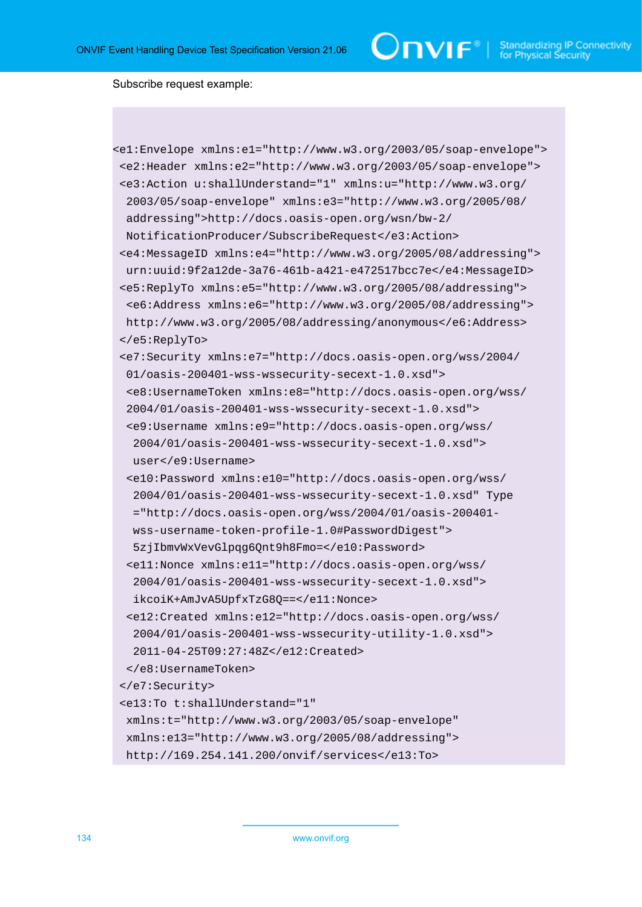Subscribe request example:

```
<e1:Envelope xmlns:e1="http://www.w3.org/2003/05/soap-envelope">
 <e2:Header xmlns:e2="http://www.w3.org/2003/05/soap-envelope">
 <e3:Action u:shallUnderstand="1" xmlns:u="http://www.w3.org/
  2003/05/soap-envelope" xmlns:e3="http://www.w3.org/2005/08/
  addressing">http://docs.oasis-open.org/wsn/bw-2/
  NotificationProducer/SubscribeRequest</e3:Action>
 <e4:MessageID xmlns:e4="http://www.w3.org/2005/08/addressing">
  urn:uuid:9f2a12de-3a76-461b-a421-e472517bcc7e</e4:MessageID>
 <e5:ReplyTo xmlns:e5="http://www.w3.org/2005/08/addressing">
  <e6:Address xmlns:e6="http://www.w3.org/2005/08/addressing">
  http://www.w3.org/2005/08/addressing/anonymous</e6:Address>
 </e5:ReplyTo>
 <e7:Security xmlns:e7="http://docs.oasis-open.org/wss/2004/
  01/oasis-200401-wss-wssecurity-secext-1.0.xsd">
  <e8:UsernameToken xmlns:e8="http://docs.oasis-open.org/wss/
  2004/01/oasis-200401-wss-wssecurity-secext-1.0.xsd">
  <e9:Username xmlns:e9="http://docs.oasis-open.org/wss/
   2004/01/oasis-200401-wss-wssecurity-secext-1.0.xsd">
   user</e9:Username>
  <e10:Password xmlns:e10="http://docs.oasis-open.org/wss/
   2004/01/oasis-200401-wss-wssecurity-secext-1.0.xsd" Type
   ="http://docs.oasis-open.org/wss/2004/01/oasis-200401-
   wss-username-token-profile-1.0#PasswordDigest">
   5zjIbmvWxVevGlpqg6Qnt9h8Fmo=</e10:Password>
  <e11:Nonce xmlns:e11="http://docs.oasis-open.org/wss/
   2004/01/oasis-200401-wss-wssecurity-secext-1.0.xsd">
   ikcoiK+AmJvA5UpfxTzG8Q==</e11:Nonce>
  <e12:Created xmlns:e12="http://docs.oasis-open.org/wss/
   2004/01/oasis-200401-wss-wssecurity-utility-1.0.xsd">
   2011-04-25T09:27:48Z</e12:Created>
  </e8:UsernameToken>
 </e7:Security>
 <e13:To t:shallUnderstand="1"
  xmlns:t="http://www.w3.org/2003/05/soap-envelope"
  xmlns:e13="http://www.w3.org/2005/08/addressing">
  http://169.254.141.200/onvif/services</e13:To>
```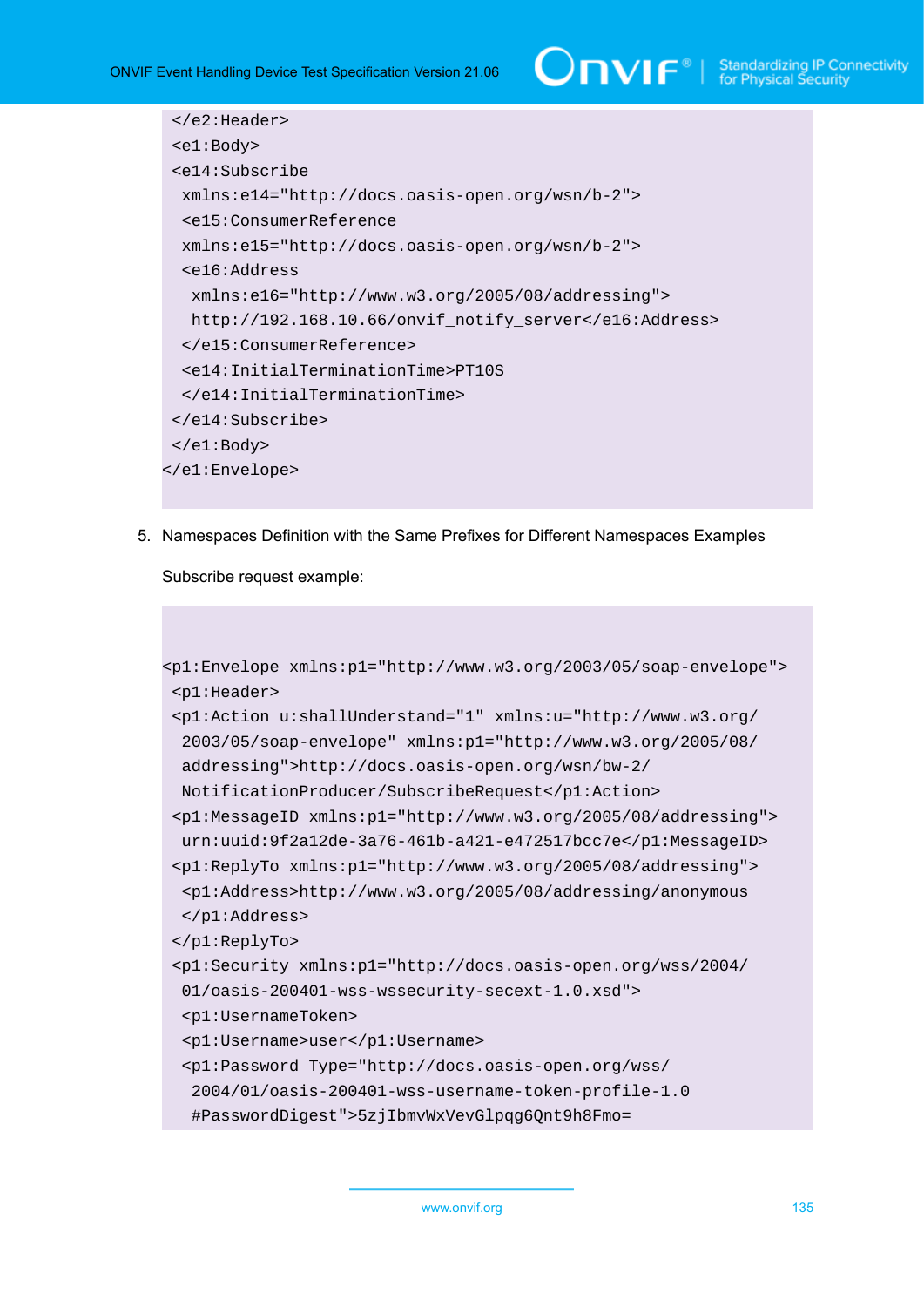```
 </e2:Header>
 <e1:Body>
 <e14:Subscribe
  xmlns:e14="http://docs.oasis-open.org/wsn/b-2">
  <e15:ConsumerReference
  xmlns:e15="http://docs.oasis-open.org/wsn/b-2">
  <e16:Address
   xmlns:e16="http://www.w3.org/2005/08/addressing">
   http://192.168.10.66/onvif_notify_server</e16:Address>
  </e15:ConsumerReference>
  <e14:InitialTerminationTime>PT10S
  </e14:InitialTerminationTime>
 </e14:Subscribe>
 </e1:Body>
</e1:Envelope>
```

5. Namespaces Definition with the Same Prefixes for Different Namespaces Examples

   Subscribe request example:

```
<p1:Envelope xmlns:p1="http://www.w3.org/2003/05/soap-envelope">
 <p1:Header>
 <p1:Action u:shallUnderstand="1" xmlns:u="http://www.w3.org/
  2003/05/soap-envelope" xmlns:p1="http://www.w3.org/2005/08/
  addressing">http://docs.oasis-open.org/wsn/bw-2/
  NotificationProducer/SubscribeRequest</p1:Action>
 <p1:MessageID xmlns:p1="http://www.w3.org/2005/08/addressing">
  urn:uuid:9f2a12de-3a76-461b-a421-e472517bcc7e</p1:MessageID>
 <p1:ReplyTo xmlns:p1="http://www.w3.org/2005/08/addressing">
  <p1:Address>http://www.w3.org/2005/08/addressing/anonymous
  </p1:Address>
 </p1:ReplyTo>
 <p1:Security xmlns:p1="http://docs.oasis-open.org/wss/2004/
  01/oasis-200401-wss-wssecurity-secext-1.0.xsd">
  <p1:UsernameToken>
  <p1:Username>user</p1:Username>
  <p1:Password Type="http://docs.oasis-open.org/wss/
   2004/01/oasis-200401-wss-username-token-profile-1.0
   #PasswordDigest">5zjIbmvWxVevGlpqg6Qnt9h8Fmo=
```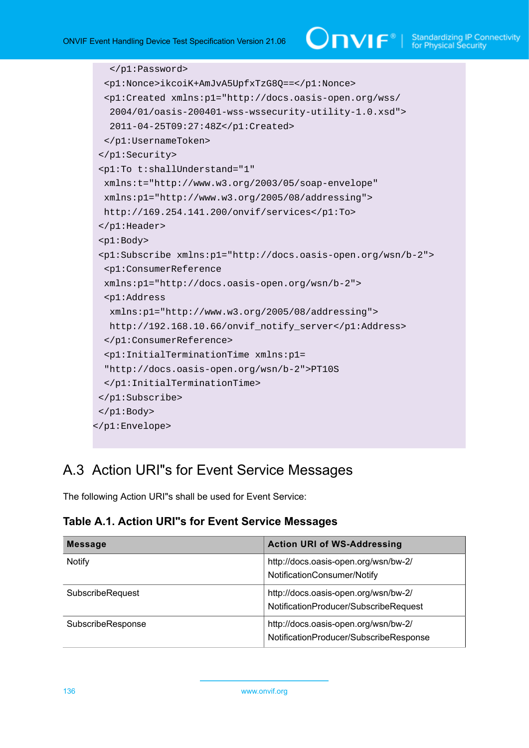```
    </p1:Password>
   <p1:Nonce>ikcoiK+AmJvA5UpfxTzG8Q==</p1:Nonce>
   <p1:Created xmlns:p1="http://docs.oasis-open.org/wss/
    2004/01/oasis-200401-wss-wssecurity-utility-1.0.xsd">
    2011-04-25T09:27:48Z</p1:Created>
   </p1:UsernameToken>
  </p1:Security>
  <p1:To t:shallUnderstand="1"
   xmlns:t="http://www.w3.org/2003/05/soap-envelope"
   xmlns:p1="http://www.w3.org/2005/08/addressing">
   http://169.254.141.200/onvif/services</p1:To>
  </p1:Header>
  <p1:Body>
  <p1:Subscribe xmlns:p1="http://docs.oasis-open.org/wsn/b-2">
   <p1:ConsumerReference
   xmlns:p1="http://docs.oasis-open.org/wsn/b-2">
   <p1:Address
    xmlns:p1="http://www.w3.org/2005/08/addressing">
    http://192.168.10.66/onvif_notify_server</p1:Address>
   </p1:ConsumerReference>
   <p1:InitialTerminationTime xmlns:p1=
   "http://docs.oasis-open.org/wsn/b-2">PT10S
   </p1:InitialTerminationTime>
  </p1:Subscribe>
  </p1:Body>
</p1:Envelope>
```

## A.3 Action URI"s for Event Service Messages

The following Action URI"s shall be used for Event Service:

### Table A.1. Action URI"s for Event Service Messages

| Message | Action URI of WS-Addressing |
| --- | --- |
| Notify | http://docs.oasis-open.org/wsn/bw-2/NotificationConsumer/Notify |
| SubscribeRequest | http://docs.oasis-open.org/wsn/bw-2/NotificationProducer/SubscribeRequest |
| SubscribeResponse | http://docs.oasis-open.org/wsn/bw-2/NotificationProducer/SubscribeResponse |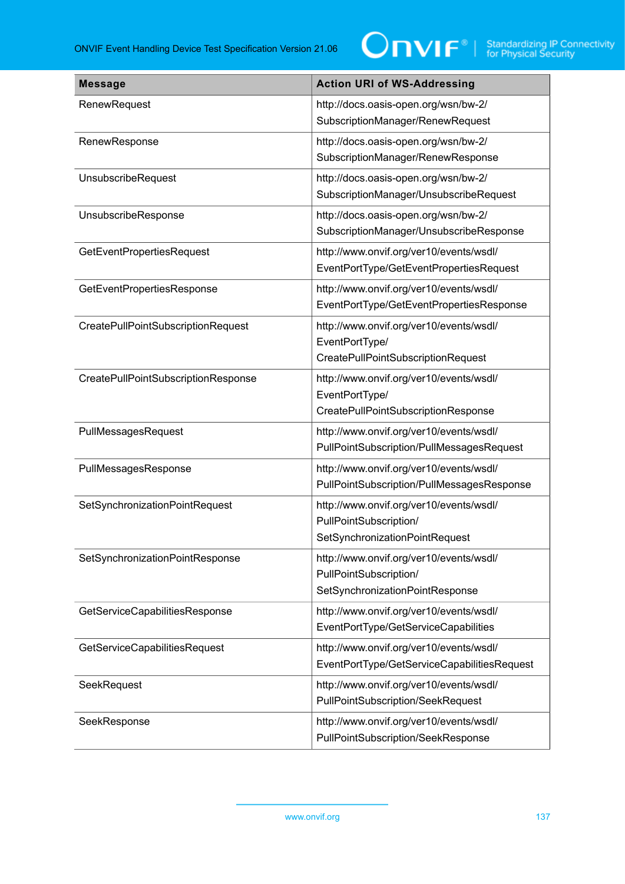| Message | Action URI of WS-Addressing |
| --- | --- |
| RenewRequest | http://docs.oasis-open.org/wsn/bw-2/SubscriptionManager/RenewRequest |
| RenewResponse | http://docs.oasis-open.org/wsn/bw-2/SubscriptionManager/RenewResponse |
| UnsubscribeRequest | http://docs.oasis-open.org/wsn/bw-2/SubscriptionManager/UnsubscribeRequest |
| UnsubscribeResponse | http://docs.oasis-open.org/wsn/bw-2/SubscriptionManager/UnsubscribeResponse |
| GetEventPropertiesRequest | http://www.onvif.org/ver10/events/wsdl/EventPortType/GetEventPropertiesRequest |
| GetEventPropertiesResponse | http://www.onvif.org/ver10/events/wsdl/EventPortType/GetEventPropertiesResponse |
| CreatePullPointSubscriptionRequest | http://www.onvif.org/ver10/events/wsdl/EventPortType/CreatePullPointSubscriptionRequest |
| CreatePullPointSubscriptionResponse | http://www.onvif.org/ver10/events/wsdl/EventPortType/CreatePullPointSubscriptionResponse |
| PullMessagesRequest | http://www.onvif.org/ver10/events/wsdl/PullPointSubscription/PullMessagesRequest |
| PullMessagesResponse | http://www.onvif.org/ver10/events/wsdl/PullPointSubscription/PullMessagesResponse |
| SetSynchronizationPointRequest | http://www.onvif.org/ver10/events/wsdl/PullPointSubscription/SetSynchronizationPointRequest |
| SetSynchronizationPointResponse | http://www.onvif.org/ver10/events/wsdl/PullPointSubscription/SetSynchronizationPointResponse |
| GetServiceCapabilitiesResponse | http://www.onvif.org/ver10/events/wsdl/EventPortType/GetServiceCapabilities |
| GetServiceCapabilitiesRequest | http://www.onvif.org/ver10/events/wsdl/EventPortType/GetServiceCapabilitiesRequest |
| SeekRequest | http://www.onvif.org/ver10/events/wsdl/PullPointSubscription/SeekRequest |
| SeekResponse | http://www.onvif.org/ver10/events/wsdl/PullPointSubscription/SeekResponse |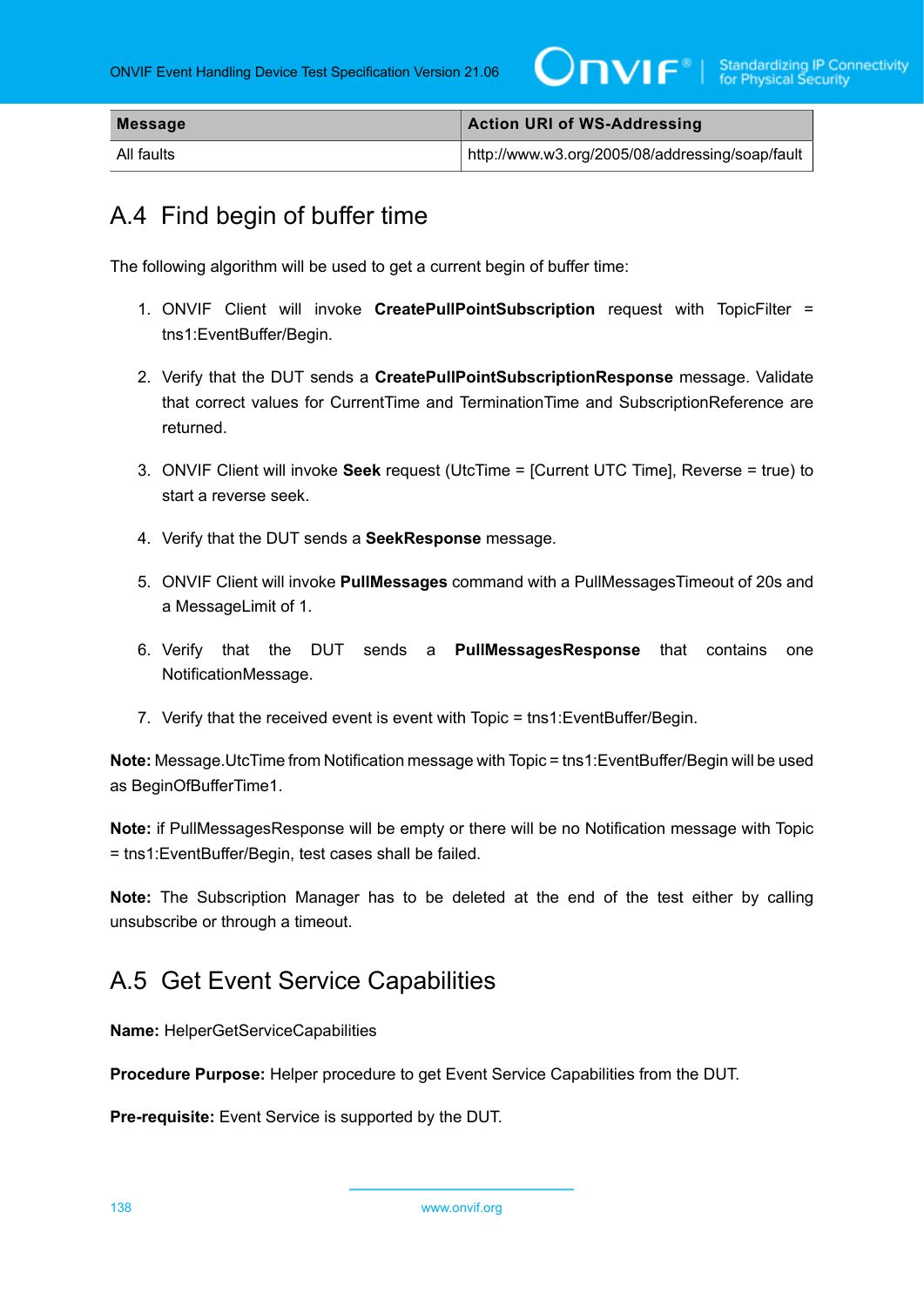| Message | Action URI of WS-Addressing |
| --- | --- |
| All faults | http://www.w3.org/2005/08/addressing/soap/fault |

## A.4 Find begin of buffer time

The following algorithm will be used to get a current begin of buffer time:

1. ONVIF Client will invoke **CreatePullPointSubscription** request with TopicFilter = tns1:EventBuffer/Begin.

2. Verify that the DUT sends a **CreatePullPointSubscriptionResponse** message. Validate that correct values for CurrentTime and TerminationTime and SubscriptionReference are returned.

3. ONVIF Client will invoke **Seek** request (UtcTime = [Current UTC Time], Reverse = true) to start a reverse seek.

4. Verify that the DUT sends a **SeekResponse** message.

5. ONVIF Client will invoke **PullMessages** command with a PullMessagesTimeout of 20s and a MessageLimit of 1.

6. Verify that the DUT sends a **PullMessagesResponse** that contains one NotificationMessage.

7. Verify that the received event is event with Topic = tns1:EventBuffer/Begin.

**Note:** Message.UtcTime from Notification message with Topic = tns1:EventBuffer/Begin will be used as BeginOfBufferTime1.

**Note:** if PullMessagesResponse will be empty or there will be no Notification message with Topic = tns1:EventBuffer/Begin, test cases shall be failed.

**Note:** The Subscription Manager has to be deleted at the end of the test either by calling unsubscribe or through a timeout.

## A.5 Get Event Service Capabilities

**Name:** HelperGetServiceCapabilities

**Procedure Purpose:** Helper procedure to get Event Service Capabilities from the DUT.

**Pre-requisite:** Event Service is supported by the DUT.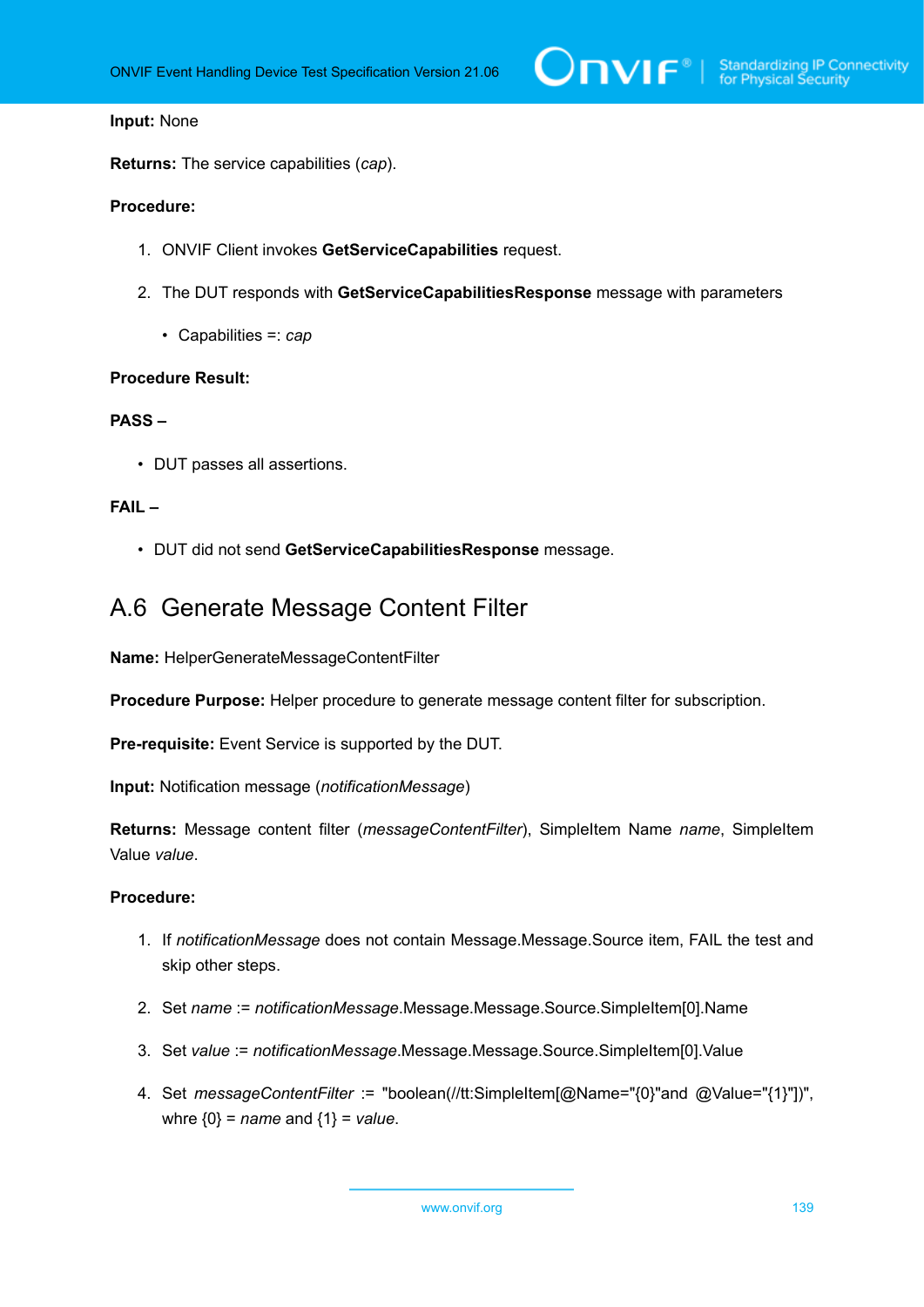**Input:** None

**Returns:** The service capabilities (*cap*).

**Procedure:**

1. ONVIF Client invokes **GetServiceCapabilities** request.

2. The DUT responds with **GetServiceCapabilitiesResponse** message with parameters

   - Capabilities =: *cap*

**Procedure Result:**

**PASS –**

- DUT passes all assertions.

**FAIL –**

- DUT did not send **GetServiceCapabilitiesResponse** message.

## A.6 Generate Message Content Filter

**Name:** HelperGenerateMessageContentFilter

**Procedure Purpose:** Helper procedure to generate message content filter for subscription.

**Pre-requisite:** Event Service is supported by the DUT.

**Input:** Notification message (*notificationMessage*)

**Returns:** Message content filter (*messageContentFilter*), SimpleItem Name *name*, SimpleItem Value *value*.

**Procedure:**

1. If *notificationMessage* does not contain Message.Message.Source item, FAIL the test and skip other steps.

2. Set *name* := *notificationMessage*.Message.Message.Source.SimpleItem[0].Name

3. Set *value* := *notificationMessage*.Message.Message.Source.SimpleItem[0].Value

4. Set *messageContentFilter* := "boolean(//tt:SimpleItem[@Name="{0}"and @Value="{1}"])", whre {0} = *name* and {1} = *value*.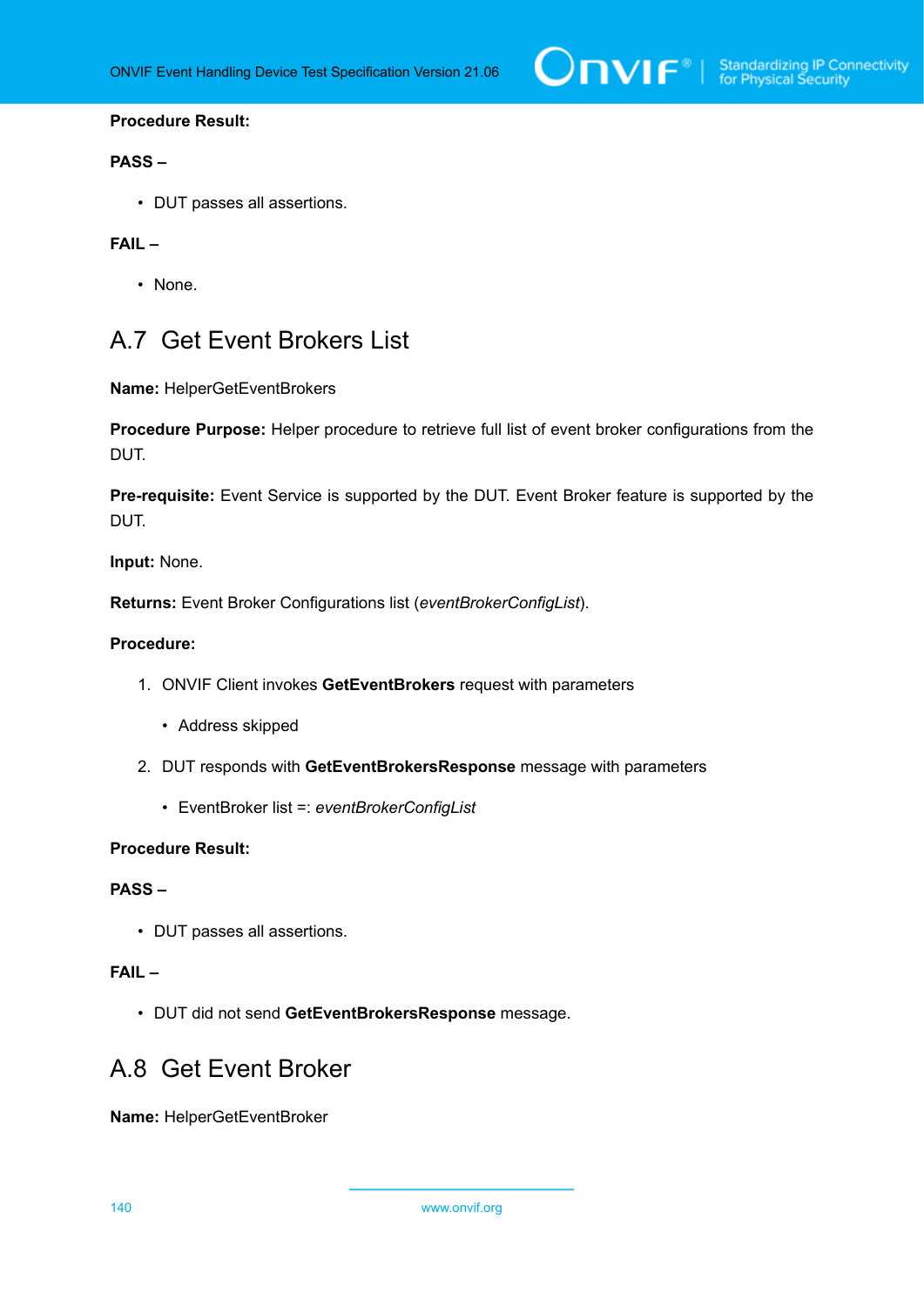**Procedure Result:**

**PASS –**

- DUT passes all assertions.

**FAIL –**

- None.

## A.7 Get Event Brokers List

**Name:** HelperGetEventBrokers

**Procedure Purpose:** Helper procedure to retrieve full list of event broker configurations from the DUT.

**Pre-requisite:** Event Service is supported by the DUT. Event Broker feature is supported by the DUT.

**Input:** None.

**Returns:** Event Broker Configurations list (*eventBrokerConfigList*).

**Procedure:**

1. ONVIF Client invokes **GetEventBrokers** request with parameters
   - Address skipped
2. DUT responds with **GetEventBrokersResponse** message with parameters
   - EventBroker list =: *eventBrokerConfigList*

**Procedure Result:**

**PASS –**

- DUT passes all assertions.

**FAIL –**

- DUT did not send **GetEventBrokersResponse** message.

## A.8 Get Event Broker

**Name:** HelperGetEventBroker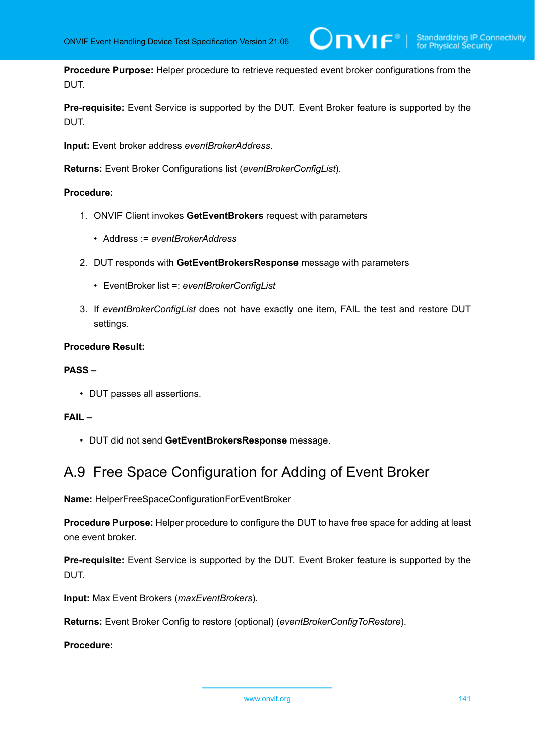**Procedure Purpose:** Helper procedure to retrieve requested event broker configurations from the DUT.

**Pre-requisite:** Event Service is supported by the DUT. Event Broker feature is supported by the DUT.

**Input:** Event broker address *eventBrokerAddress*.

**Returns:** Event Broker Configurations list (*eventBrokerConfigList*).

**Procedure:**

1. ONVIF Client invokes **GetEventBrokers** request with parameters
   - Address := *eventBrokerAddress*
2. DUT responds with **GetEventBrokersResponse** message with parameters
   - EventBroker list =: *eventBrokerConfigList*
3. If *eventBrokerConfigList* does not have exactly one item, FAIL the test and restore DUT settings.

**Procedure Result:**

**PASS –**

- DUT passes all assertions.

**FAIL –**

- DUT did not send **GetEventBrokersResponse** message.

## A.9 Free Space Configuration for Adding of Event Broker

**Name:** HelperFreeSpaceConfigurationForEventBroker

**Procedure Purpose:** Helper procedure to configure the DUT to have free space for adding at least one event broker.

**Pre-requisite:** Event Service is supported by the DUT. Event Broker feature is supported by the DUT.

**Input:** Max Event Brokers (*maxEventBrokers*).

**Returns:** Event Broker Config to restore (optional) (*eventBrokerConfigToRestore*).

**Procedure:**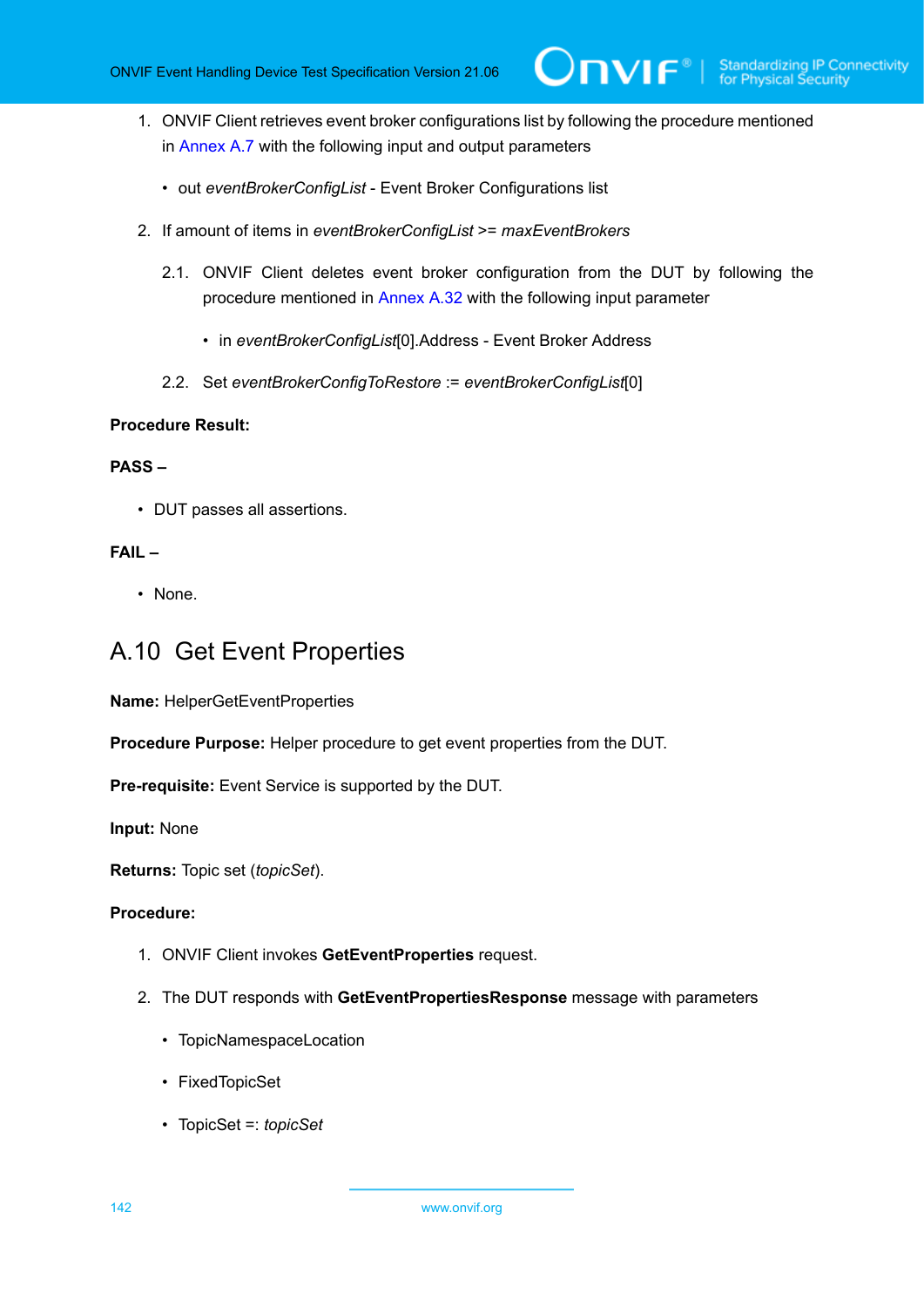1. ONVIF Client retrieves event broker configurations list by following the procedure mentioned in Annex A.7 with the following input and output parameters

   - out *eventBrokerConfigList* - Event Broker Configurations list

2. If amount of items in *eventBrokerConfigList* >= *maxEventBrokers*

   2.1. ONVIF Client deletes event broker configuration from the DUT by following the procedure mentioned in Annex A.32 with the following input parameter

   - in *eventBrokerConfigList*[0].Address - Event Broker Address

   2.2. Set *eventBrokerConfigToRestore* := *eventBrokerConfigList*[0]

**Procedure Result:**

**PASS –**

- DUT passes all assertions.

**FAIL –**

- None.

## A.10 Get Event Properties

**Name:** HelperGetEventProperties

**Procedure Purpose:** Helper procedure to get event properties from the DUT.

**Pre-requisite:** Event Service is supported by the DUT.

**Input:** None

**Returns:** Topic set (*topicSet*).

**Procedure:**

1. ONVIF Client invokes **GetEventProperties** request.

2. The DUT responds with **GetEventPropertiesResponse** message with parameters

   - TopicNamespaceLocation
   - FixedTopicSet
   - TopicSet =: *topicSet*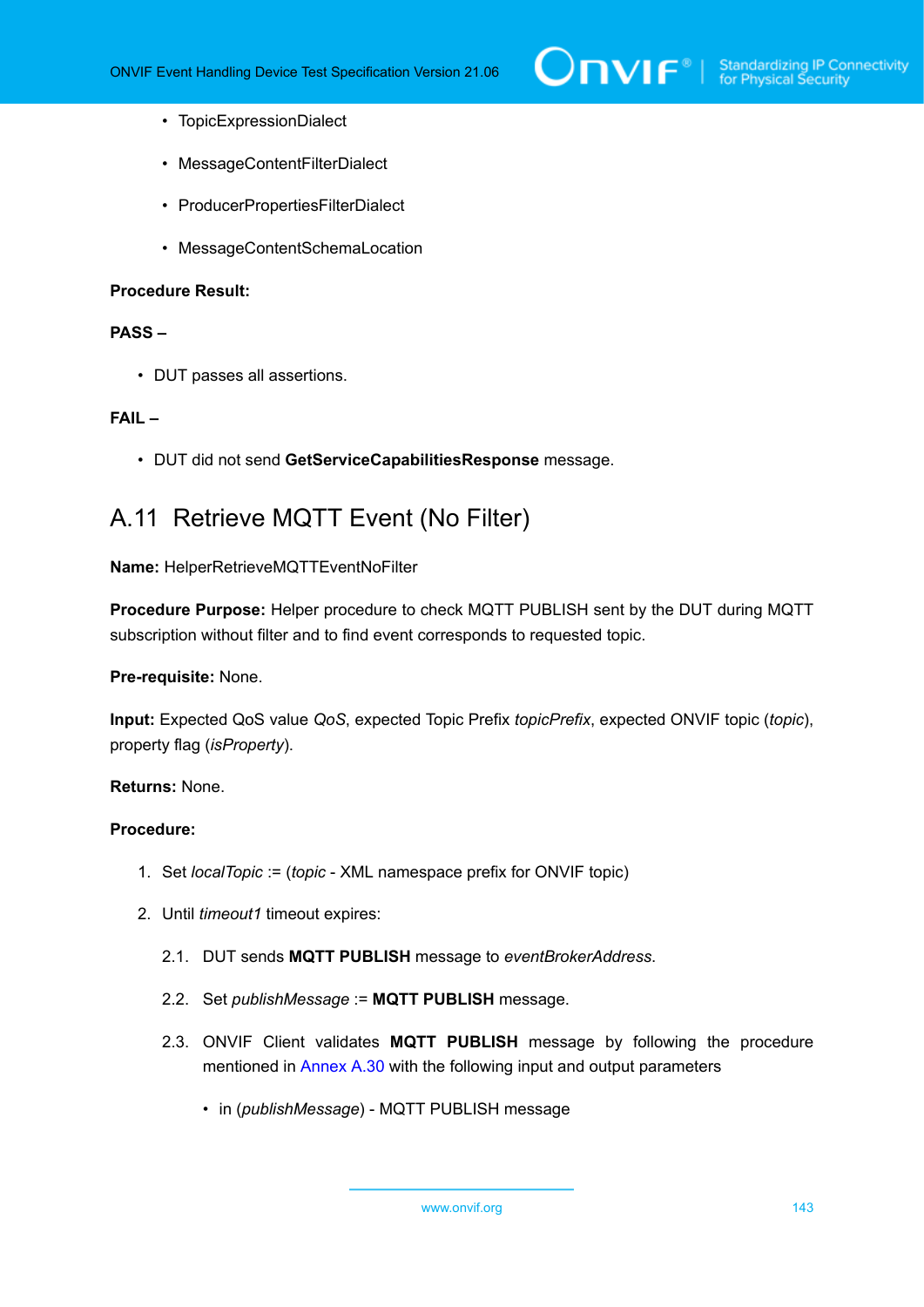- TopicExpressionDialect
- MessageContentFilterDialect
- ProducerPropertiesFilterDialect
- MessageContentSchemaLocation

**Procedure Result:**

**PASS –**

- DUT passes all assertions.

**FAIL –**

- DUT did not send **GetServiceCapabilitiesResponse** message.

## A.11 Retrieve MQTT Event (No Filter)

**Name:** HelperRetrieveMQTTEventNoFilter

**Procedure Purpose:** Helper procedure to check MQTT PUBLISH sent by the DUT during MQTT subscription without filter and to find event corresponds to requested topic.

**Pre-requisite:** None.

**Input:** Expected QoS value *QoS*, expected Topic Prefix *topicPrefix*, expected ONVIF topic (*topic*), property flag (*isProperty*).

**Returns:** None.

**Procedure:**

1. Set *localTopic* := (*topic* - XML namespace prefix for ONVIF topic)
2. Until *timeout1* timeout expires:
   2.1. DUT sends **MQTT PUBLISH** message to *eventBrokerAddress*.
   2.2. Set *publishMessage* := **MQTT PUBLISH** message.
   2.3. ONVIF Client validates **MQTT PUBLISH** message by following the procedure mentioned in Annex A.30 with the following input and output parameters
      - in (*publishMessage*) - MQTT PUBLISH message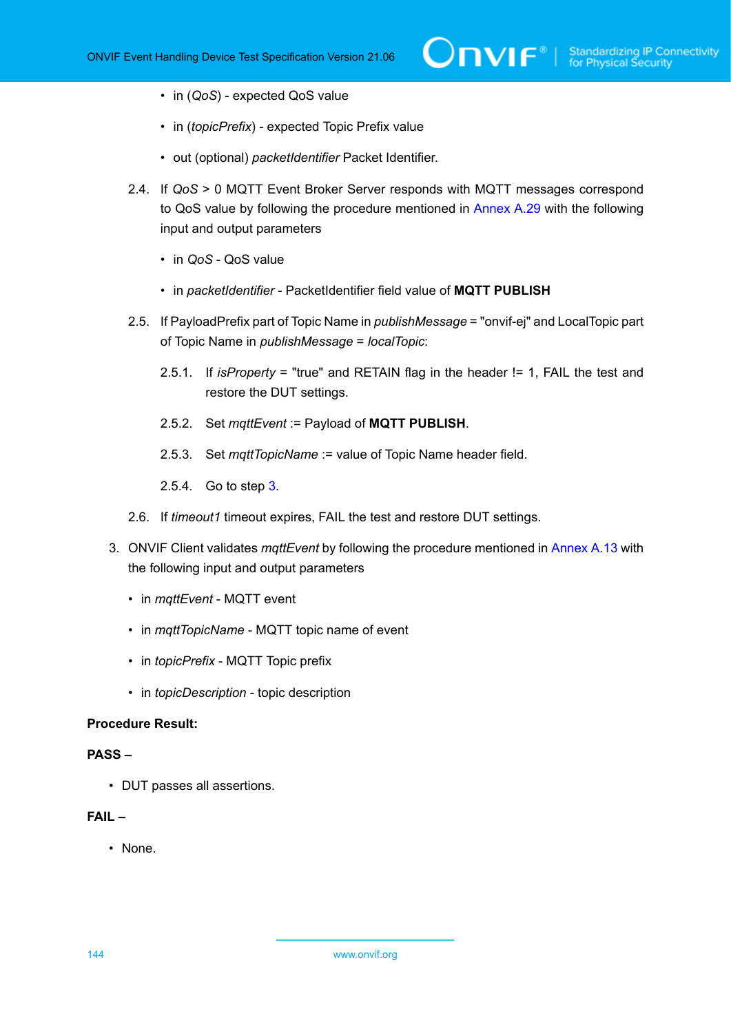- in (*QoS*) - expected QoS value
- in (*topicPrefix*) - expected Topic Prefix value
- out (optional) *packetIdentifier* Packet Identifier.

2.4. If *QoS* > 0 MQTT Event Broker Server responds with MQTT messages correspond to QoS value by following the procedure mentioned in Annex A.29 with the following input and output parameters

- in *QoS* - QoS value
- in *packetIdentifier* - PacketIdentifier field value of **MQTT PUBLISH**

2.5. If PayloadPrefix part of Topic Name in *publishMessage* = "onvif-ej" and LocalTopic part of Topic Name in *publishMessage* = *localTopic*:

2.5.1. If *isProperty* = "true" and RETAIN flag in the header != 1, FAIL the test and restore the DUT settings.

2.5.2. Set *mqttEvent* := Payload of **MQTT PUBLISH**.

2.5.3. Set *mqttTopicName* := value of Topic Name header field.

2.5.4. Go to step 3.

2.6. If *timeout1* timeout expires, FAIL the test and restore DUT settings.

3. ONVIF Client validates *mqttEvent* by following the procedure mentioned in Annex A.13 with the following input and output parameters

- in *mqttEvent* - MQTT event
- in *mqttTopicName* - MQTT topic name of event
- in *topicPrefix* - MQTT Topic prefix
- in *topicDescription* - topic description

**Procedure Result:**

**PASS –**

- DUT passes all assertions.

**FAIL –**

- None.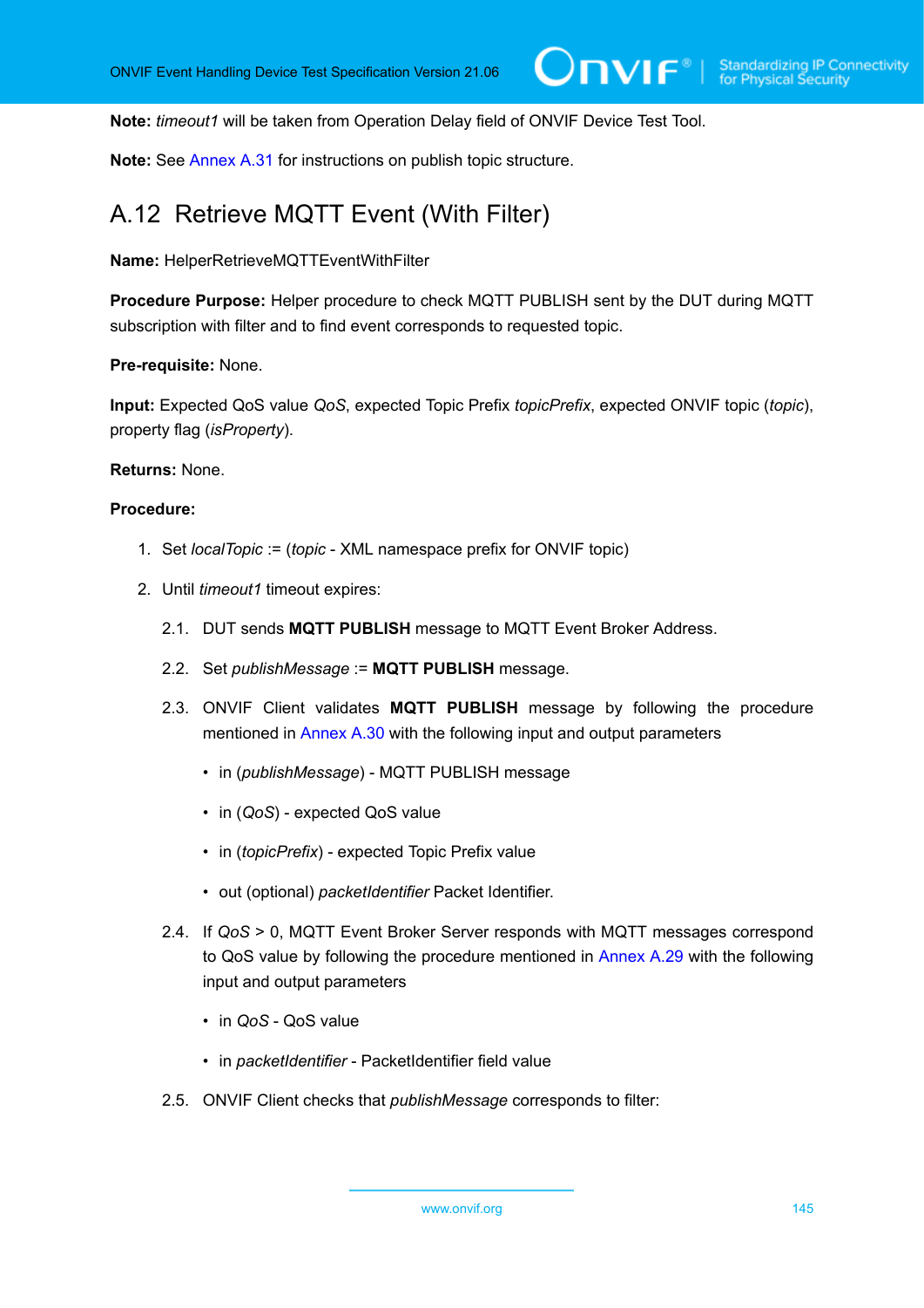**Note:** *timeout1* will be taken from Operation Delay field of ONVIF Device Test Tool.

**Note:** See Annex A.31 for instructions on publish topic structure.

## A.12 Retrieve MQTT Event (With Filter)

**Name:** HelperRetrieveMQTTEventWithFilter

**Procedure Purpose:** Helper procedure to check MQTT PUBLISH sent by the DUT during MQTT subscription with filter and to find event corresponds to requested topic.

**Pre-requisite:** None.

**Input:** Expected QoS value *QoS*, expected Topic Prefix *topicPrefix*, expected ONVIF topic (*topic*), property flag (*isProperty*).

**Returns:** None.

**Procedure:**

1. Set *localTopic* := (*topic* - XML namespace prefix for ONVIF topic)
2. Until *timeout1* timeout expires:
   - 2.1. DUT sends **MQTT PUBLISH** message to MQTT Event Broker Address.
   - 2.2. Set *publishMessage* := **MQTT PUBLISH** message.
   - 2.3. ONVIF Client validates **MQTT PUBLISH** message by following the procedure mentioned in Annex A.30 with the following input and output parameters
     - in (*publishMessage*) - MQTT PUBLISH message
     - in (*QoS*) - expected QoS value
     - in (*topicPrefix*) - expected Topic Prefix value
     - out (optional) *packetIdentifier* Packet Identifier.
   - 2.4. If *QoS* > 0, MQTT Event Broker Server responds with MQTT messages correspond to QoS value by following the procedure mentioned in Annex A.29 with the following input and output parameters
     - in *QoS* - QoS value
     - in *packetIdentifier* - PacketIdentifier field value
   - 2.5. ONVIF Client checks that *publishMessage* corresponds to filter: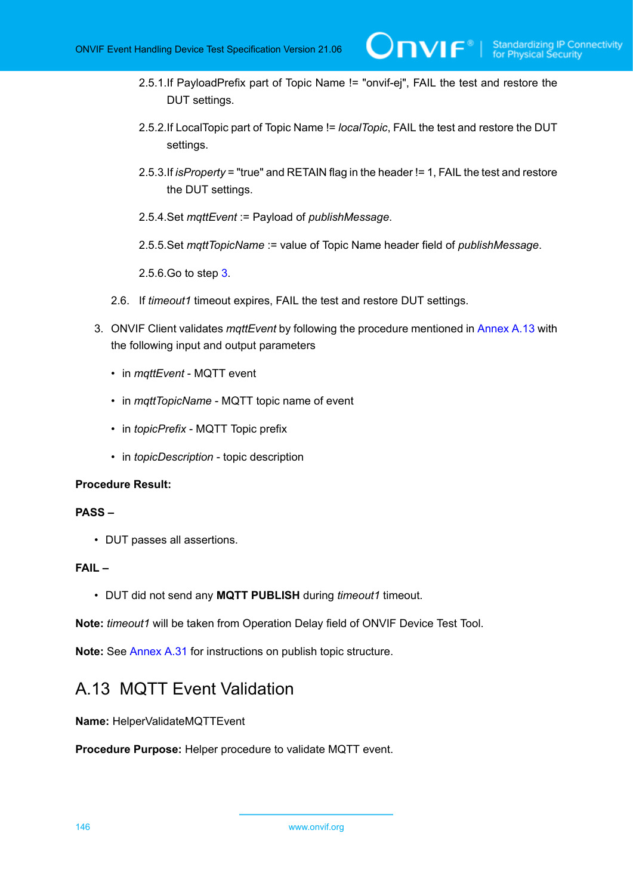2.5.1. If PayloadPrefix part of Topic Name != "onvif-ej", FAIL the test and restore the DUT settings.

2.5.2. If LocalTopic part of Topic Name != *localTopic*, FAIL the test and restore the DUT settings.

2.5.3. If *isProperty* = "true" and RETAIN flag in the header != 1, FAIL the test and restore the DUT settings.

2.5.4. Set *mqttEvent* := Payload of *publishMessage*.

2.5.5. Set *mqttTopicName* := value of Topic Name header field of *publishMessage*.

2.5.6. Go to step 3.

2.6. If *timeout1* timeout expires, FAIL the test and restore DUT settings.

3. ONVIF Client validates *mqttEvent* by following the procedure mentioned in Annex A.13 with the following input and output parameters

   - in *mqttEvent* - MQTT event
   - in *mqttTopicName* - MQTT topic name of event
   - in *topicPrefix* - MQTT Topic prefix
   - in *topicDescription* - topic description

**Procedure Result:**

**PASS –**

- DUT passes all assertions.

**FAIL –**

- DUT did not send any **MQTT PUBLISH** during *timeout1* timeout.

**Note:** *timeout1* will be taken from Operation Delay field of ONVIF Device Test Tool.

**Note:** See Annex A.31 for instructions on publish topic structure.

## A.13 MQTT Event Validation

**Name:** HelperValidateMQTTEvent

**Procedure Purpose:** Helper procedure to validate MQTT event.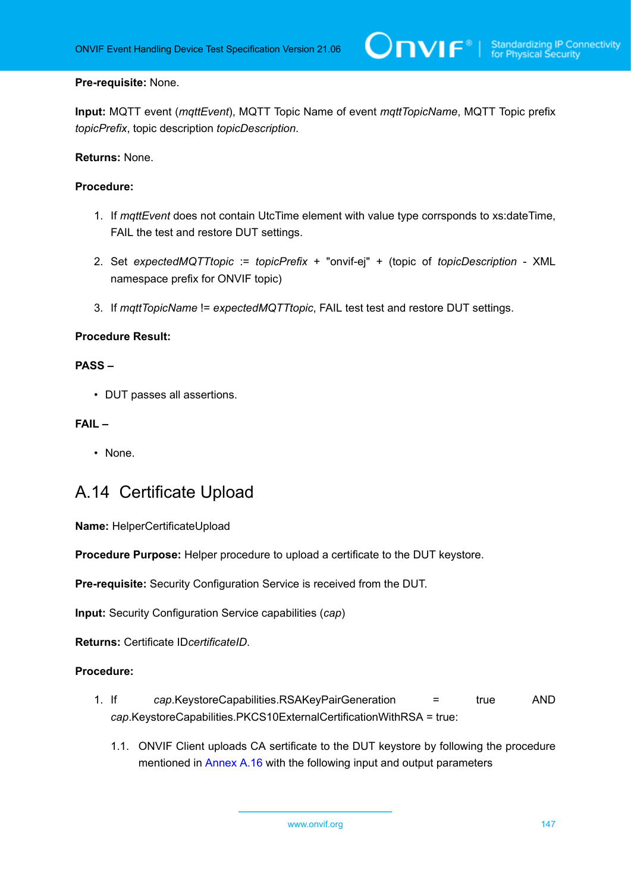**Pre-requisite:** None.

**Input:** MQTT event (*mqttEvent*), MQTT Topic Name of event *mqttTopicName*, MQTT Topic prefix *topicPrefix*, topic description *topicDescription*.

**Returns:** None.

**Procedure:**

1. If *mqttEvent* does not contain UtcTime element with value type corrsponds to xs:dateTime, FAIL the test and restore DUT settings.
2. Set *expectedMQTTtopic* := *topicPrefix* + "onvif-ej" + (topic of *topicDescription* - XML namespace prefix for ONVIF topic)
3. If *mqttTopicName* != *expectedMQTTtopic*, FAIL test test and restore DUT settings.

**Procedure Result:**

**PASS –**

- DUT passes all assertions.

**FAIL –**

- None.

## A.14 Certificate Upload

**Name:** HelperCertificateUpload

**Procedure Purpose:** Helper procedure to upload a certificate to the DUT keystore.

**Pre-requisite:** Security Configuration Service is received from the DUT.

**Input:** Security Configuration Service capabilities (*cap*)

**Returns:** Certificate ID*certificateID*.

**Procedure:**

1. If *cap*.KeystoreCapabilities.RSAKeyPairGeneration = true AND *cap*.KeystoreCapabilities.PKCS10ExternalCertificationWithRSA = true:

   1.1. ONVIF Client uploads CA certificate to the DUT keystore by following the procedure mentioned in Annex A.16 with the following input and output parameters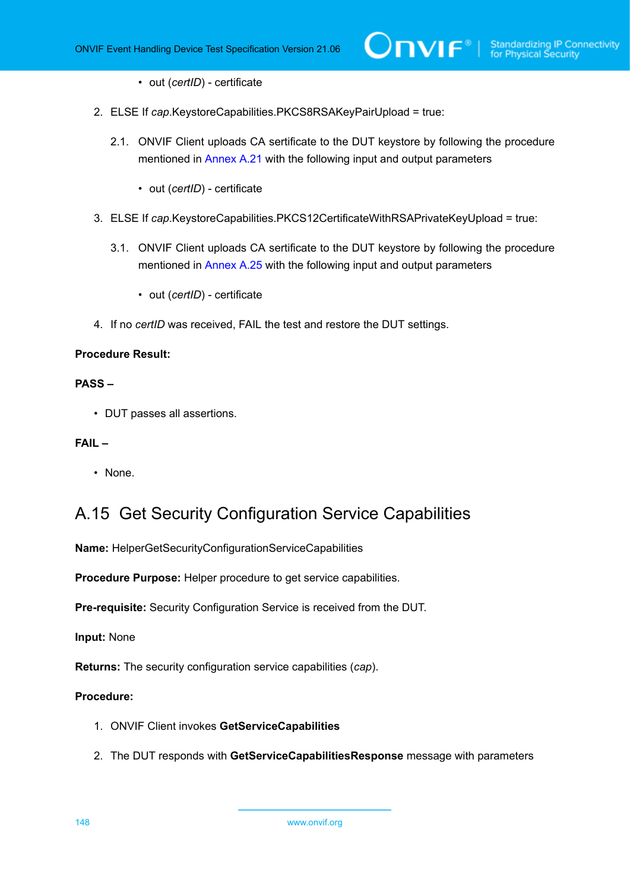- out (*certID*) - certificate

2. ELSE If *cap*.KeystoreCapabilities.PKCS8RSAKeyPairUpload = true:

   2.1. ONVIF Client uploads CA sertificate to the DUT keystore by following the procedure mentioned in Annex A.21 with the following input and output parameters

   - out (*certID*) - certificate

3. ELSE If *cap*.KeystoreCapabilities.PKCS12CertificateWithRSAPrivateKeyUpload = true:

   3.1. ONVIF Client uploads CA sertificate to the DUT keystore by following the procedure mentioned in Annex A.25 with the following input and output parameters

   - out (*certID*) - certificate

4. If no *certID* was received, FAIL the test and restore the DUT settings.

**Procedure Result:**

**PASS –**

- DUT passes all assertions.

**FAIL –**

- None.

## A.15 Get Security Configuration Service Capabilities

**Name:** HelperGetSecurityConfigurationServiceCapabilities

**Procedure Purpose:** Helper procedure to get service capabilities.

**Pre-requisite:** Security Configuration Service is received from the DUT.

**Input:** None

**Returns:** The security configuration service capabilities (*cap*).

**Procedure:**

1. ONVIF Client invokes **GetServiceCapabilities**
2. The DUT responds with **GetServiceCapabilitiesResponse** message with parameters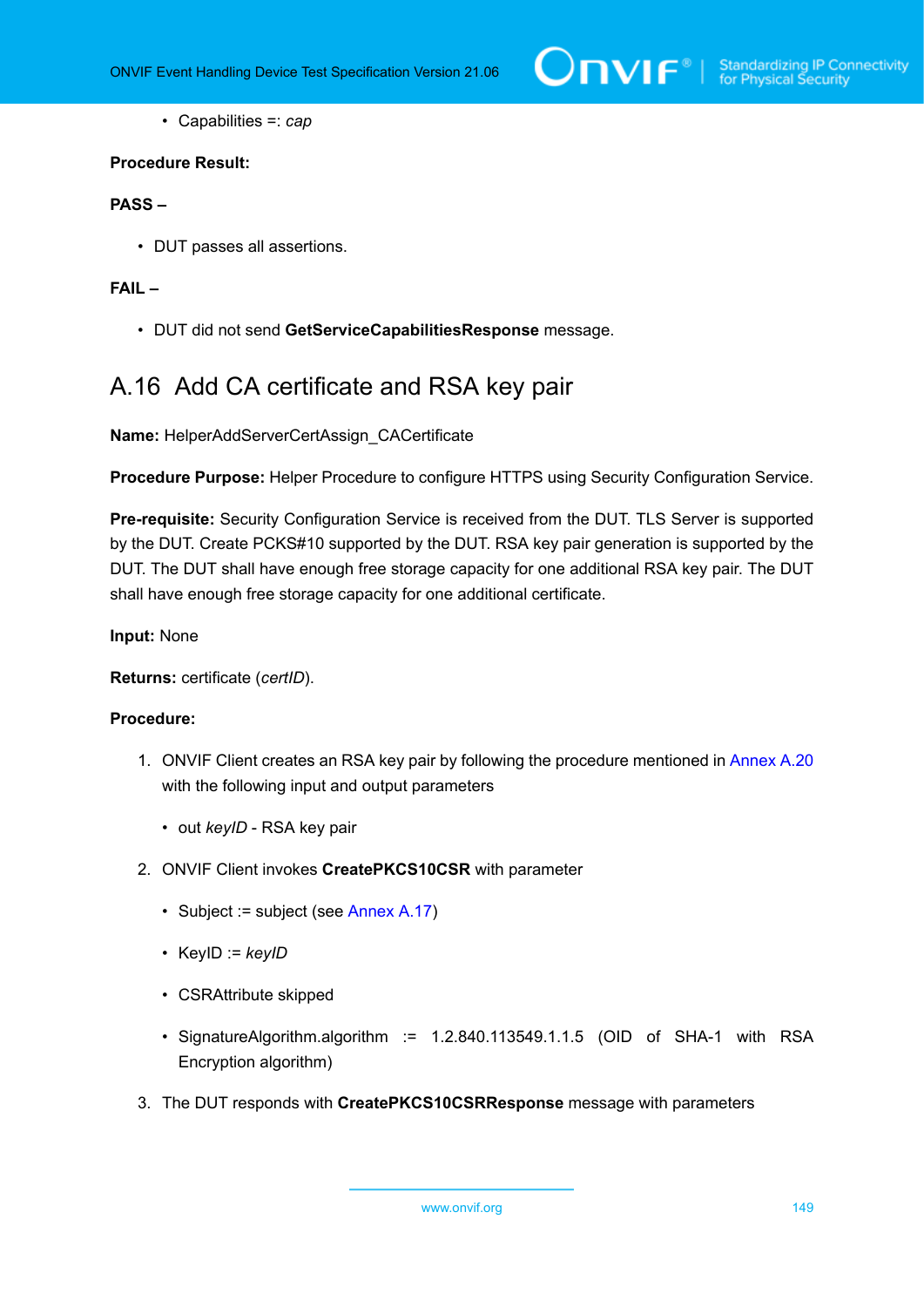- Capabilities =: *cap*

**Procedure Result:**

**PASS –**

- DUT passes all assertions.

**FAIL –**

- DUT did not send **GetServiceCapabilitiesResponse** message.

## A.16 Add CA certificate and RSA key pair

**Name:** HelperAddServerCertAssign_CACertificate

**Procedure Purpose:** Helper Procedure to configure HTTPS using Security Configuration Service.

**Pre-requisite:** Security Configuration Service is received from the DUT. TLS Server is supported by the DUT. Create PCKS#10 supported by the DUT. RSA key pair generation is supported by the DUT. The DUT shall have enough free storage capacity for one additional RSA key pair. The DUT shall have enough free storage capacity for one additional certificate.

**Input:** None

**Returns:** certificate (*certID*).

**Procedure:**

1. ONVIF Client creates an RSA key pair by following the procedure mentioned in Annex A.20 with the following input and output parameters
   - out *keyID* - RSA key pair
2. ONVIF Client invokes **CreatePKCS10CSR** with parameter
   - Subject := subject (see Annex A.17)
   - KeyID := *keyID*
   - CSRAttribute skipped
   - SignatureAlgorithm.algorithm := 1.2.840.113549.1.1.5 (OID of SHA-1 with RSA Encryption algorithm)
3. The DUT responds with **CreatePKCS10CSRResponse** message with parameters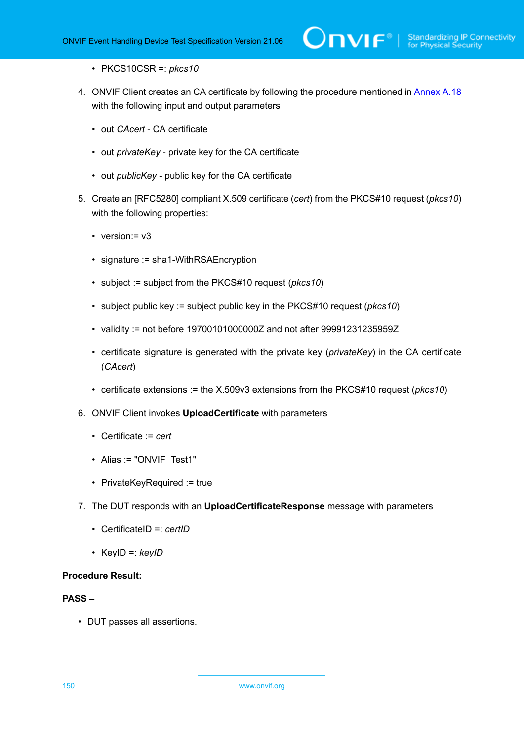- PKCS10CSR =: *pkcs10*

4. ONVIF Client creates an CA certificate by following the procedure mentioned in Annex A.18 with the following input and output parameters

   - out *CAcert* - CA certificate
   - out *privateKey* - private key for the CA certificate
   - out *publicKey* - public key for the CA certificate

5. Create an [RFC5280] compliant X.509 certificate (*cert*) from the PKCS#10 request (*pkcs10*) with the following properties:

   - version:= v3
   - signature := sha1-WithRSAEncryption
   - subject := subject from the PKCS#10 request (*pkcs10*)
   - subject public key := subject public key in the PKCS#10 request (*pkcs10*)
   - validity := not before 19700101000000Z and not after 99991231235959Z
   - certificate signature is generated with the private key (*privateKey*) in the CA certificate (*CAcert*)
   - certificate extensions := the X.509v3 extensions from the PKCS#10 request (*pkcs10*)

6. ONVIF Client invokes **UploadCertificate** with parameters

   - Certificate := *cert*
   - Alias := "ONVIF_Test1"
   - PrivateKeyRequired := true

7. The DUT responds with an **UploadCertificateResponse** message with parameters

   - CertificateID =: *certID*
   - KeyID =: *keyID*

**Procedure Result:**

**PASS –**

- DUT passes all assertions.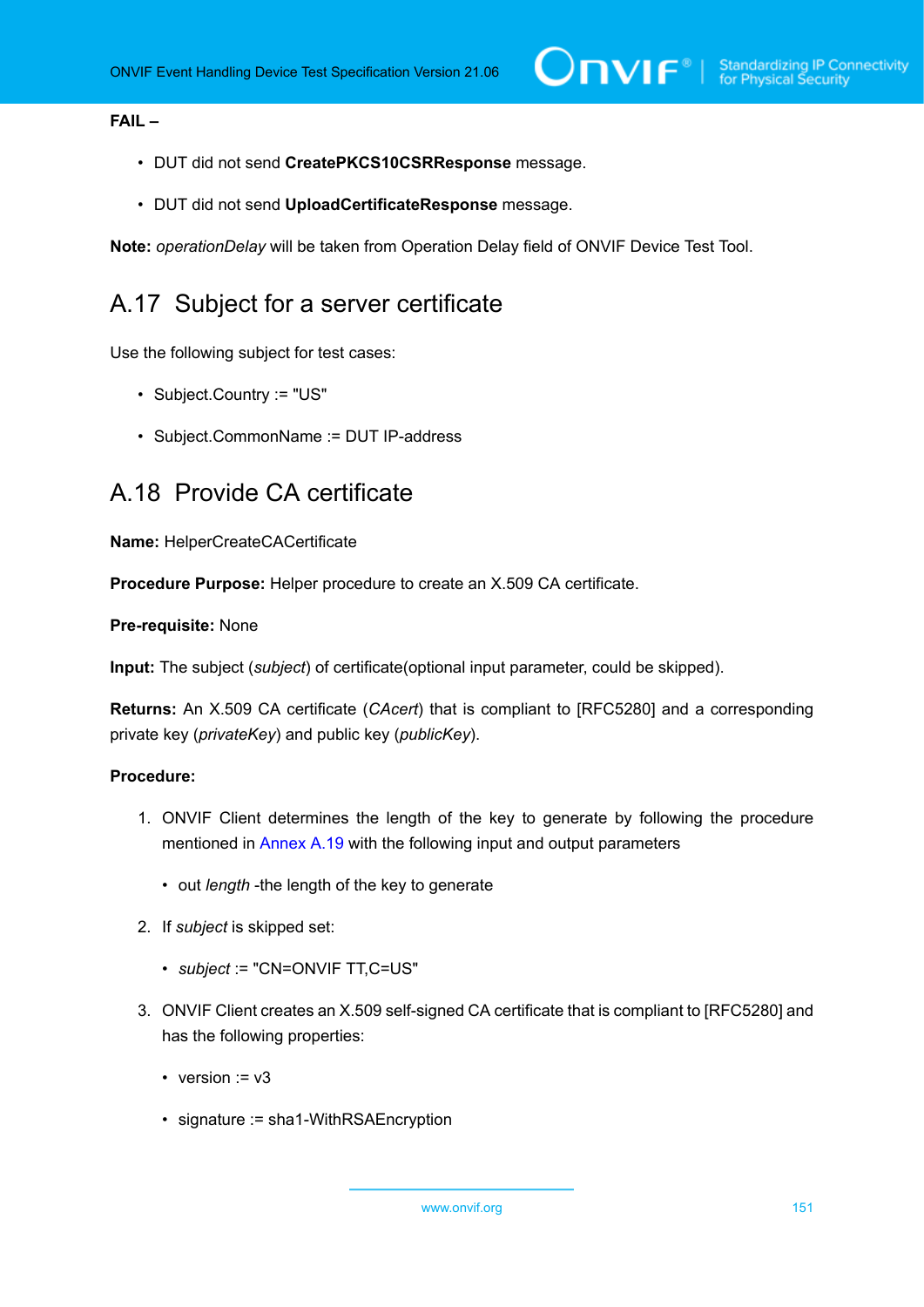**FAIL –**

- DUT did not send **CreatePKCS10CSRResponse** message.
- DUT did not send **UploadCertificateResponse** message.

**Note:** *operationDelay* will be taken from Operation Delay field of ONVIF Device Test Tool.

## A.17 Subject for a server certificate

Use the following subject for test cases:

- Subject.Country := "US"
- Subject.CommonName := DUT IP-address

## A.18 Provide CA certificate

**Name:** HelperCreateCACertificate

**Procedure Purpose:** Helper procedure to create an X.509 CA certificate.

**Pre-requisite:** None

**Input:** The subject (*subject*) of certificate(optional input parameter, could be skipped).

**Returns:** An X.509 CA certificate (*CAcert*) that is compliant to [RFC5280] and a corresponding private key (*privateKey*) and public key (*publicKey*).

**Procedure:**

1. ONVIF Client determines the length of the key to generate by following the procedure mentioned in Annex A.19 with the following input and output parameters
   - out *length* -the length of the key to generate
2. If *subject* is skipped set:
   - *subject* := "CN=ONVIF TT,C=US"
3. ONVIF Client creates an X.509 self-signed CA certificate that is compliant to [RFC5280] and has the following properties:
   - version := v3
   - signature := sha1-WithRSAEncryption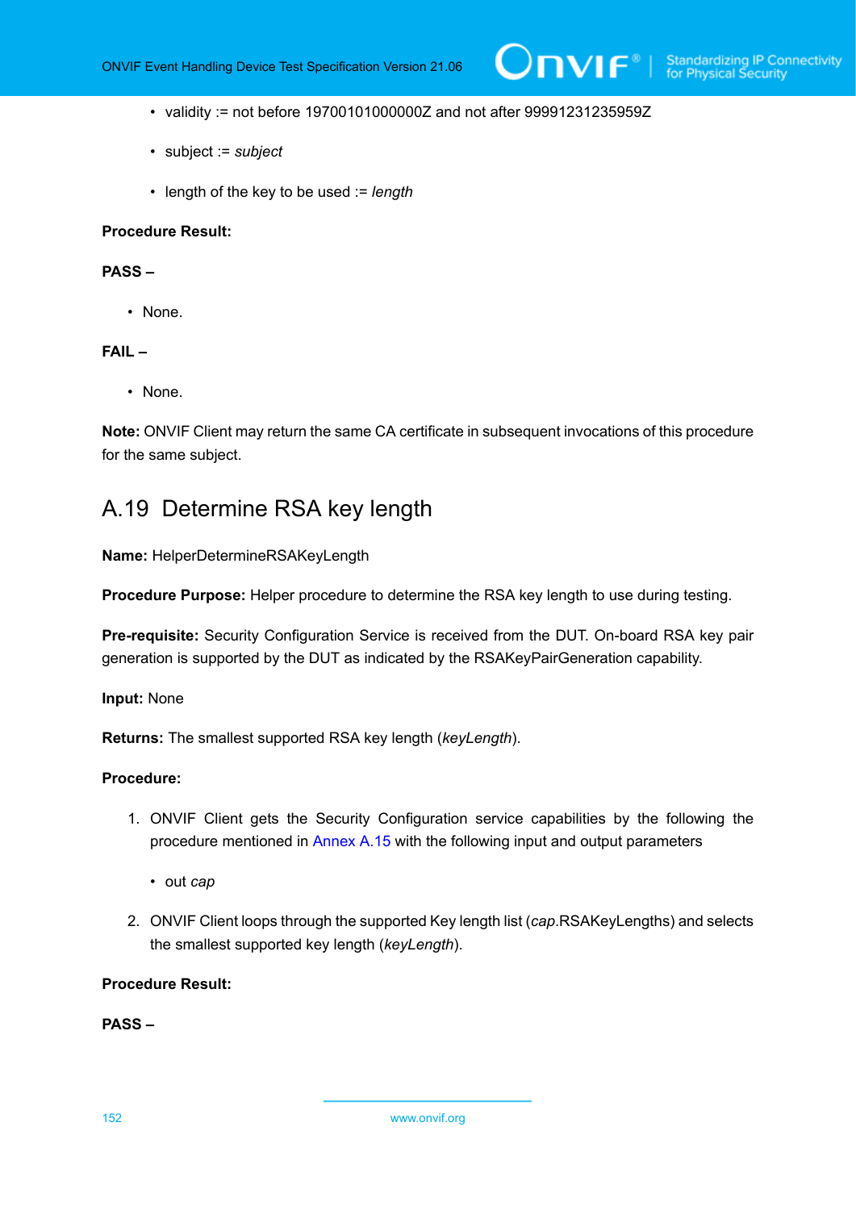- validity := not before 19700101000000Z and not after 99991231235959Z
- subject := *subject*
- length of the key to be used := *length*

**Procedure Result:**

**PASS –**

- None.

**FAIL –**

- None.

**Note:** ONVIF Client may return the same CA certificate in subsequent invocations of this procedure for the same subject.

## A.19 Determine RSA key length

**Name:** HelperDetermineRSAKeyLength

**Procedure Purpose:** Helper procedure to determine the RSA key length to use during testing.

**Pre-requisite:** Security Configuration Service is received from the DUT. On-board RSA key pair generation is supported by the DUT as indicated by the RSAKeyPairGeneration capability.

**Input:** None

**Returns:** The smallest supported RSA key length (*keyLength*).

**Procedure:**

1. ONVIF Client gets the Security Configuration service capabilities by the following the procedure mentioned in Annex A.15 with the following input and output parameters
   - out *cap*
2. ONVIF Client loops through the supported Key length list (*cap*.RSAKeyLengths) and selects the smallest supported key length (*keyLength*).

**Procedure Result:**

**PASS –**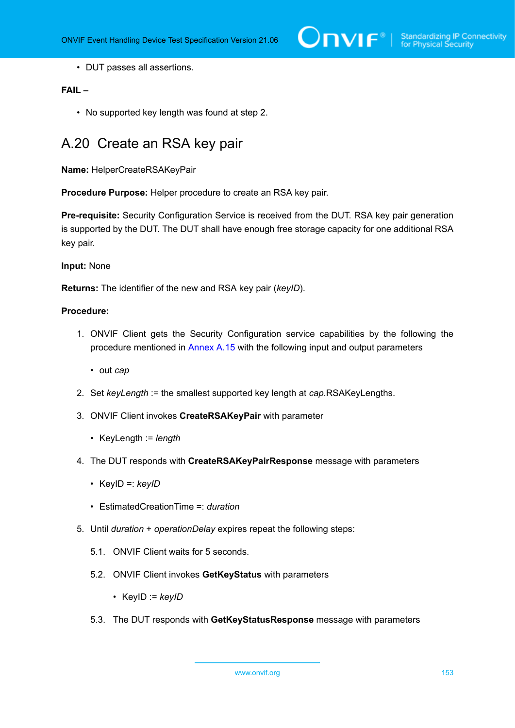- DUT passes all assertions.

**FAIL –**

- No supported key length was found at step 2.

## A.20 Create an RSA key pair

**Name:** HelperCreateRSAKeyPair

**Procedure Purpose:** Helper procedure to create an RSA key pair.

**Pre-requisite:** Security Configuration Service is received from the DUT. RSA key pair generation is supported by the DUT. The DUT shall have enough free storage capacity for one additional RSA key pair.

**Input:** None

**Returns:** The identifier of the new and RSA key pair (*keyID*).

**Procedure:**

1. ONVIF Client gets the Security Configuration service capabilities by the following the procedure mentioned in Annex A.15 with the following input and output parameters
   - out *cap*
2. Set *keyLength* := the smallest supported key length at *cap*.RSAKeyLengths.
3. ONVIF Client invokes **CreateRSAKeyPair** with parameter
   - KeyLength := *length*
4. The DUT responds with **CreateRSAKeyPairResponse** message with parameters
   - KeyID =: *keyID*
   - EstimatedCreationTime =: *duration*
5. Until *duration* + *operationDelay* expires repeat the following steps:

   5.1. ONVIF Client waits for 5 seconds.

   5.2. ONVIF Client invokes **GetKeyStatus** with parameters
   - KeyID := *keyID*

   5.3. The DUT responds with **GetKeyStatusResponse** message with parameters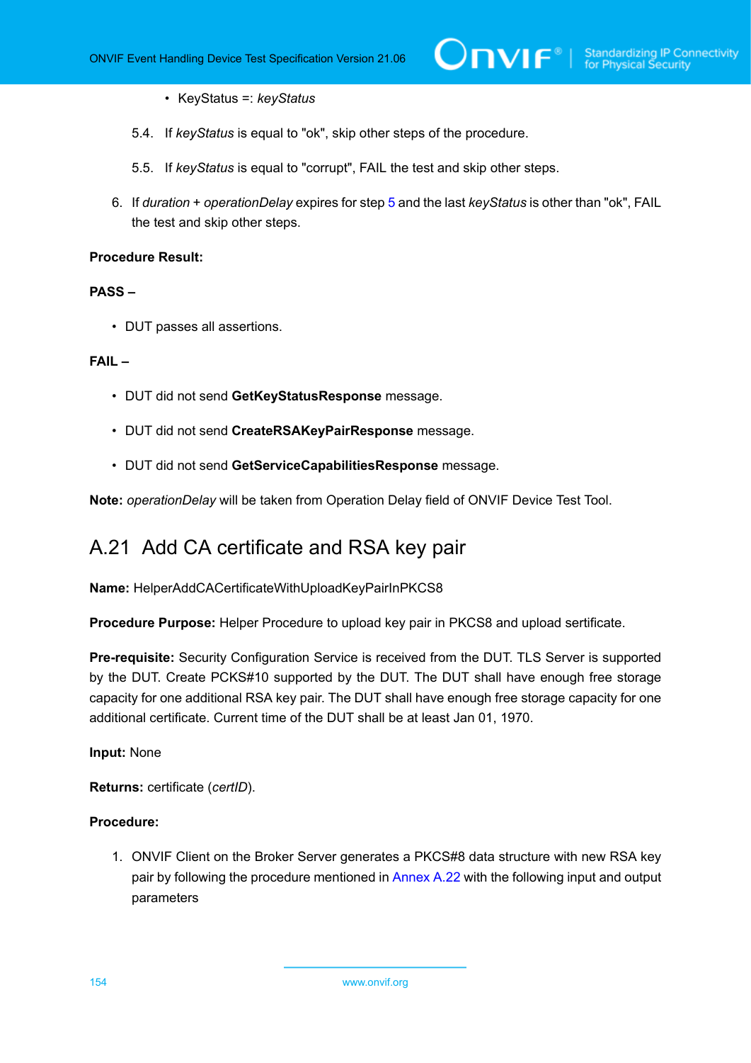- KeyStatus =: *keyStatus*

5.4. If *keyStatus* is equal to "ok", skip other steps of the procedure.

5.5. If *keyStatus* is equal to "corrupt", FAIL the test and skip other steps.

6. If *duration* + *operationDelay* expires for step 5 and the last *keyStatus* is other than "ok", FAIL the test and skip other steps.

**Procedure Result:**

**PASS –**

- DUT passes all assertions.

**FAIL –**

- DUT did not send **GetKeyStatusResponse** message.
- DUT did not send **CreateRSAKeyPairResponse** message.
- DUT did not send **GetServiceCapabilitiesResponse** message.

**Note:** *operationDelay* will be taken from Operation Delay field of ONVIF Device Test Tool.

## A.21 Add CA certificate and RSA key pair

**Name:** HelperAddCACertificateWithUploadKeyPairInPKCS8

**Procedure Purpose:** Helper Procedure to upload key pair in PKCS8 and upload sertificate.

**Pre-requisite:** Security Configuration Service is received from the DUT. TLS Server is supported by the DUT. Create PCKS#10 supported by the DUT. The DUT shall have enough free storage capacity for one additional RSA key pair. The DUT shall have enough free storage capacity for one additional certificate. Current time of the DUT shall be at least Jan 01, 1970.

**Input:** None

**Returns:** certificate (*certID*).

**Procedure:**

1. ONVIF Client on the Broker Server generates a PKCS#8 data structure with new RSA key pair by following the procedure mentioned in Annex A.22 with the following input and output parameters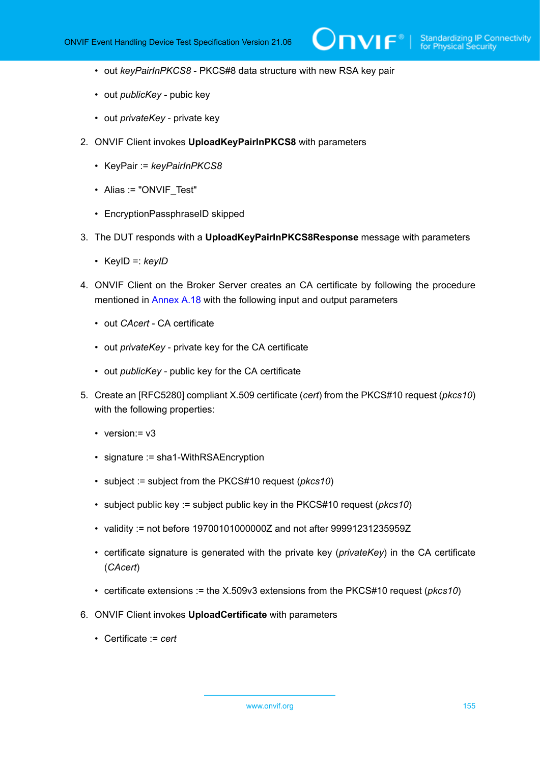- out *keyPairInPKCS8* - PKCS#8 data structure with new RSA key pair
- out *publicKey* - pubic key
- out *privateKey* - private key

2. ONVIF Client invokes **UploadKeyPairInPKCS8** with parameters

   - KeyPair := *keyPairInPKCS8*
   - Alias := "ONVIF_Test"
   - EncryptionPassphraseID skipped

3. The DUT responds with a **UploadKeyPairInPKCS8Response** message with parameters

   - KeyID =: *keyID*

4. ONVIF Client on the Broker Server creates an CA certificate by following the procedure mentioned in Annex A.18 with the following input and output parameters

   - out *CAcert* - CA certificate
   - out *privateKey* - private key for the CA certificate
   - out *publicKey* - public key for the CA certificate

5. Create an [RFC5280] compliant X.509 certificate (*cert*) from the PKCS#10 request (*pkcs10*) with the following properties:

   - version:= v3
   - signature := sha1-WithRSAEncryption
   - subject := subject from the PKCS#10 request (*pkcs10*)
   - subject public key := subject public key in the PKCS#10 request (*pkcs10*)
   - validity := not before 19700101000000Z and not after 99991231235959Z
   - certificate signature is generated with the private key (*privateKey*) in the CA certificate (*CAcert*)
   - certificate extensions := the X.509v3 extensions from the PKCS#10 request (*pkcs10*)

6. ONVIF Client invokes **UploadCertificate** with parameters

   - Certificate := *cert*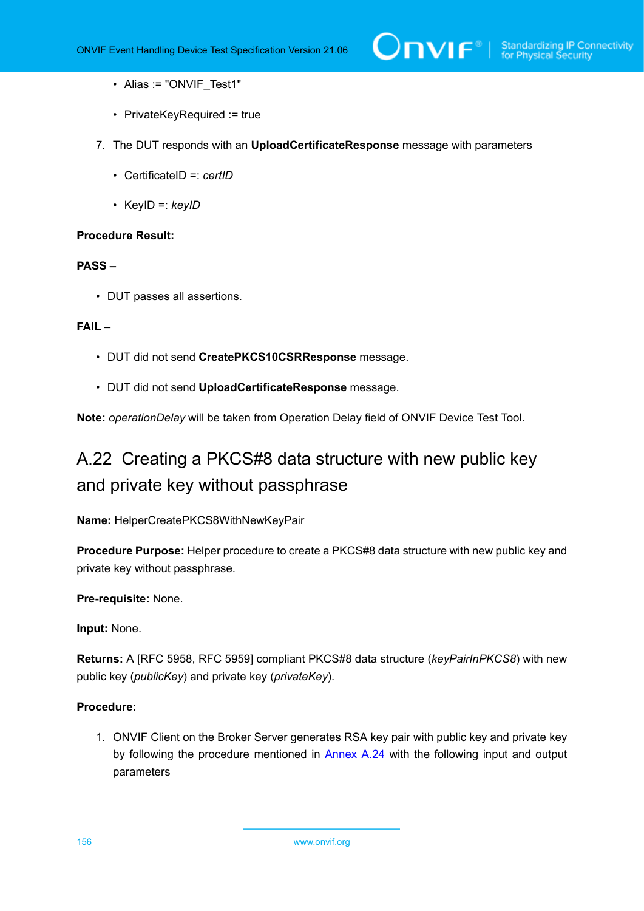- Alias := "ONVIF_Test1"
- PrivateKeyRequired := true

7. The DUT responds with an **UploadCertificateResponse** message with parameters
   - CertificateID =: *certID*
   - KeyID =: *keyID*

**Procedure Result:**

**PASS –**

- DUT passes all assertions.

**FAIL –**

- DUT did not send **CreatePKCS10CSRResponse** message.
- DUT did not send **UploadCertificateResponse** message.

**Note:** *operationDelay* will be taken from Operation Delay field of ONVIF Device Test Tool.

## A.22 Creating a PKCS#8 data structure with new public key and private key without passphrase

**Name:** HelperCreatePKCS8WithNewKeyPair

**Procedure Purpose:** Helper procedure to create a PKCS#8 data structure with new public key and private key without passphrase.

**Pre-requisite:** None.

**Input:** None.

**Returns:** A [RFC 5958, RFC 5959] compliant PKCS#8 data structure (*keyPairInPKCS8*) with new public key (*publicKey*) and private key (*privateKey*).

**Procedure:**

1. ONVIF Client on the Broker Server generates RSA key pair with public key and private key by following the procedure mentioned in Annex A.24 with the following input and output parameters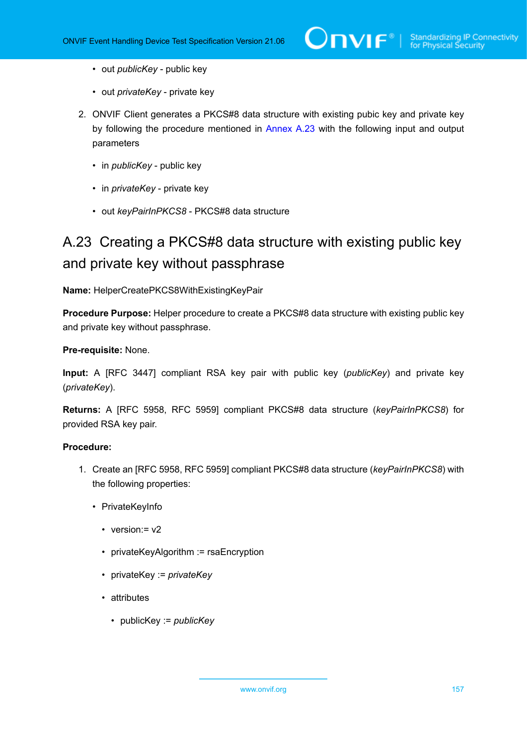- out *publicKey* - public key
- out *privateKey* - private key

2. ONVIF Client generates a PKCS#8 data structure with existing pubic key and private key by following the procedure mentioned in Annex A.23 with the following input and output parameters

    - in *publicKey* - public key
    - in *privateKey* - private key
    - out *keyPairInPKCS8* - PKCS#8 data structure

## A.23 Creating a PKCS#8 data structure with existing public key and private key without passphrase

**Name:** HelperCreatePKCS8WithExistingKeyPair

**Procedure Purpose:** Helper procedure to create a PKCS#8 data structure with existing public key and private key without passphrase.

**Pre-requisite:** None.

**Input:** A [RFC 3447] compliant RSA key pair with public key (*publicKey*) and private key (*privateKey*).

**Returns:** A [RFC 5958, RFC 5959] compliant PKCS#8 data structure (*keyPairInPKCS8*) for provided RSA key pair.

**Procedure:**

1. Create an [RFC 5958, RFC 5959] compliant PKCS#8 data structure (*keyPairInPKCS8*) with the following properties:

    - PrivateKeyInfo
        - version:= v2
        - privateKeyAlgorithm := rsaEncryption
        - privateKey := *privateKey*
        - attributes
            - publicKey := *publicKey*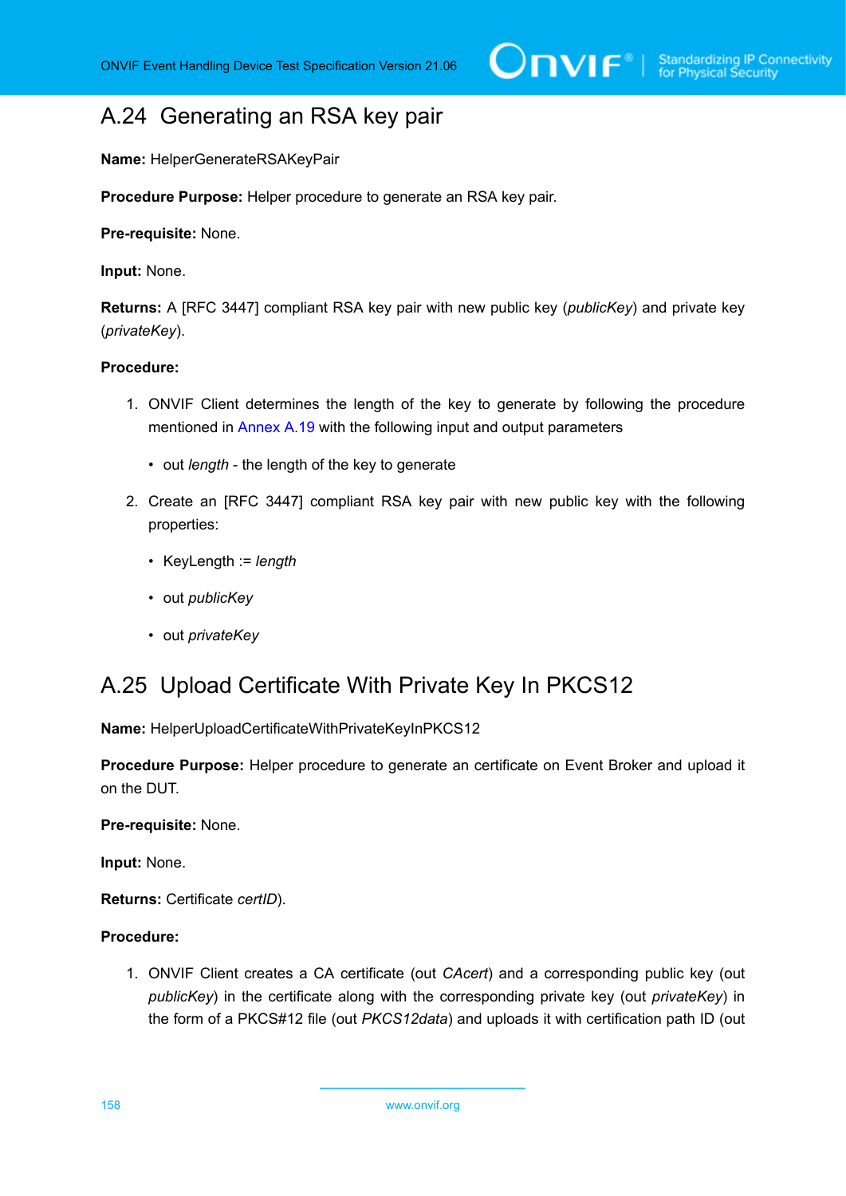## A.24 Generating an RSA key pair

**Name:** HelperGenerateRSAKeyPair

**Procedure Purpose:** Helper procedure to generate an RSA key pair.

**Pre-requisite:** None.

**Input:** None.

**Returns:** A [RFC 3447] compliant RSA key pair with new public key (*publicKey*) and private key (*privateKey*).

**Procedure:**

1. ONVIF Client determines the length of the key to generate by following the procedure mentioned in Annex A.19 with the following input and output parameters
   - out *length* - the length of the key to generate
2. Create an [RFC 3447] compliant RSA key pair with new public key with the following properties:
   - KeyLength := *length*
   - out *publicKey*
   - out *privateKey*

## A.25 Upload Certificate With Private Key In PKCS12

**Name:** HelperUploadCertificateWithPrivateKeyInPKCS12

**Procedure Purpose:** Helper procedure to generate an certificate on Event Broker and upload it on the DUT.

**Pre-requisite:** None.

**Input:** None.

**Returns:** Certificate *certID*).

**Procedure:**

1. ONVIF Client creates a CA certificate (out *CAcert*) and a corresponding public key (out *publicKey*) in the certificate along with the corresponding private key (out *privateKey*) in the form of a PKCS#12 file (out *PKCS12data*) and uploads it with certification path ID (out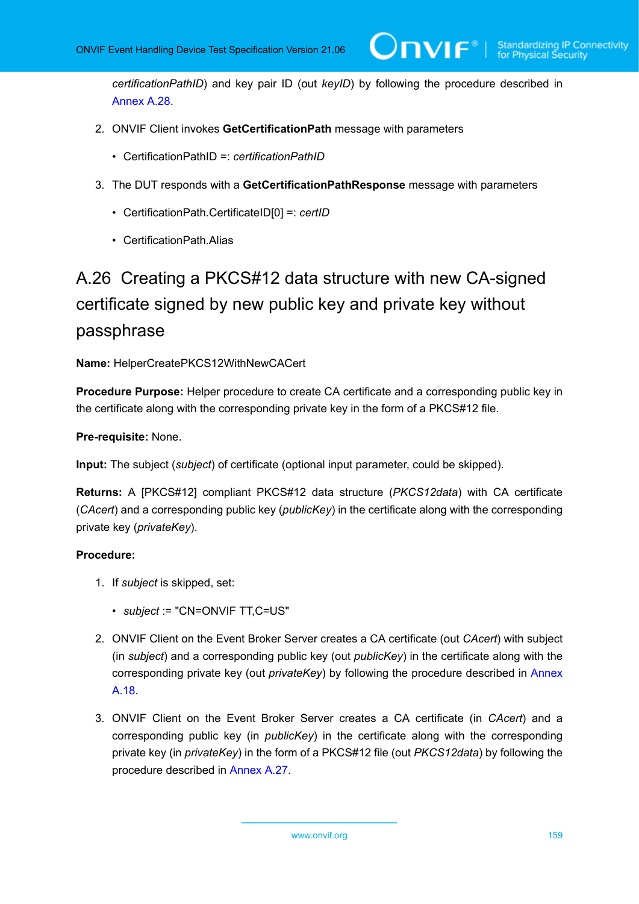*certificationPathID*) and key pair ID (out *keyID*) by following the procedure described in Annex A.28.

2. ONVIF Client invokes **GetCertificationPath** message with parameters

   - CertificationPathID =: *certificationPathID*

3. The DUT responds with a **GetCertificationPathResponse** message with parameters

   - CertificationPath.CertificateID[0] =: *certID*

   - CertificationPath.Alias

## A.26 Creating a PKCS#12 data structure with new CA-signed certificate signed by new public key and private key without passphrase

**Name:** HelperCreatePKCS12WithNewCACert

**Procedure Purpose:** Helper procedure to create CA certificate and a corresponding public key in the certificate along with the corresponding private key in the form of a PKCS#12 file.

**Pre-requisite:** None.

**Input:** The subject (*subject*) of certificate (optional input parameter, could be skipped).

**Returns:** A [PKCS#12] compliant PKCS#12 data structure (*PKCS12data*) with CA certificate (*CAcert*) and a corresponding public key (*publicKey*) in the certificate along with the corresponding private key (*privateKey*).

**Procedure:**

1. If *subject* is skipped, set:

   - *subject* := "CN=ONVIF TT,C=US"

2. ONVIF Client on the Event Broker Server creates a CA certificate (out *CAcert*) with subject (in *subject*) and a corresponding public key (out *publicKey*) in the certificate along with the corresponding private key (out *privateKey*) by following the procedure described in Annex A.18.

3. ONVIF Client on the Event Broker Server creates a CA certificate (in *CAcert*) and a corresponding public key (in *publicKey*) in the certificate along with the corresponding private key (in *privateKey*) in the form of a PKCS#12 file (out *PKCS12data*) by following the procedure described in Annex A.27.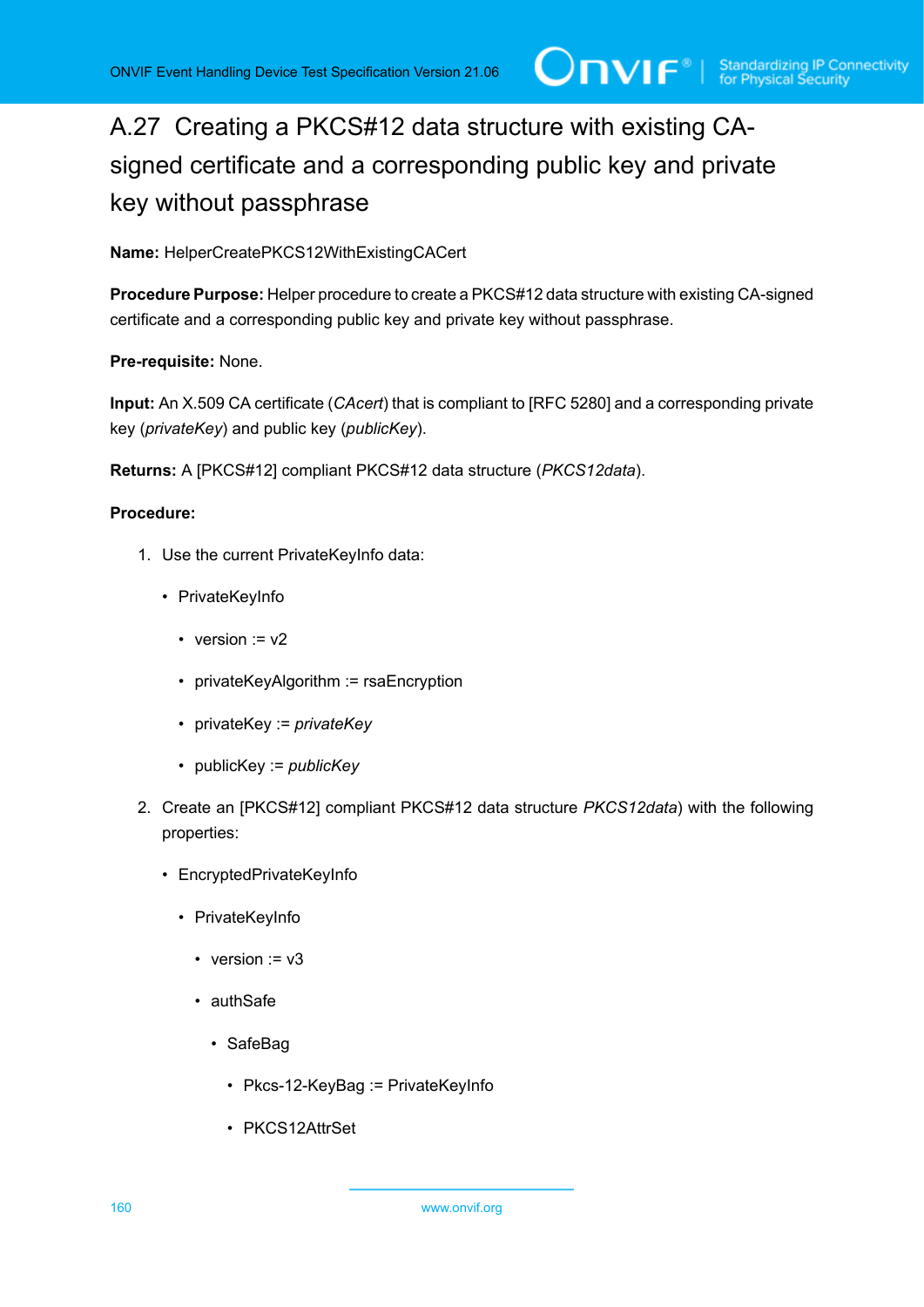## A.27 Creating a PKCS#12 data structure with existing CA-signed certificate and a corresponding public key and private key without passphrase

**Name:** HelperCreatePKCS12WithExistingCACert

**Procedure Purpose:** Helper procedure to create a PKCS#12 data structure with existing CA-signed certificate and a corresponding public key and private key without passphrase.

**Pre-requisite:** None.

**Input:** An X.509 CA certificate (*CAcert*) that is compliant to [RFC 5280] and a corresponding private key (*privateKey*) and public key (*publicKey*).

**Returns:** A [PKCS#12] compliant PKCS#12 data structure (*PKCS12data*).

**Procedure:**

1. Use the current PrivateKeyInfo data:
   - PrivateKeyInfo
     - version := v2
     - privateKeyAlgorithm := rsaEncryption
     - privateKey := *privateKey*
     - publicKey := *publicKey*
2. Create an [PKCS#12] compliant PKCS#12 data structure *PKCS12data*) with the following properties:
   - EncryptedPrivateKeyInfo
     - PrivateKeyInfo
       - version := v3
       - authSafe
         - SafeBag
           - Pkcs-12-KeyBag := PrivateKeyInfo
           - PKCS12AttrSet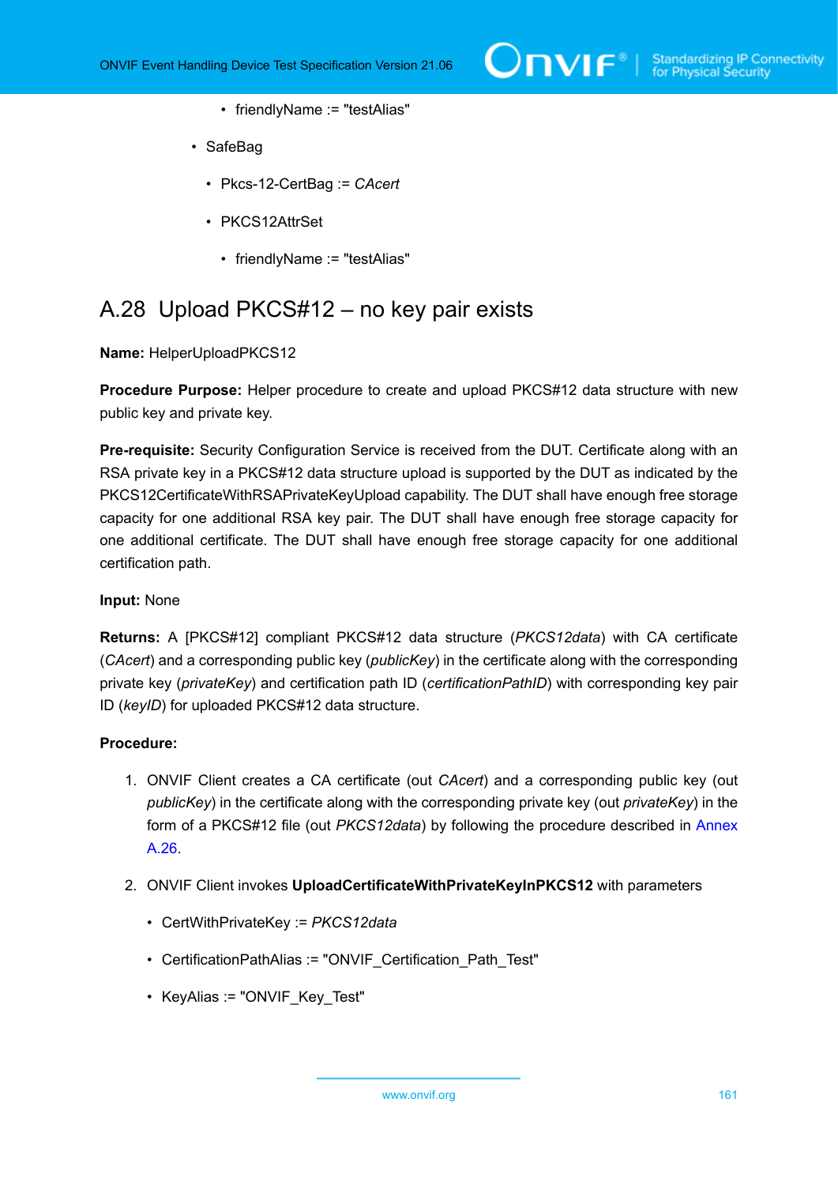- friendlyName := "testAlias"

- SafeBag

  - Pkcs-12-CertBag := *CAcert*

  - PKCS12AttrSet

    - friendlyName := "testAlias"

## A.28 Upload PKCS#12 – no key pair exists

**Name:** HelperUploadPKCS12

**Procedure Purpose:** Helper procedure to create and upload PKCS#12 data structure with new public key and private key.

**Pre-requisite:** Security Configuration Service is received from the DUT. Certificate along with an RSA private key in a PKCS#12 data structure upload is supported by the DUT as indicated by the PKCS12CertificateWithRSAPrivateKeyUpload capability. The DUT shall have enough free storage capacity for one additional RSA key pair. The DUT shall have enough free storage capacity for one additional certificate. The DUT shall have enough free storage capacity for one additional certification path.

**Input:** None

**Returns:** A [PKCS#12] compliant PKCS#12 data structure (*PKCS12data*) with CA certificate (*CAcert*) and a corresponding public key (*publicKey*) in the certificate along with the corresponding private key (*privateKey*) and certification path ID (*certificationPathID*) with corresponding key pair ID (*keyID*) for uploaded PKCS#12 data structure.

**Procedure:**

1. ONVIF Client creates a CA certificate (out *CAcert*) and a corresponding public key (out *publicKey*) in the certificate along with the corresponding private key (out *privateKey*) in the form of a PKCS#12 file (out *PKCS12data*) by following the procedure described in Annex A.26.

2. ONVIF Client invokes **UploadCertificateWithPrivateKeyInPKCS12** with parameters

   - CertWithPrivateKey := *PKCS12data*

   - CertificationPathAlias := "ONVIF_Certification_Path_Test"

   - KeyAlias := "ONVIF_Key_Test"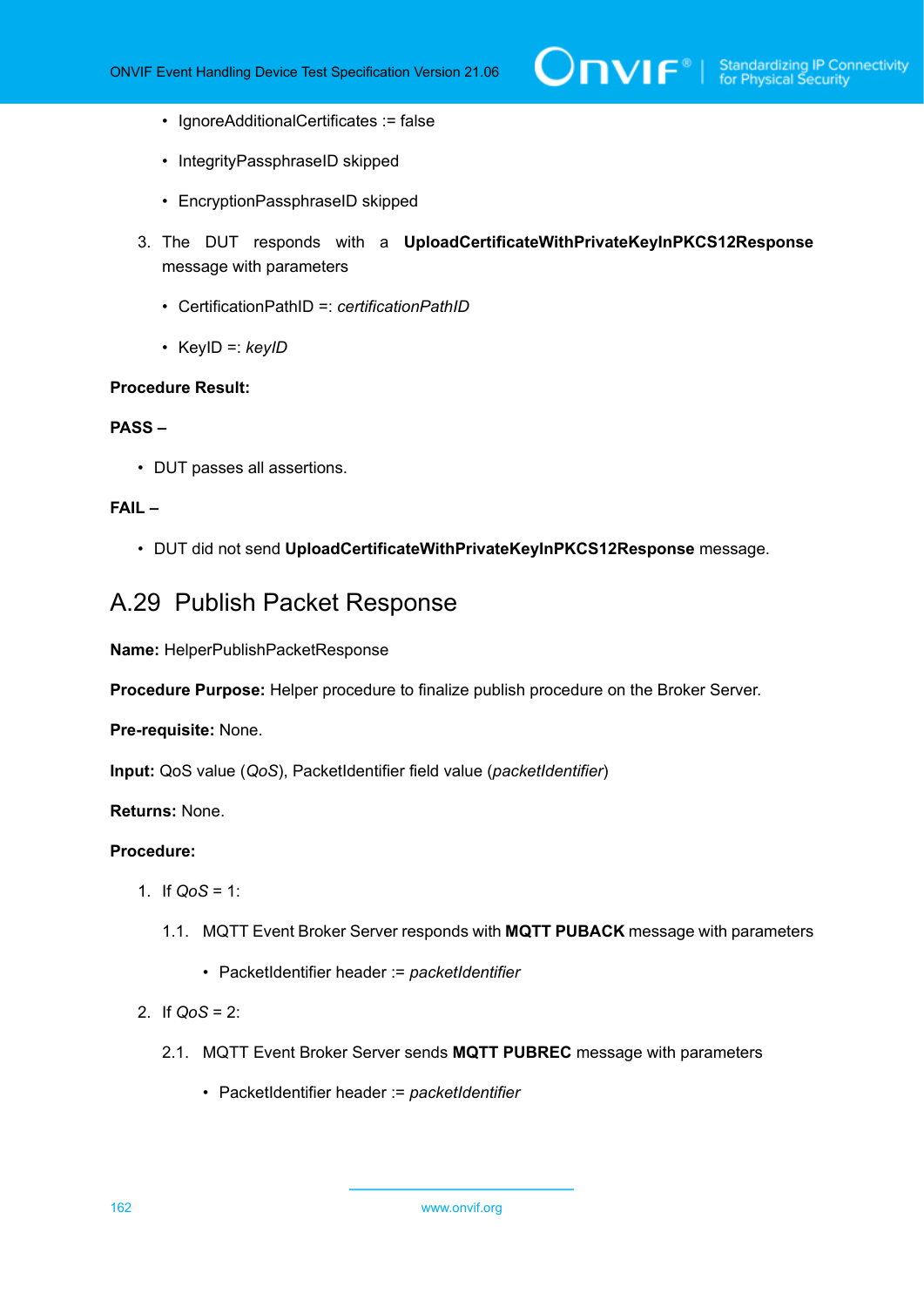- IgnoreAdditionalCertificates := false
- IntegrityPassphraseID skipped
- EncryptionPassphraseID skipped

3. The DUT responds with a **UploadCertificateWithPrivateKeyInPKCS12Response** message with parameters

   - CertificationPathID =: *certificationPathID*
   - KeyID =: *keyID*

**Procedure Result:**

**PASS –**

- DUT passes all assertions.

**FAIL –**

- DUT did not send **UploadCertificateWithPrivateKeyInPKCS12Response** message.

## A.29 Publish Packet Response

**Name:** HelperPublishPacketResponse

**Procedure Purpose:** Helper procedure to finalize publish procedure on the Broker Server.

**Pre-requisite:** None.

**Input:** QoS value (*QoS*), PacketIdentifier field value (*packetIdentifier*)

**Returns:** None.

**Procedure:**

1. If *QoS* = 1:

   1.1. MQTT Event Broker Server responds with **MQTT PUBACK** message with parameters

   - PacketIdentifier header := *packetIdentifier*

2. If *QoS* = 2:

   2.1. MQTT Event Broker Server sends **MQTT PUBREC** message with parameters

   - PacketIdentifier header := *packetIdentifier*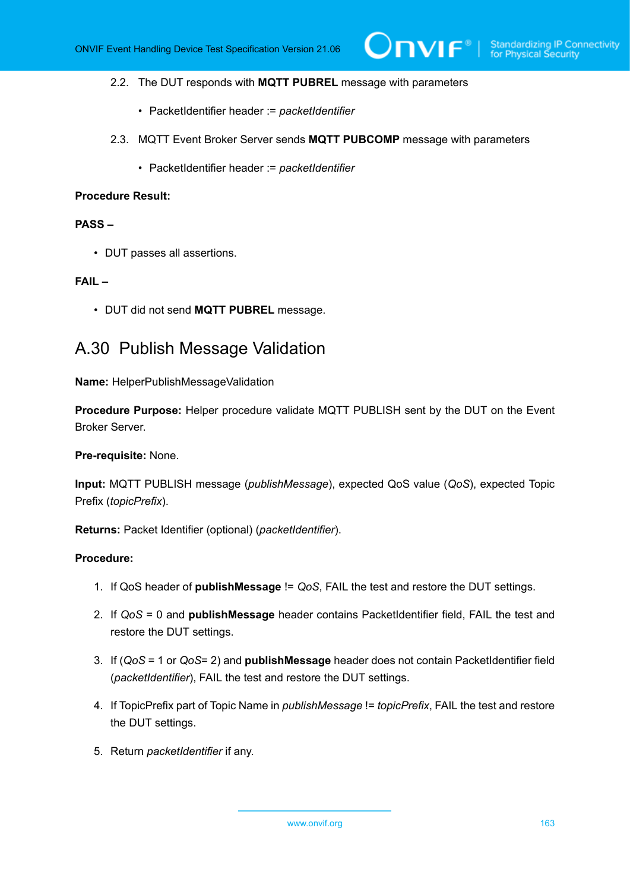2.2. The DUT responds with **MQTT PUBREL** message with parameters

- PacketIdentifier header := *packetIdentifier*

2.3. MQTT Event Broker Server sends **MQTT PUBCOMP** message with parameters

- PacketIdentifier header := *packetIdentifier*

**Procedure Result:**

**PASS –**

- DUT passes all assertions.

**FAIL –**

- DUT did not send **MQTT PUBREL** message.

## A.30 Publish Message Validation

**Name:** HelperPublishMessageValidation

**Procedure Purpose:** Helper procedure validate MQTT PUBLISH sent by the DUT on the Event Broker Server.

**Pre-requisite:** None.

**Input:** MQTT PUBLISH message (*publishMessage*), expected QoS value (*QoS*), expected Topic Prefix (*topicPrefix*).

**Returns:** Packet Identifier (optional) (*packetIdentifier*).

**Procedure:**

1. If QoS header of **publishMessage** != *QoS*, FAIL the test and restore the DUT settings.
2. If *QoS* = 0 and **publishMessage** header contains PacketIdentifier field, FAIL the test and restore the DUT settings.
3. If (*QoS* = 1 or *QoS*= 2) and **publishMessage** header does not contain PacketIdentifier field (*packetIdentifier*), FAIL the test and restore the DUT settings.
4. If TopicPrefix part of Topic Name in *publishMessage* != *topicPrefix*, FAIL the test and restore the DUT settings.
5. Return *packetIdentifier* if any.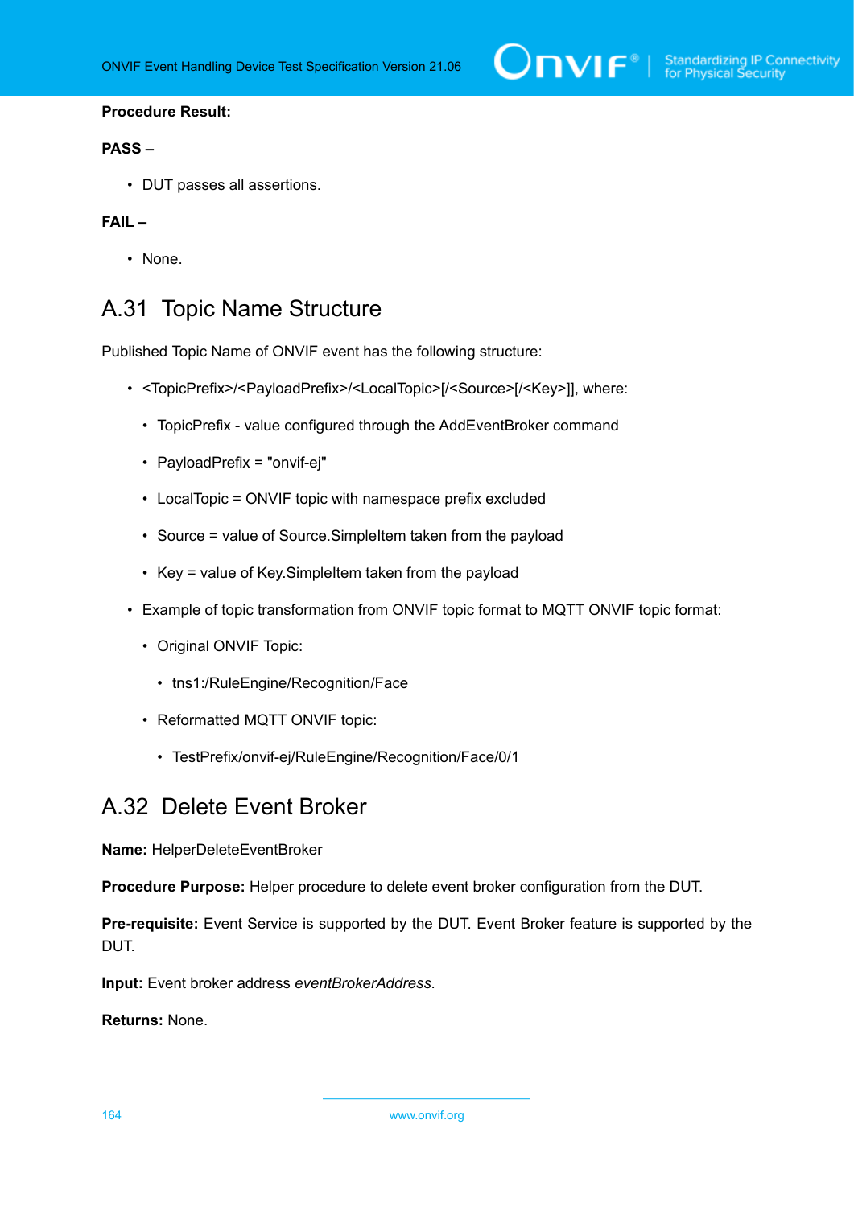**Procedure Result:**

**PASS –**

- DUT passes all assertions.

**FAIL –**

- None.

## A.31 Topic Name Structure

Published Topic Name of ONVIF event has the following structure:

- <TopicPrefix>/<PayloadPrefix>/<LocalTopic>[/<Source>[/<Key>]], where:
  - TopicPrefix - value configured through the AddEventBroker command
  - PayloadPrefix = "onvif-ej"
  - LocalTopic = ONVIF topic with namespace prefix excluded
  - Source = value of Source.SimpleItem taken from the payload
  - Key = value of Key.SimpleItem taken from the payload
- Example of topic transformation from ONVIF topic format to MQTT ONVIF topic format:
  - Original ONVIF Topic:
    - tns1:/RuleEngine/Recognition/Face
  - Reformatted MQTT ONVIF topic:
    - TestPrefix/onvif-ej/RuleEngine/Recognition/Face/0/1

## A.32 Delete Event Broker

**Name:** HelperDeleteEventBroker

**Procedure Purpose:** Helper procedure to delete event broker configuration from the DUT.

**Pre-requisite:** Event Service is supported by the DUT. Event Broker feature is supported by the DUT.

**Input:** Event broker address *eventBrokerAddress*.

**Returns:** None.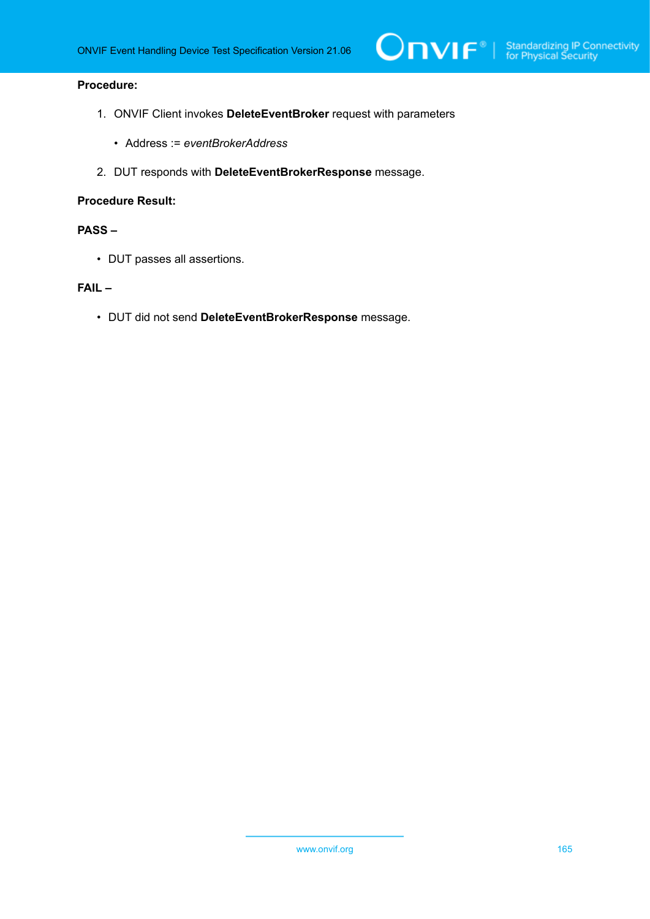**Procedure:**

1. ONVIF Client invokes **DeleteEventBroker** request with parameters
   - Address := *eventBrokerAddress*
2. DUT responds with **DeleteEventBrokerResponse** message.

**Procedure Result:**

**PASS –**

- DUT passes all assertions.

**FAIL –**

- DUT did not send **DeleteEventBrokerResponse** message.